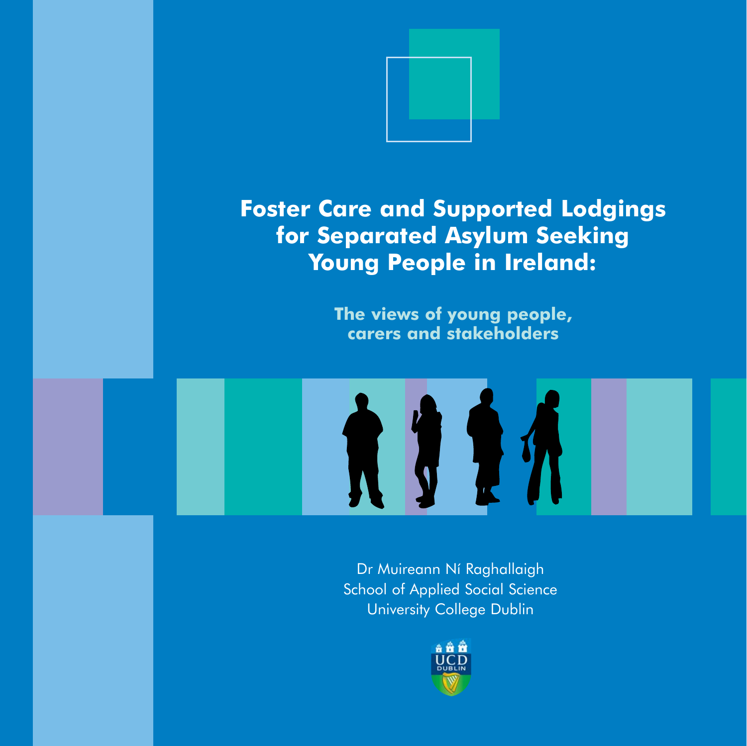# Foster Care and Supported Lodgings for Separated Asylum Seeking Young People in Ireland:

## The views of young people, carers and stakeholders

Dr Muireann Ní Raghallaigh
School of Applied Social Science
University College Dublin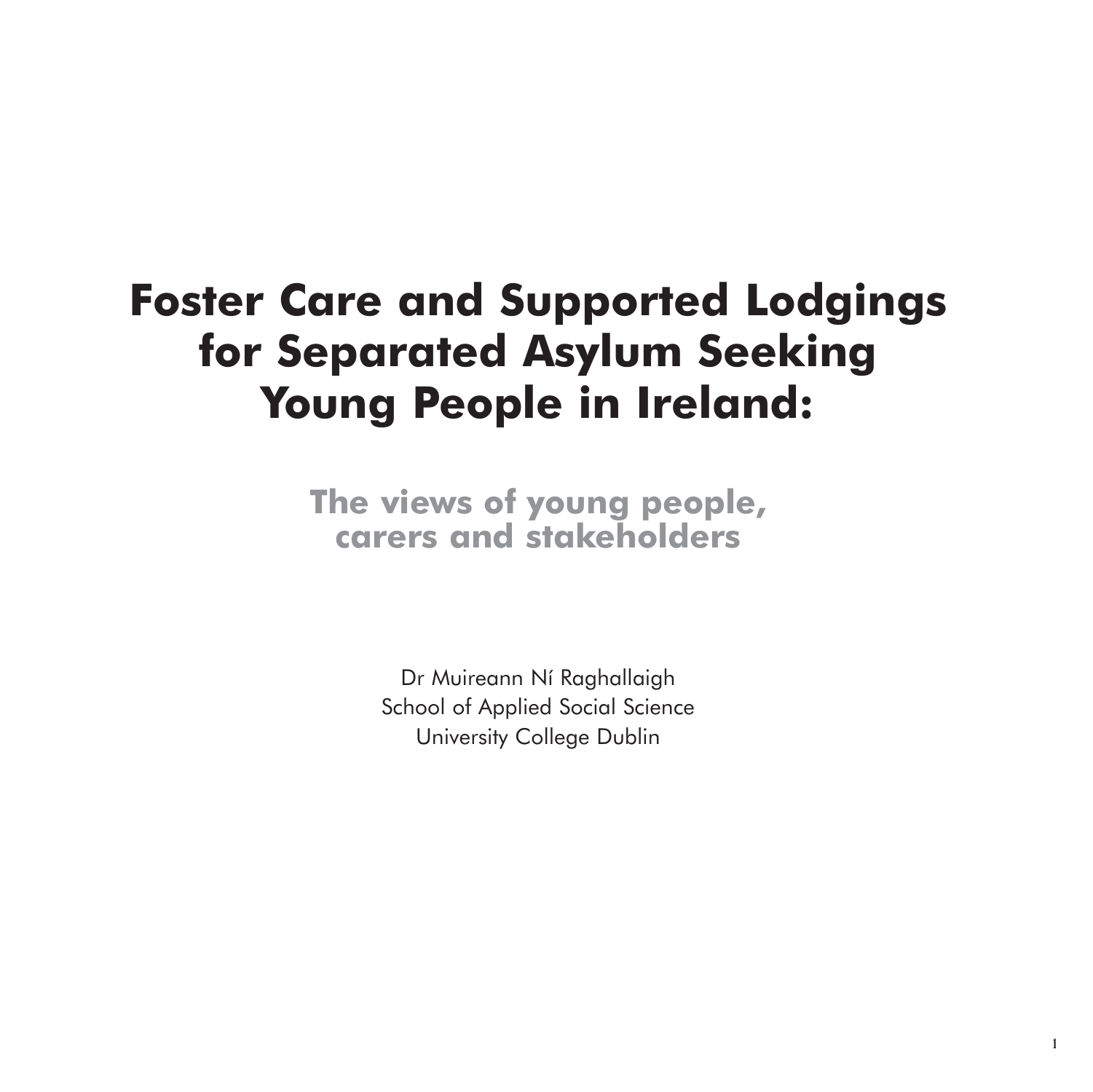# Foster Care and Supported Lodgings for Separated Asylum Seeking Young People in Ireland:

## The views of young people, carers and stakeholders

Dr Muireann Ní Raghallaigh
School of Applied Social Science
University College Dublin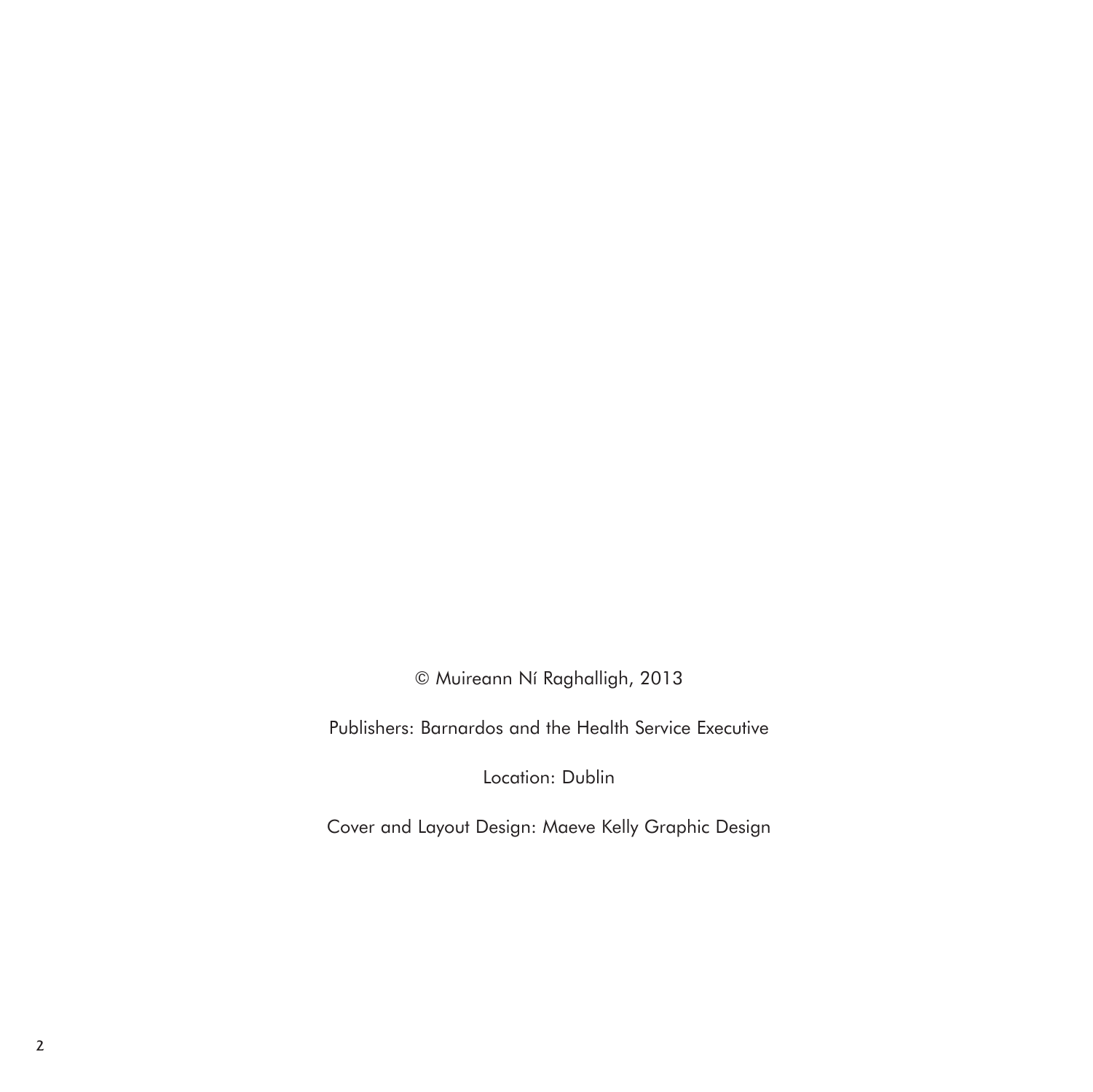© Muireann Ní Raghalligh, 2013

Publishers: Barnardos and the Health Service Executive

Location: Dublin

Cover and Layout Design: Maeve Kelly Graphic Design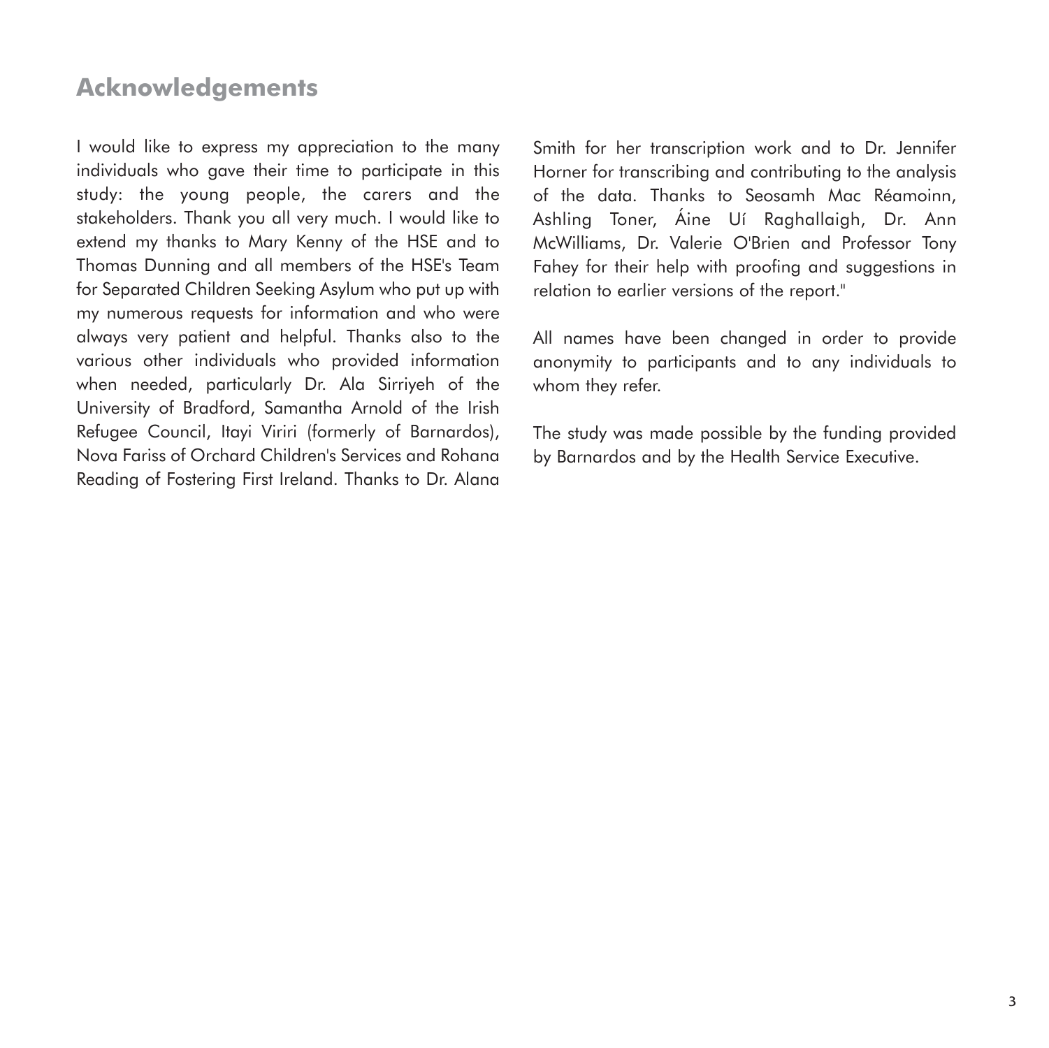## Acknowledgements

I would like to express my appreciation to the many individuals who gave their time to participate in this study: the young people, the carers and the stakeholders. Thank you all very much. I would like to extend my thanks to Mary Kenny of the HSE and to Thomas Dunning and all members of the HSE's Team for Separated Children Seeking Asylum who put up with my numerous requests for information and who were always very patient and helpful. Thanks also to the various other individuals who provided information when needed, particularly Dr. Ala Sirriyeh of the University of Bradford, Samantha Arnold of the Irish Refugee Council, Itayi Viriri (formerly of Barnardos), Nova Fariss of Orchard Children's Services and Rohana Reading of Fostering First Ireland. Thanks to Dr. Alana Smith for her transcription work and to Dr. Jennifer Horner for transcribing and contributing to the analysis of the data. Thanks to Seosamh Mac Réamoinn, Ashling Toner, Áine Uí Raghallaigh, Dr. Ann McWilliams, Dr. Valerie O'Brien and Professor Tony Fahey for their help with proofing and suggestions in relation to earlier versions of the report."

All names have been changed in order to provide anonymity to participants and to any individuals to whom they refer.

The study was made possible by the funding provided by Barnardos and by the Health Service Executive.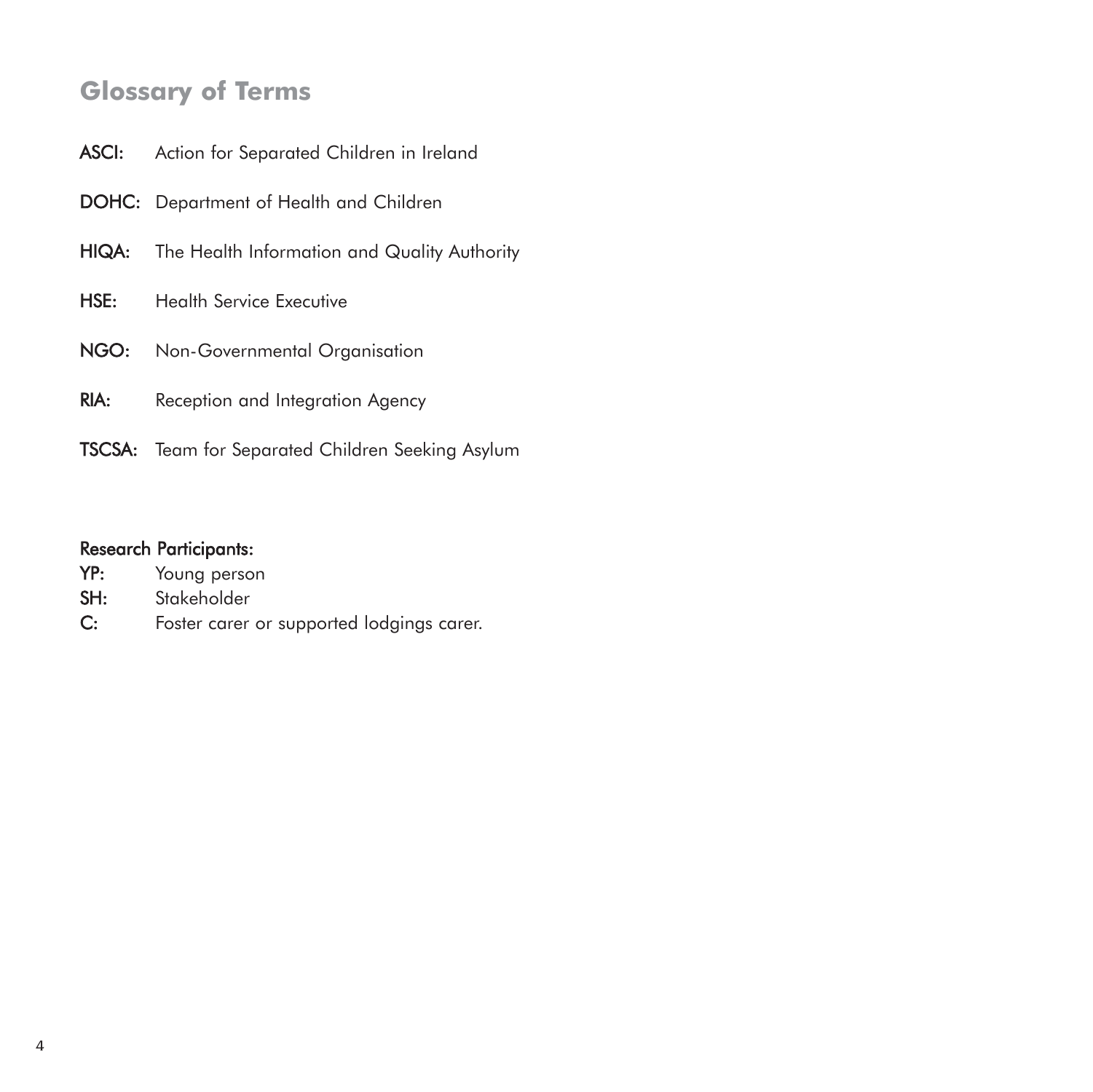# Glossary of Terms

**ASCI:** Action for Separated Children in Ireland

**DOHC:** Department of Health and Children

**HIQA:** The Health Information and Quality Authority

**HSE:** Health Service Executive

**NGO:** Non-Governmental Organisation

**RIA:** Reception and Integration Agency

**TSCSA:** Team for Separated Children Seeking Asylum

**Research Participants:**

**YP:** Young person
**SH:** Stakeholder
**C:** Foster carer or supported lodgings carer.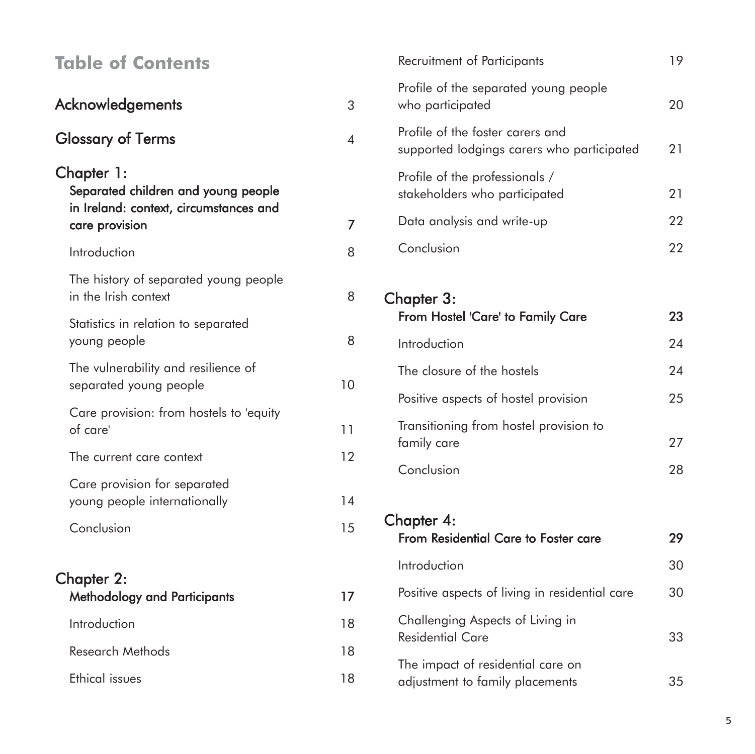# Table of Contents

| | |
|---|---|
| **Acknowledgements** | 3 |
| **Glossary of Terms** | 4 |
| **Chapter 1: Separated children and young people in Ireland: context, circumstances and care provision** | 7 |
| Introduction | 8 |
| The history of separated young people in the Irish context | 8 |
| Statistics in relation to separated young people | 8 |
| The vulnerability and resilience of separated young people | 10 |
| Care provision: from hostels to 'equity of care' | 11 |
| The current care context | 12 |
| Care provision for separated young people internationally | 14 |
| Conclusion | 15 |
| **Chapter 2: Methodology and Participants** | 17 |
| Introduction | 18 |
| Research Methods | 18 |
| Ethical issues | 18 |
| Recruitment of Participants | 19 |
| Profile of the separated young people who participated | 20 |
| Profile of the foster carers and supported lodgings carers who participated | 21 |
| Profile of the professionals / stakeholders who participated | 21 |
| Data analysis and write-up | 22 |
| Conclusion | 22 |
| **Chapter 3: From Hostel 'Care' to Family Care** | 23 |
| Introduction | 24 |
| The closure of the hostels | 24 |
| Positive aspects of hostel provision | 25 |
| Transitioning from hostel provision to family care | 27 |
| Conclusion | 28 |
| **Chapter 4: From Residential Care to Foster care** | 29 |
| Introduction | 30 |
| Positive aspects of living in residential care | 30 |
| Challenging Aspects of Living in Residential Care | 33 |
| The impact of residential care on adjustment to family placements | 35 |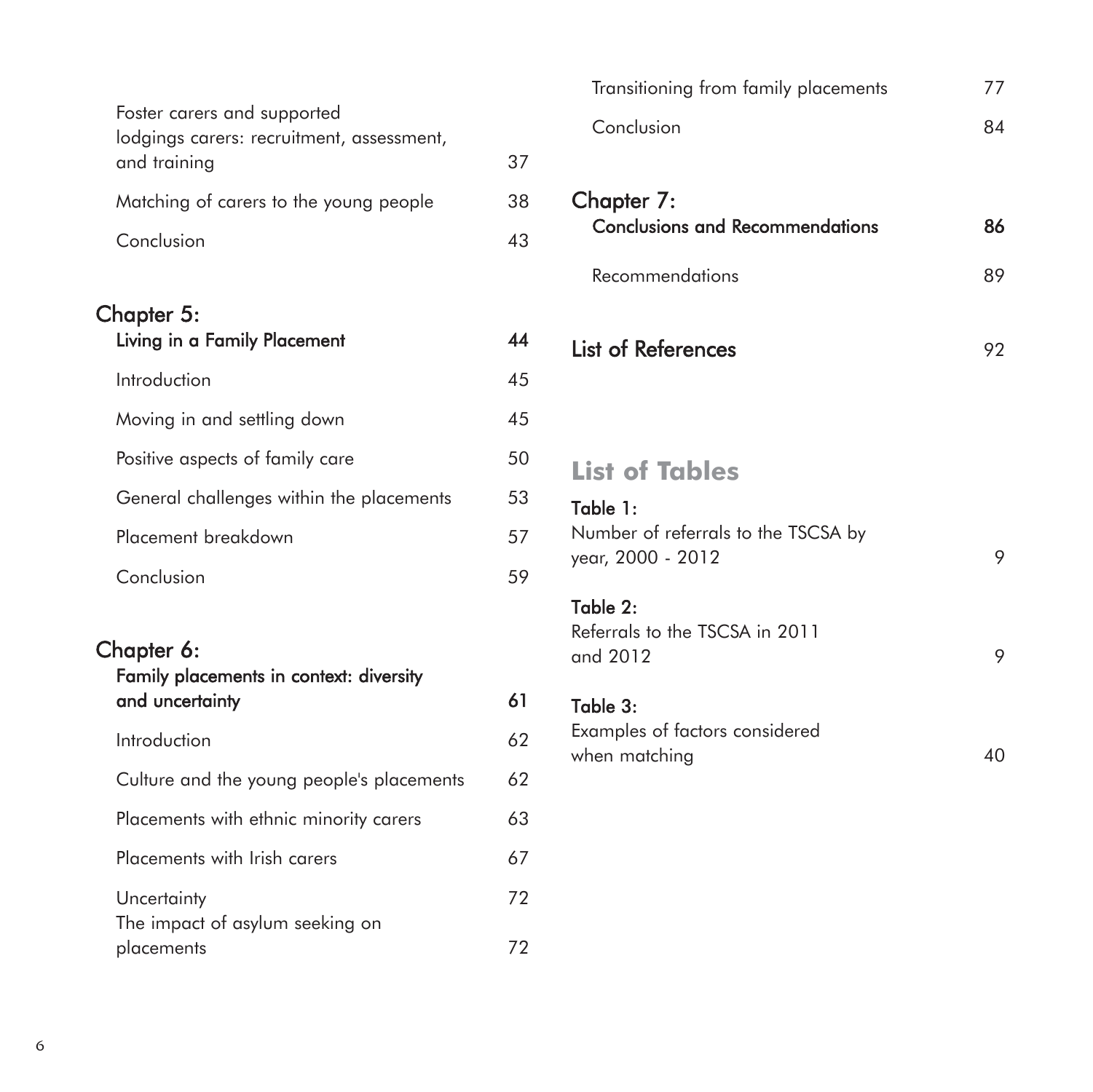Foster carers and supported lodgings carers: recruitment, assessment, and training 37

Matching of carers to the young people 38

Conclusion 43

**Chapter 5:**
**Living in a Family Placement** 44

Introduction 45

Moving in and settling down 45

Positive aspects of family care 50

General challenges within the placements 53

Placement breakdown 57

Conclusion 59

**Chapter 6:**
**Family placements in context: diversity and uncertainty** 61

Introduction 62

Culture and the young people's placements 62

Placements with ethnic minority carers 63

Placements with Irish carers 67

Uncertainty 72

The impact of asylum seeking on placements 72

Transitioning from family placements 77

Conclusion 84

**Chapter 7:**
**Conclusions and Recommendations** 86

Recommendations 89

**List of References** 92

## List of Tables

**Table 1:**
Number of referrals to the TSCSA by year, 2000 - 2012 9

**Table 2:**
Referrals to the TSCSA in 2011 and 2012 9

**Table 3:**
Examples of factors considered when matching 40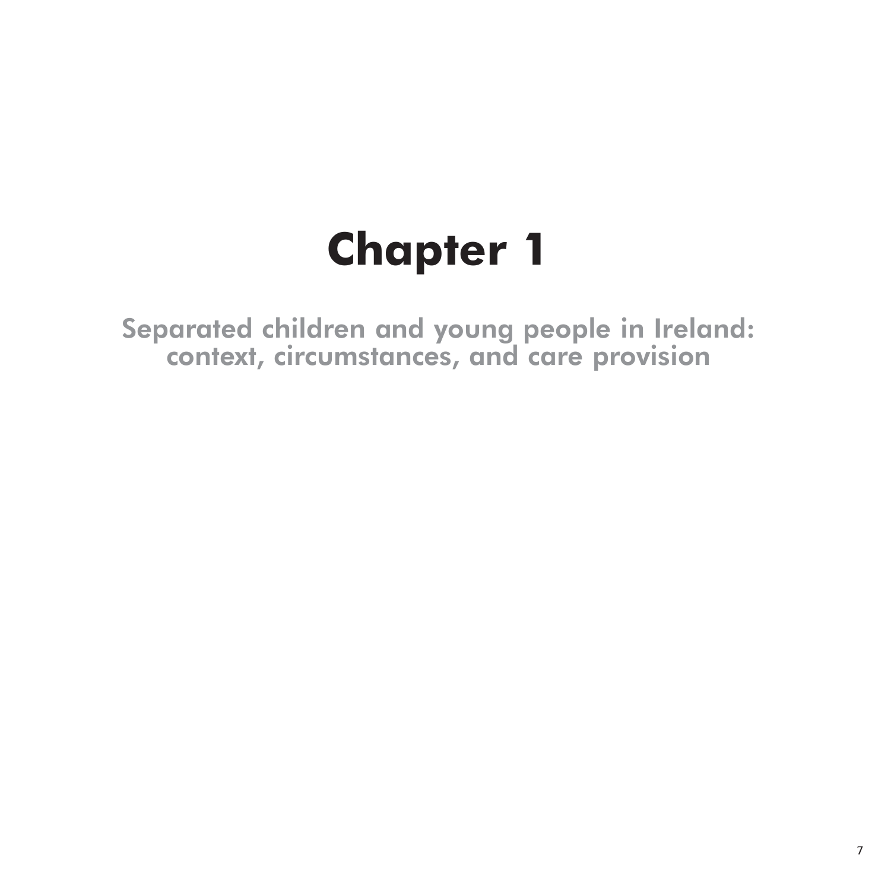# Chapter 1

## Separated children and young people in Ireland: context, circumstances, and care provision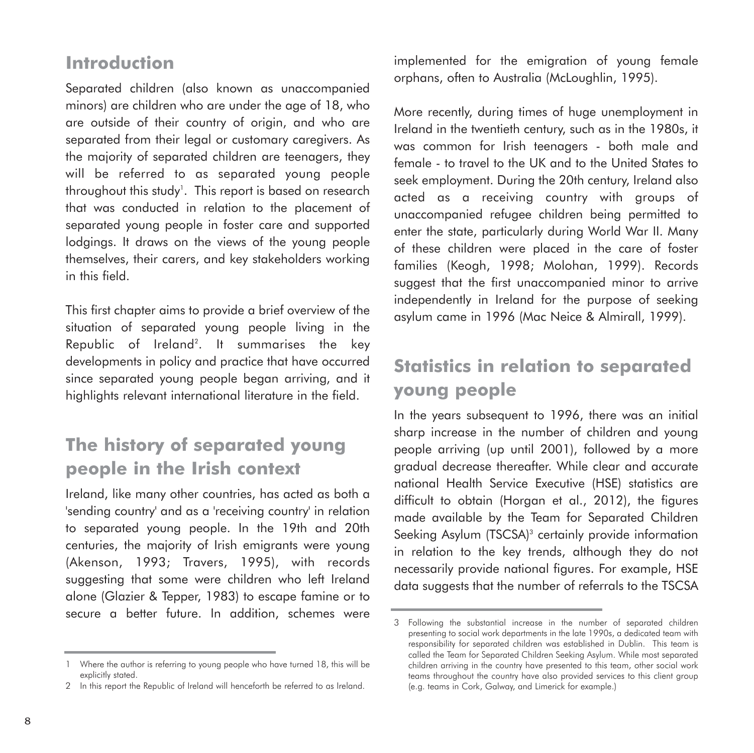## Introduction

Separated children (also known as unaccompanied minors) are children who are under the age of 18, who are outside of their country of origin, and who are separated from their legal or customary caregivers. As the majority of separated children are teenagers, they will be referred to as separated young people throughout this study[1]. This report is based on research that was conducted in relation to the placement of separated young people in foster care and supported lodgings. It draws on the views of the young people themselves, their carers, and key stakeholders working in this field.

This first chapter aims to provide a brief overview of the situation of separated young people living in the Republic of Ireland[2]. It summarises the key developments in policy and practice that have occurred since separated young people began arriving, and it highlights relevant international literature in the field.

## The history of separated young people in the Irish context

Ireland, like many other countries, has acted as both a 'sending country' and as a 'receiving country' in relation to separated young people. In the 19th and 20th centuries, the majority of Irish emigrants were young (Akenson, 1993; Travers, 1995), with records suggesting that some were children who left Ireland alone (Glazier & Tepper, 1983) to escape famine or to secure a better future. In addition, schemes were implemented for the emigration of young female orphans, often to Australia (McLoughlin, 1995).

More recently, during times of huge unemployment in Ireland in the twentieth century, such as in the 1980s, it was common for Irish teenagers - both male and female - to travel to the UK and to the United States to seek employment. During the 20th century, Ireland also acted as a receiving country with groups of unaccompanied refugee children being permitted to enter the state, particularly during World War II. Many of these children were placed in the care of foster families (Keogh, 1998; Molohan, 1999). Records suggest that the first unaccompanied minor to arrive independently in Ireland for the purpose of seeking asylum came in 1996 (Mac Neice & Almirall, 1999).

## Statistics in relation to separated young people

In the years subsequent to 1996, there was an initial sharp increase in the number of children and young people arriving (up until 2001), followed by a more gradual decrease thereafter. While clear and accurate national Health Service Executive (HSE) statistics are difficult to obtain (Horgan et al., 2012), the figures made available by the Team for Separated Children Seeking Asylum (TSCSA)[3] certainly provide information in relation to the key trends, although they do not necessarily provide national figures. For example, HSE data suggests that the number of referrals to the TSCSA

---

1 Where the author is referring to young people who have turned 18, this will be explicitly stated.

2 In this report the Republic of Ireland will henceforth be referred to as Ireland.

3 Following the substantial increase in the number of separated children presenting to social work departments in the late 1990s, a dedicated team with responsibility for separated children was established in Dublin. This team is called the Team for Separated Children Seeking Asylum. While most separated children arriving in the country have presented to this team, other social work teams throughout the country have also provided services to this client group (e.g. teams in Cork, Galway, and Limerick for example.)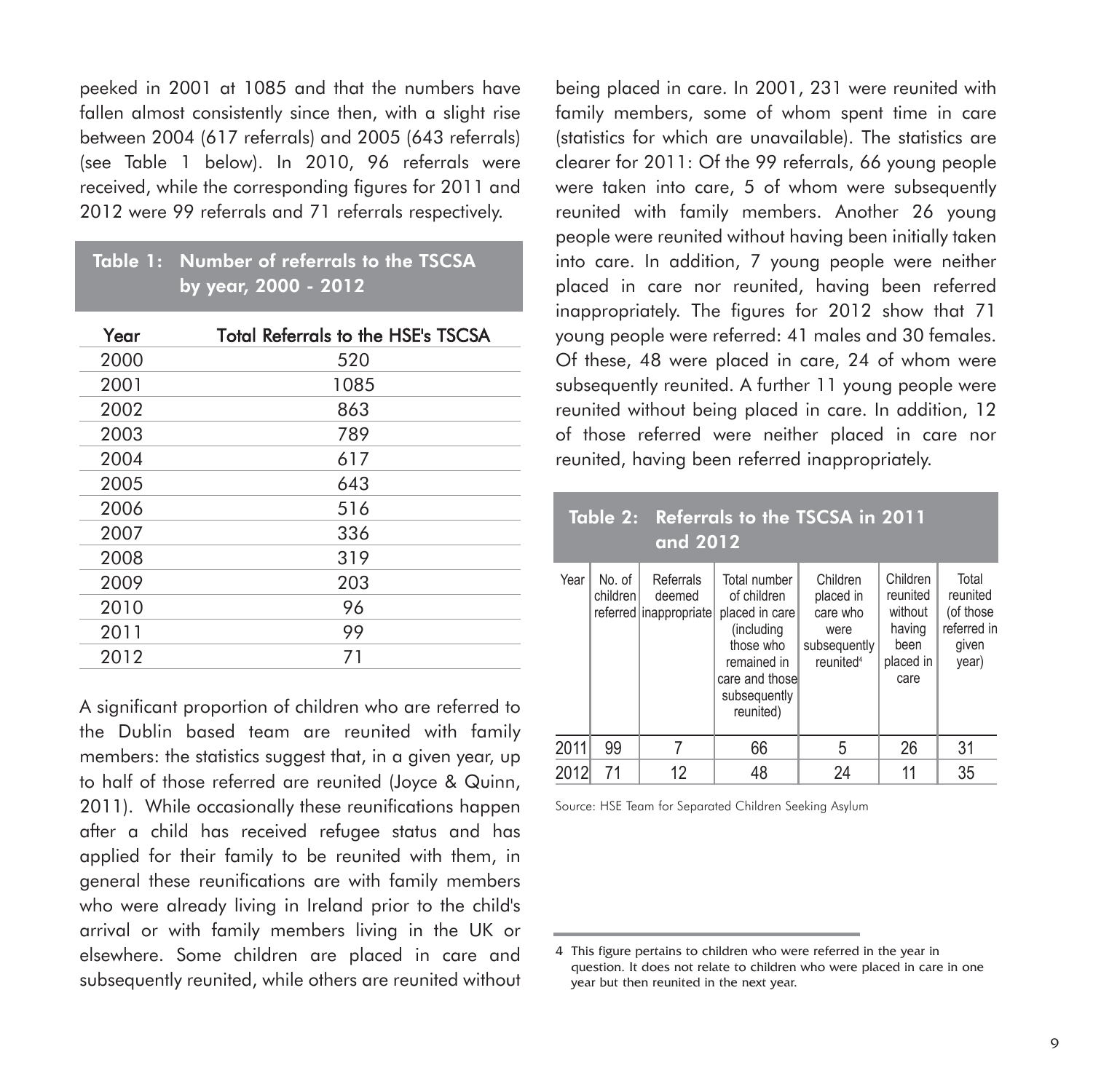peeked in 2001 at 1085 and that the numbers have fallen almost consistently since then, with a slight rise between 2004 (617 referrals) and 2005 (643 referrals) (see Table 1 below). In 2010, 96 referrals were received, while the corresponding figures for 2011 and 2012 were 99 referrals and 71 referrals respectively.

**Table 1: Number of referrals to the TSCSA by year, 2000 - 2012**

| Year | Total Referrals to the HSE's TSCSA |
|---|---|
| 2000 | 520 |
| 2001 | 1085 |
| 2002 | 863 |
| 2003 | 789 |
| 2004 | 617 |
| 2005 | 643 |
| 2006 | 516 |
| 2007 | 336 |
| 2008 | 319 |
| 2009 | 203 |
| 2010 | 96 |
| 2011 | 99 |
| 2012 | 71 |

A significant proportion of children who are referred to the Dublin based team are reunited with family members: the statistics suggest that, in a given year, up to half of those referred are reunited (Joyce & Quinn, 2011). While occasionally these reunifications happen after a child has received refugee status and has applied for their family to be reunited with them, in general these reunifications are with family members who were already living in Ireland prior to the child's arrival or with family members living in the UK or elsewhere. Some children are placed in care and subsequently reunited, while others are reunited without being placed in care. In 2001, 231 were reunited with family members, some of whom spent time in care (statistics for which are unavailable). The statistics are clearer for 2011: Of the 99 referrals, 66 young people were taken into care, 5 of whom were subsequently reunited with family members. Another 26 young people were reunited without having been initially taken into care. In addition, 7 young people were neither placed in care nor reunited, having been referred inappropriately. The figures for 2012 show that 71 young people were referred: 41 males and 30 females. Of these, 48 were placed in care, 24 of whom were subsequently reunited. A further 11 young people were reunited without being placed in care. In addition, 12 of those referred were neither placed in care nor reunited, having been referred inappropriately.

**Table 2: Referrals to the TSCSA in 2011 and 2012**

| Year | No. of children referred | Referrals deemed inappropriate | Total number of children placed in care (including those who remained in care and those subsequently reunited) | Children placed in care who were subsequently reunited[4] | Children reunited without having been placed in care | Total reunited (of those referred in given year) |
|---|---|---|---|---|---|---|
| 2011 | 99 | 7 | 66 | 5 | 26 | 31 |
| 2012 | 71 | 12 | 48 | 24 | 11 | 35 |

Source: HSE Team for Separated Children Seeking Asylum

4 This figure pertains to children who were referred in the year in question. It does not relate to children who were placed in care in one year but then reunited in the next year.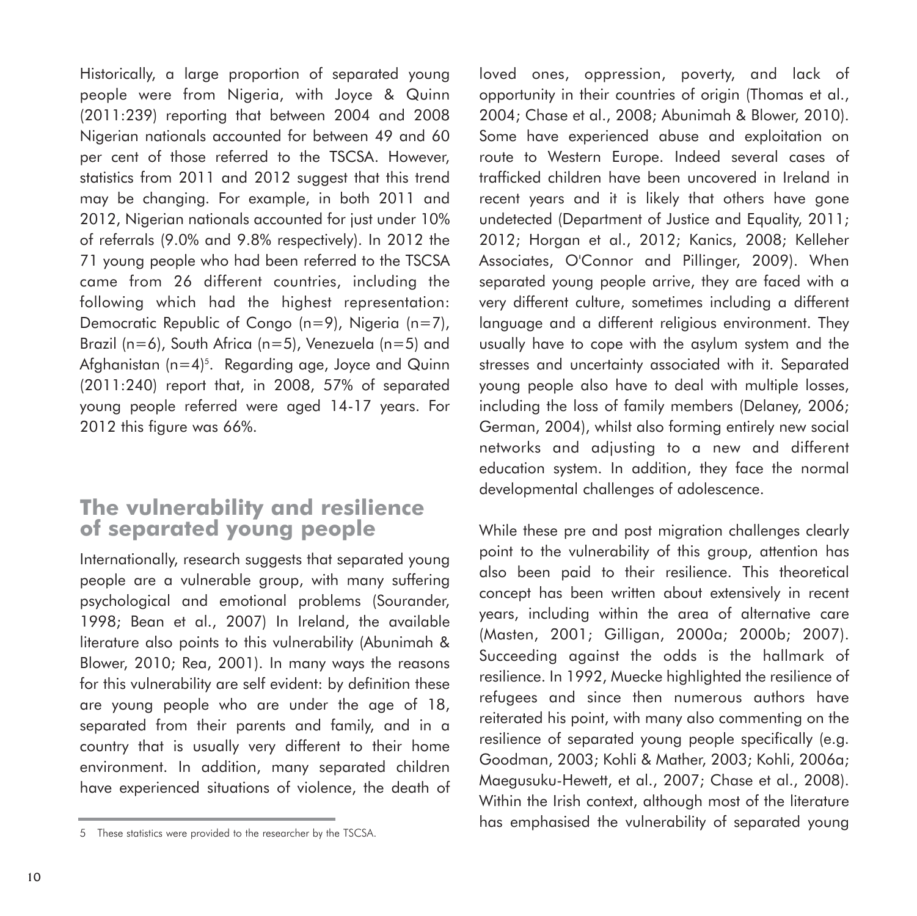Historically, a large proportion of separated young people were from Nigeria, with Joyce & Quinn (2011:239) reporting that between 2004 and 2008 Nigerian nationals accounted for between 49 and 60 per cent of those referred to the TSCSA. However, statistics from 2011 and 2012 suggest that this trend may be changing. For example, in both 2011 and 2012, Nigerian nationals accounted for just under 10% of referrals (9.0% and 9.8% respectively). In 2012 the 71 young people who had been referred to the TSCSA came from 26 different countries, including the following which had the highest representation: Democratic Republic of Congo (n=9), Nigeria (n=7), Brazil (n=6), South Africa (n=5), Venezuela (n=5) and Afghanistan (n=4)[5]. Regarding age, Joyce and Quinn (2011:240) report that, in 2008, 57% of separated young people referred were aged 14-17 years. For 2012 this figure was 66%.

## The vulnerability and resilience of separated young people

Internationally, research suggests that separated young people are a vulnerable group, with many suffering psychological and emotional problems (Sourander, 1998; Bean et al., 2007) In Ireland, the available literature also points to this vulnerability (Abunimah & Blower, 2010; Rea, 2001). In many ways the reasons for this vulnerability are self evident: by definition these are young people who are under the age of 18, separated from their parents and family, and in a country that is usually very different to their home environment. In addition, many separated children have experienced situations of violence, the death of loved ones, oppression, poverty, and lack of opportunity in their countries of origin (Thomas et al., 2004; Chase et al., 2008; Abunimah & Blower, 2010). Some have experienced abuse and exploitation on route to Western Europe. Indeed several cases of trafficked children have been uncovered in Ireland in recent years and it is likely that others have gone undetected (Department of Justice and Equality, 2011; 2012; Horgan et al., 2012; Kanics, 2008; Kelleher Associates, O'Connor and Pillinger, 2009). When separated young people arrive, they are faced with a very different culture, sometimes including a different language and a different religious environment. They usually have to cope with the asylum system and the stresses and uncertainty associated with it. Separated young people also have to deal with multiple losses, including the loss of family members (Delaney, 2006; German, 2004), whilst also forming entirely new social networks and adjusting to a new and different education system. In addition, they face the normal developmental challenges of adolescence.

While these pre and post migration challenges clearly point to the vulnerability of this group, attention has also been paid to their resilience. This theoretical concept has been written about extensively in recent years, including within the area of alternative care (Masten, 2001; Gilligan, 2000a; 2000b; 2007). Succeeding against the odds is the hallmark of resilience. In 1992, Muecke highlighted the resilience of refugees and since then numerous authors have reiterated his point, with many also commenting on the resilience of separated young people specifically (e.g. Goodman, 2003; Kohli & Mather, 2003; Kohli, 2006a; Maegusuku-Hewett, et al., 2007; Chase et al., 2008). Within the Irish context, although most of the literature has emphasised the vulnerability of separated young

5 These statistics were provided to the researcher by the TSCSA.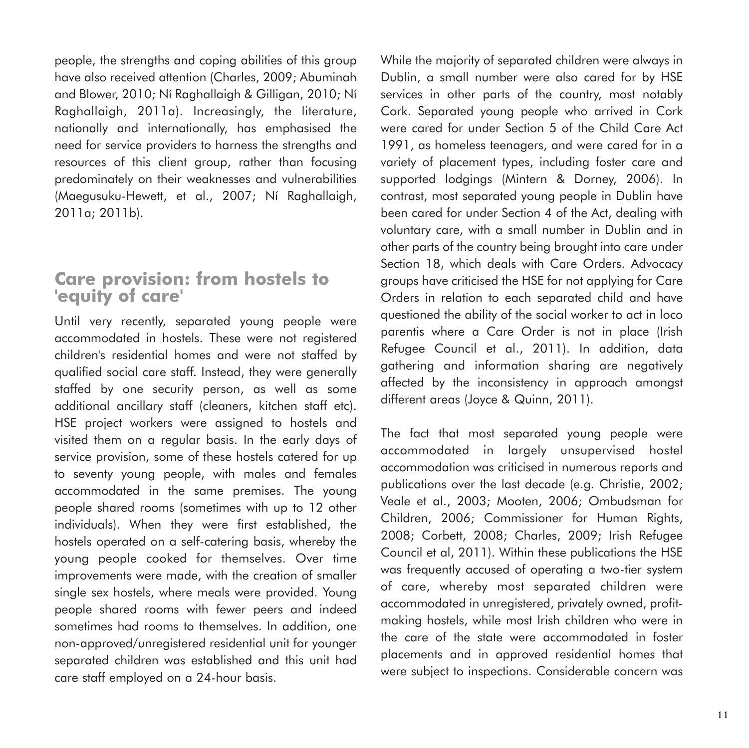people, the strengths and coping abilities of this group have also received attention (Charles, 2009; Abuminah and Blower, 2010; Ní Raghallaigh & Gilligan, 2010; Ní Raghallaigh, 2011a). Increasingly, the literature, nationally and internationally, has emphasised the need for service providers to harness the strengths and resources of this client group, rather than focusing predominately on their weaknesses and vulnerabilities (Maegusuku-Hewett, et al., 2007; Ní Raghallaigh, 2011a; 2011b).

## Care provision: from hostels to 'equity of care'

Until very recently, separated young people were accommodated in hostels. These were not registered children's residential homes and were not staffed by qualified social care staff. Instead, they were generally staffed by one security person, as well as some additional ancillary staff (cleaners, kitchen staff etc). HSE project workers were assigned to hostels and visited them on a regular basis. In the early days of service provision, some of these hostels catered for up to seventy young people, with males and females accommodated in the same premises. The young people shared rooms (sometimes with up to 12 other individuals). When they were first established, the hostels operated on a self-catering basis, whereby the young people cooked for themselves. Over time improvements were made, with the creation of smaller single sex hostels, where meals were provided. Young people shared rooms with fewer peers and indeed sometimes had rooms to themselves. In addition, one non-approved/unregistered residential unit for younger separated children was established and this unit had care staff employed on a 24-hour basis.

While the majority of separated children were always in Dublin, a small number were also cared for by HSE services in other parts of the country, most notably Cork. Separated young people who arrived in Cork were cared for under Section 5 of the Child Care Act 1991, as homeless teenagers, and were cared for in a variety of placement types, including foster care and supported lodgings (Mintern & Dorney, 2006). In contrast, most separated young people in Dublin have been cared for under Section 4 of the Act, dealing with voluntary care, with a small number in Dublin and in other parts of the country being brought into care under Section 18, which deals with Care Orders. Advocacy groups have criticised the HSE for not applying for Care Orders in relation to each separated child and have questioned the ability of the social worker to act in loco parentis where a Care Order is not in place (Irish Refugee Council et al., 2011). In addition, data gathering and information sharing are negatively affected by the inconsistency in approach amongst different areas (Joyce & Quinn, 2011).

The fact that most separated young people were accommodated in largely unsupervised hostel accommodation was criticised in numerous reports and publications over the last decade (e.g. Christie, 2002; Veale et al., 2003; Mooten, 2006; Ombudsman for Children, 2006; Commissioner for Human Rights, 2008; Corbett, 2008; Charles, 2009; Irish Refugee Council et al, 2011). Within these publications the HSE was frequently accused of operating a two-tier system of care, whereby most separated children were accommodated in unregistered, privately owned, profit-making hostels, while most Irish children who were in the care of the state were accommodated in foster placements and in approved residential homes that were subject to inspections. Considerable concern was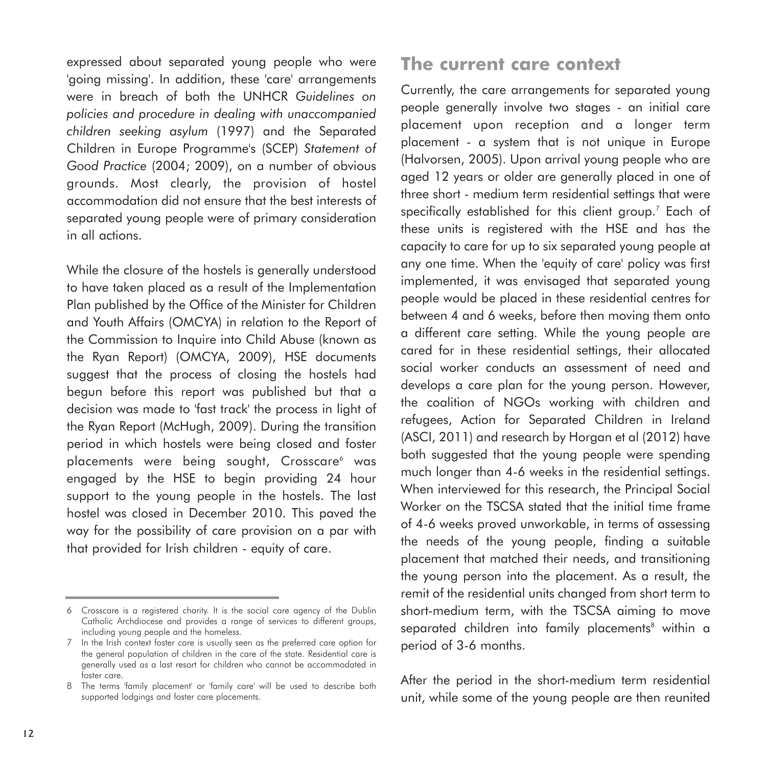expressed about separated young people who were 'going missing'. In addition, these 'care' arrangements were in breach of both the UNHCR *Guidelines on policies and procedure in dealing with unaccompanied children seeking asylum* (1997) and the Separated Children in Europe Programme's (SCEP) *Statement of Good Practice* (2004; 2009), on a number of obvious grounds. Most clearly, the provision of hostel accommodation did not ensure that the best interests of separated young people were of primary consideration in all actions.

While the closure of the hostels is generally understood to have taken placed as a result of the Implementation Plan published by the Office of the Minister for Children and Youth Affairs (OMCYA) in relation to the Report of the Commission to Inquire into Child Abuse (known as the Ryan Report) (OMCYA, 2009), HSE documents suggest that the process of closing the hostels had begun before this report was published but that a decision was made to 'fast track' the process in light of the Ryan Report (McHugh, 2009). During the transition period in which hostels were being closed and foster placements were being sought, Crosscare[6] was engaged by the HSE to begin providing 24 hour support to the young people in the hostels. The last hostel was closed in December 2010. This paved the way for the possibility of care provision on a par with that provided for Irish children - equity of care.

## The current care context

Currently, the care arrangements for separated young people generally involve two stages - an initial care placement upon reception and a longer term placement - a system that is not unique in Europe (Halvorsen, 2005). Upon arrival young people who are aged 12 years or older are generally placed in one of three short - medium term residential settings that were specifically established for this client group.[7] Each of these units is registered with the HSE and has the capacity to care for up to six separated young people at any one time. When the 'equity of care' policy was first implemented, it was envisaged that separated young people would be placed in these residential centres for between 4 and 6 weeks, before then moving them onto a different care setting. While the young people are cared for in these residential settings, their allocated social worker conducts an assessment of need and develops a care plan for the young person. However, the coalition of NGOs working with children and refugees, Action for Separated Children in Ireland (ASCI, 2011) and research by Horgan et al (2012) have both suggested that the young people were spending much longer than 4-6 weeks in the residential settings. When interviewed for this research, the Principal Social Worker on the TSCSA stated that the initial time frame of 4-6 weeks proved unworkable, in terms of assessing the needs of the young people, finding a suitable placement that matched their needs, and transitioning the young person into the placement. As a result, the remit of the residential units changed from short term to short-medium term, with the TSCSA aiming to move separated children into family placements[8] within a period of 3-6 months.

After the period in the short-medium term residential unit, while some of the young people are then reunited

---

6 Crosscare is a registered charity. It is the social care agency of the Dublin Catholic Archdiocese and provides a range of services to different groups, including young people and the homeless.

7 In the Irish context foster care is usually seen as the preferred care option for the general population of children in the care of the state. Residential care is generally used as a last resort for children who cannot be accommodated in foster care.

8 The terms 'family placement' or 'family care' will be used to describe both supported lodgings and foster care placements.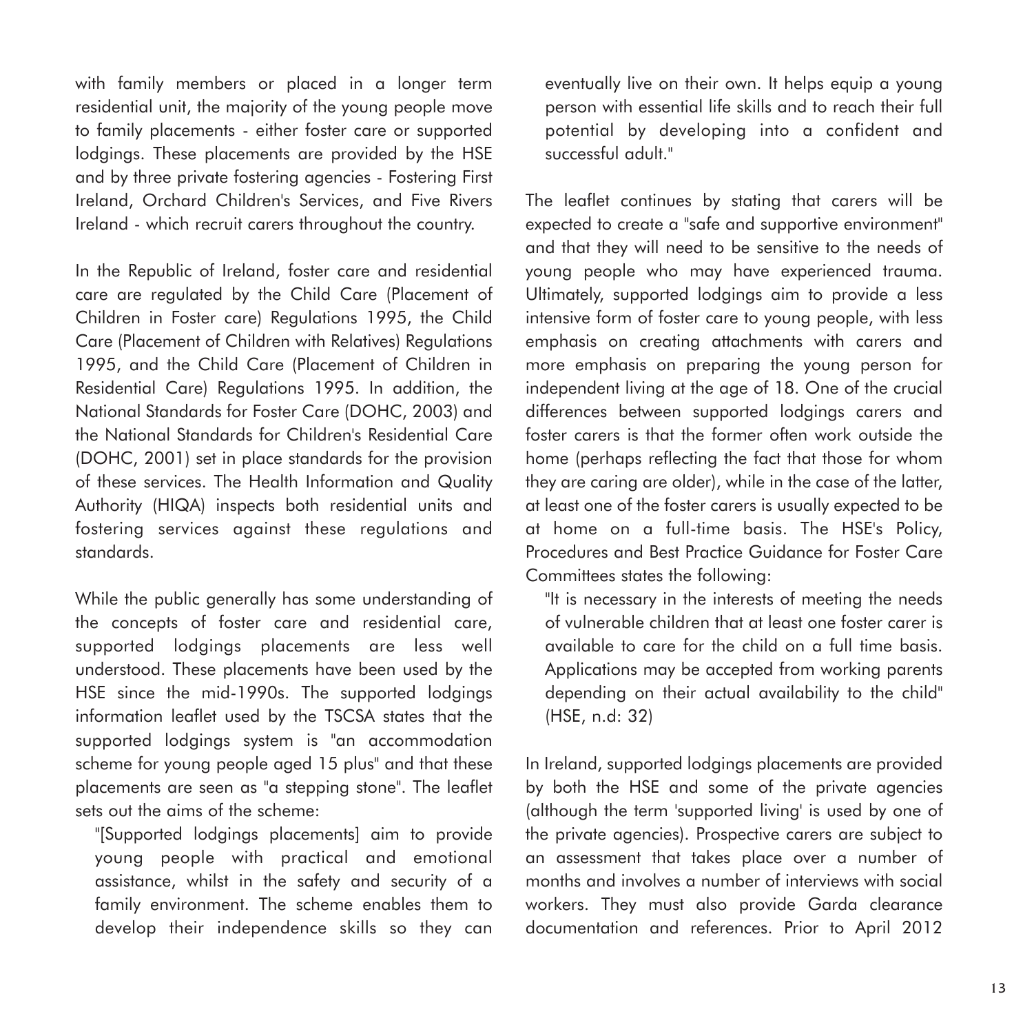with family members or placed in a longer term residential unit, the majority of the young people move to family placements - either foster care or supported lodgings. These placements are provided by the HSE and by three private fostering agencies - Fostering First Ireland, Orchard Children's Services, and Five Rivers Ireland - which recruit carers throughout the country.

In the Republic of Ireland, foster care and residential care are regulated by the Child Care (Placement of Children in Foster care) Regulations 1995, the Child Care (Placement of Children with Relatives) Regulations 1995, and the Child Care (Placement of Children in Residential Care) Regulations 1995. In addition, the National Standards for Foster Care (DOHC, 2003) and the National Standards for Children's Residential Care (DOHC, 2001) set in place standards for the provision of these services. The Health Information and Quality Authority (HIQA) inspects both residential units and fostering services against these regulations and standards.

While the public generally has some understanding of the concepts of foster care and residential care, supported lodgings placements are less well understood. These placements have been used by the HSE since the mid-1990s. The supported lodgings information leaflet used by the TSCSA states that the supported lodgings system is "an accommodation scheme for young people aged 15 plus" and that these placements are seen as "a stepping stone". The leaflet sets out the aims of the scheme:

> "[Supported lodgings placements] aim to provide young people with practical and emotional assistance, whilst in the safety and security of a family environment. The scheme enables them to develop their independence skills so they can eventually live on their own. It helps equip a young person with essential life skills and to reach their full potential by developing into a confident and successful adult."

The leaflet continues by stating that carers will be expected to create a "safe and supportive environment" and that they will need to be sensitive to the needs of young people who may have experienced trauma. Ultimately, supported lodgings aim to provide a less intensive form of foster care to young people, with less emphasis on creating attachments with carers and more emphasis on preparing the young person for independent living at the age of 18. One of the crucial differences between supported lodgings carers and foster carers is that the former often work outside the home (perhaps reflecting the fact that those for whom they are caring are older), while in the case of the latter, at least one of the foster carers is usually expected to be at home on a full-time basis. The HSE's Policy, Procedures and Best Practice Guidance for Foster Care Committees states the following:

> "It is necessary in the interests of meeting the needs of vulnerable children that at least one foster carer is available to care for the child on a full time basis. Applications may be accepted from working parents depending on their actual availability to the child" (HSE, n.d: 32)

In Ireland, supported lodgings placements are provided by both the HSE and some of the private agencies (although the term 'supported living' is used by one of the private agencies). Prospective carers are subject to an assessment that takes place over a number of months and involves a number of interviews with social workers. They must also provide Garda clearance documentation and references. Prior to April 2012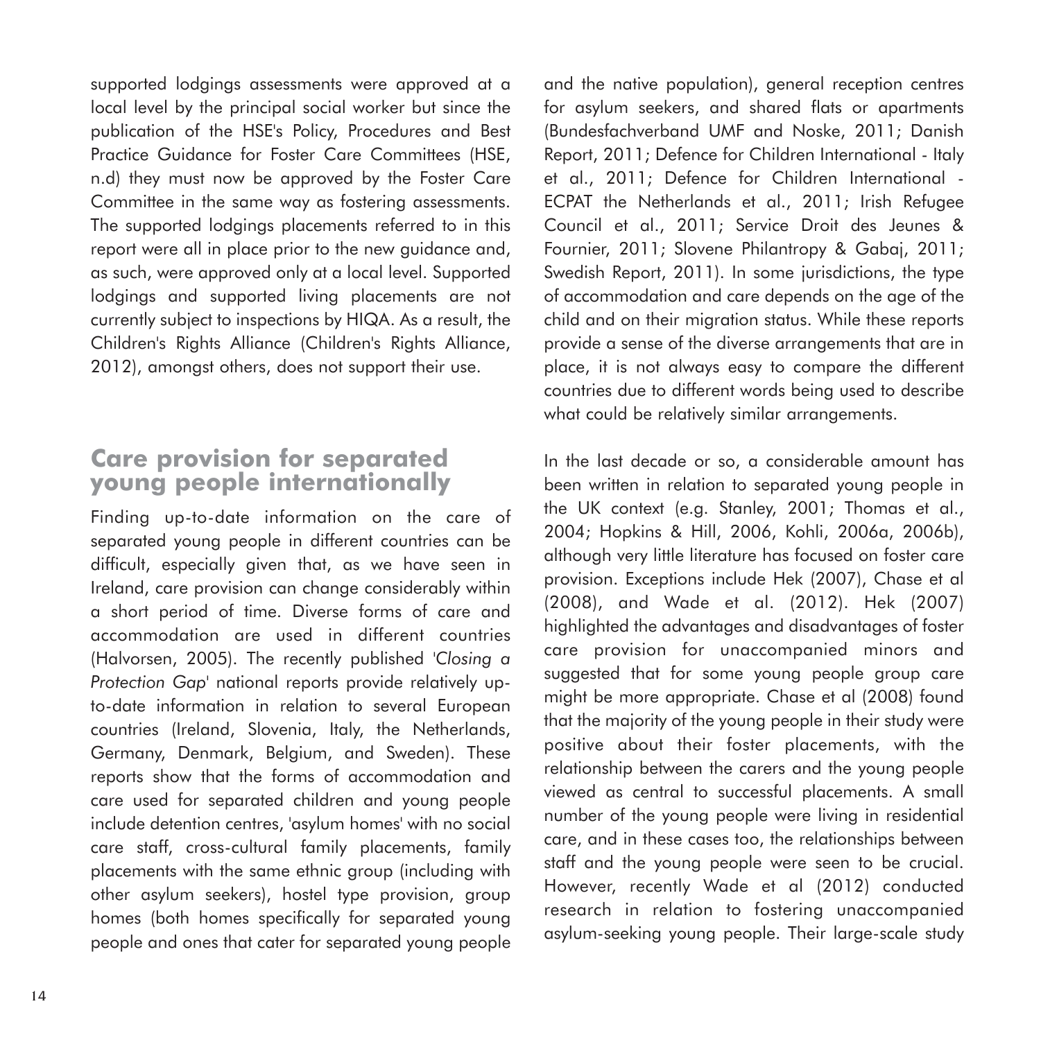supported lodgings assessments were approved at a local level by the principal social worker but since the publication of the HSE's Policy, Procedures and Best Practice Guidance for Foster Care Committees (HSE, n.d) they must now be approved by the Foster Care Committee in the same way as fostering assessments. The supported lodgings placements referred to in this report were all in place prior to the new guidance and, as such, were approved only at a local level. Supported lodgings and supported living placements are not currently subject to inspections by HIQA. As a result, the Children's Rights Alliance (Children's Rights Alliance, 2012), amongst others, does not support their use.

## Care provision for separated young people internationally

Finding up-to-date information on the care of separated young people in different countries can be difficult, especially given that, as we have seen in Ireland, care provision can change considerably within a short period of time. Diverse forms of care and accommodation are used in different countries (Halvorsen, 2005). The recently published '*Closing a Protection Gap*' national reports provide relatively up-to-date information in relation to several European countries (Ireland, Slovenia, Italy, the Netherlands, Germany, Denmark, Belgium, and Sweden). These reports show that the forms of accommodation and care used for separated children and young people include detention centres, 'asylum homes' with no social care staff, cross-cultural family placements, family placements with the same ethnic group (including with other asylum seekers), hostel type provision, group homes (both homes specifically for separated young people and ones that cater for separated young people and the native population), general reception centres for asylum seekers, and shared flats or apartments (Bundesfachverband UMF and Noske, 2011; Danish Report, 2011; Defence for Children International - Italy et al., 2011; Defence for Children International - ECPAT the Netherlands et al., 2011; Irish Refugee Council et al., 2011; Service Droit des Jeunes & Fournier, 2011; Slovene Philantropy & Gabaj, 2011; Swedish Report, 2011). In some jurisdictions, the type of accommodation and care depends on the age of the child and on their migration status. While these reports provide a sense of the diverse arrangements that are in place, it is not always easy to compare the different countries due to different words being used to describe what could be relatively similar arrangements.

In the last decade or so, a considerable amount has been written in relation to separated young people in the UK context (e.g. Stanley, 2001; Thomas et al., 2004; Hopkins & Hill, 2006, Kohli, 2006a, 2006b), although very little literature has focused on foster care provision. Exceptions include Hek (2007), Chase et al (2008), and Wade et al. (2012). Hek (2007) highlighted the advantages and disadvantages of foster care provision for unaccompanied minors and suggested that for some young people group care might be more appropriate. Chase et al (2008) found that the majority of the young people in their study were positive about their foster placements, with the relationship between the carers and the young people viewed as central to successful placements. A small number of the young people were living in residential care, and in these cases too, the relationships between staff and the young people were seen to be crucial. However, recently Wade et al (2012) conducted research in relation to fostering unaccompanied asylum-seeking young people. Their large-scale study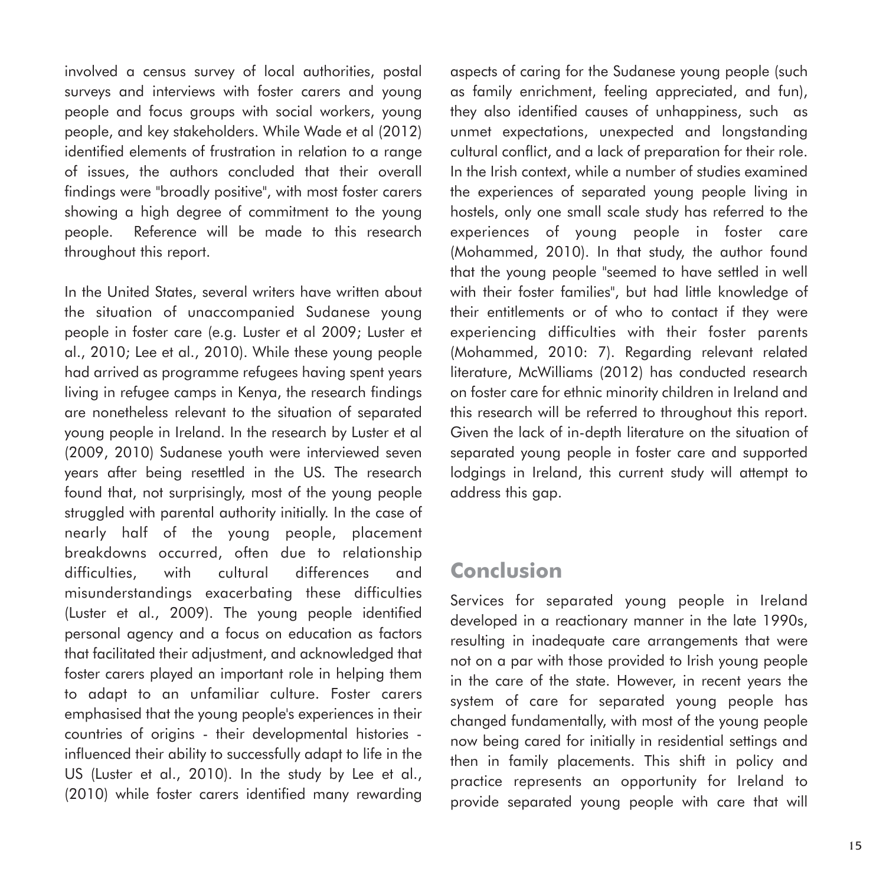involved a census survey of local authorities, postal surveys and interviews with foster carers and young people and focus groups with social workers, young people, and key stakeholders. While Wade et al (2012) identified elements of frustration in relation to a range of issues, the authors concluded that their overall findings were "broadly positive", with most foster carers showing a high degree of commitment to the young people. Reference will be made to this research throughout this report.

In the United States, several writers have written about the situation of unaccompanied Sudanese young people in foster care (e.g. Luster et al 2009; Luster et al., 2010; Lee et al., 2010). While these young people had arrived as programme refugees having spent years living in refugee camps in Kenya, the research findings are nonetheless relevant to the situation of separated young people in Ireland. In the research by Luster et al (2009, 2010) Sudanese youth were interviewed seven years after being resettled in the US. The research found that, not surprisingly, most of the young people struggled with parental authority initially. In the case of nearly half of the young people, placement breakdowns occurred, often due to relationship difficulties, with cultural differences and misunderstandings exacerbating these difficulties (Luster et al., 2009). The young people identified personal agency and a focus on education as factors that facilitated their adjustment, and acknowledged that foster carers played an important role in helping them to adapt to an unfamiliar culture. Foster carers emphasised that the young people's experiences in their countries of origins - their developmental histories - influenced their ability to successfully adapt to life in the US (Luster et al., 2010). In the study by Lee et al., (2010) while foster carers identified many rewarding aspects of caring for the Sudanese young people (such as family enrichment, feeling appreciated, and fun), they also identified causes of unhappiness, such as unmet expectations, unexpected and longstanding cultural conflict, and a lack of preparation for their role. In the Irish context, while a number of studies examined the experiences of separated young people living in hostels, only one small scale study has referred to the experiences of young people in foster care (Mohammed, 2010). In that study, the author found that the young people "seemed to have settled in well with their foster families", but had little knowledge of their entitlements or of who to contact if they were experiencing difficulties with their foster parents (Mohammed, 2010: 7). Regarding relevant related literature, McWilliams (2012) has conducted research on foster care for ethnic minority children in Ireland and this research will be referred to throughout this report. Given the lack of in-depth literature on the situation of separated young people in foster care and supported lodgings in Ireland, this current study will attempt to address this gap.

## Conclusion

Services for separated young people in Ireland developed in a reactionary manner in the late 1990s, resulting in inadequate care arrangements that were not on a par with those provided to Irish young people in the care of the state. However, in recent years the system of care for separated young people has changed fundamentally, with most of the young people now being cared for initially in residential settings and then in family placements. This shift in policy and practice represents an opportunity for Ireland to provide separated young people with care that will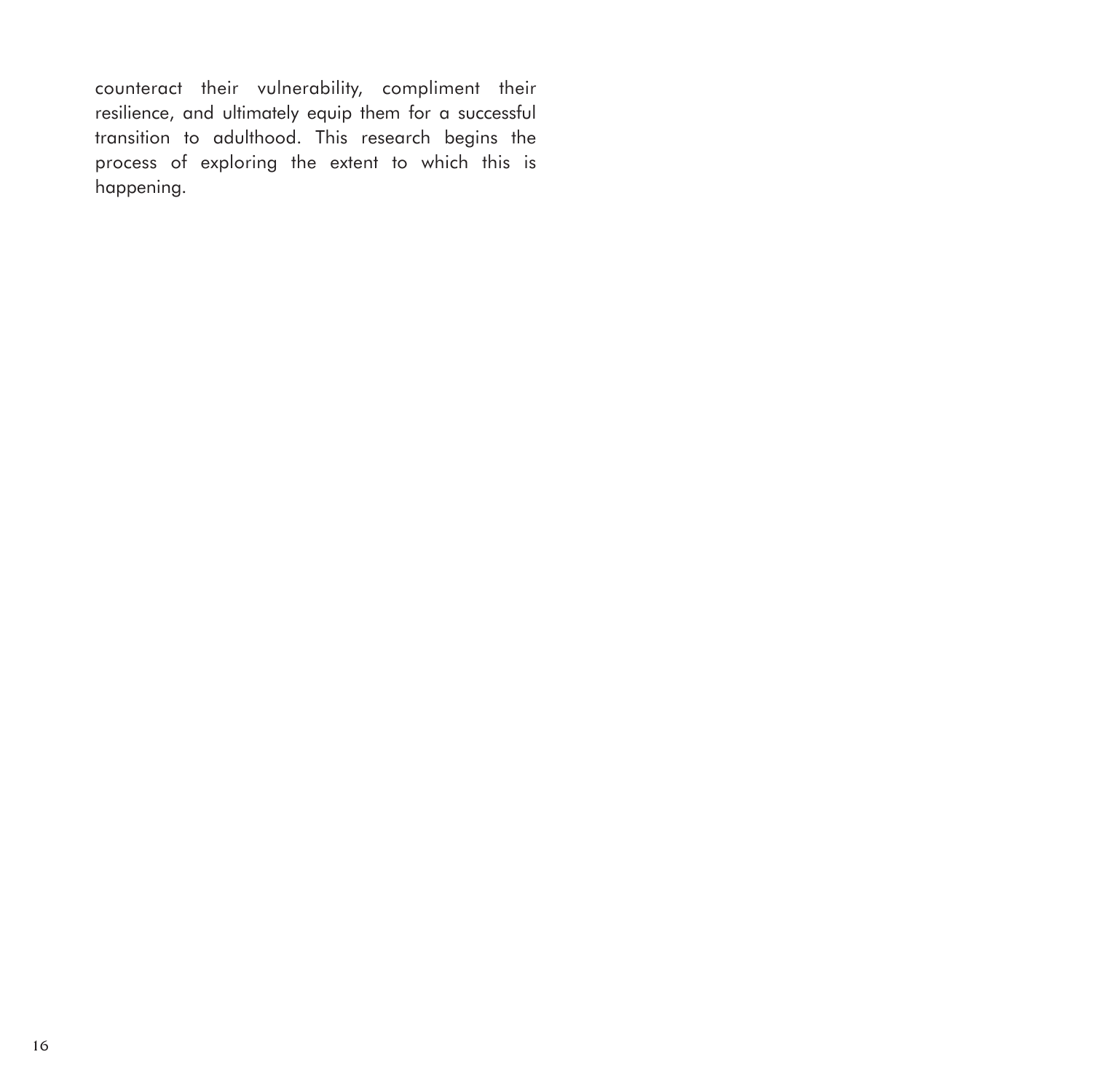counteract their vulnerability, compliment their resilience, and ultimately equip them for a successful transition to adulthood. This research begins the process of exploring the extent to which this is happening.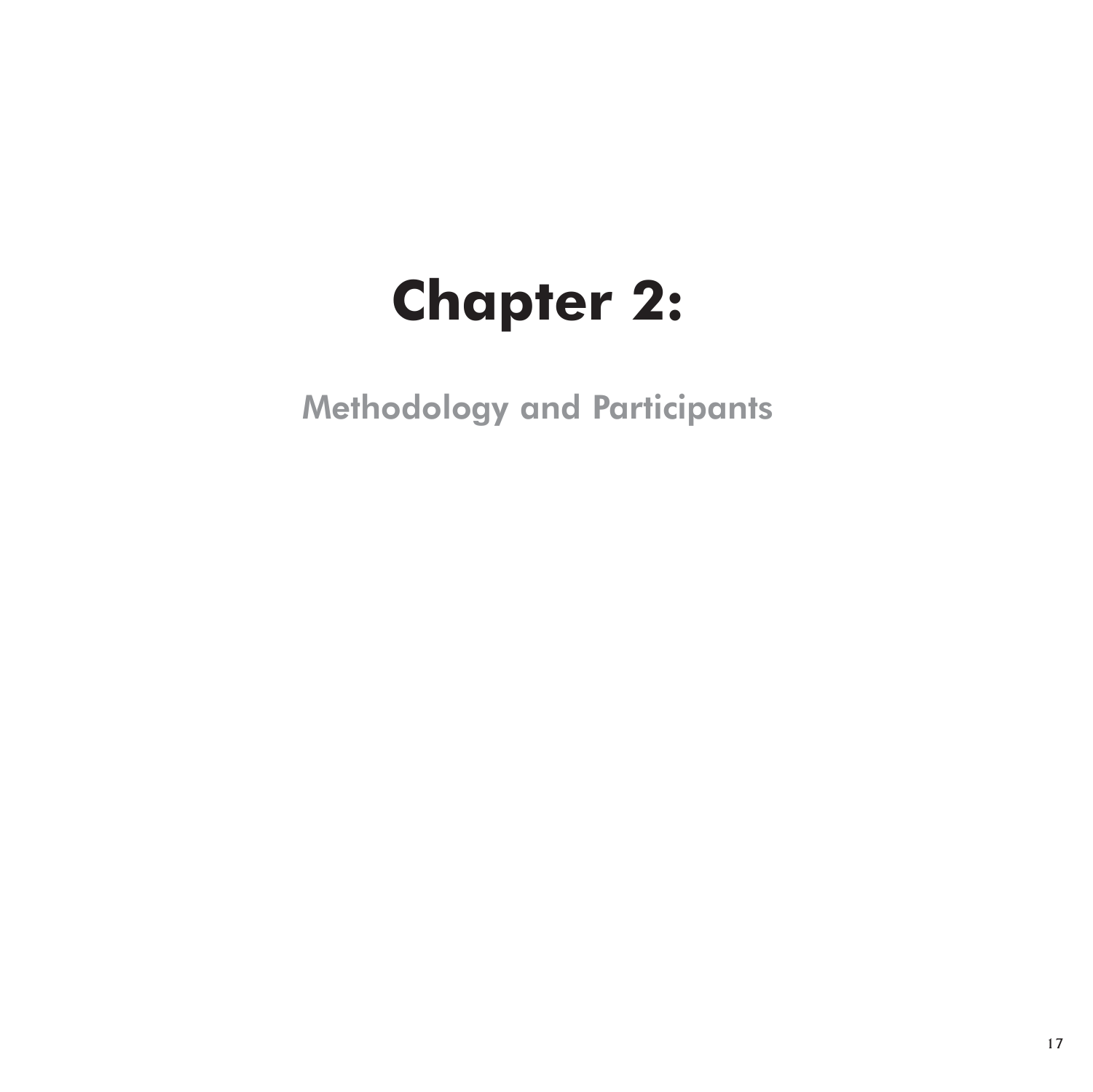# Chapter 2:

## Methodology and Participants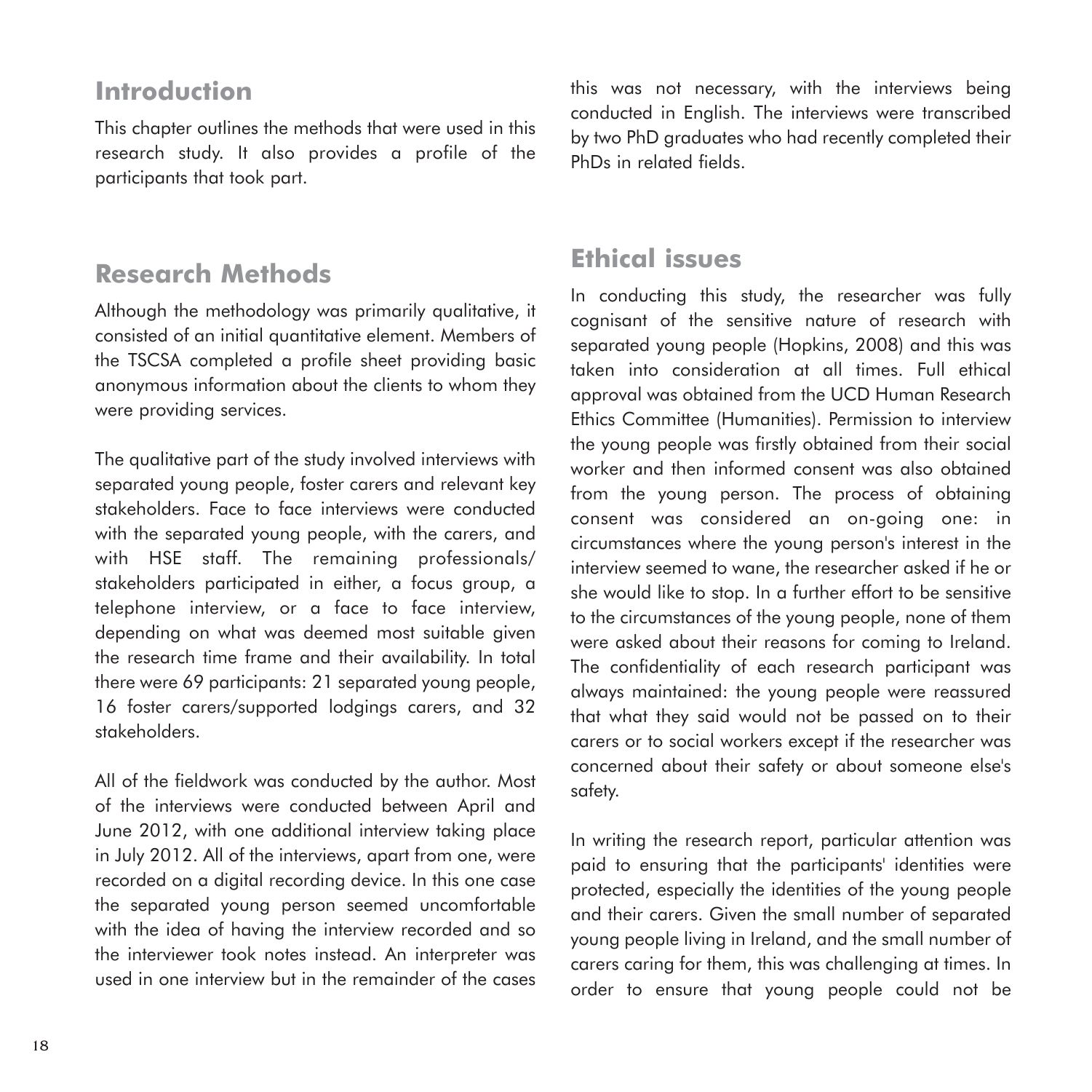## Introduction

This chapter outlines the methods that were used in this research study. It also provides a profile of the participants that took part.

## Research Methods

Although the methodology was primarily qualitative, it consisted of an initial quantitative element. Members of the TSCSA completed a profile sheet providing basic anonymous information about the clients to whom they were providing services.

The qualitative part of the study involved interviews with separated young people, foster carers and relevant key stakeholders. Face to face interviews were conducted with the separated young people, with the carers, and with HSE staff. The remaining professionals/ stakeholders participated in either, a focus group, a telephone interview, or a face to face interview, depending on what was deemed most suitable given the research time frame and their availability. In total there were 69 participants: 21 separated young people, 16 foster carers/supported lodgings carers, and 32 stakeholders.

All of the fieldwork was conducted by the author. Most of the interviews were conducted between April and June 2012, with one additional interview taking place in July 2012. All of the interviews, apart from one, were recorded on a digital recording device. In this one case the separated young person seemed uncomfortable with the idea of having the interview recorded and so the interviewer took notes instead. An interpreter was used in one interview but in the remainder of the cases this was not necessary, with the interviews being conducted in English. The interviews were transcribed by two PhD graduates who had recently completed their PhDs in related fields.

## Ethical issues

In conducting this study, the researcher was fully cognisant of the sensitive nature of research with separated young people (Hopkins, 2008) and this was taken into consideration at all times. Full ethical approval was obtained from the UCD Human Research Ethics Committee (Humanities). Permission to interview the young people was firstly obtained from their social worker and then informed consent was also obtained from the young person. The process of obtaining consent was considered an on-going one: in circumstances where the young person's interest in the interview seemed to wane, the researcher asked if he or she would like to stop. In a further effort to be sensitive to the circumstances of the young people, none of them were asked about their reasons for coming to Ireland. The confidentiality of each research participant was always maintained: the young people were reassured that what they said would not be passed on to their carers or to social workers except if the researcher was concerned about their safety or about someone else's safety.

In writing the research report, particular attention was paid to ensuring that the participants' identities were protected, especially the identities of the young people and their carers. Given the small number of separated young people living in Ireland, and the small number of carers caring for them, this was challenging at times. In order to ensure that young people could not be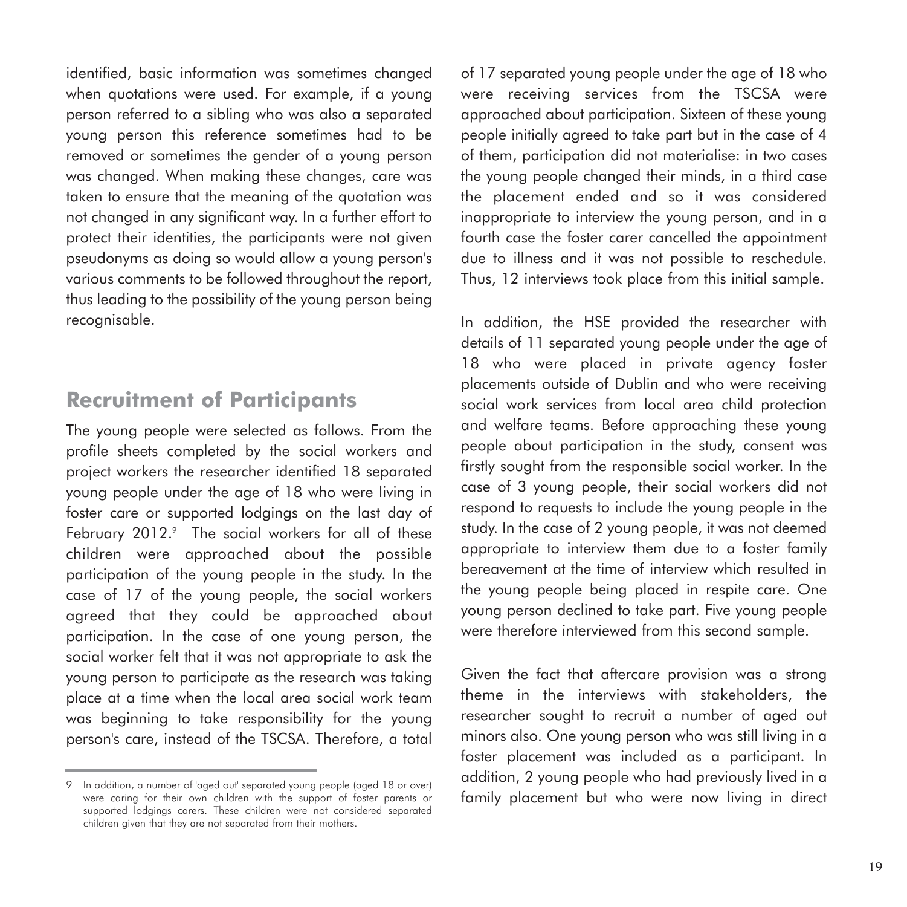identified, basic information was sometimes changed when quotations were used. For example, if a young person referred to a sibling who was also a separated young person this reference sometimes had to be removed or sometimes the gender of a young person was changed. When making these changes, care was taken to ensure that the meaning of the quotation was not changed in any significant way. In a further effort to protect their identities, the participants were not given pseudonyms as doing so would allow a young person's various comments to be followed throughout the report, thus leading to the possibility of the young person being recognisable.

## Recruitment of Participants

The young people were selected as follows. From the profile sheets completed by the social workers and project workers the researcher identified 18 separated young people under the age of 18 who were living in foster care or supported lodgings on the last day of February 2012.[9] The social workers for all of these children were approached about the possible participation of the young people in the study. In the case of 17 of the young people, the social workers agreed that they could be approached about participation. In the case of one young person, the social worker felt that it was not appropriate to ask the young person to participate as the research was taking place at a time when the local area social work team was beginning to take responsibility for the young person's care, instead of the TSCSA. Therefore, a total of 17 separated young people under the age of 18 who were receiving services from the TSCSA were approached about participation. Sixteen of these young people initially agreed to take part but in the case of 4 of them, participation did not materialise: in two cases the young people changed their minds, in a third case the placement ended and so it was considered inappropriate to interview the young person, and in a fourth case the foster carer cancelled the appointment due to illness and it was not possible to reschedule. Thus, 12 interviews took place from this initial sample.

In addition, the HSE provided the researcher with details of 11 separated young people under the age of 18 who were placed in private agency foster placements outside of Dublin and who were receiving social work services from local area child protection and welfare teams. Before approaching these young people about participation in the study, consent was firstly sought from the responsible social worker. In the case of 3 young people, their social workers did not respond to requests to include the young people in the study. In the case of 2 young people, it was not deemed appropriate to interview them due to a foster family bereavement at the time of interview which resulted in the young people being placed in respite care. One young person declined to take part. Five young people were therefore interviewed from this second sample.

Given the fact that aftercare provision was a strong theme in the interviews with stakeholders, the researcher sought to recruit a number of aged out minors also. One young person who was still living in a foster placement was included as a participant. In addition, 2 young people who had previously lived in a family placement but who were now living in direct

---

9 In addition, a number of 'aged out' separated young people (aged 18 or over) were caring for their own children with the support of foster parents or supported lodgings carers. These children were not considered separated children given that they are not separated from their mothers.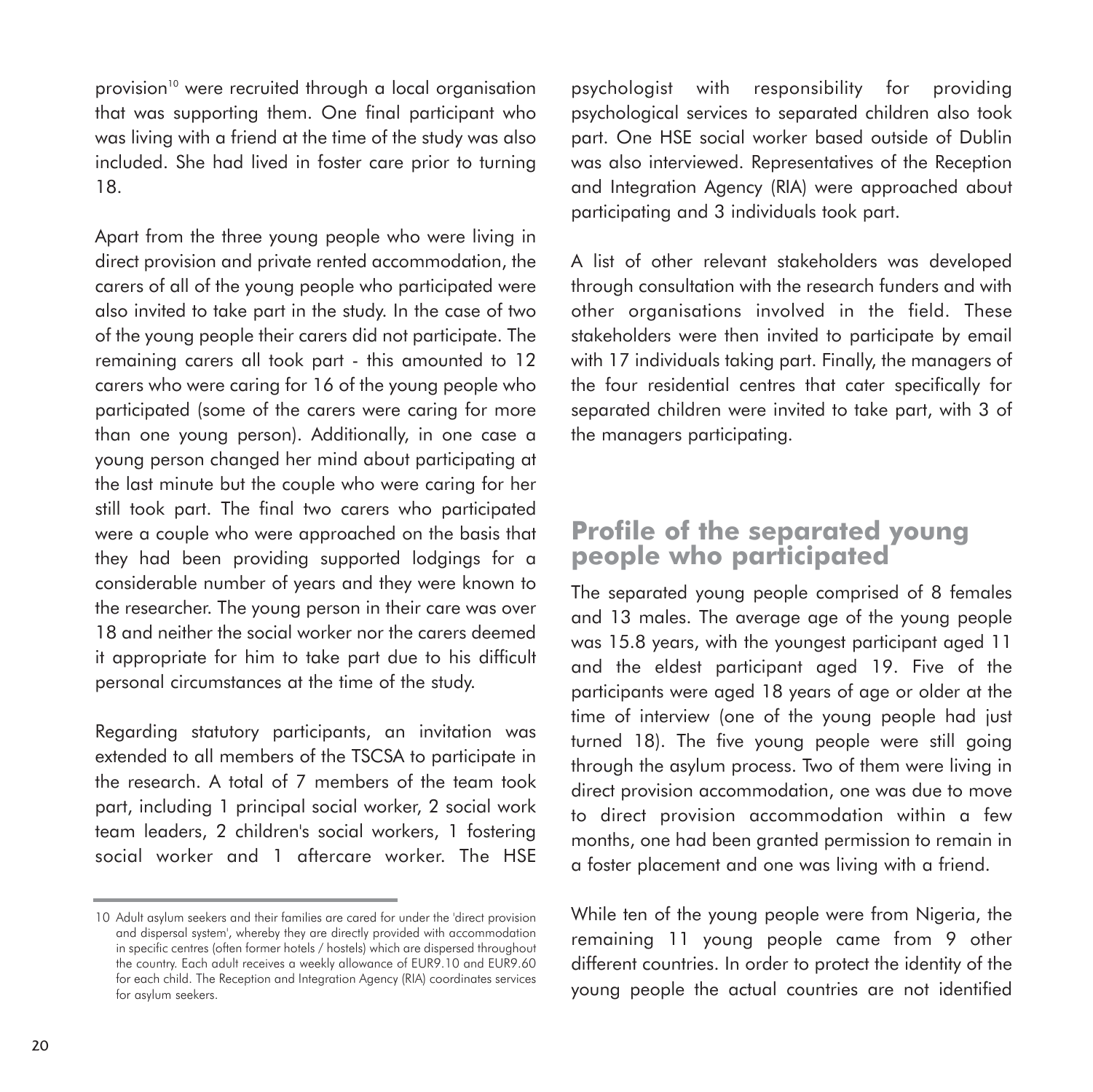provision[10] were recruited through a local organisation that was supporting them. One final participant who was living with a friend at the time of the study was also included. She had lived in foster care prior to turning 18.

Apart from the three young people who were living in direct provision and private rented accommodation, the carers of all of the young people who participated were also invited to take part in the study. In the case of two of the young people their carers did not participate. The remaining carers all took part - this amounted to 12 carers who were caring for 16 of the young people who participated (some of the carers were caring for more than one young person). Additionally, in one case a young person changed her mind about participating at the last minute but the couple who were caring for her still took part. The final two carers who participated were a couple who were approached on the basis that they had been providing supported lodgings for a considerable number of years and they were known to the researcher. The young person in their care was over 18 and neither the social worker nor the carers deemed it appropriate for him to take part due to his difficult personal circumstances at the time of the study.

Regarding statutory participants, an invitation was extended to all members of the TSCSA to participate in the research. A total of 7 members of the team took part, including 1 principal social worker, 2 social work team leaders, 2 children's social workers, 1 fostering social worker and 1 aftercare worker. The HSE psychologist with responsibility for providing psychological services to separated children also took part. One HSE social worker based outside of Dublin was also interviewed. Representatives of the Reception and Integration Agency (RIA) were approached about participating and 3 individuals took part.

A list of other relevant stakeholders was developed through consultation with the research funders and with other organisations involved in the field. These stakeholders were then invited to participate by email with 17 individuals taking part. Finally, the managers of the four residential centres that cater specifically for separated children were invited to take part, with 3 of the managers participating.

## Profile of the separated young people who participated

The separated young people comprised of 8 females and 13 males. The average age of the young people was 15.8 years, with the youngest participant aged 11 and the eldest participant aged 19. Five of the participants were aged 18 years of age or older at the time of interview (one of the young people had just turned 18). The five young people were still going through the asylum process. Two of them were living in direct provision accommodation, one was due to move to direct provision accommodation within a few months, one had been granted permission to remain in a foster placement and one was living with a friend.

While ten of the young people were from Nigeria, the remaining 11 young people came from 9 other different countries. In order to protect the identity of the young people the actual countries are not identified

---

10 Adult asylum seekers and their families are cared for under the 'direct provision and dispersal system', whereby they are directly provided with accommodation in specific centres (often former hotels / hostels) which are dispersed throughout the country. Each adult receives a weekly allowance of EUR9.10 and EUR9.60 for each child. The Reception and Integration Agency (RIA) coordinates services for asylum seekers.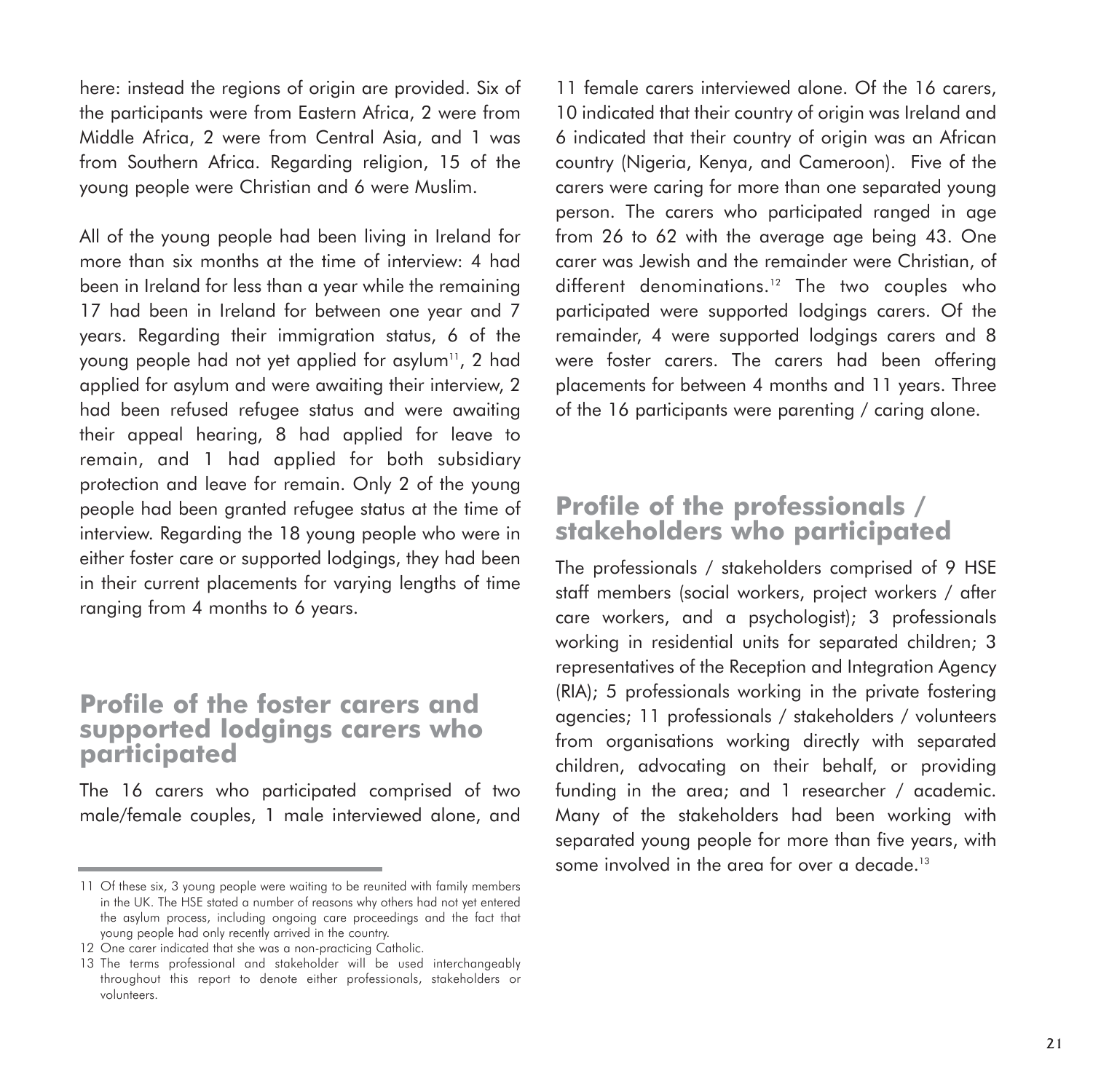here: instead the regions of origin are provided. Six of the participants were from Eastern Africa, 2 were from Middle Africa, 2 were from Central Asia, and 1 was from Southern Africa. Regarding religion, 15 of the young people were Christian and 6 were Muslim.

All of the young people had been living in Ireland for more than six months at the time of interview: 4 had been in Ireland for less than a year while the remaining 17 had been in Ireland for between one year and 7 years. Regarding their immigration status, 6 of the young people had not yet applied for asylum[11], 2 had applied for asylum and were awaiting their interview, 2 had been refused refugee status and were awaiting their appeal hearing, 8 had applied for leave to remain, and 1 had applied for both subsidiary protection and leave for remain. Only 2 of the young people had been granted refugee status at the time of interview. Regarding the 18 young people who were in either foster care or supported lodgings, they had been in their current placements for varying lengths of time ranging from 4 months to 6 years.

## Profile of the foster carers and supported lodgings carers who participated

The 16 carers who participated comprised of two male/female couples, 1 male interviewed alone, and 11 female carers interviewed alone. Of the 16 carers, 10 indicated that their country of origin was Ireland and 6 indicated that their country of origin was an African country (Nigeria, Kenya, and Cameroon). Five of the carers were caring for more than one separated young person. The carers who participated ranged in age from 26 to 62 with the average age being 43. One carer was Jewish and the remainder were Christian, of different denominations.[12] The two couples who participated were supported lodgings carers. Of the remainder, 4 were supported lodgings carers and 8 were foster carers. The carers had been offering placements for between 4 months and 11 years. Three of the 16 participants were parenting / caring alone.

## Profile of the professionals / stakeholders who participated

The professionals / stakeholders comprised of 9 HSE staff members (social workers, project workers / after care workers, and a psychologist); 3 professionals working in residential units for separated children; 3 representatives of the Reception and Integration Agency (RIA); 5 professionals working in the private fostering agencies; 11 professionals / stakeholders / volunteers from organisations working directly with separated children, advocating on their behalf, or providing funding in the area; and 1 researcher / academic. Many of the stakeholders had been working with separated young people for more than five years, with some involved in the area for over a decade.[13]

---

11 Of these six, 3 young people were waiting to be reunited with family members in the UK. The HSE stated a number of reasons why others had not yet entered the asylum process, including ongoing care proceedings and the fact that young people had only recently arrived in the country.

12 One carer indicated that she was a non-practicing Catholic.

13 The terms professional and stakeholder will be used interchangeably throughout this report to denote either professionals, stakeholders or volunteers.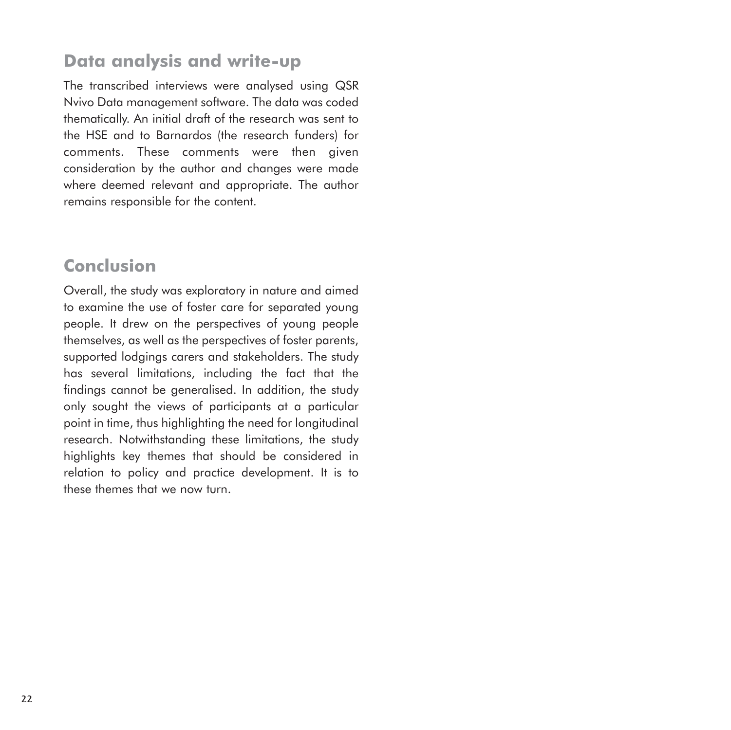## Data analysis and write-up

The transcribed interviews were analysed using QSR Nvivo Data management software. The data was coded thematically. An initial draft of the research was sent to the HSE and to Barnardos (the research funders) for comments. These comments were then given consideration by the author and changes were made where deemed relevant and appropriate. The author remains responsible for the content.

## Conclusion

Overall, the study was exploratory in nature and aimed to examine the use of foster care for separated young people. It drew on the perspectives of young people themselves, as well as the perspectives of foster parents, supported lodgings carers and stakeholders. The study has several limitations, including the fact that the findings cannot be generalised. In addition, the study only sought the views of participants at a particular point in time, thus highlighting the need for longitudinal research. Notwithstanding these limitations, the study highlights key themes that should be considered in relation to policy and practice development. It is to these themes that we now turn.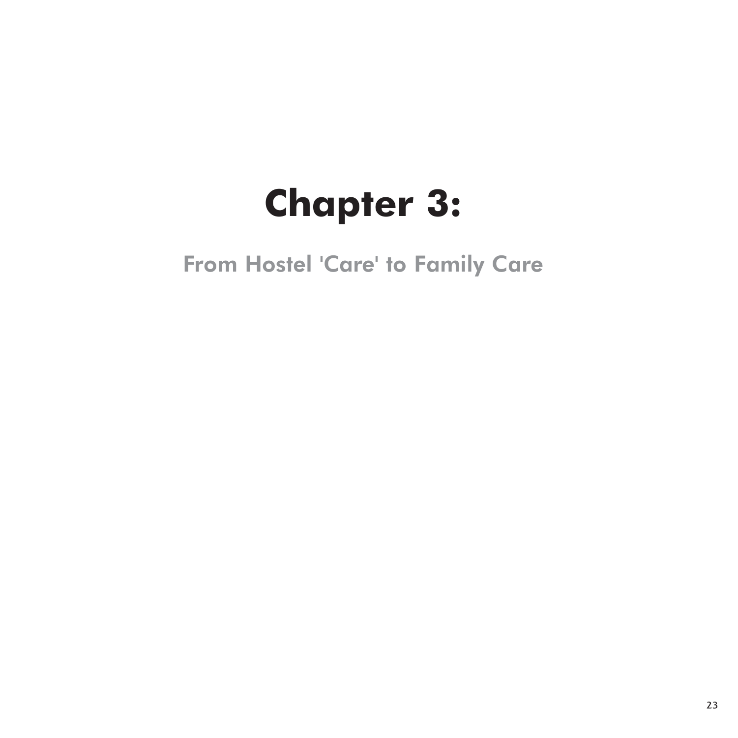# Chapter 3:

## From Hostel 'Care' to Family Care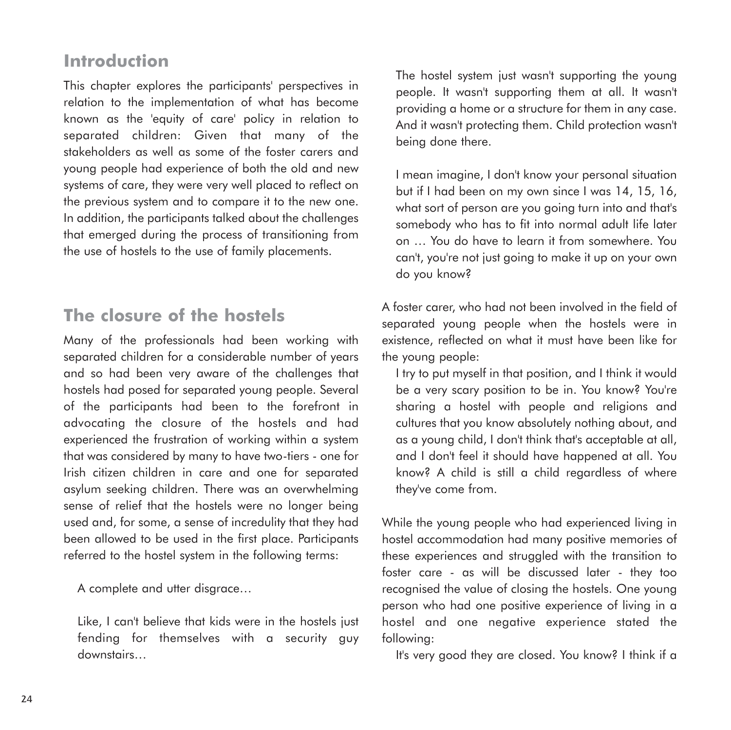## Introduction

This chapter explores the participants' perspectives in relation to the implementation of what has become known as the 'equity of care' policy in relation to separated children: Given that many of the stakeholders as well as some of the foster carers and young people had experience of both the old and new systems of care, they were very well placed to reflect on the previous system and to compare it to the new one. In addition, the participants talked about the challenges that emerged during the process of transitioning from the use of hostels to the use of family placements.

## The closure of the hostels

Many of the professionals had been working with separated children for a considerable number of years and so had been very aware of the challenges that hostels had posed for separated young people. Several of the participants had been to the forefront in advocating the closure of the hostels and had experienced the frustration of working within a system that was considered by many to have two-tiers - one for Irish citizen children in care and one for separated asylum seeking children. There was an overwhelming sense of relief that the hostels were no longer being used and, for some, a sense of incredulity that they had been allowed to be used in the first place. Participants referred to the hostel system in the following terms:

> A complete and utter disgrace…

> Like, I can't believe that kids were in the hostels just fending for themselves with a security guy downstairs…

> The hostel system just wasn't supporting the young people. It wasn't supporting them at all. It wasn't providing a home or a structure for them in any case. And it wasn't protecting them. Child protection wasn't being done there.

> I mean imagine, I don't know your personal situation but if I had been on my own since I was 14, 15, 16, what sort of person are you going turn into and that's somebody who has to fit into normal adult life later on … You do have to learn it from somewhere. You can't, you're not just going to make it up on your own do you know?

A foster carer, who had not been involved in the field of separated young people when the hostels were in existence, reflected on what it must have been like for the young people:

> I try to put myself in that position, and I think it would be a very scary position to be in. You know? You're sharing a hostel with people and religions and cultures that you know absolutely nothing about, and as a young child, I don't think that's acceptable at all, and I don't feel it should have happened at all. You know? A child is still a child regardless of where they've come from.

While the young people who had experienced living in hostel accommodation had many positive memories of these experiences and struggled with the transition to foster care - as will be discussed later - they too recognised the value of closing the hostels. One young person who had one positive experience of living in a hostel and one negative experience stated the following:

> It's very good they are closed. You know? I think if a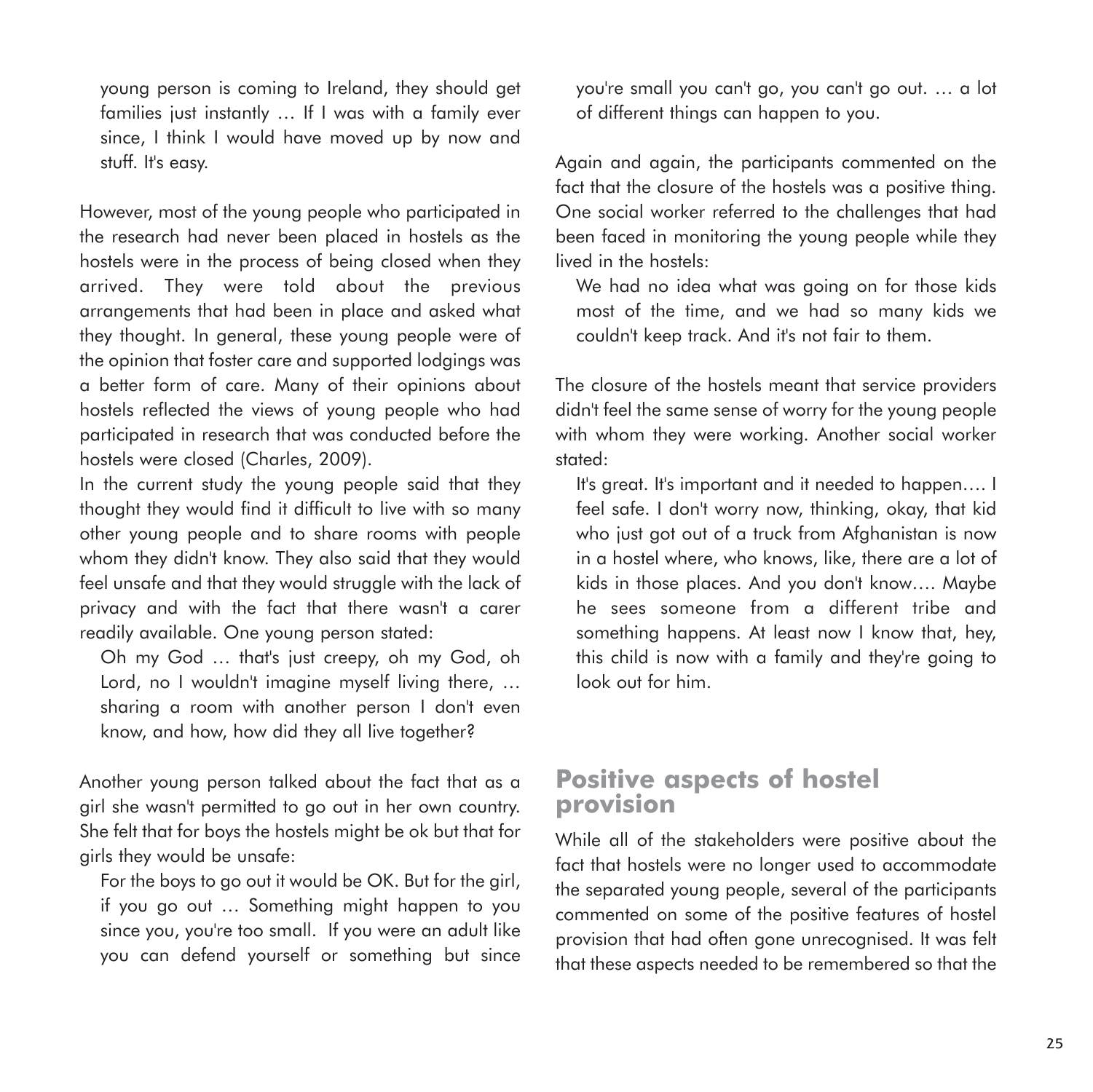young person is coming to Ireland, they should get families just instantly … If I was with a family ever since, I think I would have moved up by now and stuff. It's easy.

However, most of the young people who participated in the research had never been placed in hostels as the hostels were in the process of being closed when they arrived. They were told about the previous arrangements that had been in place and asked what they thought. In general, these young people were of the opinion that foster care and supported lodgings was a better form of care. Many of their opinions about hostels reflected the views of young people who had participated in research that was conducted before the hostels were closed (Charles, 2009).

In the current study the young people said that they thought they would find it difficult to live with so many other young people and to share rooms with people whom they didn't know. They also said that they would feel unsafe and that they would struggle with the lack of privacy and with the fact that there wasn't a carer readily available. One young person stated:

> Oh my God … that's just creepy, oh my God, oh Lord, no I wouldn't imagine myself living there, … sharing a room with another person I don't even know, and how, how did they all live together?

Another young person talked about the fact that as a girl she wasn't permitted to go out in her own country. She felt that for boys the hostels might be ok but that for girls they would be unsafe:

> For the boys to go out it would be OK. But for the girl, if you go out … Something might happen to you since you, you're too small. If you were an adult like you can defend yourself or something but since you're small you can't go, you can't go out. … a lot of different things can happen to you.

Again and again, the participants commented on the fact that the closure of the hostels was a positive thing. One social worker referred to the challenges that had been faced in monitoring the young people while they lived in the hostels:

> We had no idea what was going on for those kids most of the time, and we had so many kids we couldn't keep track. And it's not fair to them.

The closure of the hostels meant that service providers didn't feel the same sense of worry for the young people with whom they were working. Another social worker stated:

> It's great. It's important and it needed to happen…. I feel safe. I don't worry now, thinking, okay, that kid who just got out of a truck from Afghanistan is now in a hostel where, who knows, like, there are a lot of kids in those places. And you don't know…. Maybe he sees someone from a different tribe and something happens. At least now I know that, hey, this child is now with a family and they're going to look out for him.

## Positive aspects of hostel provision

While all of the stakeholders were positive about the fact that hostels were no longer used to accommodate the separated young people, several of the participants commented on some of the positive features of hostel provision that had often gone unrecognised. It was felt that these aspects needed to be remembered so that the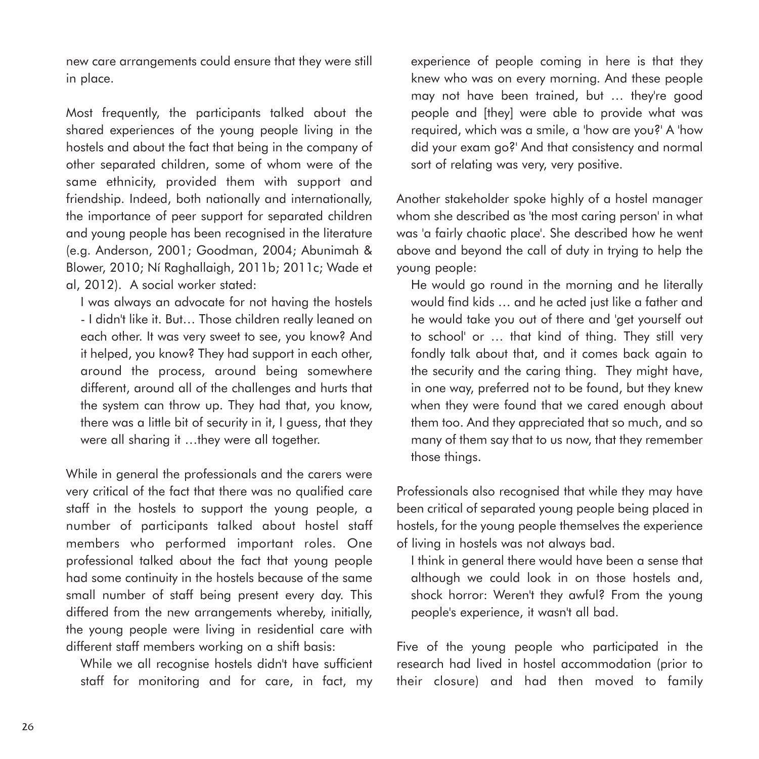new care arrangements could ensure that they were still in place.

Most frequently, the participants talked about the shared experiences of the young people living in the hostels and about the fact that being in the company of other separated children, some of whom were of the same ethnicity, provided them with support and friendship. Indeed, both nationally and internationally, the importance of peer support for separated children and young people has been recognised in the literature (e.g. Anderson, 2001; Goodman, 2004; Abunimah & Blower, 2010; Ní Raghallaigh, 2011b; 2011c; Wade et al, 2012). A social worker stated:

> I was always an advocate for not having the hostels - I didn't like it. But… Those children really leaned on each other. It was very sweet to see, you know? And it helped, you know? They had support in each other, around the process, around being somewhere different, around all of the challenges and hurts that the system can throw up. They had that, you know, there was a little bit of security in it, I guess, that they were all sharing it …they were all together.

While in general the professionals and the carers were very critical of the fact that there was no qualified care staff in the hostels to support the young people, a number of participants talked about hostel staff members who performed important roles. One professional talked about the fact that young people had some continuity in the hostels because of the same small number of staff being present every day. This differed from the new arrangements whereby, initially, the young people were living in residential care with different staff members working on a shift basis:

> While we all recognise hostels didn't have sufficient staff for monitoring and for care, in fact, my experience of people coming in here is that they knew who was on every morning. And these people may not have been trained, but … they're good people and [they] were able to provide what was required, which was a smile, a 'how are you?' A 'how did your exam go?' And that consistency and normal sort of relating was very, very positive.

Another stakeholder spoke highly of a hostel manager whom she described as 'the most caring person' in what was 'a fairly chaotic place'. She described how he went above and beyond the call of duty in trying to help the young people:

> He would go round in the morning and he literally would find kids … and he acted just like a father and he would take you out of there and 'get yourself out to school' or … that kind of thing. They still very fondly talk about that, and it comes back again to the security and the caring thing. They might have, in one way, preferred not to be found, but they knew when they were found that we cared enough about them too. And they appreciated that so much, and so many of them say that to us now, that they remember those things.

Professionals also recognised that while they may have been critical of separated young people being placed in hostels, for the young people themselves the experience of living in hostels was not always bad.

> I think in general there would have been a sense that although we could look in on those hostels and, shock horror: Weren't they awful? From the young people's experience, it wasn't all bad.

Five of the young people who participated in the research had lived in hostel accommodation (prior to their closure) and had then moved to family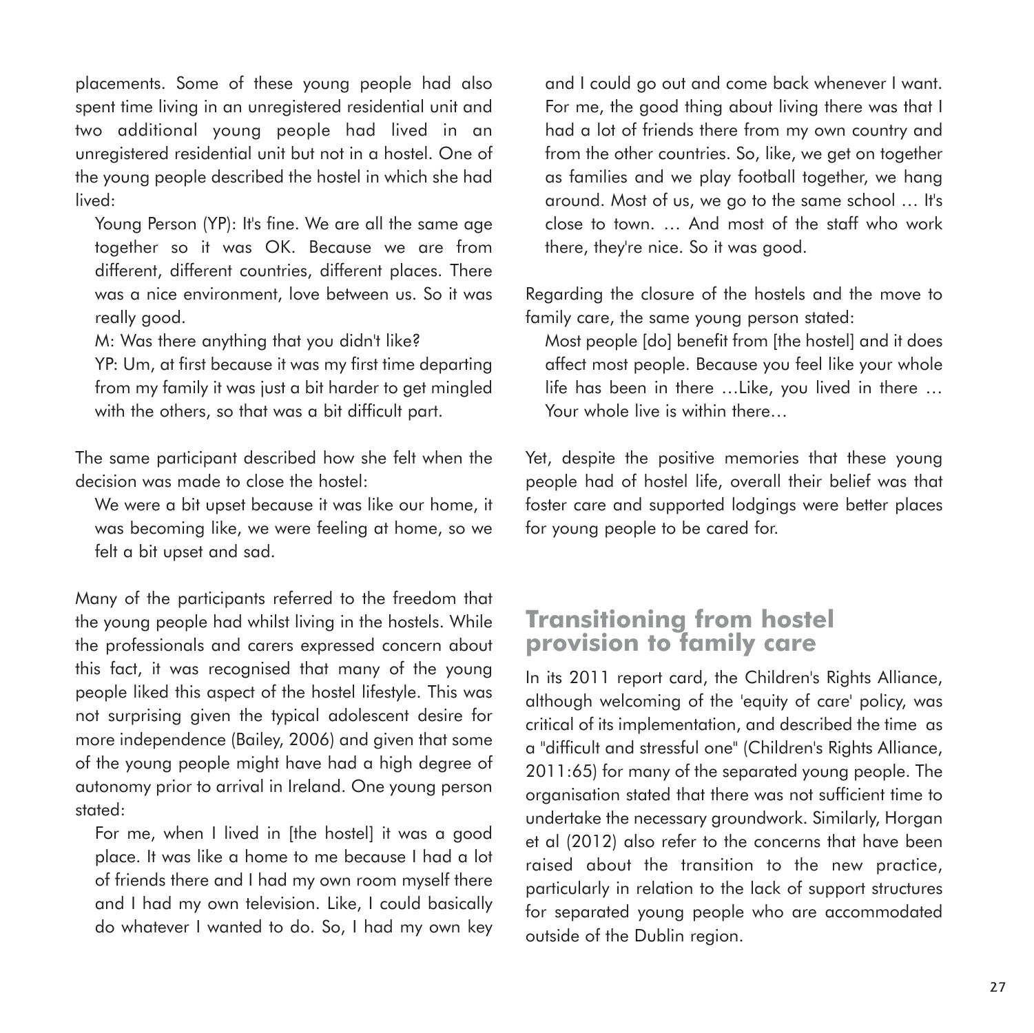placements. Some of these young people had also spent time living in an unregistered residential unit and two additional young people had lived in an unregistered residential unit but not in a hostel. One of the young people described the hostel in which she had lived:

> Young Person (YP): It's fine. We are all the same age together so it was OK. Because we are from different, different countries, different places. There was a nice environment, love between us. So it was really good.
>
> M: Was there anything that you didn't like?
>
> YP: Um, at first because it was my first time departing from my family it was just a bit harder to get mingled with the others, so that was a bit difficult part.

The same participant described how she felt when the decision was made to close the hostel:

> We were a bit upset because it was like our home, it was becoming like, we were feeling at home, so we felt a bit upset and sad.

Many of the participants referred to the freedom that the young people had whilst living in the hostels. While the professionals and carers expressed concern about this fact, it was recognised that many of the young people liked this aspect of the hostel lifestyle. This was not surprising given the typical adolescent desire for more independence (Bailey, 2006) and given that some of the young people might have had a high degree of autonomy prior to arrival in Ireland. One young person stated:

> For me, when I lived in [the hostel] it was a good place. It was like a home to me because I had a lot of friends there and I had my own room myself there and I had my own television. Like, I could basically do whatever I wanted to do. So, I had my own key and I could go out and come back whenever I want. For me, the good thing about living there was that I had a lot of friends there from my own country and from the other countries. So, like, we get on together as families and we play football together, we hang around. Most of us, we go to the same school … It's close to town. … And most of the staff who work there, they're nice. So it was good.

Regarding the closure of the hostels and the move to family care, the same young person stated:

> Most people [do] benefit from [the hostel] and it does affect most people. Because you feel like your whole life has been in there …Like, you lived in there … Your whole live is within there…

Yet, despite the positive memories that these young people had of hostel life, overall their belief was that foster care and supported lodgings were better places for young people to be cared for.

## Transitioning from hostel provision to family care

In its 2011 report card, the Children's Rights Alliance, although welcoming of the 'equity of care' policy, was critical of its implementation, and described the time as a "difficult and stressful one" (Children's Rights Alliance, 2011:65) for many of the separated young people. The organisation stated that there was not sufficient time to undertake the necessary groundwork. Similarly, Horgan et al (2012) also refer to the concerns that have been raised about the transition to the new practice, particularly in relation to the lack of support structures for separated young people who are accommodated outside of the Dublin region.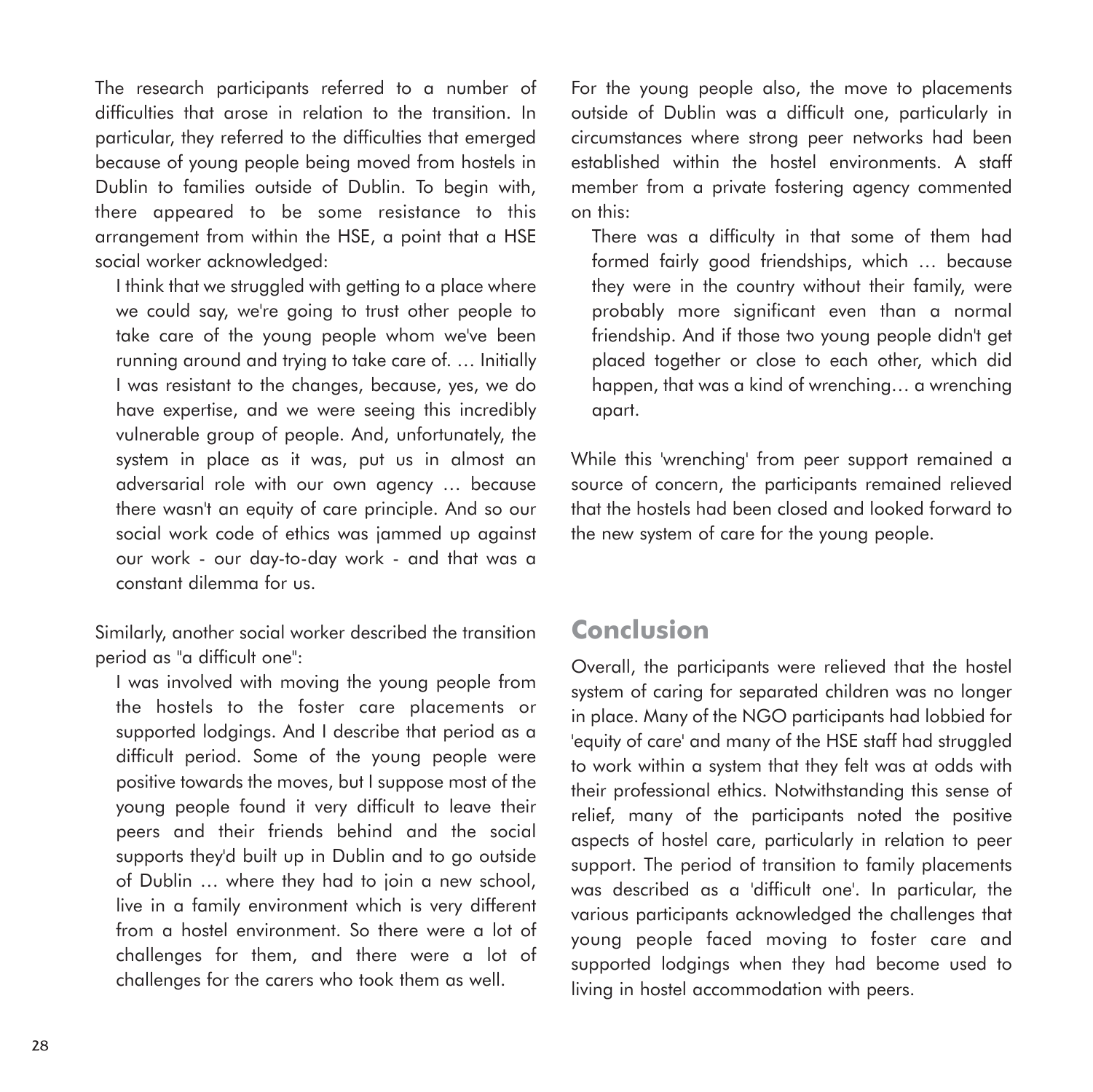The research participants referred to a number of difficulties that arose in relation to the transition. In particular, they referred to the difficulties that emerged because of young people being moved from hostels in Dublin to families outside of Dublin. To begin with, there appeared to be some resistance to this arrangement from within the HSE, a point that a HSE social worker acknowledged:

> I think that we struggled with getting to a place where we could say, we're going to trust other people to take care of the young people whom we've been running around and trying to take care of. … Initially I was resistant to the changes, because, yes, we do have expertise, and we were seeing this incredibly vulnerable group of people. And, unfortunately, the system in place as it was, put us in almost an adversarial role with our own agency … because there wasn't an equity of care principle. And so our social work code of ethics was jammed up against our work - our day-to-day work - and that was a constant dilemma for us.

Similarly, another social worker described the transition period as "a difficult one":

> I was involved with moving the young people from the hostels to the foster care placements or supported lodgings. And I describe that period as a difficult period. Some of the young people were positive towards the moves, but I suppose most of the young people found it very difficult to leave their peers and their friends behind and the social supports they'd built up in Dublin and to go outside of Dublin … where they had to join a new school, live in a family environment which is very different from a hostel environment. So there were a lot of challenges for them, and there were a lot of challenges for the carers who took them as well.

For the young people also, the move to placements outside of Dublin was a difficult one, particularly in circumstances where strong peer networks had been established within the hostel environments. A staff member from a private fostering agency commented on this:

> There was a difficulty in that some of them had formed fairly good friendships, which … because they were in the country without their family, were probably more significant even than a normal friendship. And if those two young people didn't get placed together or close to each other, which did happen, that was a kind of wrenching… a wrenching apart.

While this 'wrenching' from peer support remained a source of concern, the participants remained relieved that the hostels had been closed and looked forward to the new system of care for the young people.

## Conclusion

Overall, the participants were relieved that the hostel system of caring for separated children was no longer in place. Many of the NGO participants had lobbied for 'equity of care' and many of the HSE staff had struggled to work within a system that they felt was at odds with their professional ethics. Notwithstanding this sense of relief, many of the participants noted the positive aspects of hostel care, particularly in relation to peer support. The period of transition to family placements was described as a 'difficult one'. In particular, the various participants acknowledged the challenges that young people faced moving to foster care and supported lodgings when they had become used to living in hostel accommodation with peers.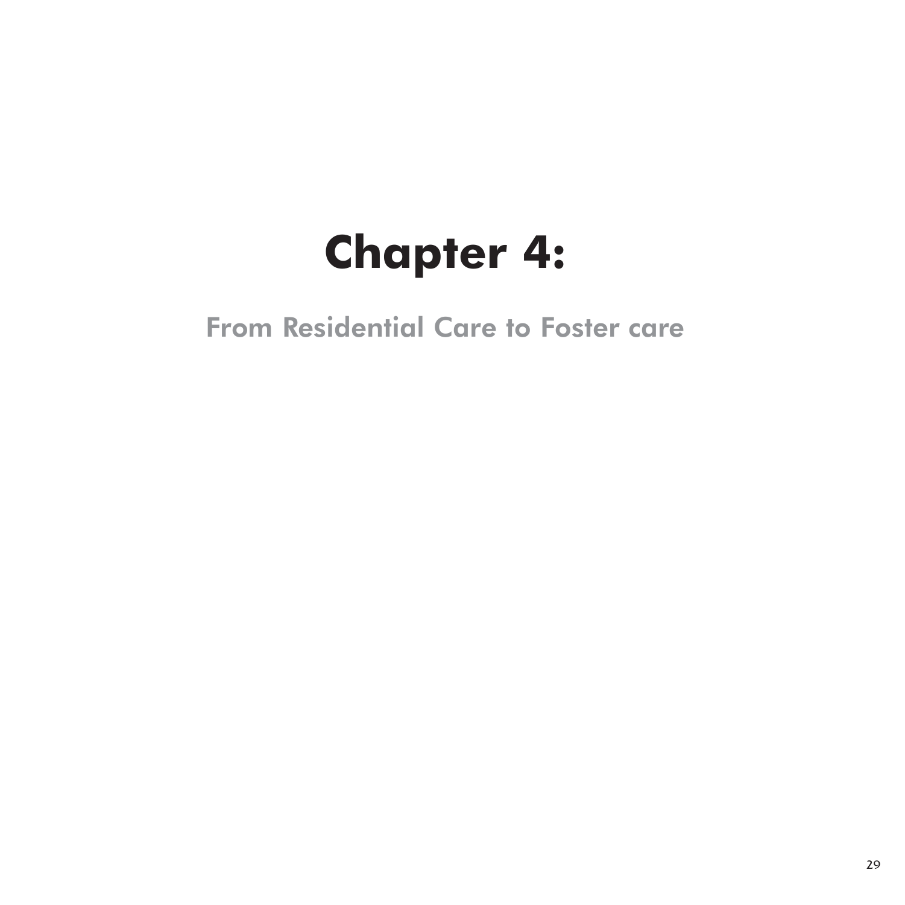# Chapter 4:

## From Residential Care to Foster care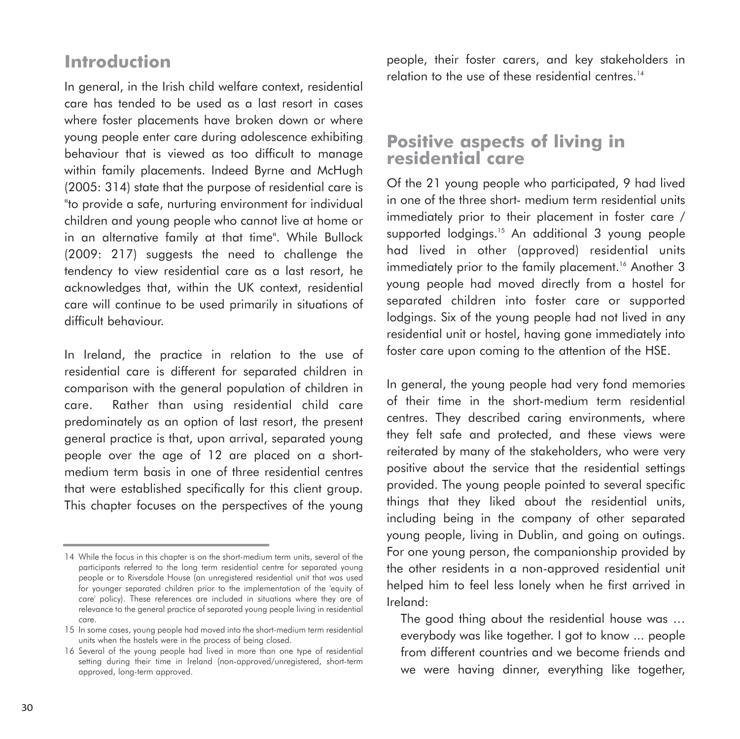## Introduction

In general, in the Irish child welfare context, residential care has tended to be used as a last resort in cases where foster placements have broken down or where young people enter care during adolescence exhibiting behaviour that is viewed as too difficult to manage within family placements. Indeed Byrne and McHugh (2005: 314) state that the purpose of residential care is "to provide a safe, nurturing environment for individual children and young people who cannot live at home or in an alternative family at that time". While Bullock (2009: 217) suggests the need to challenge the tendency to view residential care as a last resort, he acknowledges that, within the UK context, residential care will continue to be used primarily in situations of difficult behaviour.

In Ireland, the practice in relation to the use of residential care is different for separated children in comparison with the general population of children in care. Rather than using residential child care predominately as an option of last resort, the present general practice is that, upon arrival, separated young people over the age of 12 are placed on a short-medium term basis in one of three residential centres that were established specifically for this client group. This chapter focuses on the perspectives of the young people, their foster carers, and key stakeholders in relation to the use of these residential centres.[14]

## Positive aspects of living in residential care

Of the 21 young people who participated, 9 had lived in one of the three short- medium term residential units immediately prior to their placement in foster care / supported lodgings.[15] An additional 3 young people had lived in other (approved) residential units immediately prior to the family placement.[16] Another 3 young people had moved directly from a hostel for separated children into foster care or supported lodgings. Six of the young people had not lived in any residential unit or hostel, having gone immediately into foster care upon coming to the attention of the HSE.

In general, the young people had very fond memories of their time in the short-medium term residential centres. They described caring environments, where they felt safe and protected, and these views were reiterated by many of the stakeholders, who were very positive about the service that the residential settings provided. The young people pointed to several specific things that they liked about the residential units, including being in the company of other separated young people, living in Dublin, and going on outings. For one young person, the companionship provided by the other residents in a non-approved residential unit helped him to feel less lonely when he first arrived in Ireland:

> The good thing about the residential house was … everybody was like together. I got to know ... people from different countries and we become friends and we were having dinner, everything like together,

---

14 While the focus in this chapter is on the short-medium term units, several of the participants referred to the long term residential centre for separated young people or to Riversdale House (an unregistered residential unit that was used for younger separated children prior to the implementation of the 'equity of care' policy). These references are included in situations where they are of relevance to the general practice of separated young people living in residential care.

15 In some cases, young people had moved into the short-medium term residential units when the hostels were in the process of being closed.

16 Several of the young people had lived in more than one type of residential setting during their time in Ireland (non-approved/unregistered, short-term approved, long-term approved.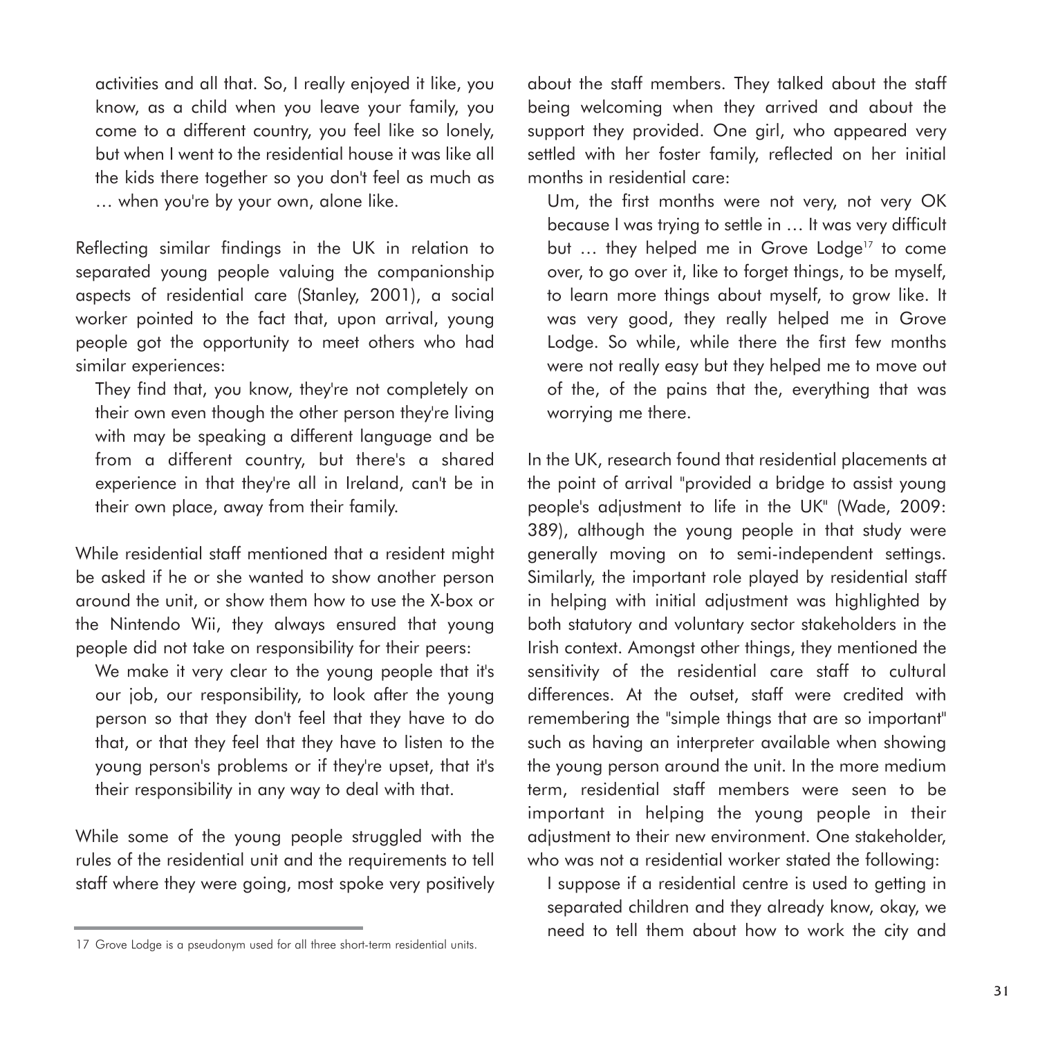activities and all that. So, I really enjoyed it like, you know, as a child when you leave your family, you come to a different country, you feel like so lonely, but when I went to the residential house it was like all the kids there together so you don't feel as much as … when you're by your own, alone like.

Reflecting similar findings in the UK in relation to separated young people valuing the companionship aspects of residential care (Stanley, 2001), a social worker pointed to the fact that, upon arrival, young people got the opportunity to meet others who had similar experiences:

> They find that, you know, they're not completely on their own even though the other person they're living with may be speaking a different language and be from a different country, but there's a shared experience in that they're all in Ireland, can't be in their own place, away from their family.

While residential staff mentioned that a resident might be asked if he or she wanted to show another person around the unit, or show them how to use the X-box or the Nintendo Wii, they always ensured that young people did not take on responsibility for their peers:

> We make it very clear to the young people that it's our job, our responsibility, to look after the young person so that they don't feel that they have to do that, or that they feel that they have to listen to the young person's problems or if they're upset, that it's their responsibility in any way to deal with that.

While some of the young people struggled with the rules of the residential unit and the requirements to tell staff where they were going, most spoke very positively about the staff members. They talked about the staff being welcoming when they arrived and about the support they provided. One girl, who appeared very settled with her foster family, reflected on her initial months in residential care:

> Um, the first months were not very, not very OK because I was trying to settle in … It was very difficult but … they helped me in Grove Lodge[17] to come over, to go over it, like to forget things, to be myself, to learn more things about myself, to grow like. It was very good, they really helped me in Grove Lodge. So while, while there the first few months were not really easy but they helped me to move out of the, of the pains that the, everything that was worrying me there.

In the UK, research found that residential placements at the point of arrival "provided a bridge to assist young people's adjustment to life in the UK" (Wade, 2009: 389), although the young people in that study were generally moving on to semi-independent settings. Similarly, the important role played by residential staff in helping with initial adjustment was highlighted by both statutory and voluntary sector stakeholders in the Irish context. Amongst other things, they mentioned the sensitivity of the residential care staff to cultural differences. At the outset, staff were credited with remembering the "simple things that are so important" such as having an interpreter available when showing the young person around the unit. In the more medium term, residential staff members were seen to be important in helping the young people in their adjustment to their new environment. One stakeholder, who was not a residential worker stated the following:

> I suppose if a residential centre is used to getting in separated children and they already know, okay, we need to tell them about how to work the city and

---

17 Grove Lodge is a pseudonym used for all three short-term residential units.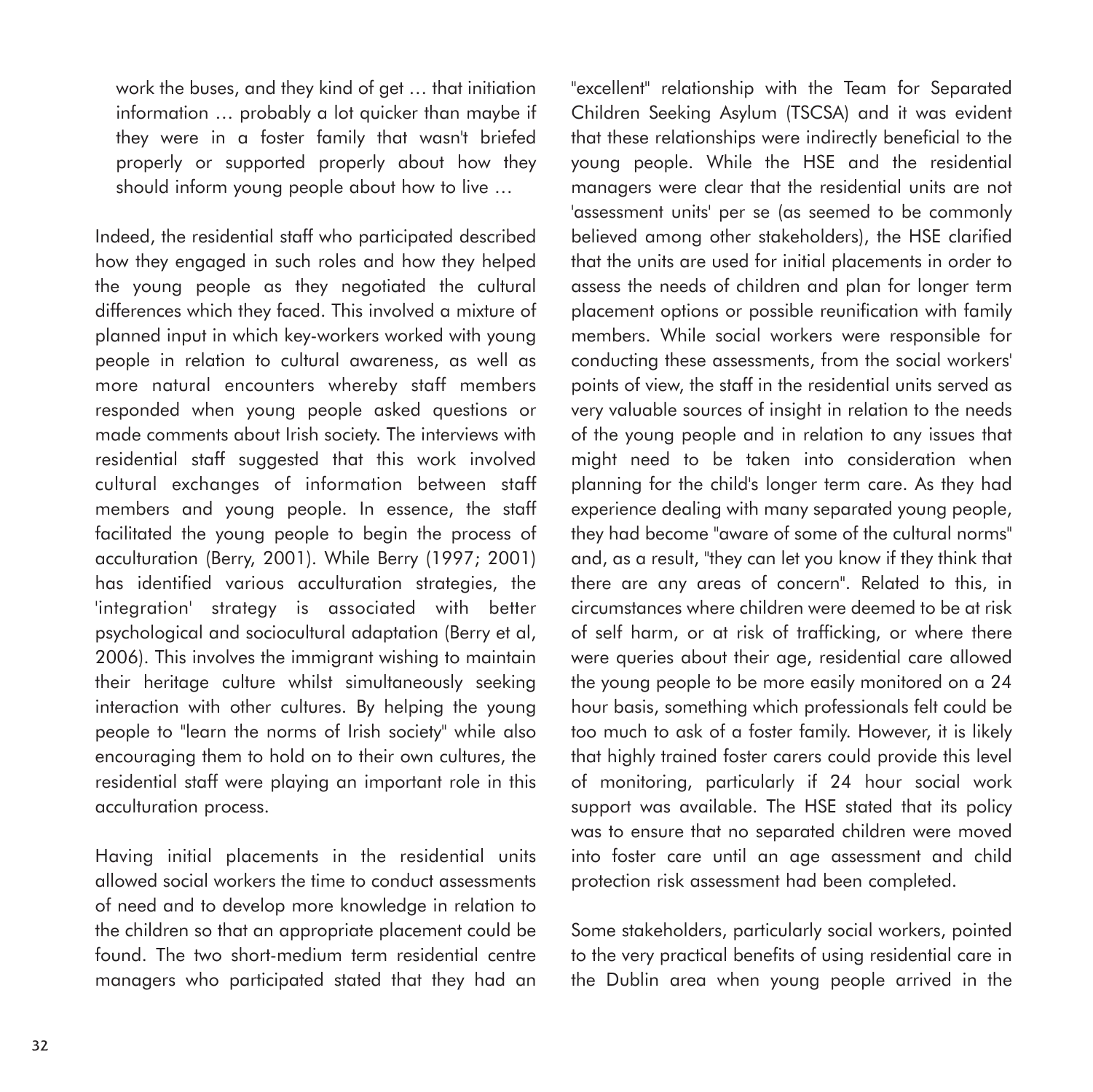> work the buses, and they kind of get … that initiation information … probably a lot quicker than maybe if they were in a foster family that wasn't briefed properly or supported properly about how they should inform young people about how to live …

Indeed, the residential staff who participated described how they engaged in such roles and how they helped the young people as they negotiated the cultural differences which they faced. This involved a mixture of planned input in which key-workers worked with young people in relation to cultural awareness, as well as more natural encounters whereby staff members responded when young people asked questions or made comments about Irish society. The interviews with residential staff suggested that this work involved cultural exchanges of information between staff members and young people. In essence, the staff facilitated the young people to begin the process of acculturation (Berry, 2001). While Berry (1997; 2001) has identified various acculturation strategies, the 'integration' strategy is associated with better psychological and sociocultural adaptation (Berry et al, 2006). This involves the immigrant wishing to maintain their heritage culture whilst simultaneously seeking interaction with other cultures. By helping the young people to "learn the norms of Irish society" while also encouraging them to hold on to their own cultures, the residential staff were playing an important role in this acculturation process.

Having initial placements in the residential units allowed social workers the time to conduct assessments of need and to develop more knowledge in relation to the children so that an appropriate placement could be found. The two short-medium term residential centre managers who participated stated that they had an "excellent" relationship with the Team for Separated Children Seeking Asylum (TSCSA) and it was evident that these relationships were indirectly beneficial to the young people. While the HSE and the residential managers were clear that the residential units are not 'assessment units' per se (as seemed to be commonly believed among other stakeholders), the HSE clarified that the units are used for initial placements in order to assess the needs of children and plan for longer term placement options or possible reunification with family members. While social workers were responsible for conducting these assessments, from the social workers' points of view, the staff in the residential units served as very valuable sources of insight in relation to the needs of the young people and in relation to any issues that might need to be taken into consideration when planning for the child's longer term care. As they had experience dealing with many separated young people, they had become "aware of some of the cultural norms" and, as a result, "they can let you know if they think that there are any areas of concern". Related to this, in circumstances where children were deemed to be at risk of self harm, or at risk of trafficking, or where there were queries about their age, residential care allowed the young people to be more easily monitored on a 24 hour basis, something which professionals felt could be too much to ask of a foster family. However, it is likely that highly trained foster carers could provide this level of monitoring, particularly if 24 hour social work support was available. The HSE stated that its policy was to ensure that no separated children were moved into foster care until an age assessment and child protection risk assessment had been completed.

Some stakeholders, particularly social workers, pointed to the very practical benefits of using residential care in the Dublin area when young people arrived in the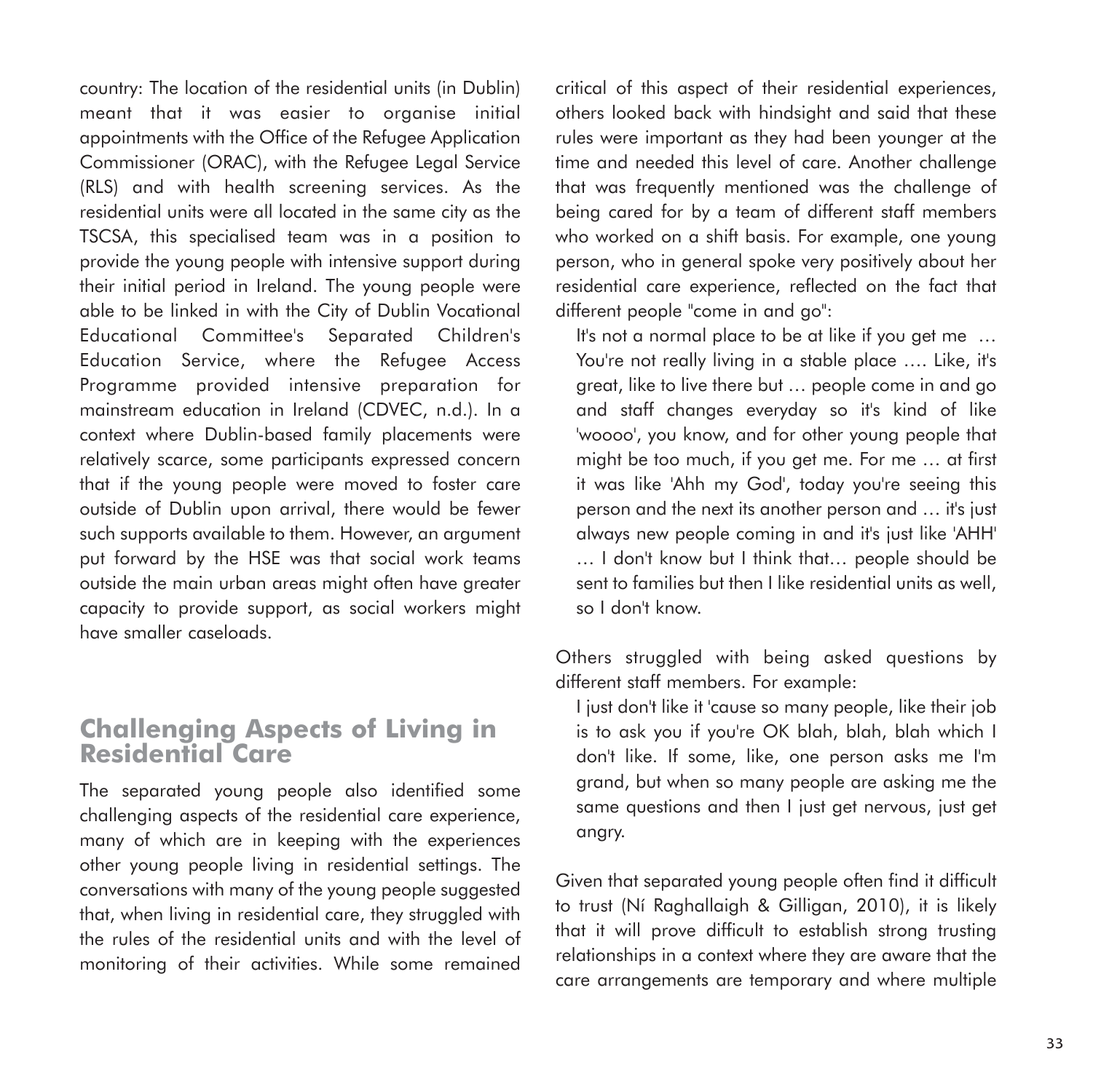country: The location of the residential units (in Dublin) meant that it was easier to organise initial appointments with the Office of the Refugee Application Commissioner (ORAC), with the Refugee Legal Service (RLS) and with health screening services. As the residential units were all located in the same city as the TSCSA, this specialised team was in a position to provide the young people with intensive support during their initial period in Ireland. The young people were able to be linked in with the City of Dublin Vocational Educational Committee's Separated Children's Education Service, where the Refugee Access Programme provided intensive preparation for mainstream education in Ireland (CDVEC, n.d.). In a context where Dublin-based family placements were relatively scarce, some participants expressed concern that if the young people were moved to foster care outside of Dublin upon arrival, there would be fewer such supports available to them. However, an argument put forward by the HSE was that social work teams outside the main urban areas might often have greater capacity to provide support, as social workers might have smaller caseloads.

## Challenging Aspects of Living in Residential Care

The separated young people also identified some challenging aspects of the residential care experience, many of which are in keeping with the experiences other young people living in residential settings. The conversations with many of the young people suggested that, when living in residential care, they struggled with the rules of the residential units and with the level of monitoring of their activities. While some remained critical of this aspect of their residential experiences, others looked back with hindsight and said that these rules were important as they had been younger at the time and needed this level of care. Another challenge that was frequently mentioned was the challenge of being cared for by a team of different staff members who worked on a shift basis. For example, one young person, who in general spoke very positively about her residential care experience, reflected on the fact that different people "come in and go":

> It's not a normal place to be at like if you get me … You're not really living in a stable place …. Like, it's great, like to live there but … people come in and go and staff changes everyday so it's kind of like 'woooo', you know, and for other young people that might be too much, if you get me. For me … at first it was like 'Ahh my God', today you're seeing this person and the next its another person and … it's just always new people coming in and it's just like 'AHH' … I don't know but I think that… people should be sent to families but then I like residential units as well, so I don't know.

Others struggled with being asked questions by different staff members. For example:

> I just don't like it 'cause so many people, like their job is to ask you if you're OK blah, blah, blah which I don't like. If some, like, one person asks me I'm grand, but when so many people are asking me the same questions and then I just get nervous, just get angry.

Given that separated young people often find it difficult to trust (Ní Raghallaigh & Gilligan, 2010), it is likely that it will prove difficult to establish strong trusting relationships in a context where they are aware that the care arrangements are temporary and where multiple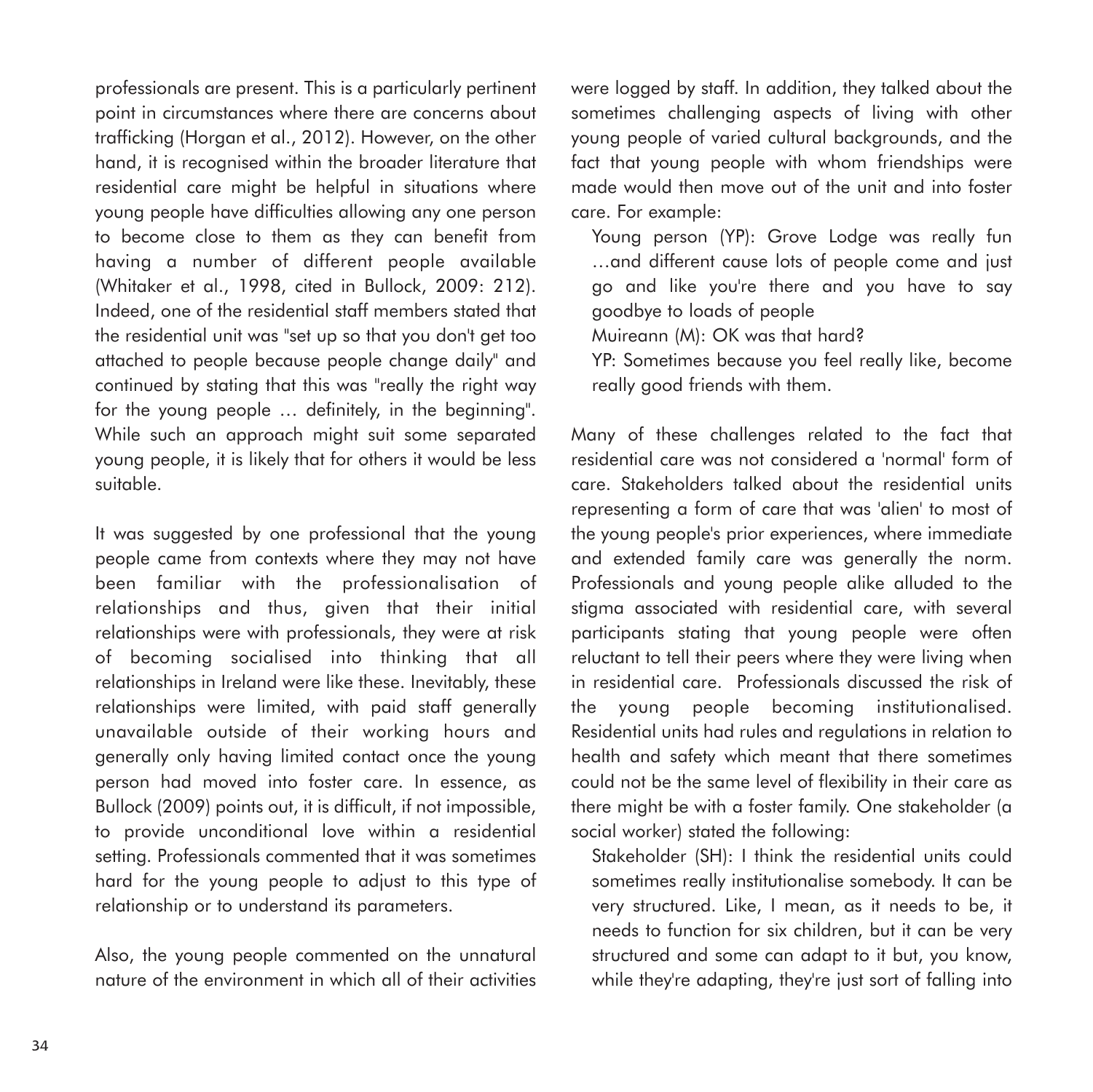professionals are present. This is a particularly pertinent point in circumstances where there are concerns about trafficking (Horgan et al., 2012). However, on the other hand, it is recognised within the broader literature that residential care might be helpful in situations where young people have difficulties allowing any one person to become close to them as they can benefit from having a number of different people available (Whitaker et al., 1998, cited in Bullock, 2009: 212). Indeed, one of the residential staff members stated that the residential unit was "set up so that you don't get too attached to people because people change daily" and continued by stating that this was "really the right way for the young people … definitely, in the beginning". While such an approach might suit some separated young people, it is likely that for others it would be less suitable.

It was suggested by one professional that the young people came from contexts where they may not have been familiar with the professionalisation of relationships and thus, given that their initial relationships were with professionals, they were at risk of becoming socialised into thinking that all relationships in Ireland were like these. Inevitably, these relationships were limited, with paid staff generally unavailable outside of their working hours and generally only having limited contact once the young person had moved into foster care. In essence, as Bullock (2009) points out, it is difficult, if not impossible, to provide unconditional love within a residential setting. Professionals commented that it was sometimes hard for the young people to adjust to this type of relationship or to understand its parameters.

Also, the young people commented on the unnatural nature of the environment in which all of their activities were logged by staff. In addition, they talked about the sometimes challenging aspects of living with other young people of varied cultural backgrounds, and the fact that young people with whom friendships were made would then move out of the unit and into foster care. For example:

> Young person (YP): Grove Lodge was really fun …and different cause lots of people come and just go and like you're there and you have to say goodbye to loads of people
>
> Muireann (M): OK was that hard?
>
> YP: Sometimes because you feel really like, become really good friends with them.

Many of these challenges related to the fact that residential care was not considered a 'normal' form of care. Stakeholders talked about the residential units representing a form of care that was 'alien' to most of the young people's prior experiences, where immediate and extended family care was generally the norm. Professionals and young people alike alluded to the stigma associated with residential care, with several participants stating that young people were often reluctant to tell their peers where they were living when in residential care. Professionals discussed the risk of the young people becoming institutionalised. Residential units had rules and regulations in relation to health and safety which meant that there sometimes could not be the same level of flexibility in their care as there might be with a foster family. One stakeholder (a social worker) stated the following:

> Stakeholder (SH): I think the residential units could sometimes really institutionalise somebody. It can be very structured. Like, I mean, as it needs to be, it needs to function for six children, but it can be very structured and some can adapt to it but, you know, while they're adapting, they're just sort of falling into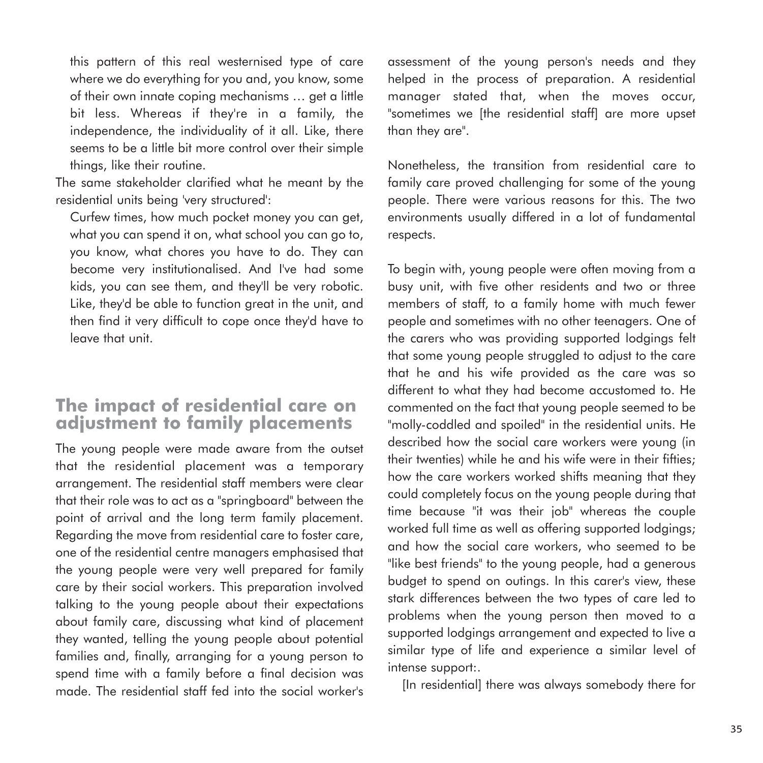this pattern of this real westernised type of care where we do everything for you and, you know, some of their own innate coping mechanisms … get a little bit less. Whereas if they're in a family, the independence, the individuality of it all. Like, there seems to be a little bit more control over their simple things, like their routine.

The same stakeholder clarified what he meant by the residential units being 'very structured':

> Curfew times, how much pocket money you can get, what you can spend it on, what school you can go to, you know, what chores you have to do. They can become very institutionalised. And I've had some kids, you can see them, and they'll be very robotic. Like, they'd be able to function great in the unit, and then find it very difficult to cope once they'd have to leave that unit.

## The impact of residential care on adjustment to family placements

The young people were made aware from the outset that the residential placement was a temporary arrangement. The residential staff members were clear that their role was to act as a "springboard" between the point of arrival and the long term family placement. Regarding the move from residential care to foster care, one of the residential centre managers emphasised that the young people were very well prepared for family care by their social workers. This preparation involved talking to the young people about their expectations about family care, discussing what kind of placement they wanted, telling the young people about potential families and, finally, arranging for a young person to spend time with a family before a final decision was made. The residential staff fed into the social worker's assessment of the young person's needs and they helped in the process of preparation. A residential manager stated that, when the moves occur, "sometimes we [the residential staff] are more upset than they are".

Nonetheless, the transition from residential care to family care proved challenging for some of the young people. There were various reasons for this. The two environments usually differed in a lot of fundamental respects.

To begin with, young people were often moving from a busy unit, with five other residents and two or three members of staff, to a family home with much fewer people and sometimes with no other teenagers. One of the carers who was providing supported lodgings felt that some young people struggled to adjust to the care that he and his wife provided as the care was so different to what they had become accustomed to. He commented on the fact that young people seemed to be "molly-coddled and spoiled" in the residential units. He described how the social care workers were young (in their twenties) while he and his wife were in their fifties; how the care workers worked shifts meaning that they could completely focus on the young people during that time because "it was their job" whereas the couple worked full time as well as offering supported lodgings; and how the social care workers, who seemed to be "like best friends" to the young people, had a generous budget to spend on outings. In this carer's view, these stark differences between the two types of care led to problems when the young person then moved to a supported lodgings arrangement and expected to live a similar type of life and experience a similar level of intense support:.

> [In residential] there was always somebody there for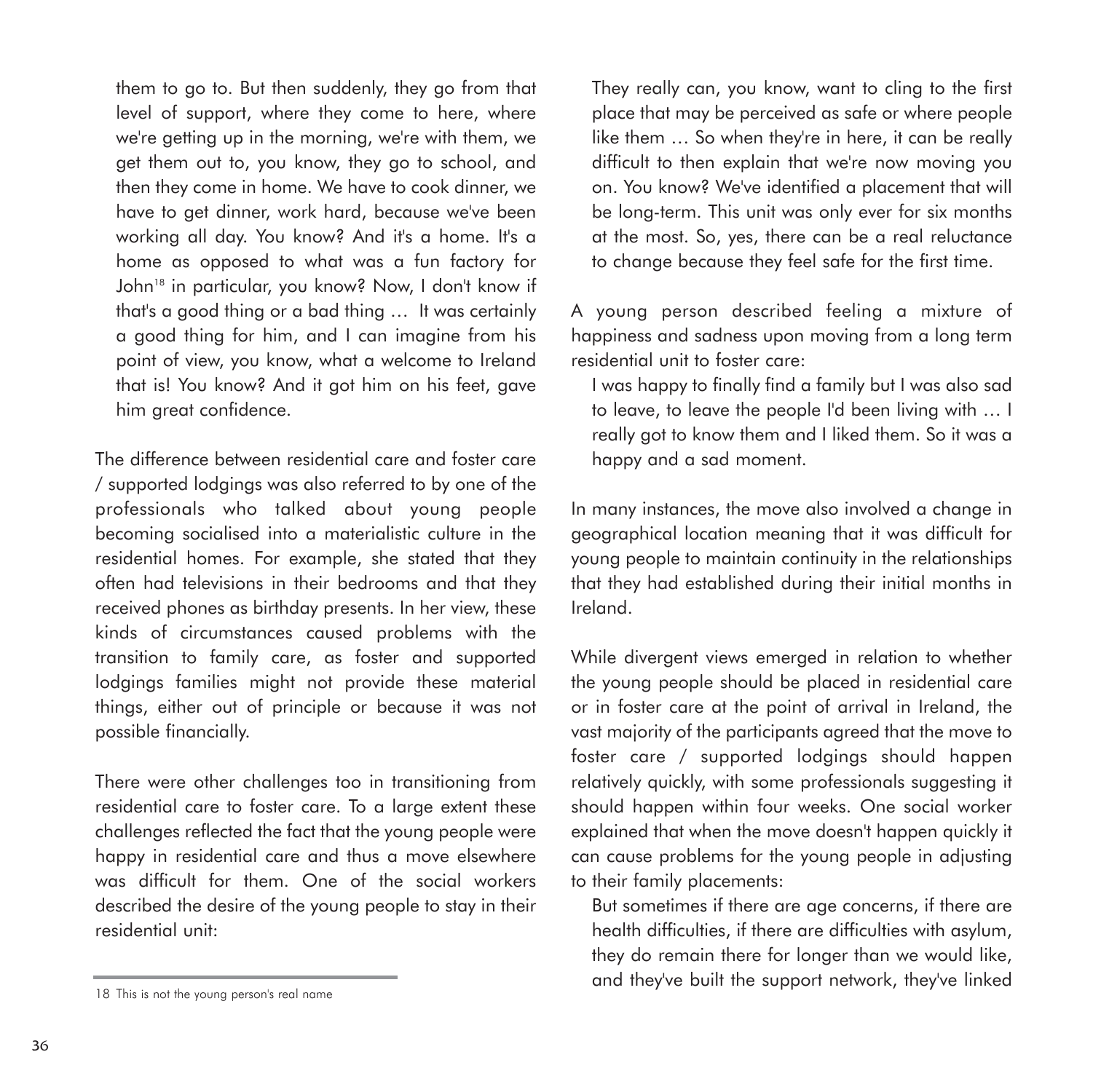them to go to. But then suddenly, they go from that level of support, where they come to here, where we're getting up in the morning, we're with them, we get them out to, you know, they go to school, and then they come in home. We have to cook dinner, we have to get dinner, work hard, because we've been working all day. You know? And it's a home. It's a home as opposed to what was a fun factory for John[18] in particular, you know? Now, I don't know if that's a good thing or a bad thing … It was certainly a good thing for him, and I can imagine from his point of view, you know, what a welcome to Ireland that is! You know? And it got him on his feet, gave him great confidence.

The difference between residential care and foster care / supported lodgings was also referred to by one of the professionals who talked about young people becoming socialised into a materialistic culture in the residential homes. For example, she stated that they often had televisions in their bedrooms and that they received phones as birthday presents. In her view, these kinds of circumstances caused problems with the transition to family care, as foster and supported lodgings families might not provide these material things, either out of principle or because it was not possible financially.

There were other challenges too in transitioning from residential care to foster care. To a large extent these challenges reflected the fact that the young people were happy in residential care and thus a move elsewhere was difficult for them. One of the social workers described the desire of the young people to stay in their residential unit:

They really can, you know, want to cling to the first place that may be perceived as safe or where people like them … So when they're in here, it can be really difficult to then explain that we're now moving you on. You know? We've identified a placement that will be long-term. This unit was only ever for six months at the most. So, yes, there can be a real reluctance to change because they feel safe for the first time.

A young person described feeling a mixture of happiness and sadness upon moving from a long term residential unit to foster care:

I was happy to finally find a family but I was also sad to leave, to leave the people I'd been living with … I really got to know them and I liked them. So it was a happy and a sad moment.

In many instances, the move also involved a change in geographical location meaning that it was difficult for young people to maintain continuity in the relationships that they had established during their initial months in Ireland.

While divergent views emerged in relation to whether the young people should be placed in residential care or in foster care at the point of arrival in Ireland, the vast majority of the participants agreed that the move to foster care / supported lodgings should happen relatively quickly, with some professionals suggesting it should happen within four weeks. One social worker explained that when the move doesn't happen quickly it can cause problems for the young people in adjusting to their family placements:

But sometimes if there are age concerns, if there are health difficulties, if there are difficulties with asylum, they do remain there for longer than we would like, and they've built the support network, they've linked

18 This is not the young person's real name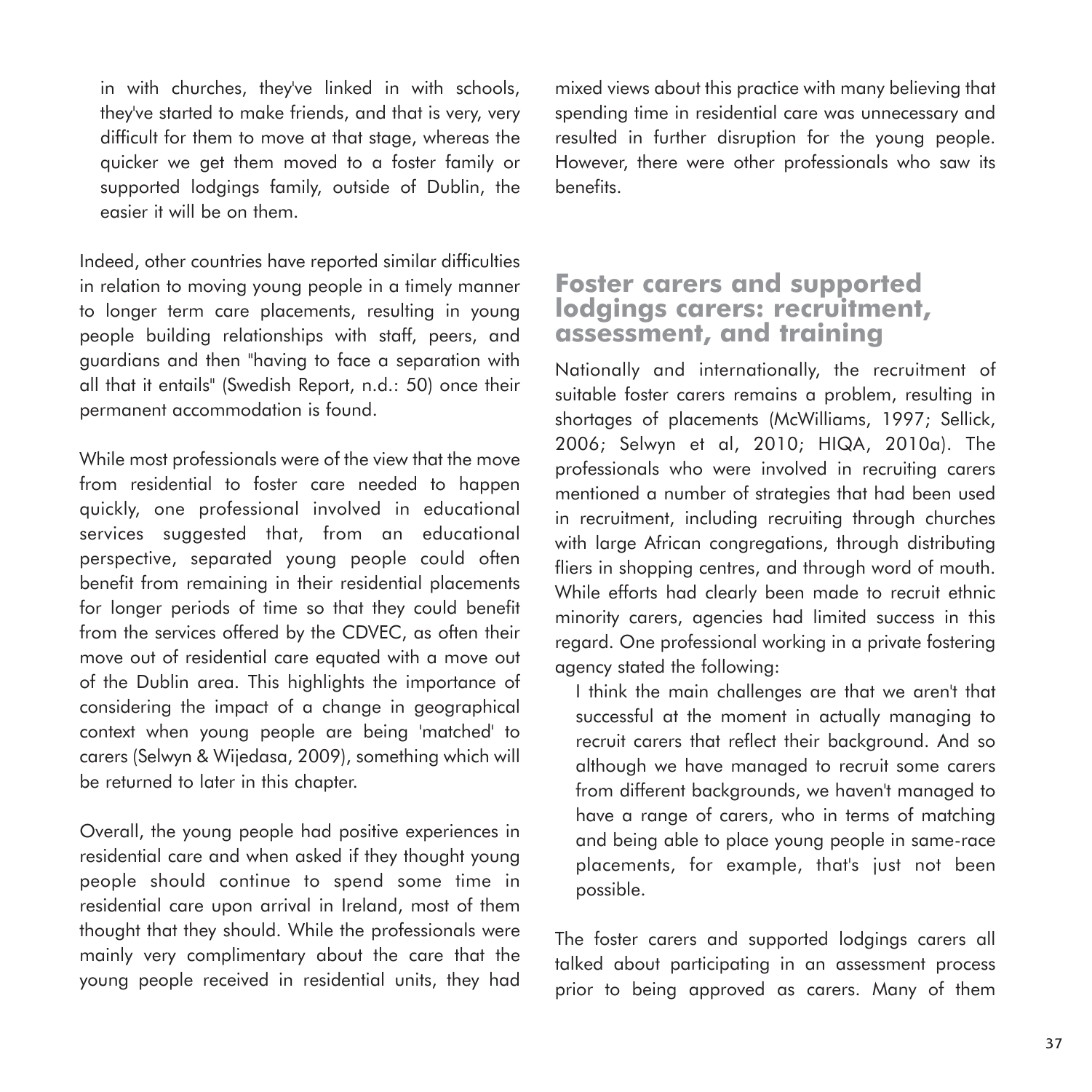> in with churches, they've linked in with schools, they've started to make friends, and that is very, very difficult for them to move at that stage, whereas the quicker we get them moved to a foster family or supported lodgings family, outside of Dublin, the easier it will be on them.

Indeed, other countries have reported similar difficulties in relation to moving young people in a timely manner to longer term care placements, resulting in young people building relationships with staff, peers, and guardians and then "having to face a separation with all that it entails" (Swedish Report, n.d.: 50) once their permanent accommodation is found.

While most professionals were of the view that the move from residential to foster care needed to happen quickly, one professional involved in educational services suggested that, from an educational perspective, separated young people could often benefit from remaining in their residential placements for longer periods of time so that they could benefit from the services offered by the CDVEC, as often their move out of residential care equated with a move out of the Dublin area. This highlights the importance of considering the impact of a change in geographical context when young people are being 'matched' to carers (Selwyn & Wijedasa, 2009), something which will be returned to later in this chapter.

Overall, the young people had positive experiences in residential care and when asked if they thought young people should continue to spend some time in residential care upon arrival in Ireland, most of them thought that they should. While the professionals were mainly very complimentary about the care that the young people received in residential units, they had mixed views about this practice with many believing that spending time in residential care was unnecessary and resulted in further disruption for the young people. However, there were other professionals who saw its benefits.

## Foster carers and supported lodgings carers: recruitment, assessment, and training

Nationally and internationally, the recruitment of suitable foster carers remains a problem, resulting in shortages of placements (McWilliams, 1997; Sellick, 2006; Selwyn et al, 2010; HIQA, 2010a). The professionals who were involved in recruiting carers mentioned a number of strategies that had been used in recruitment, including recruiting through churches with large African congregations, through distributing fliers in shopping centres, and through word of mouth. While efforts had clearly been made to recruit ethnic minority carers, agencies had limited success in this regard. One professional working in a private fostering agency stated the following:

> I think the main challenges are that we aren't that successful at the moment in actually managing to recruit carers that reflect their background. And so although we have managed to recruit some carers from different backgrounds, we haven't managed to have a range of carers, who in terms of matching and being able to place young people in same-race placements, for example, that's just not been possible.

The foster carers and supported lodgings carers all talked about participating in an assessment process prior to being approved as carers. Many of them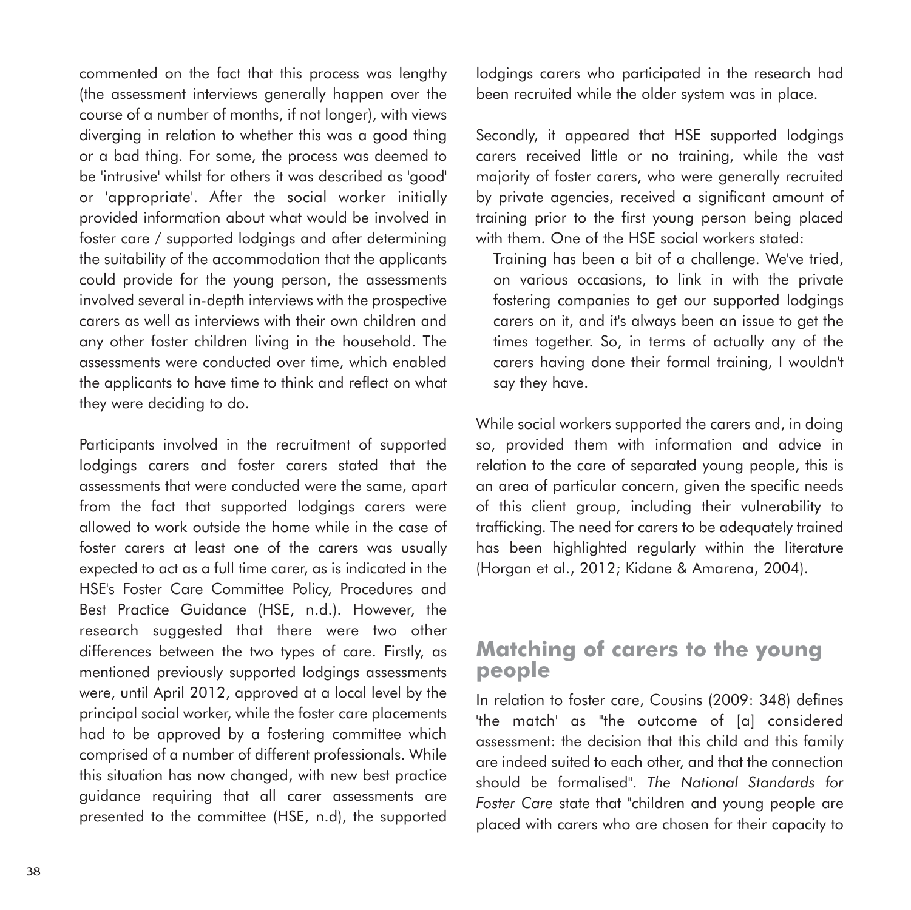commented on the fact that this process was lengthy (the assessment interviews generally happen over the course of a number of months, if not longer), with views diverging in relation to whether this was a good thing or a bad thing. For some, the process was deemed to be 'intrusive' whilst for others it was described as 'good' or 'appropriate'. After the social worker initially provided information about what would be involved in foster care / supported lodgings and after determining the suitability of the accommodation that the applicants could provide for the young person, the assessments involved several in-depth interviews with the prospective carers as well as interviews with their own children and any other foster children living in the household. The assessments were conducted over time, which enabled the applicants to have time to think and reflect on what they were deciding to do.

Participants involved in the recruitment of supported lodgings carers and foster carers stated that the assessments that were conducted were the same, apart from the fact that supported lodgings carers were allowed to work outside the home while in the case of foster carers at least one of the carers was usually expected to act as a full time carer, as is indicated in the HSE's Foster Care Committee Policy, Procedures and Best Practice Guidance (HSE, n.d.). However, the research suggested that there were two other differences between the two types of care. Firstly, as mentioned previously supported lodgings assessments were, until April 2012, approved at a local level by the principal social worker, while the foster care placements had to be approved by a fostering committee which comprised of a number of different professionals. While this situation has now changed, with new best practice guidance requiring that all carer assessments are presented to the committee (HSE, n.d), the supported lodgings carers who participated in the research had been recruited while the older system was in place.

Secondly, it appeared that HSE supported lodgings carers received little or no training, while the vast majority of foster carers, who were generally recruited by private agencies, received a significant amount of training prior to the first young person being placed with them. One of the HSE social workers stated:

> Training has been a bit of a challenge. We've tried, on various occasions, to link in with the private fostering companies to get our supported lodgings carers on it, and it's always been an issue to get the times together. So, in terms of actually any of the carers having done their formal training, I wouldn't say they have.

While social workers supported the carers and, in doing so, provided them with information and advice in relation to the care of separated young people, this is an area of particular concern, given the specific needs of this client group, including their vulnerability to trafficking. The need for carers to be adequately trained has been highlighted regularly within the literature (Horgan et al., 2012; Kidane & Amarena, 2004).

## Matching of carers to the young people

In relation to foster care, Cousins (2009: 348) defines 'the match' as "the outcome of [a] considered assessment: the decision that this child and this family are indeed suited to each other, and that the connection should be formalised". *The National Standards for Foster Care* state that "children and young people are placed with carers who are chosen for their capacity to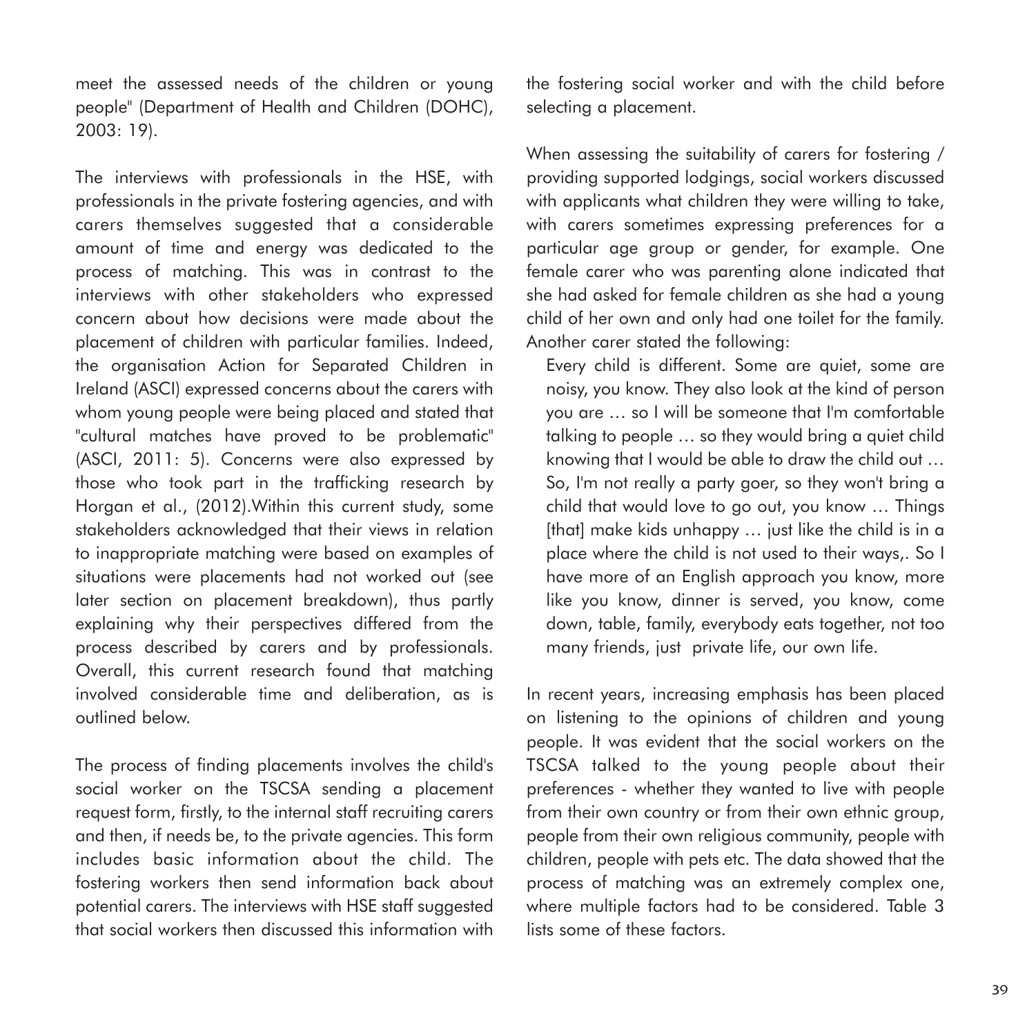meet the assessed needs of the children or young people" (Department of Health and Children (DOHC), 2003: 19).

The interviews with professionals in the HSE, with professionals in the private fostering agencies, and with carers themselves suggested that a considerable amount of time and energy was dedicated to the process of matching. This was in contrast to the interviews with other stakeholders who expressed concern about how decisions were made about the placement of children with particular families. Indeed, the organisation Action for Separated Children in Ireland (ASCI) expressed concerns about the carers with whom young people were being placed and stated that "cultural matches have proved to be problematic" (ASCI, 2011: 5). Concerns were also expressed by those who took part in the trafficking research by Horgan et al., (2012).Within this current study, some stakeholders acknowledged that their views in relation to inappropriate matching were based on examples of situations were placements had not worked out (see later section on placement breakdown), thus partly explaining why their perspectives differed from the process described by carers and by professionals. Overall, this current research found that matching involved considerable time and deliberation, as is outlined below.

The process of finding placements involves the child's social worker on the TSCSA sending a placement request form, firstly, to the internal staff recruiting carers and then, if needs be, to the private agencies. This form includes basic information about the child. The fostering workers then send information back about potential carers. The interviews with HSE staff suggested that social workers then discussed this information with the fostering social worker and with the child before selecting a placement.

When assessing the suitability of carers for fostering / providing supported lodgings, social workers discussed with applicants what children they were willing to take, with carers sometimes expressing preferences for a particular age group or gender, for example. One female carer who was parenting alone indicated that she had asked for female children as she had a young child of her own and only had one toilet for the family. Another carer stated the following:

> Every child is different. Some are quiet, some are noisy, you know. They also look at the kind of person you are … so I will be someone that I'm comfortable talking to people … so they would bring a quiet child knowing that I would be able to draw the child out … So, I'm not really a party goer, so they won't bring a child that would love to go out, you know … Things [that] make kids unhappy … just like the child is in a place where the child is not used to their ways,. So I have more of an English approach you know, more like you know, dinner is served, you know, come down, table, family, everybody eats together, not too many friends, just private life, our own life.

In recent years, increasing emphasis has been placed on listening to the opinions of children and young people. It was evident that the social workers on the TSCSA talked to the young people about their preferences - whether they wanted to live with people from their own country or from their own ethnic group, people from their own religious community, people with children, people with pets etc. The data showed that the process of matching was an extremely complex one, where multiple factors had to be considered. Table 3 lists some of these factors.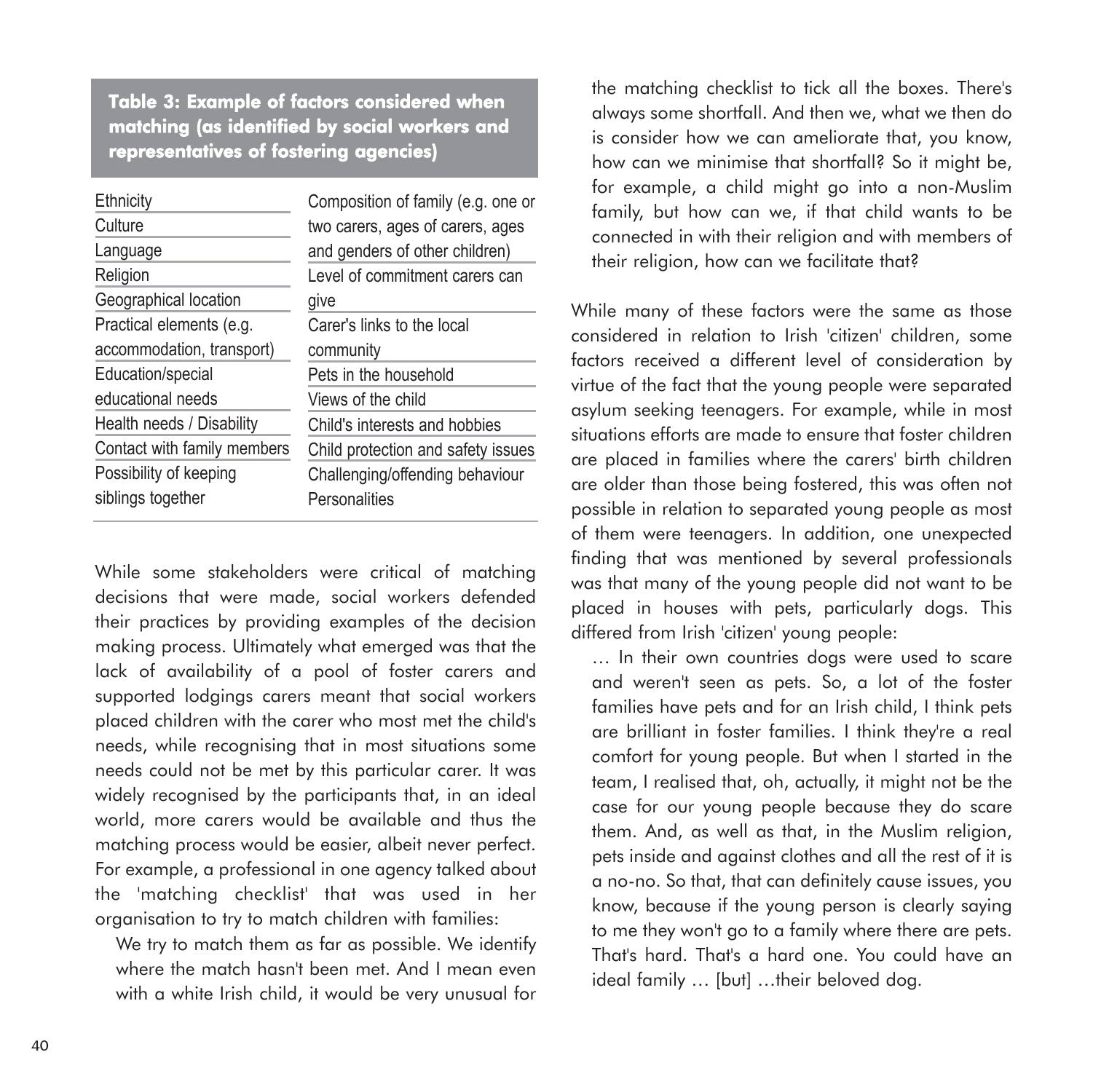**Table 3: Example of factors considered when matching (as identified by social workers and representatives of fostering agencies)**

| | |
|---|---|
| Ethnicity | Composition of family (e.g. one or two carers, ages of carers, ages and genders of other children) |
| Culture | |
| Language | |
| Religion | Level of commitment carers can give |
| Geographical location | |
| Practical elements (e.g. accommodation, transport) | Carer's links to the local community |
| Education/special educational needs | Pets in the household |
| | Views of the child |
| Health needs / Disability | Child's interests and hobbies |
| Contact with family members | Child protection and safety issues |
| Possibility of keeping siblings together | Challenging/offending behaviour |
| | Personalities |

While some stakeholders were critical of matching decisions that were made, social workers defended their practices by providing examples of the decision making process. Ultimately what emerged was that the lack of availability of a pool of foster carers and supported lodgings carers meant that social workers placed children with the carer who most met the child's needs, while recognising that in most situations some needs could not be met by this particular carer. It was widely recognised by the participants that, in an ideal world, more carers would be available and thus the matching process would be easier, albeit never perfect. For example, a professional in one agency talked about the 'matching checklist' that was used in her organisation to try to match children with families:

> We try to match them as far as possible. We identify where the match hasn't been met. And I mean even with a white Irish child, it would be very unusual for the matching checklist to tick all the boxes. There's always some shortfall. And then we, what we then do is consider how we can ameliorate that, you know, how can we minimise that shortfall? So it might be, for example, a child might go into a non-Muslim family, but how can we, if that child wants to be connected in with their religion and with members of their religion, how can we facilitate that?

While many of these factors were the same as those considered in relation to Irish 'citizen' children, some factors received a different level of consideration by virtue of the fact that the young people were separated asylum seeking teenagers. For example, while in most situations efforts are made to ensure that foster children are placed in families where the carers' birth children are older than those being fostered, this was often not possible in relation to separated young people as most of them were teenagers. In addition, one unexpected finding that was mentioned by several professionals was that many of the young people did not want to be placed in houses with pets, particularly dogs. This differed from Irish 'citizen' young people:

> … In their own countries dogs were used to scare and weren't seen as pets. So, a lot of the foster families have pets and for an Irish child, I think pets are brilliant in foster families. I think they're a real comfort for young people. But when I started in the team, I realised that, oh, actually, it might not be the case for our young people because they do scare them. And, as well as that, in the Muslim religion, pets inside and against clothes and all the rest of it is a no-no. So that, that can definitely cause issues, you know, because if the young person is clearly saying to me they won't go to a family where there are pets. That's hard. That's a hard one. You could have an ideal family … [but] …their beloved dog.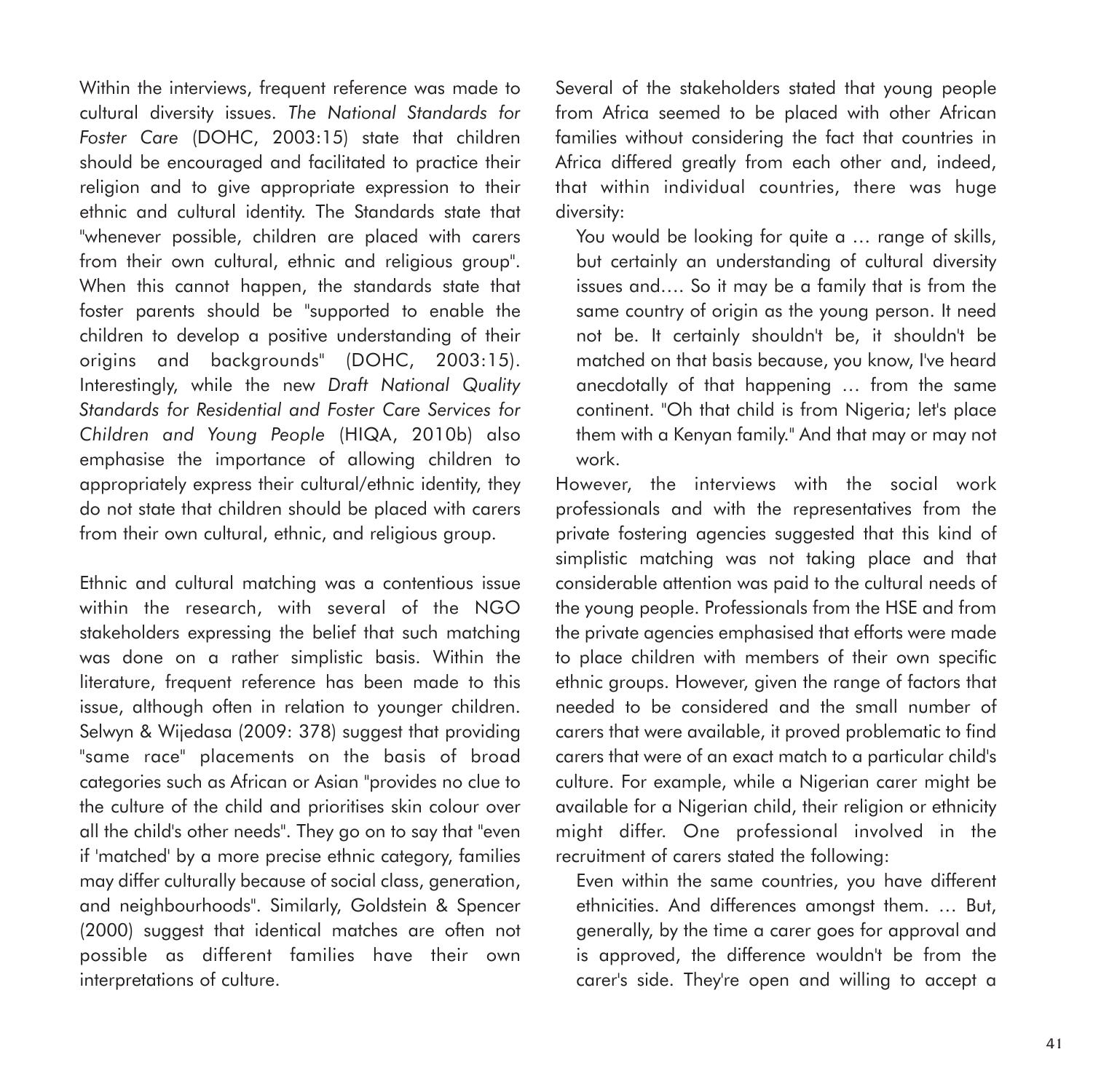Within the interviews, frequent reference was made to cultural diversity issues. *The National Standards for Foster Care* (DOHC, 2003:15) state that children should be encouraged and facilitated to practice their religion and to give appropriate expression to their ethnic and cultural identity. The Standards state that "whenever possible, children are placed with carers from their own cultural, ethnic and religious group". When this cannot happen, the standards state that foster parents should be "supported to enable the children to develop a positive understanding of their origins and backgrounds" (DOHC, 2003:15). Interestingly, while the new *Draft National Quality Standards for Residential and Foster Care Services for Children and Young People* (HIQA, 2010b) also emphasise the importance of allowing children to appropriately express their cultural/ethnic identity, they do not state that children should be placed with carers from their own cultural, ethnic, and religious group.

Ethnic and cultural matching was a contentious issue within the research, with several of the NGO stakeholders expressing the belief that such matching was done on a rather simplistic basis. Within the literature, frequent reference has been made to this issue, although often in relation to younger children. Selwyn & Wijedasa (2009: 378) suggest that providing "same race" placements on the basis of broad categories such as African or Asian "provides no clue to the culture of the child and prioritises skin colour over all the child's other needs". They go on to say that "even if 'matched' by a more precise ethnic category, families may differ culturally because of social class, generation, and neighbourhoods". Similarly, Goldstein & Spencer (2000) suggest that identical matches are often not possible as different families have their own interpretations of culture.

Several of the stakeholders stated that young people from Africa seemed to be placed with other African families without considering the fact that countries in Africa differed greatly from each other and, indeed, that within individual countries, there was huge diversity:

> You would be looking for quite a … range of skills, but certainly an understanding of cultural diversity issues and…. So it may be a family that is from the same country of origin as the young person. It need not be. It certainly shouldn't be, it shouldn't be matched on that basis because, you know, I've heard anecdotally of that happening … from the same continent. "Oh that child is from Nigeria; let's place them with a Kenyan family." And that may or may not work.

However, the interviews with the social work professionals and with the representatives from the private fostering agencies suggested that this kind of simplistic matching was not taking place and that considerable attention was paid to the cultural needs of the young people. Professionals from the HSE and from the private agencies emphasised that efforts were made to place children with members of their own specific ethnic groups. However, given the range of factors that needed to be considered and the small number of carers that were available, it proved problematic to find carers that were of an exact match to a particular child's culture. For example, while a Nigerian carer might be available for a Nigerian child, their religion or ethnicity might differ. One professional involved in the recruitment of carers stated the following:

> Even within the same countries, you have different ethnicities. And differences amongst them. … But, generally, by the time a carer goes for approval and is approved, the difference wouldn't be from the carer's side. They're open and willing to accept a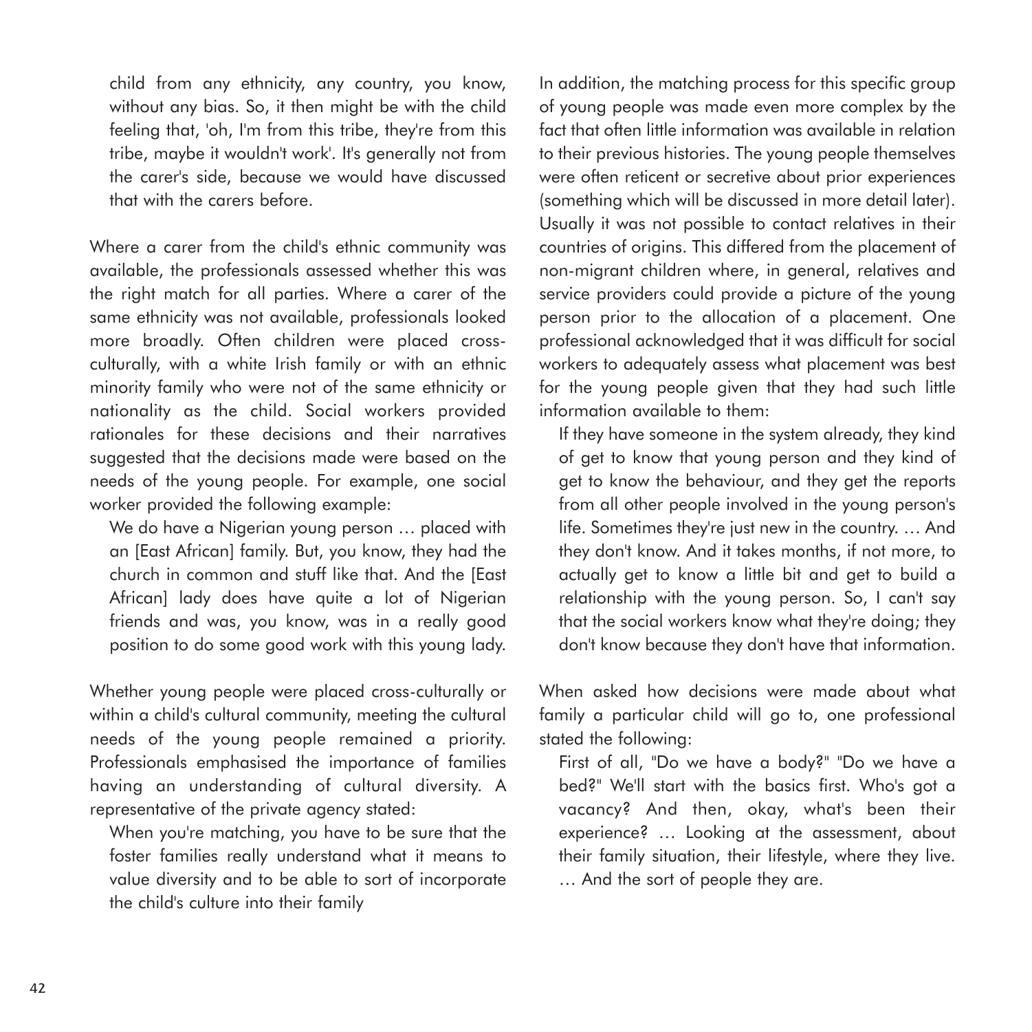> child from any ethnicity, any country, you know, without any bias. So, it then might be with the child feeling that, 'oh, I'm from this tribe, they're from this tribe, maybe it wouldn't work'. It's generally not from the carer's side, because we would have discussed that with the carers before.

Where a carer from the child's ethnic community was available, the professionals assessed whether this was the right match for all parties. Where a carer of the same ethnicity was not available, professionals looked more broadly. Often children were placed cross-culturally, with a white Irish family or with an ethnic minority family who were not of the same ethnicity or nationality as the child. Social workers provided rationales for these decisions and their narratives suggested that the decisions made were based on the needs of the young people. For example, one social worker provided the following example:

> We do have a Nigerian young person … placed with an [East African] family. But, you know, they had the church in common and stuff like that. And the [East African] lady does have quite a lot of Nigerian friends and was, you know, was in a really good position to do some good work with this young lady.

Whether young people were placed cross-culturally or within a child's cultural community, meeting the cultural needs of the young people remained a priority. Professionals emphasised the importance of families having an understanding of cultural diversity. A representative of the private agency stated:

> When you're matching, you have to be sure that the foster families really understand what it means to value diversity and to be able to sort of incorporate the child's culture into their family

In addition, the matching process for this specific group of young people was made even more complex by the fact that often little information was available in relation to their previous histories. The young people themselves were often reticent or secretive about prior experiences (something which will be discussed in more detail later). Usually it was not possible to contact relatives in their countries of origins. This differed from the placement of non-migrant children where, in general, relatives and service providers could provide a picture of the young person prior to the allocation of a placement. One professional acknowledged that it was difficult for social workers to adequately assess what placement was best for the young people given that they had such little information available to them:

> If they have someone in the system already, they kind of get to know that young person and they kind of get to know the behaviour, and they get the reports from all other people involved in the young person's life. Sometimes they're just new in the country. … And they don't know. And it takes months, if not more, to actually get to know a little bit and get to build a relationship with the young person. So, I can't say that the social workers know what they're doing; they don't know because they don't have that information.

When asked how decisions were made about what family a particular child will go to, one professional stated the following:

> First of all, "Do we have a body?" "Do we have a bed?" We'll start with the basics first. Who's got a vacancy? And then, okay, what's been their experience? … Looking at the assessment, about their family situation, their lifestyle, where they live. … And the sort of people they are.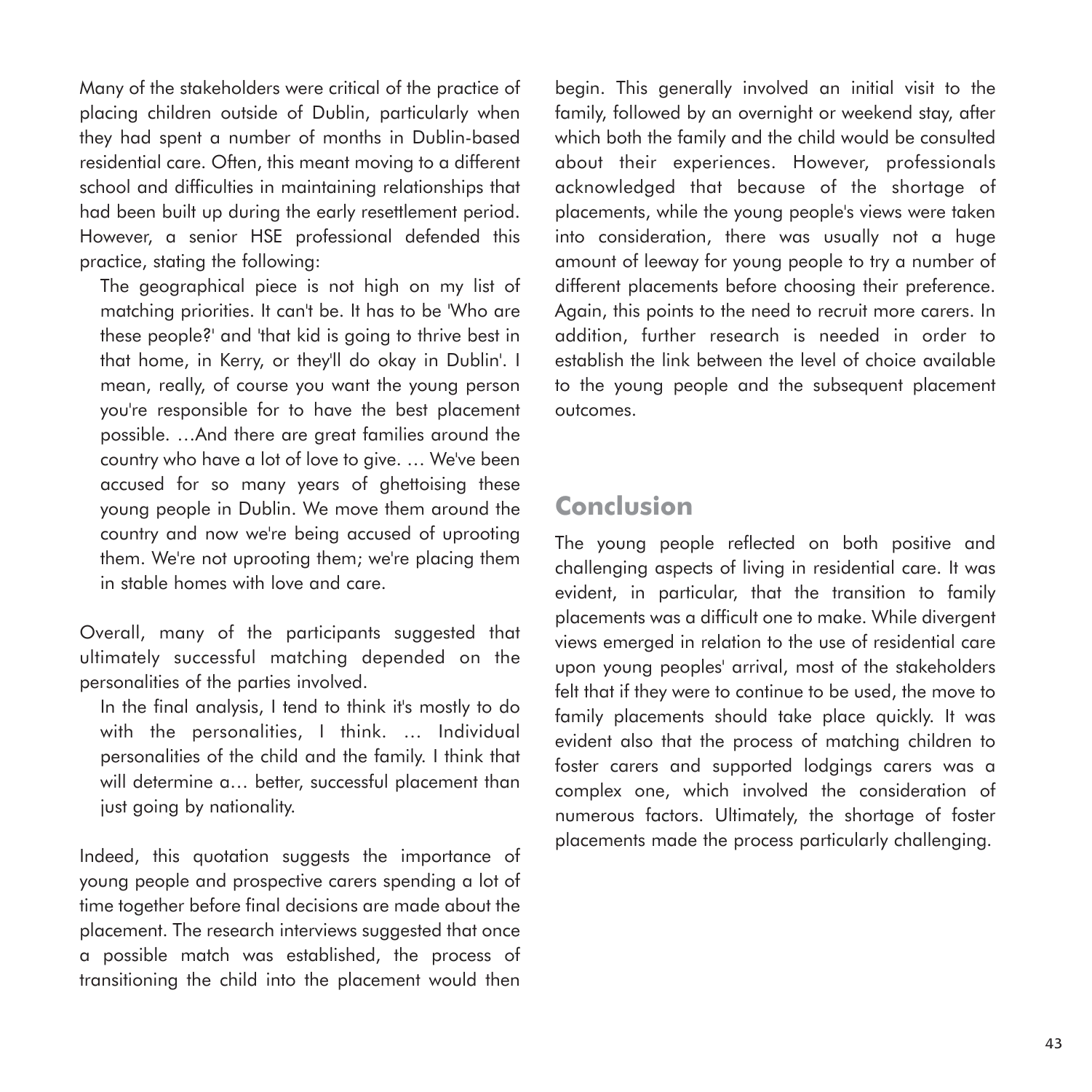Many of the stakeholders were critical of the practice of placing children outside of Dublin, particularly when they had spent a number of months in Dublin-based residential care. Often, this meant moving to a different school and difficulties in maintaining relationships that had been built up during the early resettlement period. However, a senior HSE professional defended this practice, stating the following:

> The geographical piece is not high on my list of matching priorities. It can't be. It has to be 'Who are these people?' and 'that kid is going to thrive best in that home, in Kerry, or they'll do okay in Dublin'. I mean, really, of course you want the young person you're responsible for to have the best placement possible. …And there are great families around the country who have a lot of love to give. … We've been accused for so many years of ghettoising these young people in Dublin. We move them around the country and now we're being accused of uprooting them. We're not uprooting them; we're placing them in stable homes with love and care.

Overall, many of the participants suggested that ultimately successful matching depended on the personalities of the parties involved.

> In the final analysis, I tend to think it's mostly to do with the personalities, I think. … Individual personalities of the child and the family. I think that will determine a… better, successful placement than just going by nationality.

Indeed, this quotation suggests the importance of young people and prospective carers spending a lot of time together before final decisions are made about the placement. The research interviews suggested that once a possible match was established, the process of transitioning the child into the placement would then begin. This generally involved an initial visit to the family, followed by an overnight or weekend stay, after which both the family and the child would be consulted about their experiences. However, professionals acknowledged that because of the shortage of placements, while the young people's views were taken into consideration, there was usually not a huge amount of leeway for young people to try a number of different placements before choosing their preference. Again, this points to the need to recruit more carers. In addition, further research is needed in order to establish the link between the level of choice available to the young people and the subsequent placement outcomes.

## Conclusion

The young people reflected on both positive and challenging aspects of living in residential care. It was evident, in particular, that the transition to family placements was a difficult one to make. While divergent views emerged in relation to the use of residential care upon young peoples' arrival, most of the stakeholders felt that if they were to continue to be used, the move to family placements should take place quickly. It was evident also that the process of matching children to foster carers and supported lodgings carers was a complex one, which involved the consideration of numerous factors. Ultimately, the shortage of foster placements made the process particularly challenging.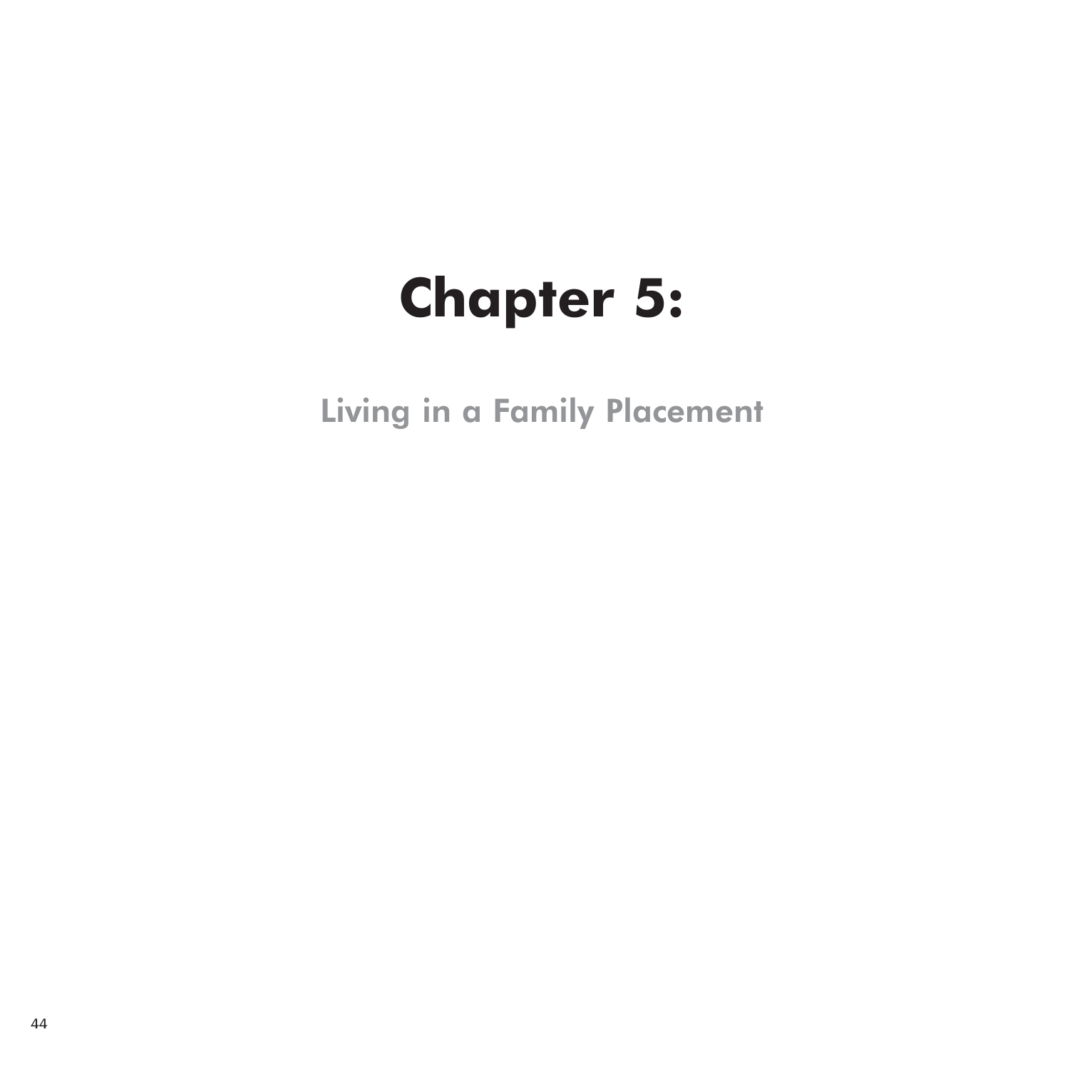# Chapter 5:

## Living in a Family Placement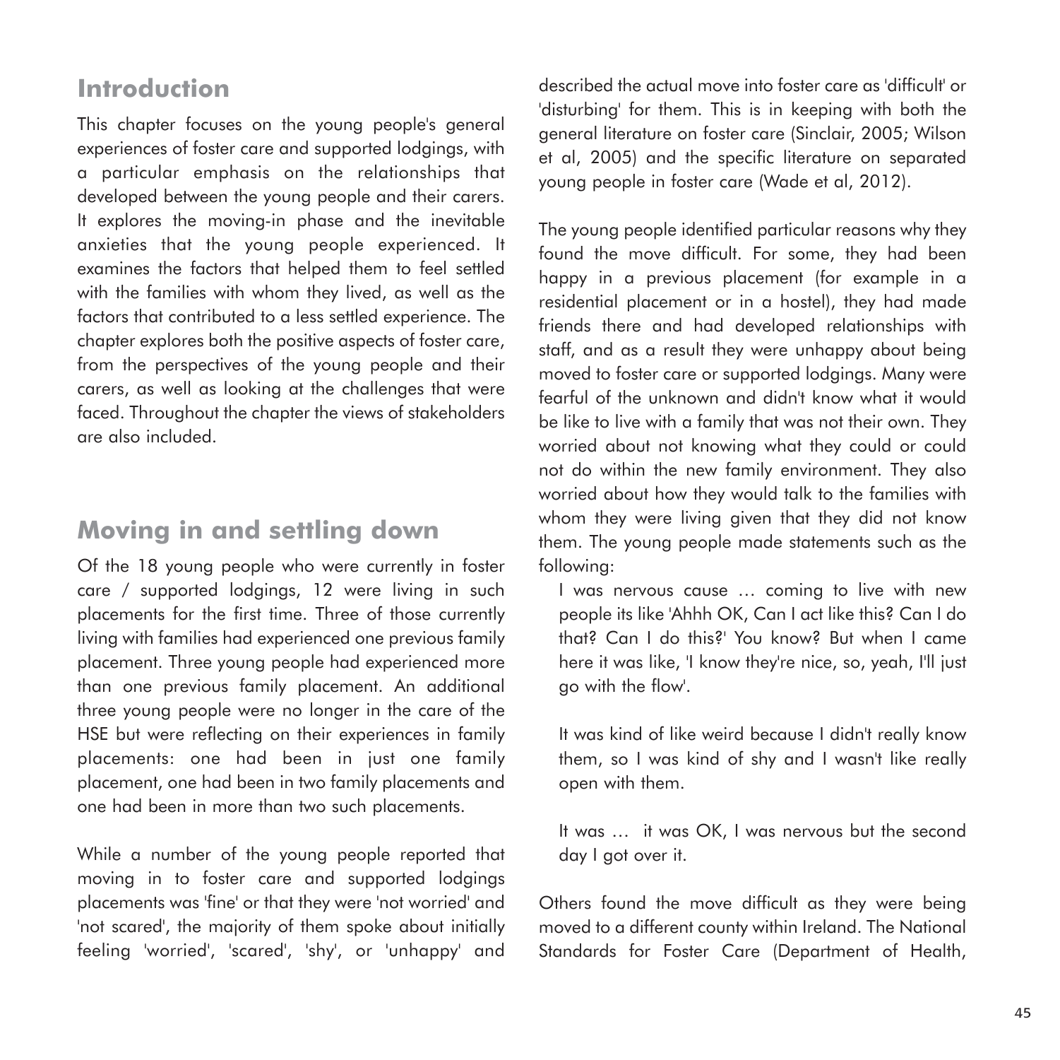## Introduction

This chapter focuses on the young people's general experiences of foster care and supported lodgings, with a particular emphasis on the relationships that developed between the young people and their carers. It explores the moving-in phase and the inevitable anxieties that the young people experienced. It examines the factors that helped them to feel settled with the families with whom they lived, as well as the factors that contributed to a less settled experience. The chapter explores both the positive aspects of foster care, from the perspectives of the young people and their carers, as well as looking at the challenges that were faced. Throughout the chapter the views of stakeholders are also included.

## Moving in and settling down

Of the 18 young people who were currently in foster care / supported lodgings, 12 were living in such placements for the first time. Three of those currently living with families had experienced one previous family placement. Three young people had experienced more than one previous family placement. An additional three young people were no longer in the care of the HSE but were reflecting on their experiences in family placements: one had been in just one family placement, one had been in two family placements and one had been in more than two such placements.

While a number of the young people reported that moving in to foster care and supported lodgings placements was 'fine' or that they were 'not worried' and 'not scared', the majority of them spoke about initially feeling 'worried', 'scared', 'shy', or 'unhappy' and described the actual move into foster care as 'difficult' or 'disturbing' for them. This is in keeping with both the general literature on foster care (Sinclair, 2005; Wilson et al, 2005) and the specific literature on separated young people in foster care (Wade et al, 2012).

The young people identified particular reasons why they found the move difficult. For some, they had been happy in a previous placement (for example in a residential placement or in a hostel), they had made friends there and had developed relationships with staff, and as a result they were unhappy about being moved to foster care or supported lodgings. Many were fearful of the unknown and didn't know what it would be like to live with a family that was not their own. They worried about not knowing what they could or could not do within the new family environment. They also worried about how they would talk to the families with whom they were living given that they did not know them. The young people made statements such as the following:

> I was nervous cause … coming to live with new people its like 'Ahhh OK, Can I act like this? Can I do that? Can I do this?' You know? But when I came here it was like, 'I know they're nice, so, yeah, I'll just go with the flow'.

> It was kind of like weird because I didn't really know them, so I was kind of shy and I wasn't like really open with them.

> It was … it was OK, I was nervous but the second day I got over it.

Others found the move difficult as they were being moved to a different county within Ireland. The National Standards for Foster Care (Department of Health,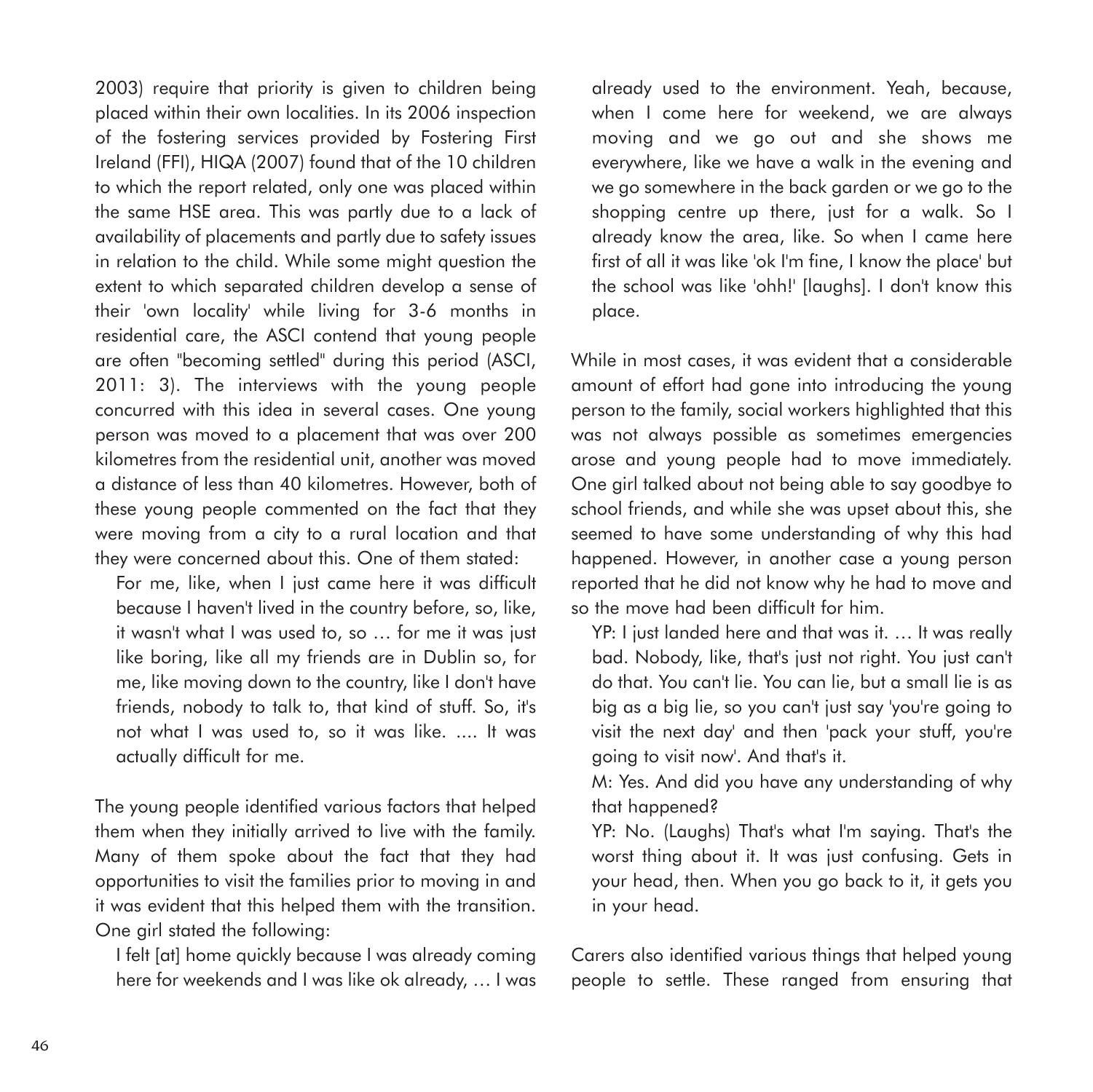2003) require that priority is given to children being placed within their own localities. In its 2006 inspection of the fostering services provided by Fostering First Ireland (FFI), HIQA (2007) found that of the 10 children to which the report related, only one was placed within the same HSE area. This was partly due to a lack of availability of placements and partly due to safety issues in relation to the child. While some might question the extent to which separated children develop a sense of their 'own locality' while living for 3-6 months in residential care, the ASCI contend that young people are often "becoming settled" during this period (ASCI, 2011: 3). The interviews with the young people concurred with this idea in several cases. One young person was moved to a placement that was over 200 kilometres from the residential unit, another was moved a distance of less than 40 kilometres. However, both of these young people commented on the fact that they were moving from a city to a rural location and that they were concerned about this. One of them stated:

> For me, like, when I just came here it was difficult because I haven't lived in the country before, so, like, it wasn't what I was used to, so … for me it was just like boring, like all my friends are in Dublin so, for me, like moving down to the country, like I don't have friends, nobody to talk to, that kind of stuff. So, it's not what I was used to, so it was like. .... It was actually difficult for me.

The young people identified various factors that helped them when they initially arrived to live with the family. Many of them spoke about the fact that they had opportunities to visit the families prior to moving in and it was evident that this helped them with the transition. One girl stated the following:

> I felt [at] home quickly because I was already coming here for weekends and I was like ok already, … I was already used to the environment. Yeah, because, when I come here for weekend, we are always moving and we go out and she shows me everywhere, like we have a walk in the evening and we go somewhere in the back garden or we go to the shopping centre up there, just for a walk. So I already know the area, like. So when I came here first of all it was like 'ok I'm fine, I know the place' but the school was like 'ohh!' [laughs]. I don't know this place.

While in most cases, it was evident that a considerable amount of effort had gone into introducing the young person to the family, social workers highlighted that this was not always possible as sometimes emergencies arose and young people had to move immediately. One girl talked about not being able to say goodbye to school friends, and while she was upset about this, she seemed to have some understanding of why this had happened. However, in another case a young person reported that he did not know why he had to move and so the move had been difficult for him.

> YP: I just landed here and that was it. … It was really bad. Nobody, like, that's just not right. You just can't do that. You can't lie. You can lie, but a small lie is as big as a big lie, so you can't just say 'you're going to visit the next day' and then 'pack your stuff, you're going to visit now'. And that's it.
>
> M: Yes. And did you have any understanding of why that happened?
>
> YP: No. (Laughs) That's what I'm saying. That's the worst thing about it. It was just confusing. Gets in your head, then. When you go back to it, it gets you in your head.

Carers also identified various things that helped young people to settle. These ranged from ensuring that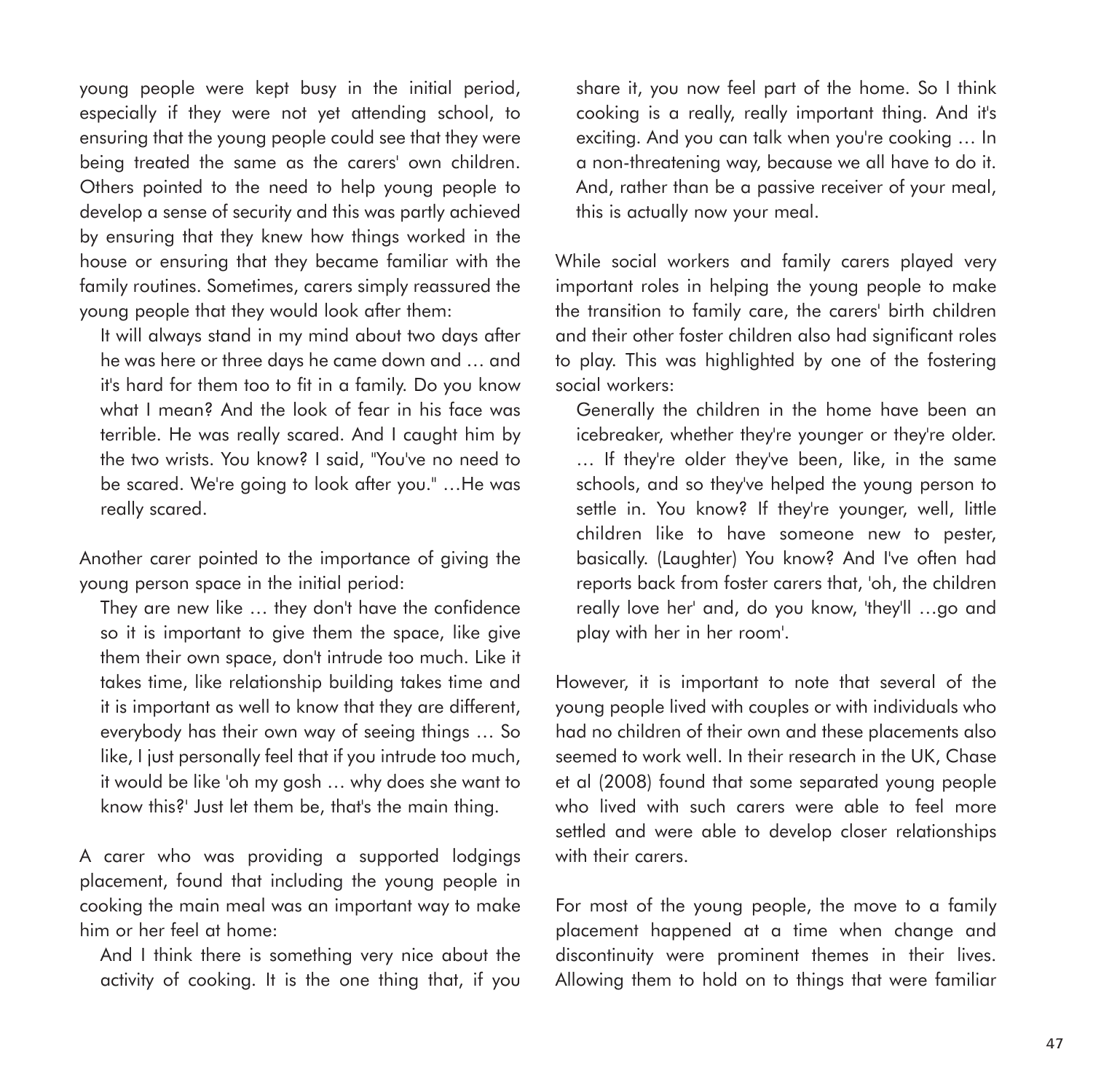young people were kept busy in the initial period, especially if they were not yet attending school, to ensuring that the young people could see that they were being treated the same as the carers' own children. Others pointed to the need to help young people to develop a sense of security and this was partly achieved by ensuring that they knew how things worked in the house or ensuring that they became familiar with the family routines. Sometimes, carers simply reassured the young people that they would look after them:

> It will always stand in my mind about two days after he was here or three days he came down and … and it's hard for them too to fit in a family. Do you know what I mean? And the look of fear in his face was terrible. He was really scared. And I caught him by the two wrists. You know? I said, "You've no need to be scared. We're going to look after you." …He was really scared.

Another carer pointed to the importance of giving the young person space in the initial period:

> They are new like … they don't have the confidence so it is important to give them the space, like give them their own space, don't intrude too much. Like it takes time, like relationship building takes time and it is important as well to know that they are different, everybody has their own way of seeing things … So like, I just personally feel that if you intrude too much, it would be like 'oh my gosh … why does she want to know this?' Just let them be, that's the main thing.

A carer who was providing a supported lodgings placement, found that including the young people in cooking the main meal was an important way to make him or her feel at home:

> And I think there is something very nice about the activity of cooking. It is the one thing that, if you share it, you now feel part of the home. So I think cooking is a really, really important thing. And it's exciting. And you can talk when you're cooking … In a non-threatening way, because we all have to do it. And, rather than be a passive receiver of your meal, this is actually now your meal.

While social workers and family carers played very important roles in helping the young people to make the transition to family care, the carers' birth children and their other foster children also had significant roles to play. This was highlighted by one of the fostering social workers:

> Generally the children in the home have been an icebreaker, whether they're younger or they're older. … If they're older they've been, like, in the same schools, and so they've helped the young person to settle in. You know? If they're younger, well, little children like to have someone new to pester, basically. (Laughter) You know? And I've often had reports back from foster carers that, 'oh, the children really love her' and, do you know, 'they'll …go and play with her in her room'.

However, it is important to note that several of the young people lived with couples or with individuals who had no children of their own and these placements also seemed to work well. In their research in the UK, Chase et al (2008) found that some separated young people who lived with such carers were able to feel more settled and were able to develop closer relationships with their carers.

For most of the young people, the move to a family placement happened at a time when change and discontinuity were prominent themes in their lives. Allowing them to hold on to things that were familiar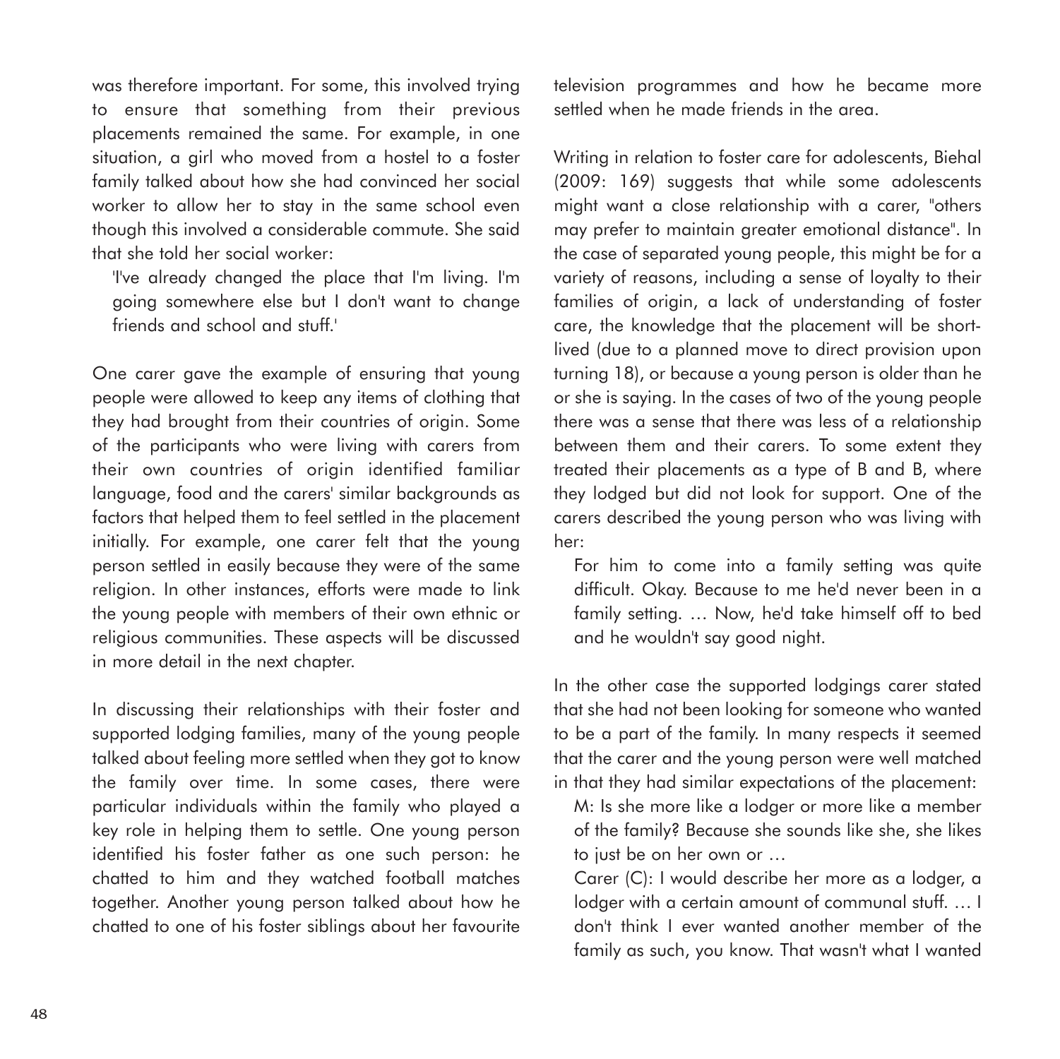was therefore important. For some, this involved trying to ensure that something from their previous placements remained the same. For example, in one situation, a girl who moved from a hostel to a foster family talked about how she had convinced her social worker to allow her to stay in the same school even though this involved a considerable commute. She said that she told her social worker:

> 'I've already changed the place that I'm living. I'm going somewhere else but I don't want to change friends and school and stuff.'

One carer gave the example of ensuring that young people were allowed to keep any items of clothing that they had brought from their countries of origin. Some of the participants who were living with carers from their own countries of origin identified familiar language, food and the carers' similar backgrounds as factors that helped them to feel settled in the placement initially. For example, one carer felt that the young person settled in easily because they were of the same religion. In other instances, efforts were made to link the young people with members of their own ethnic or religious communities. These aspects will be discussed in more detail in the next chapter.

In discussing their relationships with their foster and supported lodging families, many of the young people talked about feeling more settled when they got to know the family over time. In some cases, there were particular individuals within the family who played a key role in helping them to settle. One young person identified his foster father as one such person: he chatted to him and they watched football matches together. Another young person talked about how he chatted to one of his foster siblings about her favourite television programmes and how he became more settled when he made friends in the area.

Writing in relation to foster care for adolescents, Biehal (2009: 169) suggests that while some adolescents might want a close relationship with a carer, "others may prefer to maintain greater emotional distance". In the case of separated young people, this might be for a variety of reasons, including a sense of loyalty to their families of origin, a lack of understanding of foster care, the knowledge that the placement will be short-lived (due to a planned move to direct provision upon turning 18), or because a young person is older than he or she is saying. In the cases of two of the young people there was a sense that there was less of a relationship between them and their carers. To some extent they treated their placements as a type of B and B, where they lodged but did not look for support. One of the carers described the young person who was living with her:

> For him to come into a family setting was quite difficult. Okay. Because to me he'd never been in a family setting. … Now, he'd take himself off to bed and he wouldn't say good night.

In the other case the supported lodgings carer stated that she had not been looking for someone who wanted to be a part of the family. In many respects it seemed that the carer and the young person were well matched in that they had similar expectations of the placement:

> M: Is she more like a lodger or more like a member of the family? Because she sounds like she, she likes to just be on her own or …
>
> Carer (C): I would describe her more as a lodger, a lodger with a certain amount of communal stuff. … I don't think I ever wanted another member of the family as such, you know. That wasn't what I wanted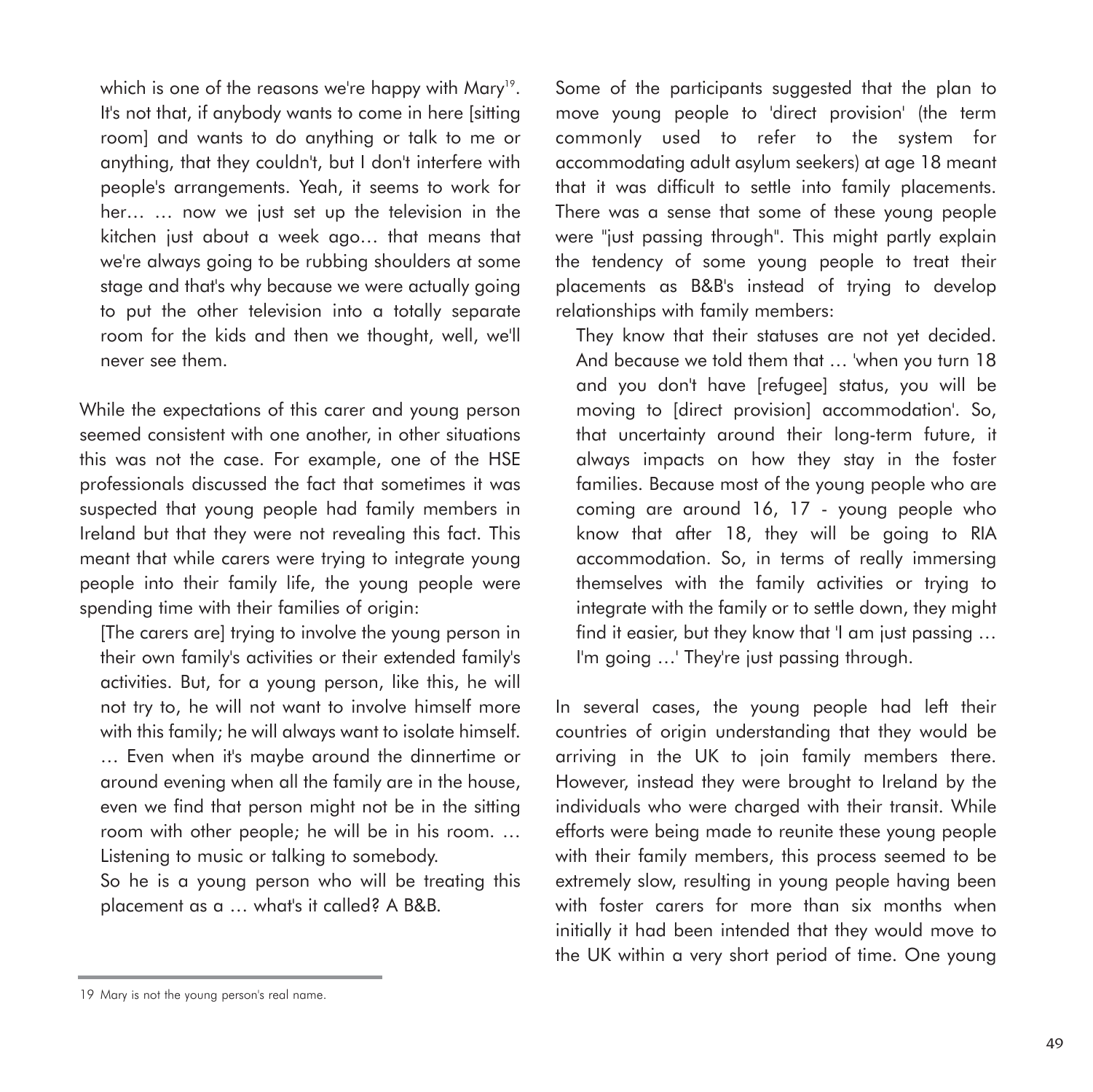> which is one of the reasons we're happy with Mary[19]. It's not that, if anybody wants to come in here [sitting room] and wants to do anything or talk to me or anything, that they couldn't, but I don't interfere with people's arrangements. Yeah, it seems to work for her… … now we just set up the television in the kitchen just about a week ago… that means that we're always going to be rubbing shoulders at some stage and that's why because we were actually going to put the other television into a totally separate room for the kids and then we thought, well, we'll never see them.

While the expectations of this carer and young person seemed consistent with one another, in other situations this was not the case. For example, one of the HSE professionals discussed the fact that sometimes it was suspected that young people had family members in Ireland but that they were not revealing this fact. This meant that while carers were trying to integrate young people into their family life, the young people were spending time with their families of origin:

> [The carers are] trying to involve the young person in their own family's activities or their extended family's activities. But, for a young person, like this, he will not try to, he will not want to involve himself more with this family; he will always want to isolate himself. … Even when it's maybe around the dinnertime or around evening when all the family are in the house, even we find that person might not be in the sitting room with other people; he will be in his room. … Listening to music or talking to somebody.
>
> So he is a young person who will be treating this placement as a … what's it called? A B&B.

Some of the participants suggested that the plan to move young people to 'direct provision' (the term commonly used to refer to the system for accommodating adult asylum seekers) at age 18 meant that it was difficult to settle into family placements. There was a sense that some of these young people were "just passing through". This might partly explain the tendency of some young people to treat their placements as B&B's instead of trying to develop relationships with family members:

> They know that their statuses are not yet decided. And because we told them that … 'when you turn 18 and you don't have [refugee] status, you will be moving to [direct provision] accommodation'. So, that uncertainty around their long-term future, it always impacts on how they stay in the foster families. Because most of the young people who are coming are around 16, 17 - young people who know that after 18, they will be going to RIA accommodation. So, in terms of really immersing themselves with the family activities or trying to integrate with the family or to settle down, they might find it easier, but they know that 'I am just passing … I'm going …' They're just passing through.

In several cases, the young people had left their countries of origin understanding that they would be arriving in the UK to join family members there. However, instead they were brought to Ireland by the individuals who were charged with their transit. While efforts were being made to reunite these young people with their family members, this process seemed to be extremely slow, resulting in young people having been with foster carers for more than six months when initially it had been intended that they would move to the UK within a very short period of time. One young

---

19 Mary is not the young person's real name.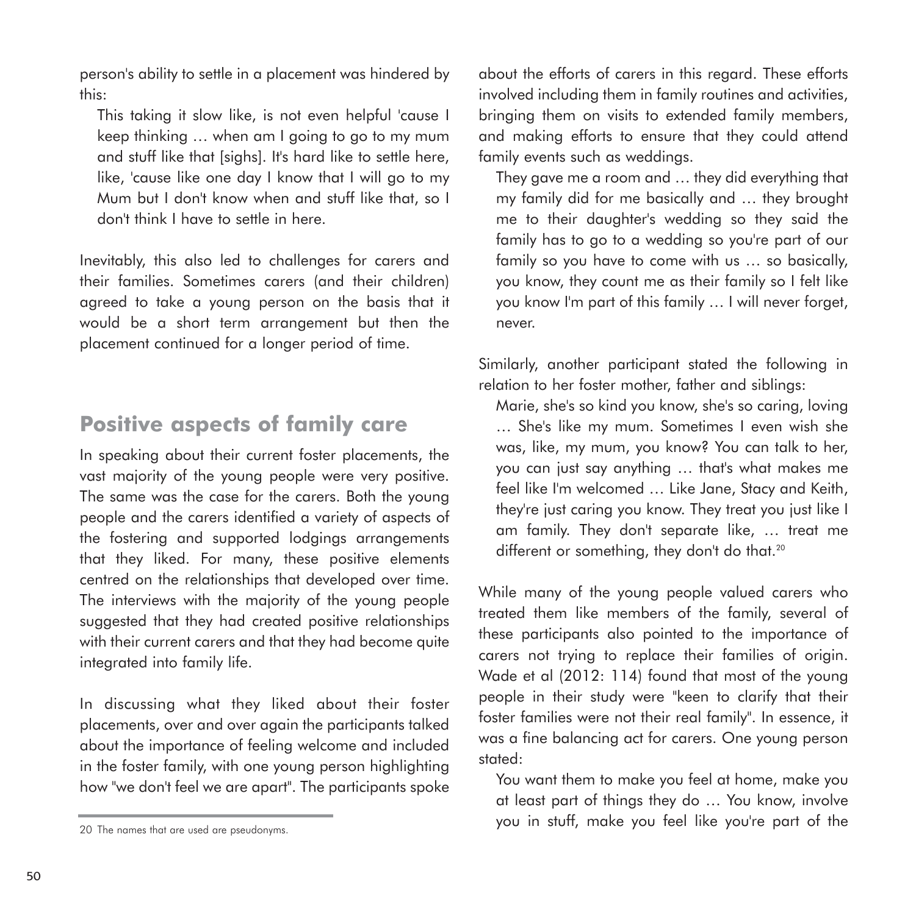person's ability to settle in a placement was hindered by this:

> This taking it slow like, is not even helpful 'cause I keep thinking … when am I going to go to my mum and stuff like that [sighs]. It's hard like to settle here, like, 'cause like one day I know that I will go to my Mum but I don't know when and stuff like that, so I don't think I have to settle in here.

Inevitably, this also led to challenges for carers and their families. Sometimes carers (and their children) agreed to take a young person on the basis that it would be a short term arrangement but then the placement continued for a longer period of time.

## Positive aspects of family care

In speaking about their current foster placements, the vast majority of the young people were very positive. The same was the case for the carers. Both the young people and the carers identified a variety of aspects of the fostering and supported lodgings arrangements that they liked. For many, these positive elements centred on the relationships that developed over time. The interviews with the majority of the young people suggested that they had created positive relationships with their current carers and that they had become quite integrated into family life.

In discussing what they liked about their foster placements, over and over again the participants talked about the importance of feeling welcome and included in the foster family, with one young person highlighting how "we don't feel we are apart". The participants spoke about the efforts of carers in this regard. These efforts involved including them in family routines and activities, bringing them on visits to extended family members, and making efforts to ensure that they could attend family events such as weddings.

> They gave me a room and … they did everything that my family did for me basically and … they brought me to their daughter's wedding so they said the family has to go to a wedding so you're part of our family so you have to come with us … so basically, you know, they count me as their family so I felt like you know I'm part of this family … I will never forget, never.

Similarly, another participant stated the following in relation to her foster mother, father and siblings:

> Marie, she's so kind you know, she's so caring, loving … She's like my mum. Sometimes I even wish she was, like, my mum, you know? You can talk to her, you can just say anything … that's what makes me feel like I'm welcomed … Like Jane, Stacy and Keith, they're just caring you know. They treat you just like I am family. They don't separate like, … treat me different or something, they don't do that.[20]

While many of the young people valued carers who treated them like members of the family, several of these participants also pointed to the importance of carers not trying to replace their families of origin. Wade et al (2012: 114) found that most of the young people in their study were "keen to clarify that their foster families were not their real family". In essence, it was a fine balancing act for carers. One young person stated:

> You want them to make you feel at home, make you at least part of things they do … You know, involve you in stuff, make you feel like you're part of the

20 The names that are used are pseudonyms.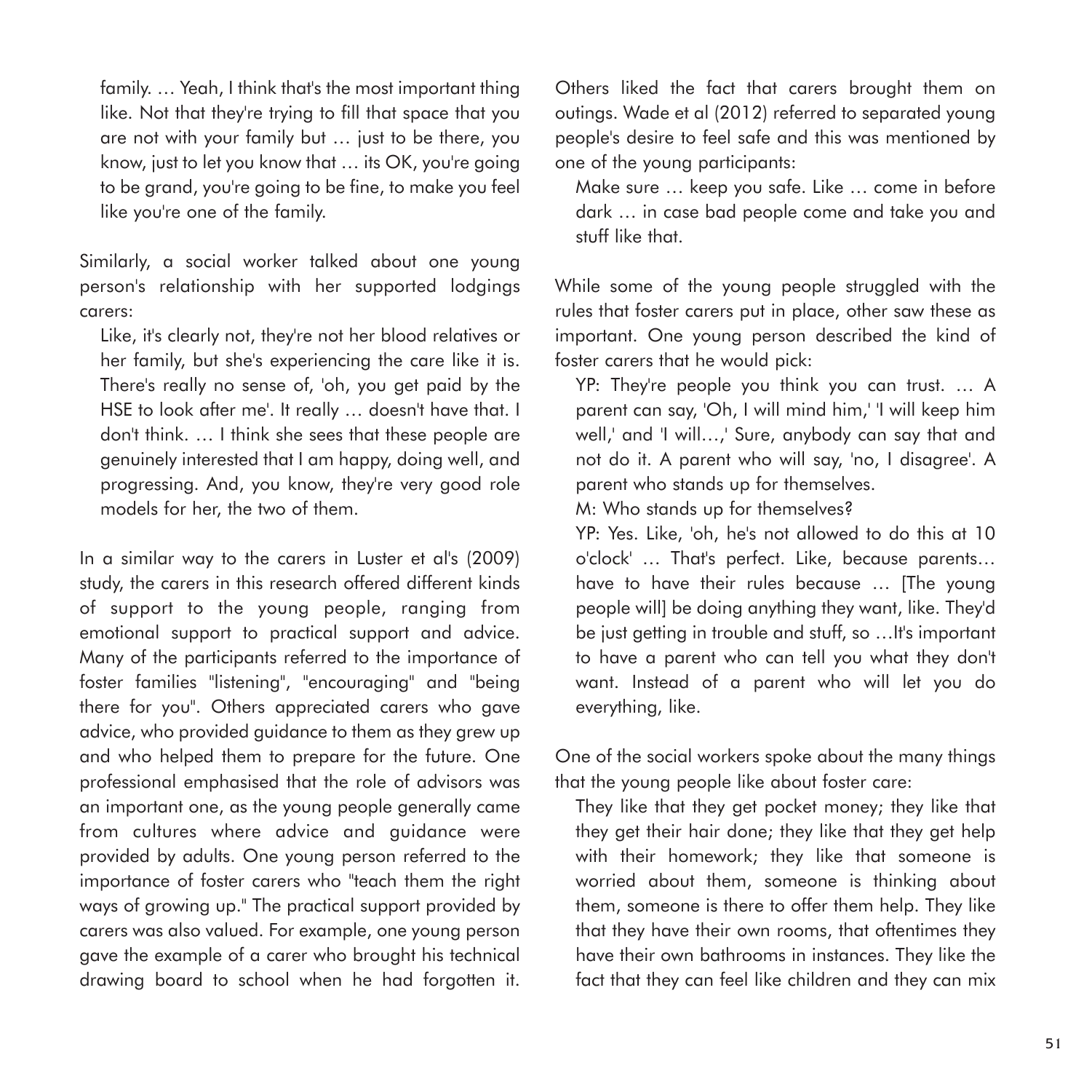family. … Yeah, I think that's the most important thing like. Not that they're trying to fill that space that you are not with your family but … just to be there, you know, just to let you know that … its OK, you're going to be grand, you're going to be fine, to make you feel like you're one of the family.

Similarly, a social worker talked about one young person's relationship with her supported lodgings carers:

> Like, it's clearly not, they're not her blood relatives or her family, but she's experiencing the care like it is. There's really no sense of, 'oh, you get paid by the HSE to look after me'. It really … doesn't have that. I don't think. … I think she sees that these people are genuinely interested that I am happy, doing well, and progressing. And, you know, they're very good role models for her, the two of them.

In a similar way to the carers in Luster et al's (2009) study, the carers in this research offered different kinds of support to the young people, ranging from emotional support to practical support and advice. Many of the participants referred to the importance of foster families "listening", "encouraging" and "being there for you". Others appreciated carers who gave advice, who provided guidance to them as they grew up and who helped them to prepare for the future. One professional emphasised that the role of advisors was an important one, as the young people generally came from cultures where advice and guidance were provided by adults. One young person referred to the importance of foster carers who "teach them the right ways of growing up." The practical support provided by carers was also valued. For example, one young person gave the example of a carer who brought his technical drawing board to school when he had forgotten it. Others liked the fact that carers brought them on outings. Wade et al (2012) referred to separated young people's desire to feel safe and this was mentioned by one of the young participants:

> Make sure … keep you safe. Like … come in before dark … in case bad people come and take you and stuff like that.

While some of the young people struggled with the rules that foster carers put in place, other saw these as important. One young person described the kind of foster carers that he would pick:

> YP: They're people you think you can trust. … A parent can say, 'Oh, I will mind him,' 'I will keep him well,' and 'I will…,' Sure, anybody can say that and not do it. A parent who will say, 'no, I disagree'. A parent who stands up for themselves.
>
> M: Who stands up for themselves?
>
> YP: Yes. Like, 'oh, he's not allowed to do this at 10 o'clock' … That's perfect. Like, because parents… have to have their rules because … [The young people will] be doing anything they want, like. They'd be just getting in trouble and stuff, so …It's important to have a parent who can tell you what they don't want. Instead of a parent who will let you do everything, like.

One of the social workers spoke about the many things that the young people like about foster care:

> They like that they get pocket money; they like that they get their hair done; they like that they get help with their homework; they like that someone is worried about them, someone is thinking about them, someone is there to offer them help. They like that they have their own rooms, that oftentimes they have their own bathrooms in instances. They like the fact that they can feel like children and they can mix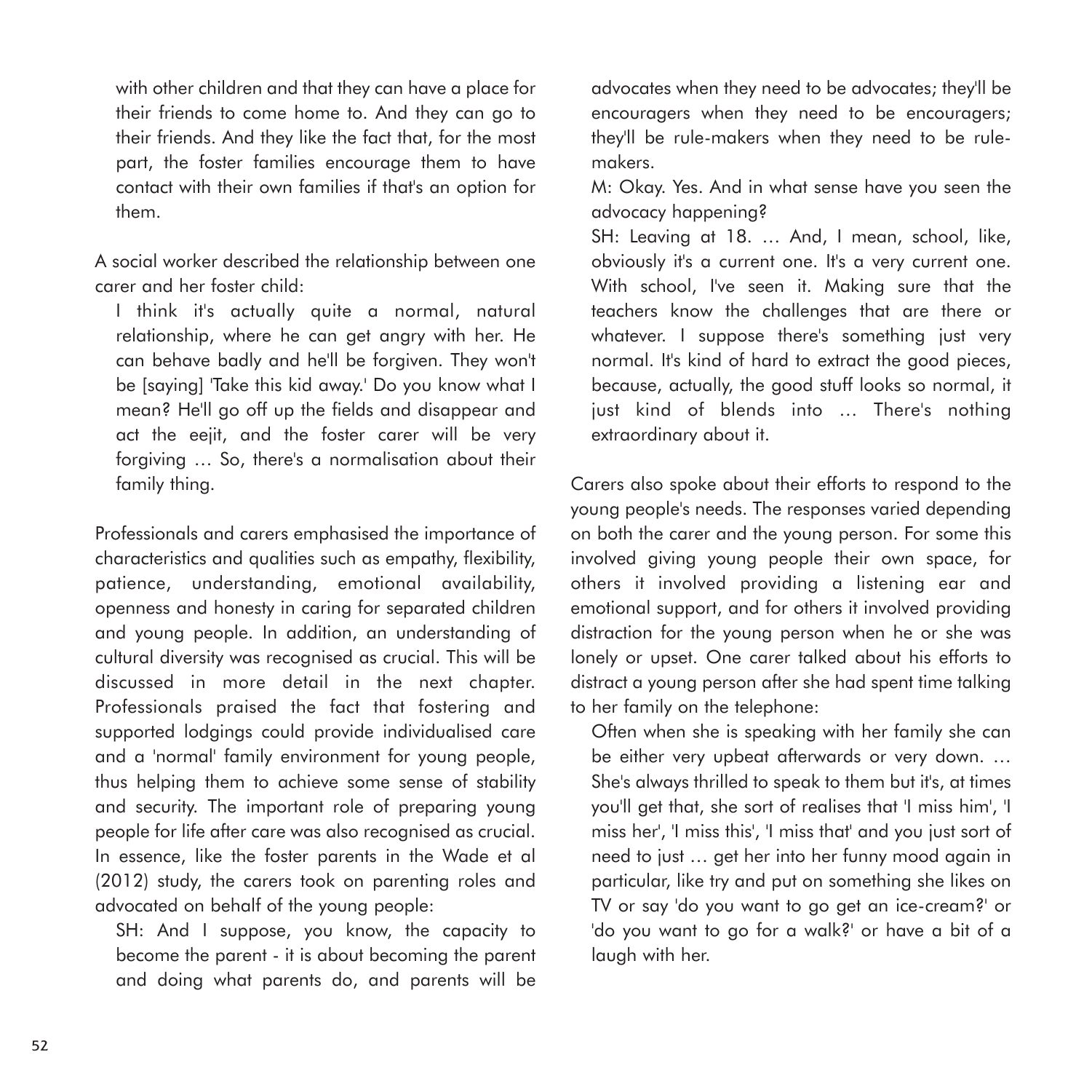with other children and that they can have a place for their friends to come home to. And they can go to their friends. And they like the fact that, for the most part, the foster families encourage them to have contact with their own families if that's an option for them.

A social worker described the relationship between one carer and her foster child:

> I think it's actually quite a normal, natural relationship, where he can get angry with her. He can behave badly and he'll be forgiven. They won't be [saying] 'Take this kid away.' Do you know what I mean? He'll go off up the fields and disappear and act the eejit, and the foster carer will be very forgiving … So, there's a normalisation about their family thing.

Professionals and carers emphasised the importance of characteristics and qualities such as empathy, flexibility, patience, understanding, emotional availability, openness and honesty in caring for separated children and young people. In addition, an understanding of cultural diversity was recognised as crucial. This will be discussed in more detail in the next chapter. Professionals praised the fact that fostering and supported lodgings could provide individualised care and a 'normal' family environment for young people, thus helping them to achieve some sense of stability and security. The important role of preparing young people for life after care was also recognised as crucial. In essence, like the foster parents in the Wade et al (2012) study, the carers took on parenting roles and advocated on behalf of the young people:

> SH: And I suppose, you know, the capacity to become the parent - it is about becoming the parent and doing what parents do, and parents will be advocates when they need to be advocates; they'll be encouragers when they need to be encouragers; they'll be rule-makers when they need to be rule-makers.
>
> M: Okay. Yes. And in what sense have you seen the advocacy happening?
>
> SH: Leaving at 18. … And, I mean, school, like, obviously it's a current one. It's a very current one. With school, I've seen it. Making sure that the teachers know the challenges that are there or whatever. I suppose there's something just very normal. It's kind of hard to extract the good pieces, because, actually, the good stuff looks so normal, it just kind of blends into … There's nothing extraordinary about it.

Carers also spoke about their efforts to respond to the young people's needs. The responses varied depending on both the carer and the young person. For some this involved giving young people their own space, for others it involved providing a listening ear and emotional support, and for others it involved providing distraction for the young person when he or she was lonely or upset. One carer talked about his efforts to distract a young person after she had spent time talking to her family on the telephone:

> Often when she is speaking with her family she can be either very upbeat afterwards or very down. … She's always thrilled to speak to them but it's, at times you'll get that, she sort of realises that 'I miss him', 'I miss her', 'I miss this', 'I miss that' and you just sort of need to just … get her into her funny mood again in particular, like try and put on something she likes on TV or say 'do you want to go get an ice-cream?' or 'do you want to go for a walk?' or have a bit of a laugh with her.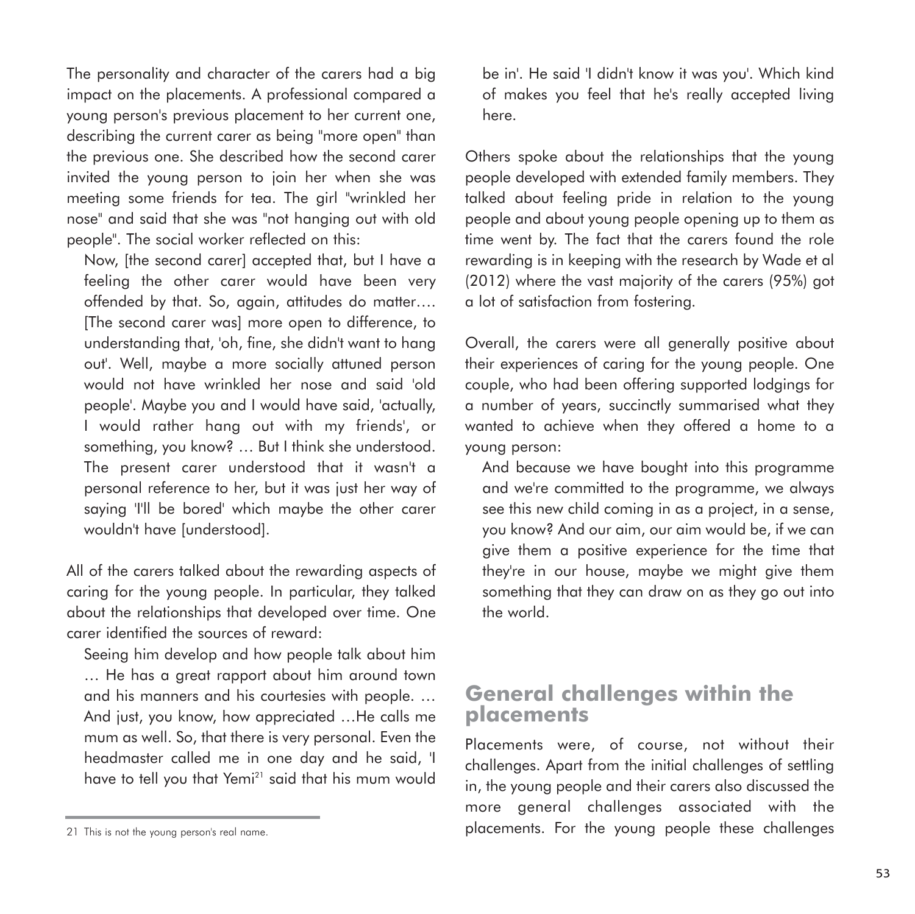The personality and character of the carers had a big impact on the placements. A professional compared a young person's previous placement to her current one, describing the current carer as being "more open" than the previous one. She described how the second carer invited the young person to join her when she was meeting some friends for tea. The girl "wrinkled her nose" and said that she was "not hanging out with old people". The social worker reflected on this:

> Now, [the second carer] accepted that, but I have a feeling the other carer would have been very offended by that. So, again, attitudes do matter…. [The second carer was] more open to difference, to understanding that, 'oh, fine, she didn't want to hang out'. Well, maybe a more socially attuned person would not have wrinkled her nose and said 'old people'. Maybe you and I would have said, 'actually, I would rather hang out with my friends', or something, you know? … But I think she understood. The present carer understood that it wasn't a personal reference to her, but it was just her way of saying 'I'll be bored' which maybe the other carer wouldn't have [understood].

All of the carers talked about the rewarding aspects of caring for the young people. In particular, they talked about the relationships that developed over time. One carer identified the sources of reward:

> Seeing him develop and how people talk about him … He has a great rapport about him around town and his manners and his courtesies with people. … And just, you know, how appreciated …He calls me mum as well. So, that there is very personal. Even the headmaster called me in one day and he said, 'I have to tell you that Yemi[21] said that his mum would be in'. He said 'I didn't know it was you'. Which kind of makes you feel that he's really accepted living here.

Others spoke about the relationships that the young people developed with extended family members. They talked about feeling pride in relation to the young people and about young people opening up to them as time went by. The fact that the carers found the role rewarding is in keeping with the research by Wade et al (2012) where the vast majority of the carers (95%) got a lot of satisfaction from fostering.

Overall, the carers were all generally positive about their experiences of caring for the young people. One couple, who had been offering supported lodgings for a number of years, succinctly summarised what they wanted to achieve when they offered a home to a young person:

> And because we have bought into this programme and we're committed to the programme, we always see this new child coming in as a project, in a sense, you know? And our aim, our aim would be, if we can give them a positive experience for the time that they're in our house, maybe we might give them something that they can draw on as they go out into the world.

## General challenges within the placements

Placements were, of course, not without their challenges. Apart from the initial challenges of settling in, the young people and their carers also discussed the more general challenges associated with the placements. For the young people these challenges

---

21 This is not the young person's real name.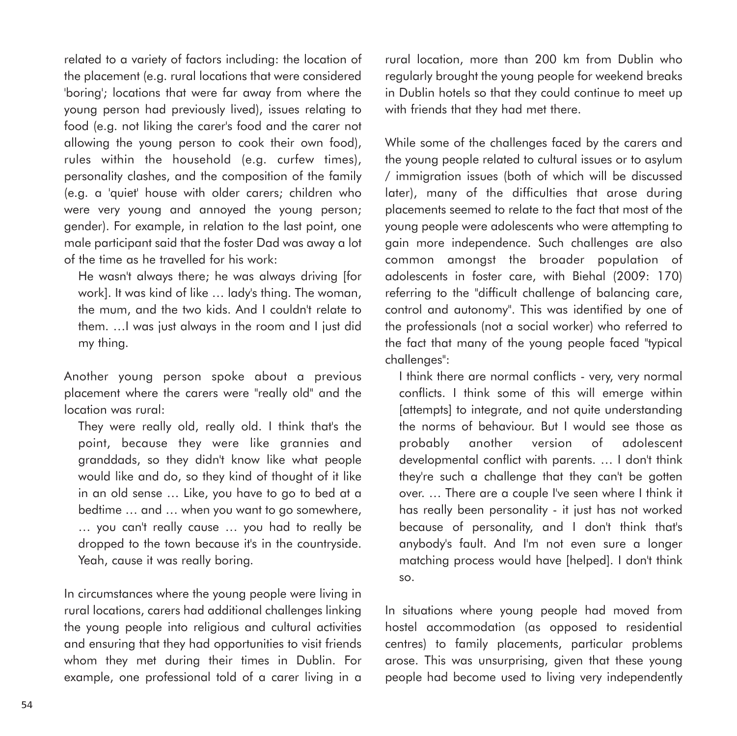related to a variety of factors including: the location of the placement (e.g. rural locations that were considered 'boring'; locations that were far away from where the young person had previously lived), issues relating to food (e.g. not liking the carer's food and the carer not allowing the young person to cook their own food), rules within the household (e.g. curfew times), personality clashes, and the composition of the family (e.g. a 'quiet' house with older carers; children who were very young and annoyed the young person; gender). For example, in relation to the last point, one male participant said that the foster Dad was away a lot of the time as he travelled for his work:

> He wasn't always there; he was always driving [for work]. It was kind of like … lady's thing. The woman, the mum, and the two kids. And I couldn't relate to them. …I was just always in the room and I just did my thing.

Another young person spoke about a previous placement where the carers were "really old" and the location was rural:

> They were really old, really old. I think that's the point, because they were like grannies and granddads, so they didn't know like what people would like and do, so they kind of thought of it like in an old sense … Like, you have to go to bed at a bedtime … and … when you want to go somewhere, … you can't really cause … you had to really be dropped to the town because it's in the countryside. Yeah, cause it was really boring.

In circumstances where the young people were living in rural locations, carers had additional challenges linking the young people into religious and cultural activities and ensuring that they had opportunities to visit friends whom they met during their times in Dublin. For example, one professional told of a carer living in a rural location, more than 200 km from Dublin who regularly brought the young people for weekend breaks in Dublin hotels so that they could continue to meet up with friends that they had met there.

While some of the challenges faced by the carers and the young people related to cultural issues or to asylum / immigration issues (both of which will be discussed later), many of the difficulties that arose during placements seemed to relate to the fact that most of the young people were adolescents who were attempting to gain more independence. Such challenges are also common amongst the broader population of adolescents in foster care, with Biehal (2009: 170) referring to the "difficult challenge of balancing care, control and autonomy". This was identified by one of the professionals (not a social worker) who referred to the fact that many of the young people faced "typical challenges":

> I think there are normal conflicts - very, very normal conflicts. I think some of this will emerge within [attempts] to integrate, and not quite understanding the norms of behaviour. But I would see those as probably another version of adolescent developmental conflict with parents. … I don't think they're such a challenge that they can't be gotten over. … There are a couple I've seen where I think it has really been personality - it just has not worked because of personality, and I don't think that's anybody's fault. And I'm not even sure a longer matching process would have [helped]. I don't think so.

In situations where young people had moved from hostel accommodation (as opposed to residential centres) to family placements, particular problems arose. This was unsurprising, given that these young people had become used to living very independently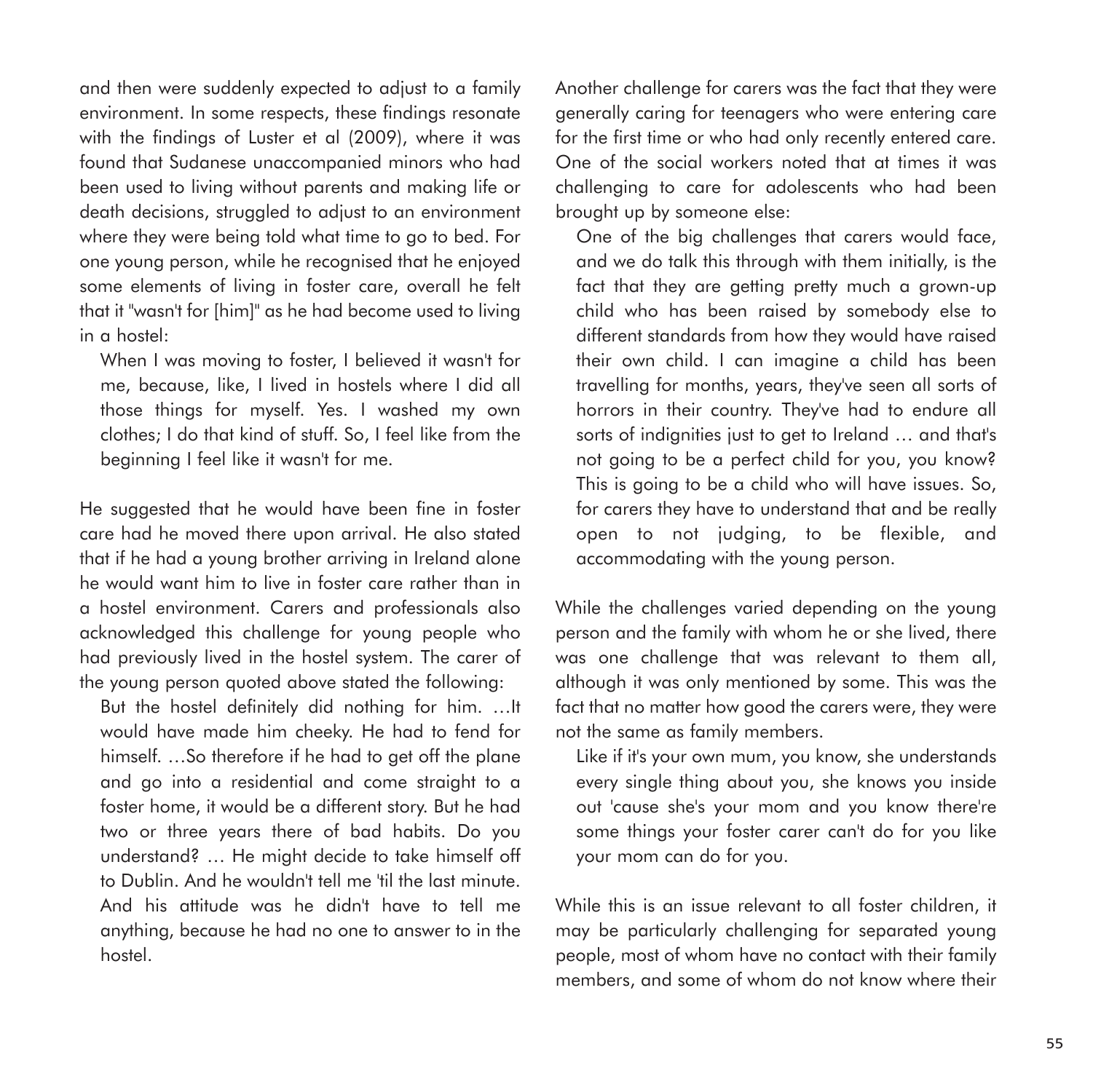and then were suddenly expected to adjust to a family environment. In some respects, these findings resonate with the findings of Luster et al (2009), where it was found that Sudanese unaccompanied minors who had been used to living without parents and making life or death decisions, struggled to adjust to an environment where they were being told what time to go to bed. For one young person, while he recognised that he enjoyed some elements of living in foster care, overall he felt that it "wasn't for [him]" as he had become used to living in a hostel:

> When I was moving to foster, I believed it wasn't for me, because, like, I lived in hostels where I did all those things for myself. Yes. I washed my own clothes; I do that kind of stuff. So, I feel like from the beginning I feel like it wasn't for me.

He suggested that he would have been fine in foster care had he moved there upon arrival. He also stated that if he had a young brother arriving in Ireland alone he would want him to live in foster care rather than in a hostel environment. Carers and professionals also acknowledged this challenge for young people who had previously lived in the hostel system. The carer of the young person quoted above stated the following:

> But the hostel definitely did nothing for him. …It would have made him cheeky. He had to fend for himself. …So therefore if he had to get off the plane and go into a residential and come straight to a foster home, it would be a different story. But he had two or three years there of bad habits. Do you understand? … He might decide to take himself off to Dublin. And he wouldn't tell me 'til the last minute. And his attitude was he didn't have to tell me anything, because he had no one to answer to in the hostel.

Another challenge for carers was the fact that they were generally caring for teenagers who were entering care for the first time or who had only recently entered care. One of the social workers noted that at times it was challenging to care for adolescents who had been brought up by someone else:

> One of the big challenges that carers would face, and we do talk this through with them initially, is the fact that they are getting pretty much a grown-up child who has been raised by somebody else to different standards from how they would have raised their own child. I can imagine a child has been travelling for months, years, they've seen all sorts of horrors in their country. They've had to endure all sorts of indignities just to get to Ireland … and that's not going to be a perfect child for you, you know? This is going to be a child who will have issues. So, for carers they have to understand that and be really open to not judging, to be flexible, and accommodating with the young person.

While the challenges varied depending on the young person and the family with whom he or she lived, there was one challenge that was relevant to them all, although it was only mentioned by some. This was the fact that no matter how good the carers were, they were not the same as family members.

> Like if it's your own mum, you know, she understands every single thing about you, she knows you inside out 'cause she's your mom and you know there're some things your foster carer can't do for you like your mom can do for you.

While this is an issue relevant to all foster children, it may be particularly challenging for separated young people, most of whom have no contact with their family members, and some of whom do not know where their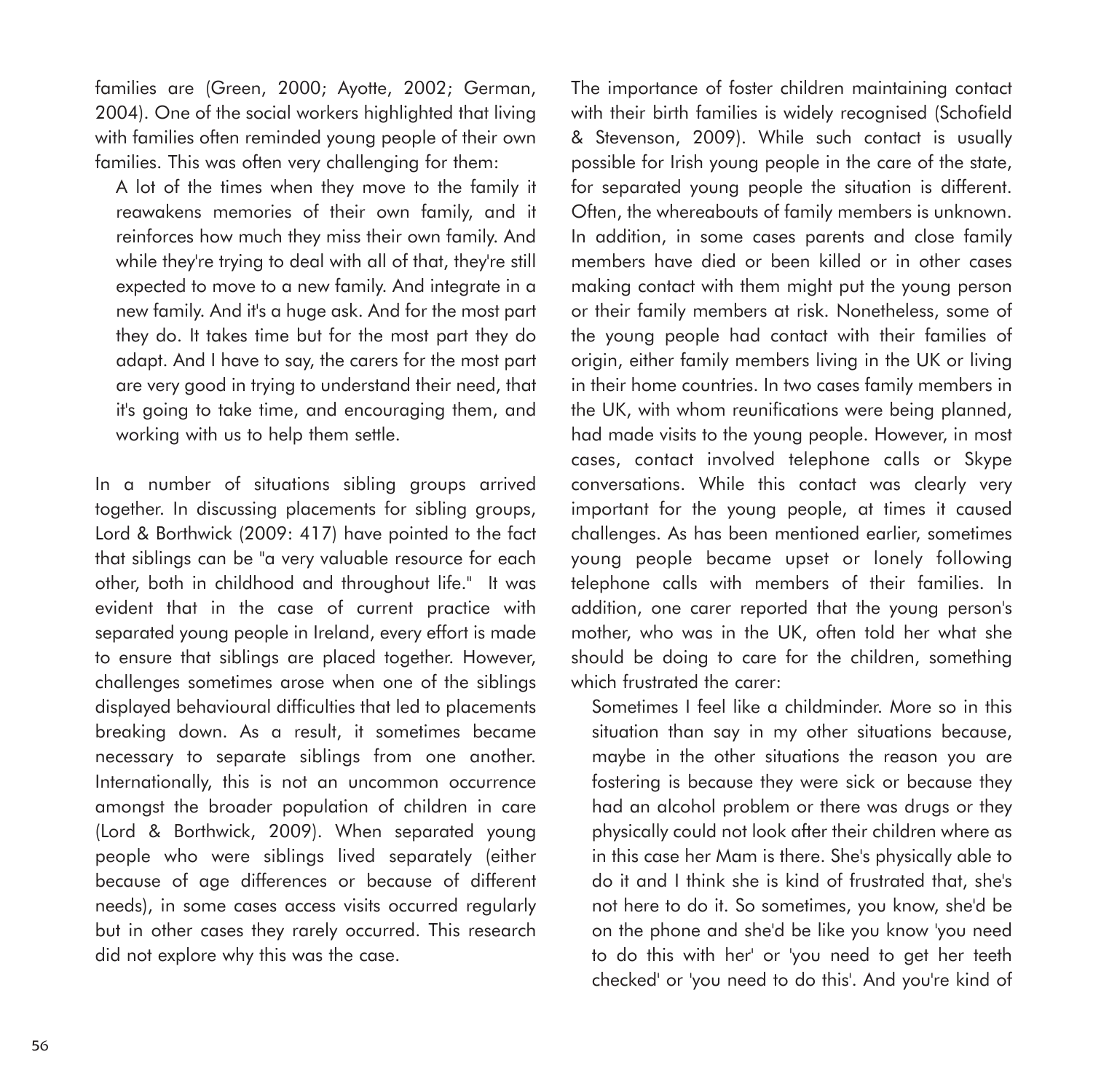families are (Green, 2000; Ayotte, 2002; German, 2004). One of the social workers highlighted that living with families often reminded young people of their own families. This was often very challenging for them:

> A lot of the times when they move to the family it reawakens memories of their own family, and it reinforces how much they miss their own family. And while they're trying to deal with all of that, they're still expected to move to a new family. And integrate in a new family. And it's a huge ask. And for the most part they do. It takes time but for the most part they do adapt. And I have to say, the carers for the most part are very good in trying to understand their need, that it's going to take time, and encouraging them, and working with us to help them settle.

In a number of situations sibling groups arrived together. In discussing placements for sibling groups, Lord & Borthwick (2009: 417) have pointed to the fact that siblings can be "a very valuable resource for each other, both in childhood and throughout life." It was evident that in the case of current practice with separated young people in Ireland, every effort is made to ensure that siblings are placed together. However, challenges sometimes arose when one of the siblings displayed behavioural difficulties that led to placements breaking down. As a result, it sometimes became necessary to separate siblings from one another. Internationally, this is not an uncommon occurrence amongst the broader population of children in care (Lord & Borthwick, 2009). When separated young people who were siblings lived separately (either because of age differences or because of different needs), in some cases access visits occurred regularly but in other cases they rarely occurred. This research did not explore why this was the case.

The importance of foster children maintaining contact with their birth families is widely recognised (Schofield & Stevenson, 2009). While such contact is usually possible for Irish young people in the care of the state, for separated young people the situation is different. Often, the whereabouts of family members is unknown. In addition, in some cases parents and close family members have died or been killed or in other cases making contact with them might put the young person or their family members at risk. Nonetheless, some of the young people had contact with their families of origin, either family members living in the UK or living in their home countries. In two cases family members in the UK, with whom reunifications were being planned, had made visits to the young people. However, in most cases, contact involved telephone calls or Skype conversations. While this contact was clearly very important for the young people, at times it caused challenges. As has been mentioned earlier, sometimes young people became upset or lonely following telephone calls with members of their families. In addition, one carer reported that the young person's mother, who was in the UK, often told her what she should be doing to care for the children, something which frustrated the carer:

> Sometimes I feel like a childminder. More so in this situation than say in my other situations because, maybe in the other situations the reason you are fostering is because they were sick or because they had an alcohol problem or there was drugs or they physically could not look after their children where as in this case her Mam is there. She's physically able to do it and I think she is kind of frustrated that, she's not here to do it. So sometimes, you know, she'd be on the phone and she'd be like you know 'you need to do this with her' or 'you need to get her teeth checked' or 'you need to do this'. And you're kind of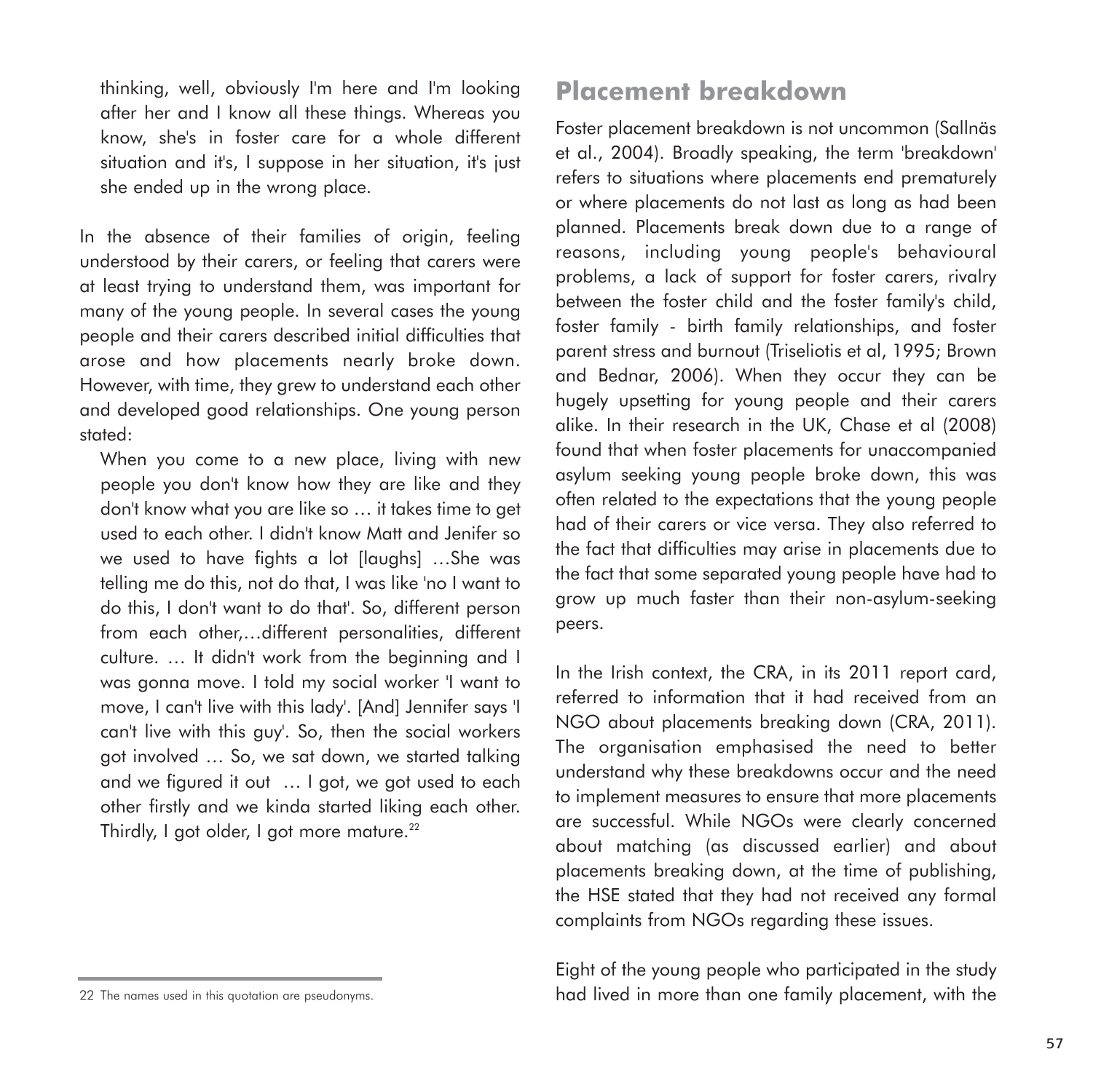thinking, well, obviously I'm here and I'm looking after her and I know all these things. Whereas you know, she's in foster care for a whole different situation and it's, I suppose in her situation, it's just she ended up in the wrong place.

In the absence of their families of origin, feeling understood by their carers, or feeling that carers were at least trying to understand them, was important for many of the young people. In several cases the young people and their carers described initial difficulties that arose and how placements nearly broke down. However, with time, they grew to understand each other and developed good relationships. One young person stated:

> When you come to a new place, living with new people you don't know how they are like and they don't know what you are like so … it takes time to get used to each other. I didn't know Matt and Jenifer so we used to have fights a lot [laughs] …She was telling me do this, not do that, I was like 'no I want to do this, I don't want to do that'. So, different person from each other,…different personalities, different culture. … It didn't work from the beginning and I was gonna move. I told my social worker 'I want to move, I can't live with this lady'. [And] Jennifer says 'I can't live with this guy'. So, then the social workers got involved … So, we sat down, we started talking and we figured it out … I got, we got used to each other firstly and we kinda started liking each other. Thirdly, I got older, I got more mature.[22]

## Placement breakdown

Foster placement breakdown is not uncommon (Sallnäs et al., 2004). Broadly speaking, the term 'breakdown' refers to situations where placements end prematurely or where placements do not last as long as had been planned. Placements break down due to a range of reasons, including young people's behavioural problems, a lack of support for foster carers, rivalry between the foster child and the foster family's child, foster family - birth family relationships, and foster parent stress and burnout (Triseliotis et al, 1995; Brown and Bednar, 2006). When they occur they can be hugely upsetting for young people and their carers alike. In their research in the UK, Chase et al (2008) found that when foster placements for unaccompanied asylum seeking young people broke down, this was often related to the expectations that the young people had of their carers or vice versa. They also referred to the fact that difficulties may arise in placements due to the fact that some separated young people have had to grow up much faster than their non-asylum-seeking peers.

In the Irish context, the CRA, in its 2011 report card, referred to information that it had received from an NGO about placements breaking down (CRA, 2011). The organisation emphasised the need to better understand why these breakdowns occur and the need to implement measures to ensure that more placements are successful. While NGOs were clearly concerned about matching (as discussed earlier) and about placements breaking down, at the time of publishing, the HSE stated that they had not received any formal complaints from NGOs regarding these issues.

Eight of the young people who participated in the study had lived in more than one family placement, with the

22 The names used in this quotation are pseudonyms.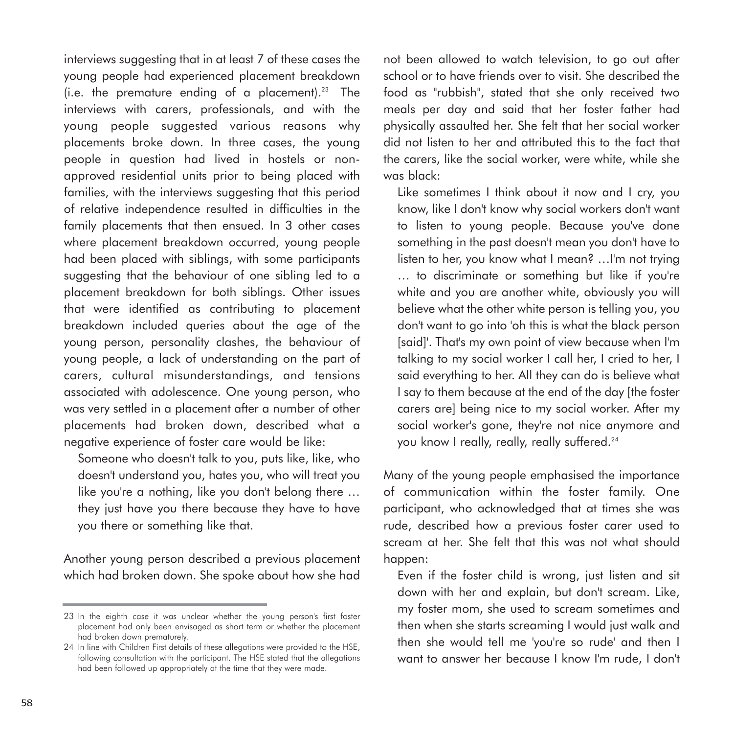interviews suggesting that in at least 7 of these cases the young people had experienced placement breakdown (i.e. the premature ending of a placement).[23] The interviews with carers, professionals, and with the young people suggested various reasons why placements broke down. In three cases, the young people in question had lived in hostels or non-approved residential units prior to being placed with families, with the interviews suggesting that this period of relative independence resulted in difficulties in the family placements that then ensued. In 3 other cases where placement breakdown occurred, young people had been placed with siblings, with some participants suggesting that the behaviour of one sibling led to a placement breakdown for both siblings. Other issues that were identified as contributing to placement breakdown included queries about the age of the young person, personality clashes, the behaviour of young people, a lack of understanding on the part of carers, cultural misunderstandings, and tensions associated with adolescence. One young person, who was very settled in a placement after a number of other placements had broken down, described what a negative experience of foster care would be like:

> Someone who doesn't talk to you, puts like, like, who doesn't understand you, hates you, who will treat you like you're a nothing, like you don't belong there … they just have you there because they have to have you there or something like that.

Another young person described a previous placement which had broken down. She spoke about how she had not been allowed to watch television, to go out after school or to have friends over to visit. She described the food as "rubbish", stated that she only received two meals per day and said that her foster father had physically assaulted her. She felt that her social worker did not listen to her and attributed this to the fact that the carers, like the social worker, were white, while she was black:

> Like sometimes I think about it now and I cry, you know, like I don't know why social workers don't want to listen to young people. Because you've done something in the past doesn't mean you don't have to listen to her, you know what I mean? …I'm not trying … to discriminate or something but like if you're white and you are another white, obviously you will believe what the other white person is telling you, you don't want to go into 'oh this is what the black person [said]'. That's my own point of view because when I'm talking to my social worker I call her, I cried to her, I said everything to her. All they can do is believe what I say to them because at the end of the day [the foster carers are] being nice to my social worker. After my social worker's gone, they're not nice anymore and you know I really, really, really suffered.[24]

Many of the young people emphasised the importance of communication within the foster family. One participant, who acknowledged that at times she was rude, described how a previous foster carer used to scream at her. She felt that this was not what should happen:

> Even if the foster child is wrong, just listen and sit down with her and explain, but don't scream. Like, my foster mom, she used to scream sometimes and then when she starts screaming I would just walk and then she would tell me 'you're so rude' and then I want to answer her because I know I'm rude, I don't

---

23 In the eighth case it was unclear whether the young person's first foster placement had only been envisaged as short term or whether the placement had broken down prematurely.

24 In line with Children First details of these allegations were provided to the HSE, following consultation with the participant. The HSE stated that the allegations had been followed up appropriately at the time that they were made.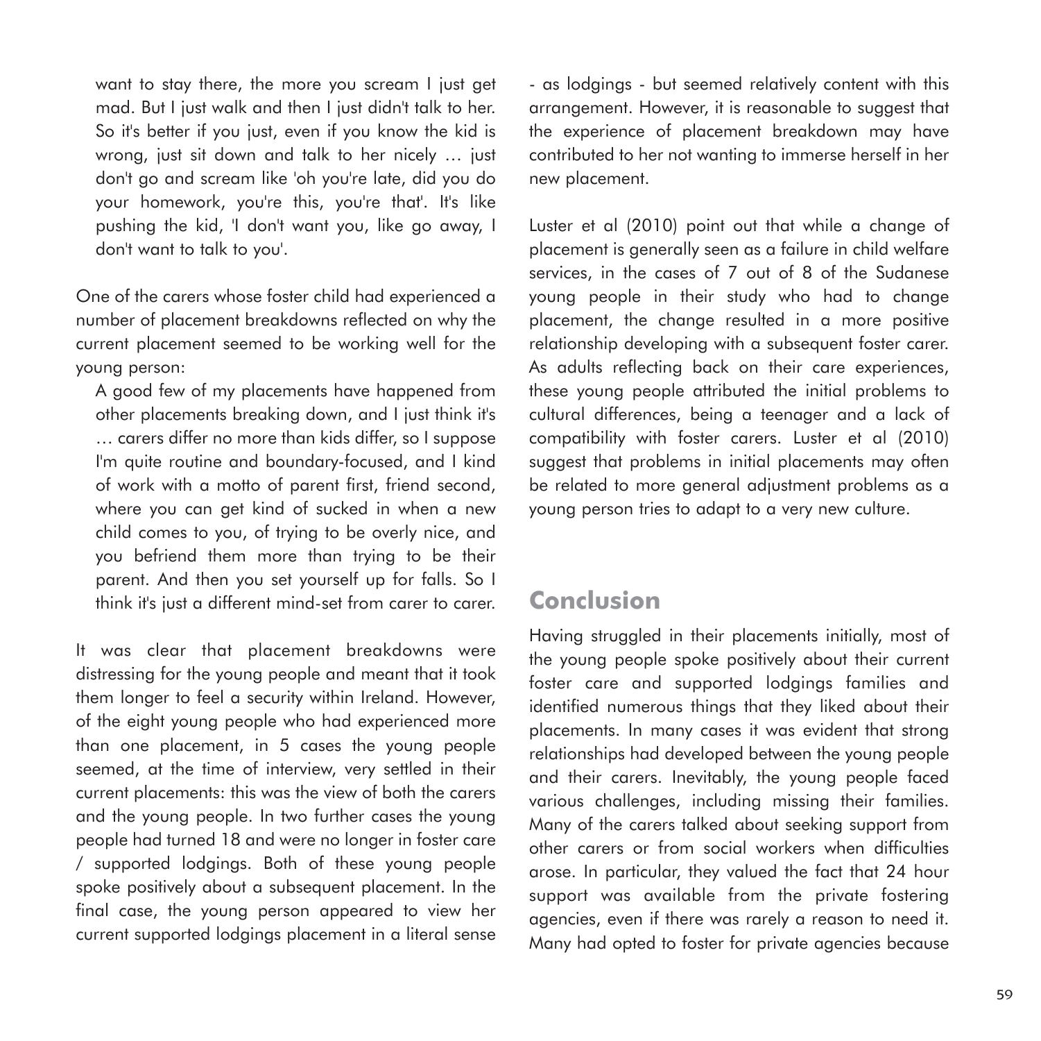want to stay there, the more you scream I just get mad. But I just walk and then I just didn't talk to her. So it's better if you just, even if you know the kid is wrong, just sit down and talk to her nicely … just don't go and scream like 'oh you're late, did you do your homework, you're this, you're that'. It's like pushing the kid, 'I don't want you, like go away, I don't want to talk to you'.

One of the carers whose foster child had experienced a number of placement breakdowns reflected on why the current placement seemed to be working well for the young person:

> A good few of my placements have happened from other placements breaking down, and I just think it's … carers differ no more than kids differ, so I suppose I'm quite routine and boundary-focused, and I kind of work with a motto of parent first, friend second, where you can get kind of sucked in when a new child comes to you, of trying to be overly nice, and you befriend them more than trying to be their parent. And then you set yourself up for falls. So I think it's just a different mind-set from carer to carer.

It was clear that placement breakdowns were distressing for the young people and meant that it took them longer to feel a security within Ireland. However, of the eight young people who had experienced more than one placement, in 5 cases the young people seemed, at the time of interview, very settled in their current placements: this was the view of both the carers and the young people. In two further cases the young people had turned 18 and were no longer in foster care / supported lodgings. Both of these young people spoke positively about a subsequent placement. In the final case, the young person appeared to view her current supported lodgings placement in a literal sense - as lodgings - but seemed relatively content with this arrangement. However, it is reasonable to suggest that the experience of placement breakdown may have contributed to her not wanting to immerse herself in her new placement.

Luster et al (2010) point out that while a change of placement is generally seen as a failure in child welfare services, in the cases of 7 out of 8 of the Sudanese young people in their study who had to change placement, the change resulted in a more positive relationship developing with a subsequent foster carer. As adults reflecting back on their care experiences, these young people attributed the initial problems to cultural differences, being a teenager and a lack of compatibility with foster carers. Luster et al (2010) suggest that problems in initial placements may often be related to more general adjustment problems as a young person tries to adapt to a very new culture.

## Conclusion

Having struggled in their placements initially, most of the young people spoke positively about their current foster care and supported lodgings families and identified numerous things that they liked about their placements. In many cases it was evident that strong relationships had developed between the young people and their carers. Inevitably, the young people faced various challenges, including missing their families. Many of the carers talked about seeking support from other carers or from social workers when difficulties arose. In particular, they valued the fact that 24 hour support was available from the private fostering agencies, even if there was rarely a reason to need it. Many had opted to foster for private agencies because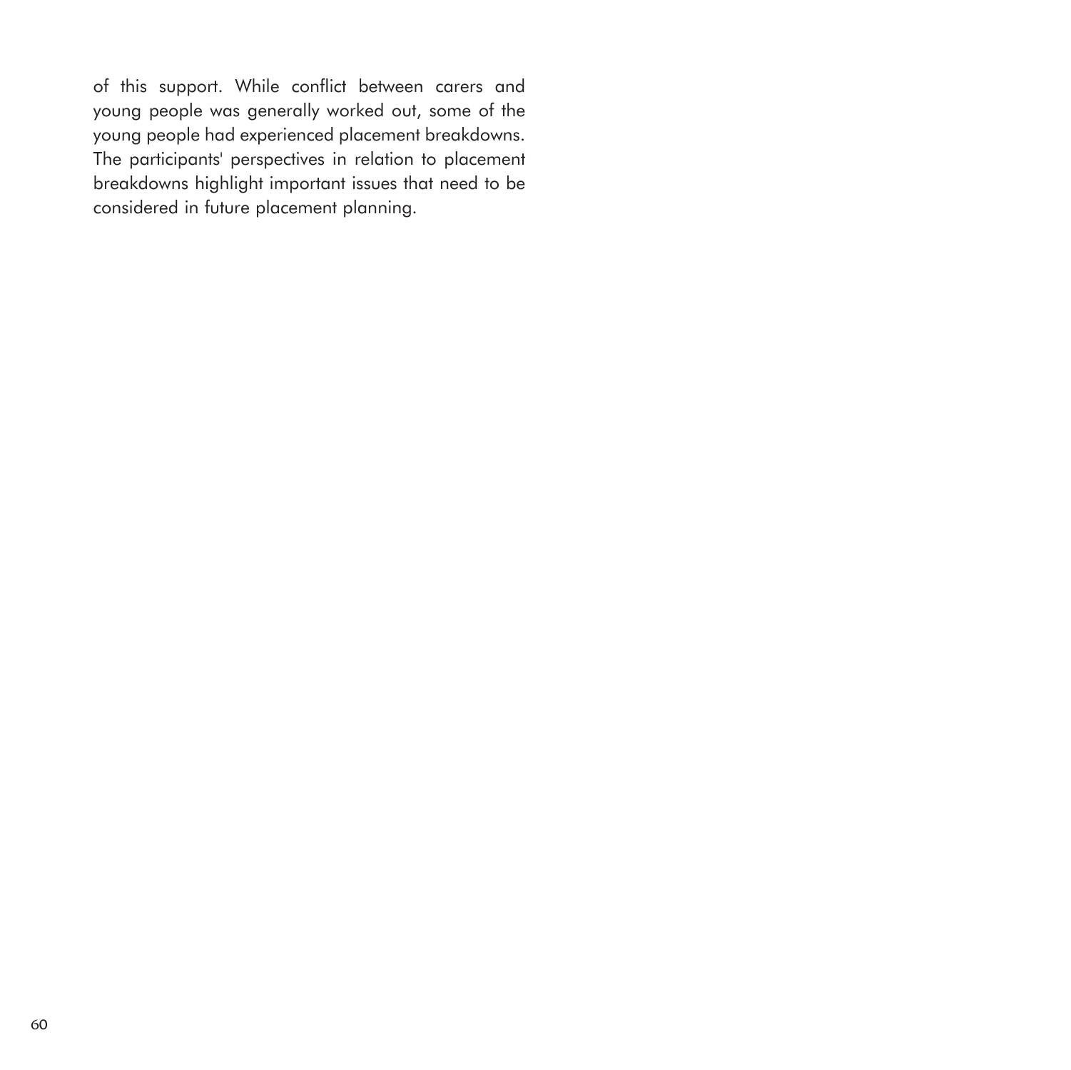of this support. While conflict between carers and young people was generally worked out, some of the young people had experienced placement breakdowns. The participants' perspectives in relation to placement breakdowns highlight important issues that need to be considered in future placement planning.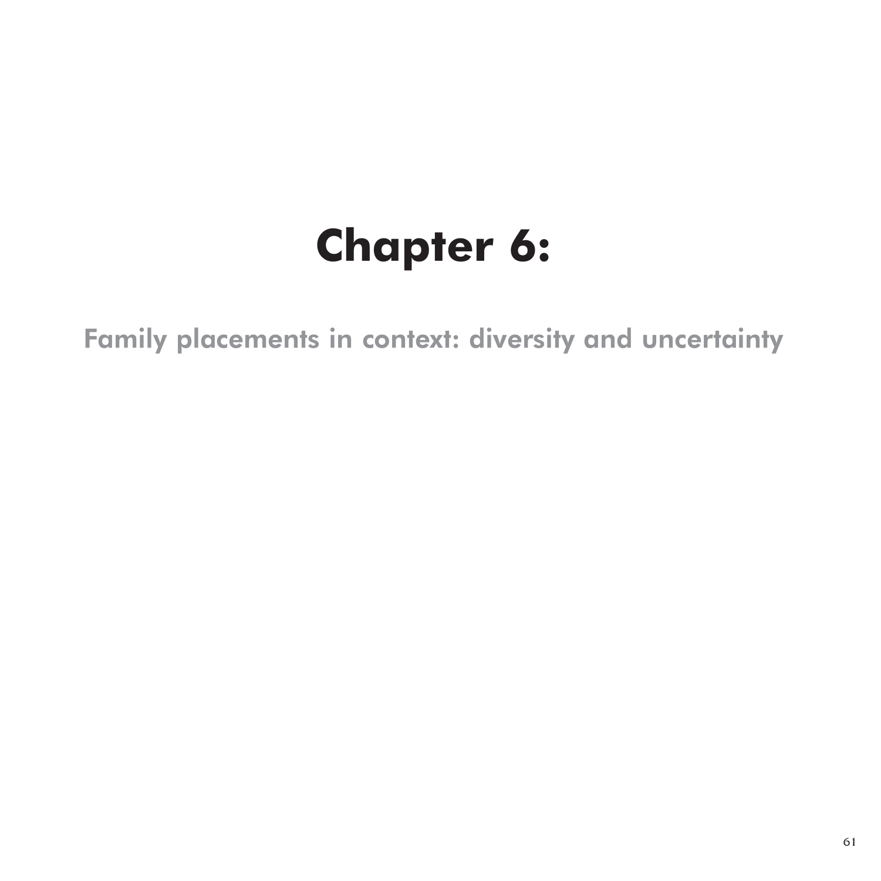# Chapter 6:

## Family placements in context: diversity and uncertainty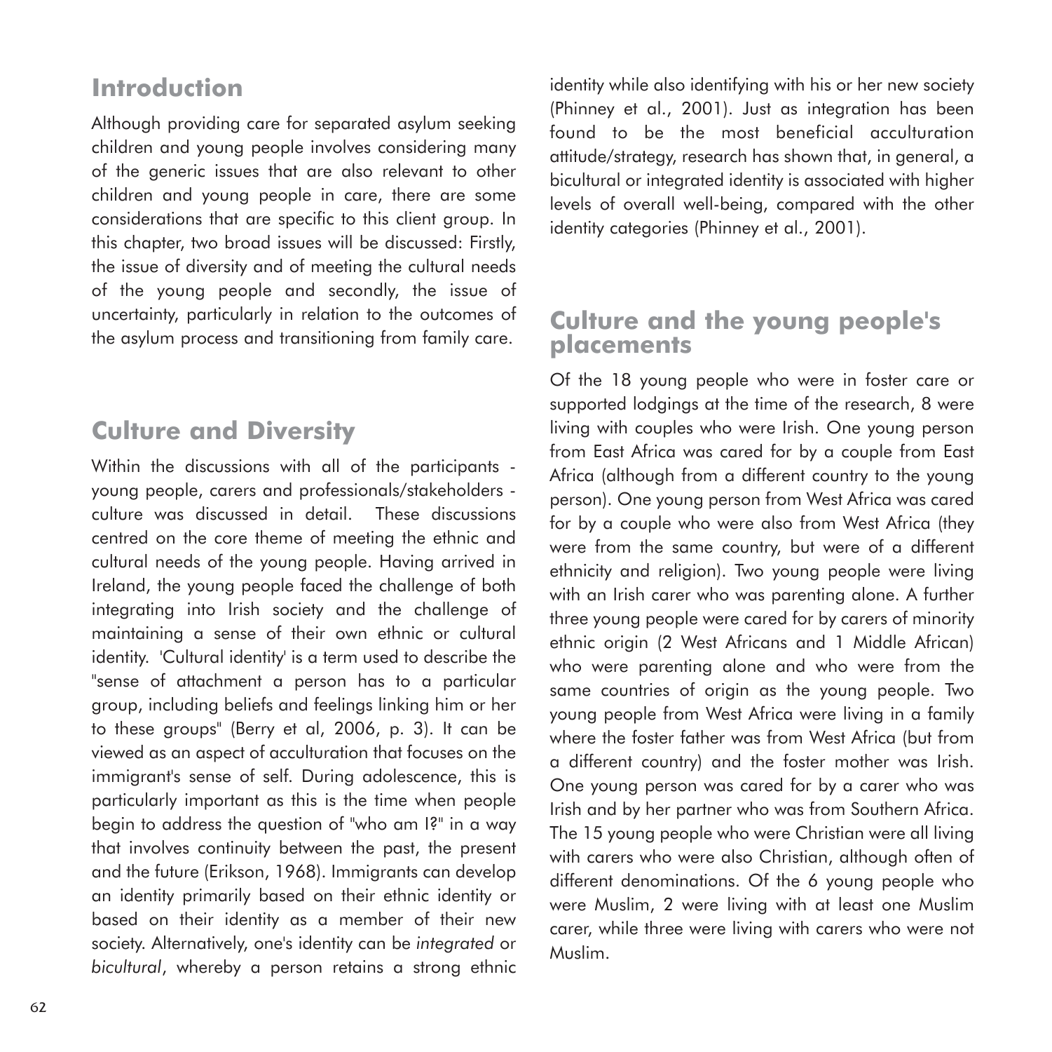## Introduction

Although providing care for separated asylum seeking children and young people involves considering many of the generic issues that are also relevant to other children and young people in care, there are some considerations that are specific to this client group. In this chapter, two broad issues will be discussed: Firstly, the issue of diversity and of meeting the cultural needs of the young people and secondly, the issue of uncertainty, particularly in relation to the outcomes of the asylum process and transitioning from family care.

## Culture and Diversity

Within the discussions with all of the participants - young people, carers and professionals/stakeholders - culture was discussed in detail. These discussions centred on the core theme of meeting the ethnic and cultural needs of the young people. Having arrived in Ireland, the young people faced the challenge of both integrating into Irish society and the challenge of maintaining a sense of their own ethnic or cultural identity. 'Cultural identity' is a term used to describe the "sense of attachment a person has to a particular group, including beliefs and feelings linking him or her to these groups" (Berry et al, 2006, p. 3). It can be viewed as an aspect of acculturation that focuses on the immigrant's sense of self. During adolescence, this is particularly important as this is the time when people begin to address the question of "who am I?" in a way that involves continuity between the past, the present and the future (Erikson, 1968). Immigrants can develop an identity primarily based on their ethnic identity or based on their identity as a member of their new society. Alternatively, one's identity can be *integrated* or *bicultural*, whereby a person retains a strong ethnic identity while also identifying with his or her new society (Phinney et al., 2001). Just as integration has been found to be the most beneficial acculturation attitude/strategy, research has shown that, in general, a bicultural or integrated identity is associated with higher levels of overall well-being, compared with the other identity categories (Phinney et al., 2001).

## Culture and the young people's placements

Of the 18 young people who were in foster care or supported lodgings at the time of the research, 8 were living with couples who were Irish. One young person from East Africa was cared for by a couple from East Africa (although from a different country to the young person). One young person from West Africa was cared for by a couple who were also from West Africa (they were from the same country, but were of a different ethnicity and religion). Two young people were living with an Irish carer who was parenting alone. A further three young people were cared for by carers of minority ethnic origin (2 West Africans and 1 Middle African) who were parenting alone and who were from the same countries of origin as the young people. Two young people from West Africa were living in a family where the foster father was from West Africa (but from a different country) and the foster mother was Irish. One young person was cared for by a carer who was Irish and by her partner who was from Southern Africa. The 15 young people who were Christian were all living with carers who were also Christian, although often of different denominations. Of the 6 young people who were Muslim, 2 were living with at least one Muslim carer, while three were living with carers who were not Muslim.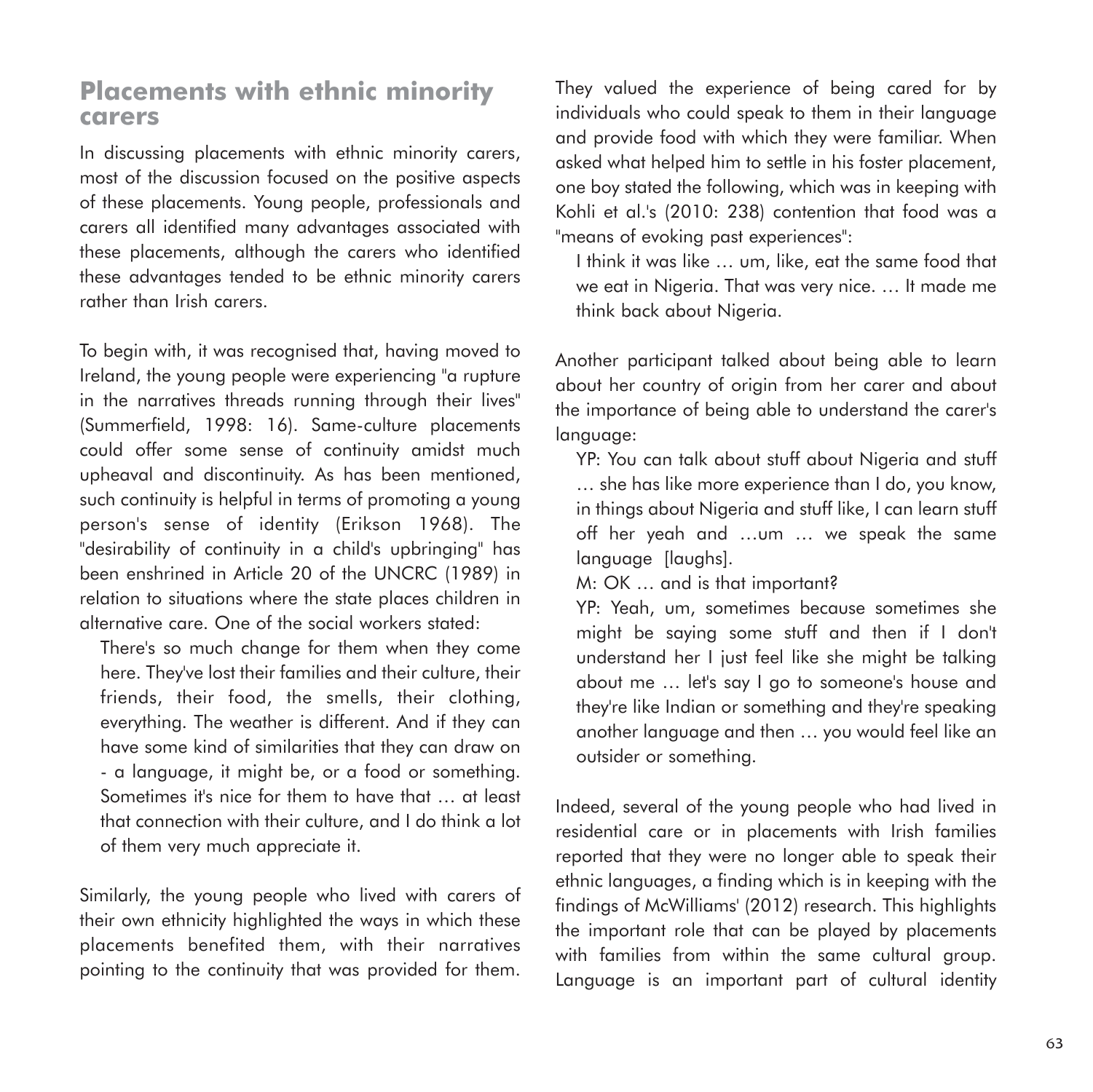## Placements with ethnic minority carers

In discussing placements with ethnic minority carers, most of the discussion focused on the positive aspects of these placements. Young people, professionals and carers all identified many advantages associated with these placements, although the carers who identified these advantages tended to be ethnic minority carers rather than Irish carers.

To begin with, it was recognised that, having moved to Ireland, the young people were experiencing "a rupture in the narratives threads running through their lives" (Summerfield, 1998: 16). Same-culture placements could offer some sense of continuity amidst much upheaval and discontinuity. As has been mentioned, such continuity is helpful in terms of promoting a young person's sense of identity (Erikson 1968). The "desirability of continuity in a child's upbringing" has been enshrined in Article 20 of the UNCRC (1989) in relation to situations where the state places children in alternative care. One of the social workers stated:

> There's so much change for them when they come here. They've lost their families and their culture, their friends, their food, the smells, their clothing, everything. The weather is different. And if they can have some kind of similarities that they can draw on - a language, it might be, or a food or something. Sometimes it's nice for them to have that … at least that connection with their culture, and I do think a lot of them very much appreciate it.

Similarly, the young people who lived with carers of their own ethnicity highlighted the ways in which these placements benefited them, with their narratives pointing to the continuity that was provided for them. They valued the experience of being cared for by individuals who could speak to them in their language and provide food with which they were familiar. When asked what helped him to settle in his foster placement, one boy stated the following, which was in keeping with Kohli et al.'s (2010: 238) contention that food was a "means of evoking past experiences":

> I think it was like … um, like, eat the same food that we eat in Nigeria. That was very nice. … It made me think back about Nigeria.

Another participant talked about being able to learn about her country of origin from her carer and about the importance of being able to understand the carer's language:

> YP: You can talk about stuff about Nigeria and stuff … she has like more experience than I do, you know, in things about Nigeria and stuff like, I can learn stuff off her yeah and …um … we speak the same language [laughs].
>
> M: OK … and is that important?
>
> YP: Yeah, um, sometimes because sometimes she might be saying some stuff and then if I don't understand her I just feel like she might be talking about me … let's say I go to someone's house and they're like Indian or something and they're speaking another language and then … you would feel like an outsider or something.

Indeed, several of the young people who had lived in residential care or in placements with Irish families reported that they were no longer able to speak their ethnic languages, a finding which is in keeping with the findings of McWilliams' (2012) research. This highlights the important role that can be played by placements with families from within the same cultural group. Language is an important part of cultural identity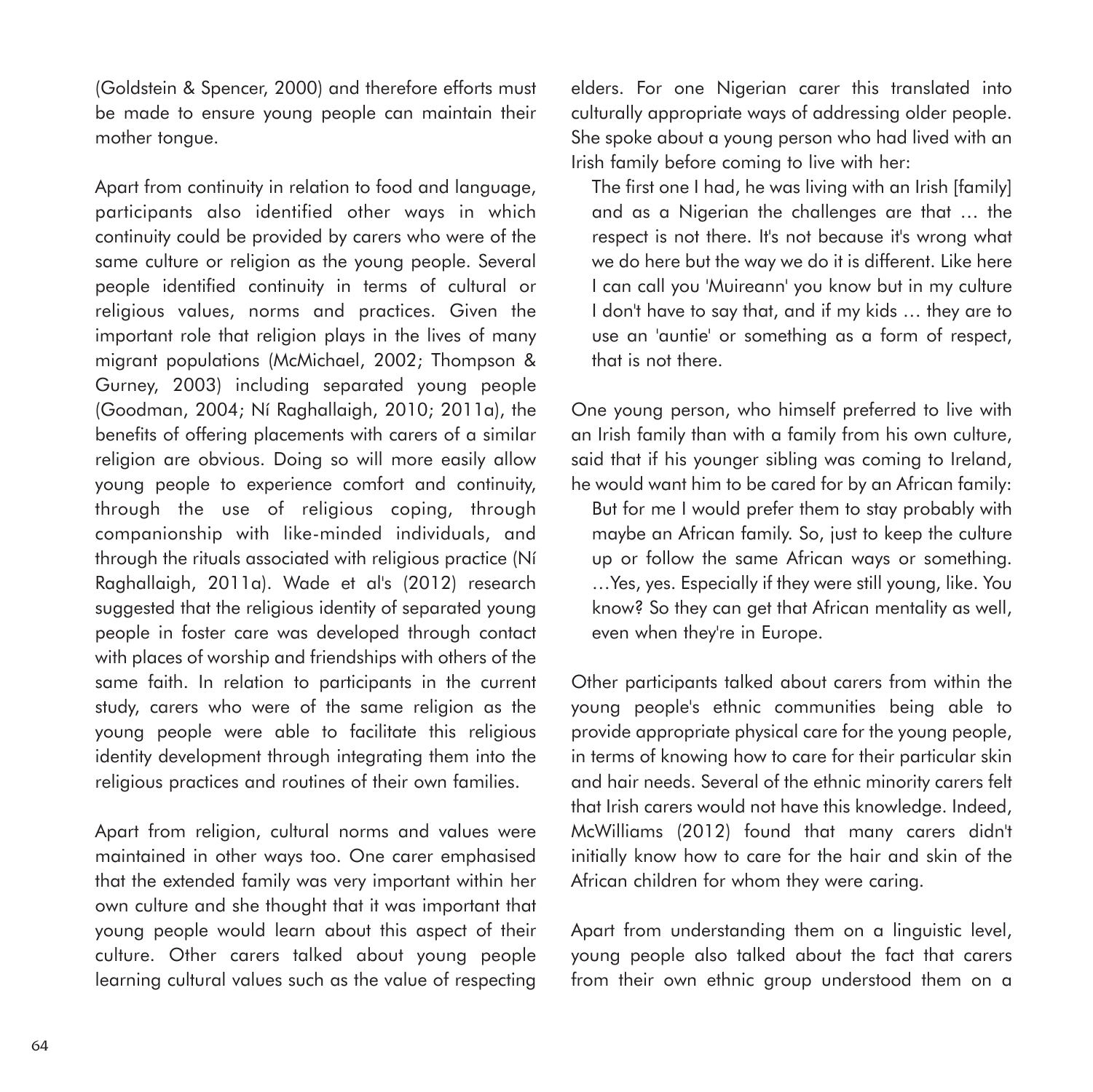(Goldstein & Spencer, 2000) and therefore efforts must be made to ensure young people can maintain their mother tongue.

Apart from continuity in relation to food and language, participants also identified other ways in which continuity could be provided by carers who were of the same culture or religion as the young people. Several people identified continuity in terms of cultural or religious values, norms and practices. Given the important role that religion plays in the lives of many migrant populations (McMichael, 2002; Thompson & Gurney, 2003) including separated young people (Goodman, 2004; Ní Raghallaigh, 2010; 2011a), the benefits of offering placements with carers of a similar religion are obvious. Doing so will more easily allow young people to experience comfort and continuity, through the use of religious coping, through companionship with like-minded individuals, and through the rituals associated with religious practice (Ní Raghallaigh, 2011a). Wade et al's (2012) research suggested that the religious identity of separated young people in foster care was developed through contact with places of worship and friendships with others of the same faith. In relation to participants in the current study, carers who were of the same religion as the young people were able to facilitate this religious identity development through integrating them into the religious practices and routines of their own families.

Apart from religion, cultural norms and values were maintained in other ways too. One carer emphasised that the extended family was very important within her own culture and she thought that it was important that young people would learn about this aspect of their culture. Other carers talked about young people learning cultural values such as the value of respecting elders. For one Nigerian carer this translated into culturally appropriate ways of addressing older people. She spoke about a young person who had lived with an Irish family before coming to live with her:

> The first one I had, he was living with an Irish [family] and as a Nigerian the challenges are that … the respect is not there. It's not because it's wrong what we do here but the way we do it is different. Like here I can call you 'Muireann' you know but in my culture I don't have to say that, and if my kids … they are to use an 'auntie' or something as a form of respect, that is not there.

One young person, who himself preferred to live with an Irish family than with a family from his own culture, said that if his younger sibling was coming to Ireland, he would want him to be cared for by an African family:

> But for me I would prefer them to stay probably with maybe an African family. So, just to keep the culture up or follow the same African ways or something. …Yes, yes. Especially if they were still young, like. You know? So they can get that African mentality as well, even when they're in Europe.

Other participants talked about carers from within the young people's ethnic communities being able to provide appropriate physical care for the young people, in terms of knowing how to care for their particular skin and hair needs. Several of the ethnic minority carers felt that Irish carers would not have this knowledge. Indeed, McWilliams (2012) found that many carers didn't initially know how to care for the hair and skin of the African children for whom they were caring.

Apart from understanding them on a linguistic level, young people also talked about the fact that carers from their own ethnic group understood them on a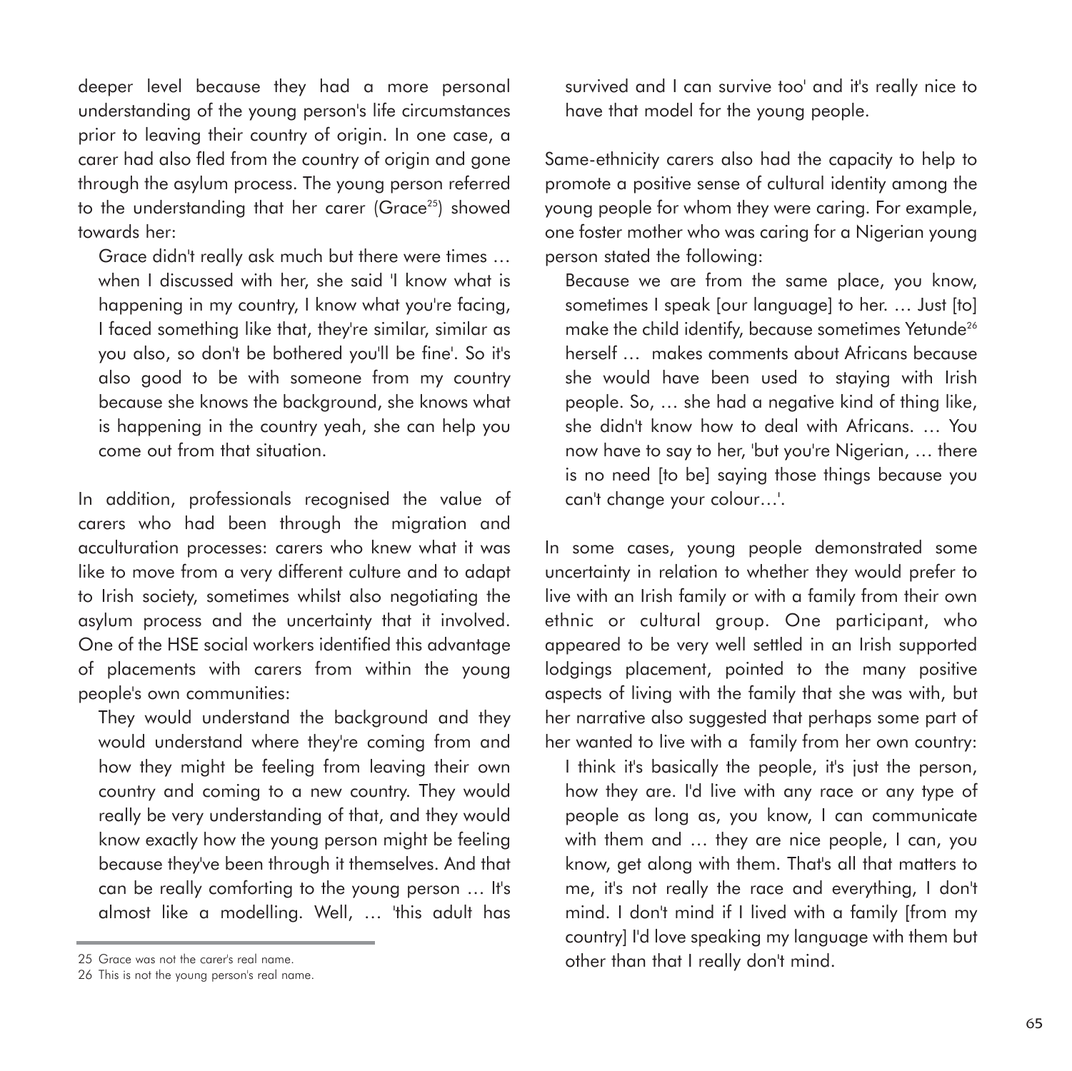deeper level because they had a more personal understanding of the young person's life circumstances prior to leaving their country of origin. In one case, a carer had also fled from the country of origin and gone through the asylum process. The young person referred to the understanding that her carer (Grace[25]) showed towards her:

> Grace didn't really ask much but there were times … when I discussed with her, she said 'I know what is happening in my country, I know what you're facing, I faced something like that, they're similar, similar as you also, so don't be bothered you'll be fine'. So it's also good to be with someone from my country because she knows the background, she knows what is happening in the country yeah, she can help you come out from that situation.

In addition, professionals recognised the value of carers who had been through the migration and acculturation processes: carers who knew what it was like to move from a very different culture and to adapt to Irish society, sometimes whilst also negotiating the asylum process and the uncertainty that it involved. One of the HSE social workers identified this advantage of placements with carers from within the young people's own communities:

> They would understand the background and they would understand where they're coming from and how they might be feeling from leaving their own country and coming to a new country. They would really be very understanding of that, and they would know exactly how the young person might be feeling because they've been through it themselves. And that can be really comforting to the young person … It's almost like a modelling. Well, … 'this adult has survived and I can survive too' and it's really nice to have that model for the young people.

Same-ethnicity carers also had the capacity to help to promote a positive sense of cultural identity among the young people for whom they were caring. For example, one foster mother who was caring for a Nigerian young person stated the following:

> Because we are from the same place, you know, sometimes I speak [our language] to her. … Just [to] make the child identify, because sometimes Yetunde[26] herself … makes comments about Africans because she would have been used to staying with Irish people. So, … she had a negative kind of thing like, she didn't know how to deal with Africans. … You now have to say to her, 'but you're Nigerian, … there is no need [to be] saying those things because you can't change your colour…'.

In some cases, young people demonstrated some uncertainty in relation to whether they would prefer to live with an Irish family or with a family from their own ethnic or cultural group. One participant, who appeared to be very well settled in an Irish supported lodgings placement, pointed to the many positive aspects of living with the family that she was with, but her narrative also suggested that perhaps some part of her wanted to live with a family from her own country:

> I think it's basically the people, it's just the person, how they are. I'd live with any race or any type of people as long as, you know, I can communicate with them and … they are nice people, I can, you know, get along with them. That's all that matters to me, it's not really the race and everything, I don't mind. I don't mind if I lived with a family [from my country] I'd love speaking my language with them but other than that I really don't mind.

---

25 Grace was not the carer's real name.

26 This is not the young person's real name.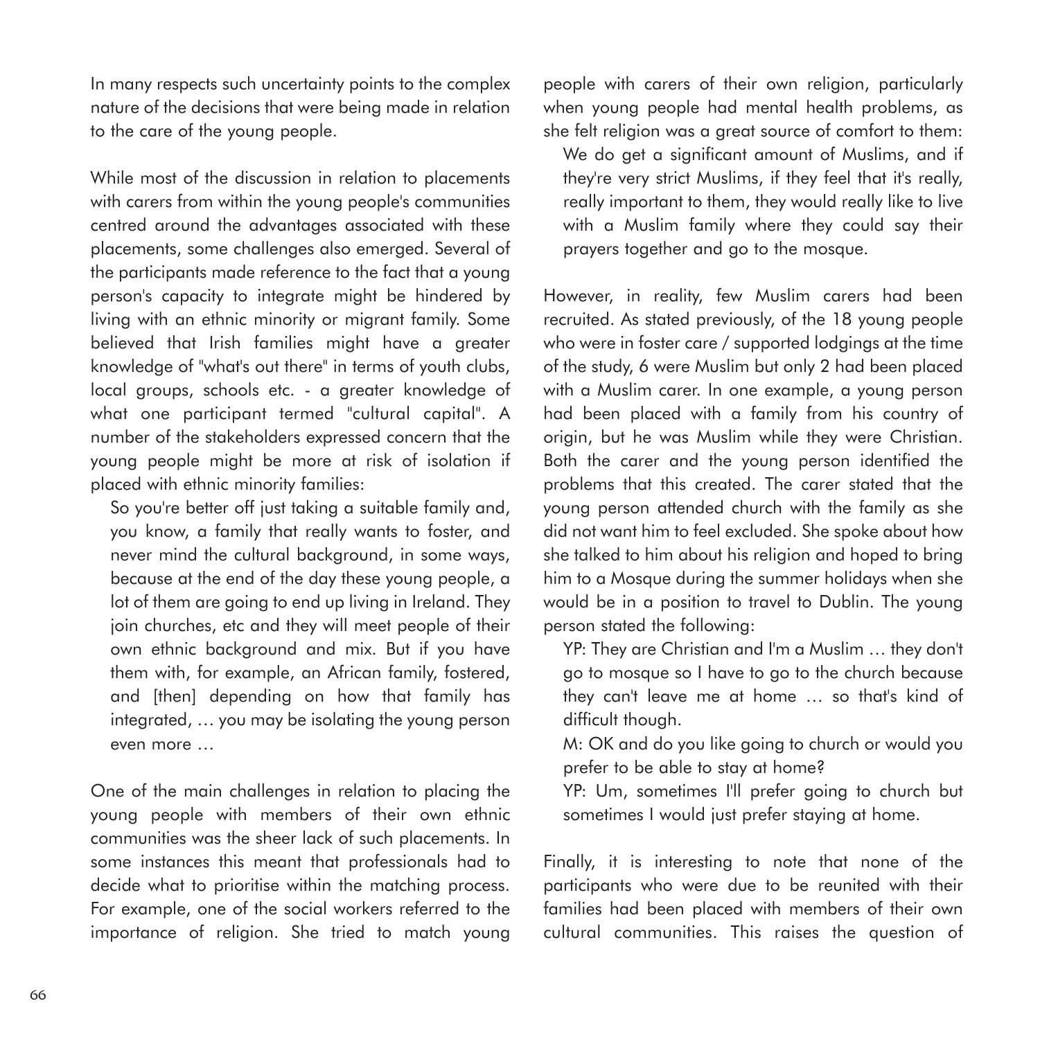In many respects such uncertainty points to the complex nature of the decisions that were being made in relation to the care of the young people.

While most of the discussion in relation to placements with carers from within the young people's communities centred around the advantages associated with these placements, some challenges also emerged. Several of the participants made reference to the fact that a young person's capacity to integrate might be hindered by living with an ethnic minority or migrant family. Some believed that Irish families might have a greater knowledge of "what's out there" in terms of youth clubs, local groups, schools etc. - a greater knowledge of what one participant termed "cultural capital". A number of the stakeholders expressed concern that the young people might be more at risk of isolation if placed with ethnic minority families:

> So you're better off just taking a suitable family and, you know, a family that really wants to foster, and never mind the cultural background, in some ways, because at the end of the day these young people, a lot of them are going to end up living in Ireland. They join churches, etc and they will meet people of their own ethnic background and mix. But if you have them with, for example, an African family, fostered, and [then] depending on how that family has integrated, … you may be isolating the young person even more …

One of the main challenges in relation to placing the young people with members of their own ethnic communities was the sheer lack of such placements. In some instances this meant that professionals had to decide what to prioritise within the matching process. For example, one of the social workers referred to the importance of religion. She tried to match young people with carers of their own religion, particularly when young people had mental health problems, as she felt religion was a great source of comfort to them:

> We do get a significant amount of Muslims, and if they're very strict Muslims, if they feel that it's really, really important to them, they would really like to live with a Muslim family where they could say their prayers together and go to the mosque.

However, in reality, few Muslim carers had been recruited. As stated previously, of the 18 young people who were in foster care / supported lodgings at the time of the study, 6 were Muslim but only 2 had been placed with a Muslim carer. In one example, a young person had been placed with a family from his country of origin, but he was Muslim while they were Christian. Both the carer and the young person identified the problems that this created. The carer stated that the young person attended church with the family as she did not want him to feel excluded. She spoke about how she talked to him about his religion and hoped to bring him to a Mosque during the summer holidays when she would be in a position to travel to Dublin. The young person stated the following:

> YP: They are Christian and I'm a Muslim … they don't go to mosque so I have to go to the church because they can't leave me at home … so that's kind of difficult though.
>
> M: OK and do you like going to church or would you prefer to be able to stay at home?
>
> YP: Um, sometimes I'll prefer going to church but sometimes I would just prefer staying at home.

Finally, it is interesting to note that none of the participants who were due to be reunited with their families had been placed with members of their own cultural communities. This raises the question of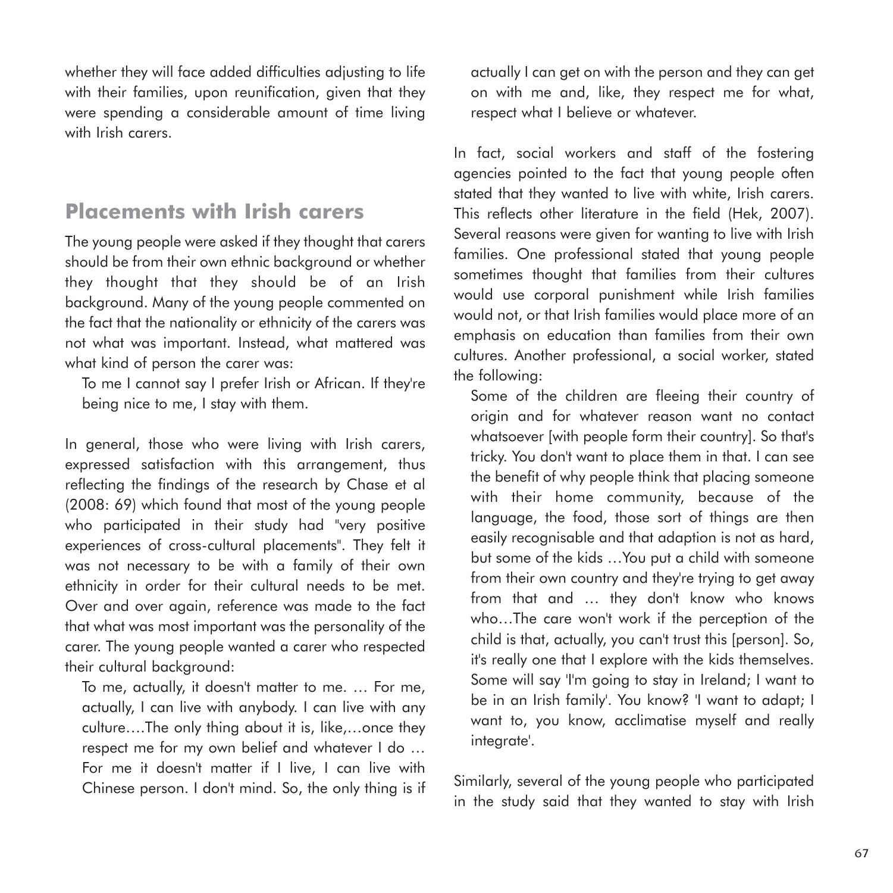whether they will face added difficulties adjusting to life with their families, upon reunification, given that they were spending a considerable amount of time living with Irish carers.

## Placements with Irish carers

The young people were asked if they thought that carers should be from their own ethnic background or whether they thought that they should be of an Irish background. Many of the young people commented on the fact that the nationality or ethnicity of the carers was not what was important. Instead, what mattered was what kind of person the carer was:

> To me I cannot say I prefer Irish or African. If they're being nice to me, I stay with them.

In general, those who were living with Irish carers, expressed satisfaction with this arrangement, thus reflecting the findings of the research by Chase et al (2008: 69) which found that most of the young people who participated in their study had "very positive experiences of cross-cultural placements". They felt it was not necessary to be with a family of their own ethnicity in order for their cultural needs to be met. Over and over again, reference was made to the fact that what was most important was the personality of the carer. The young people wanted a carer who respected their cultural background:

> To me, actually, it doesn't matter to me. … For me, actually, I can live with anybody. I can live with any culture….The only thing about it is, like,…once they respect me for my own belief and whatever I do … For me it doesn't matter if I live, I can live with Chinese person. I don't mind. So, the only thing is if actually I can get on with the person and they can get on with me and, like, they respect me for what, respect what I believe or whatever.

In fact, social workers and staff of the fostering agencies pointed to the fact that young people often stated that they wanted to live with white, Irish carers. This reflects other literature in the field (Hek, 2007). Several reasons were given for wanting to live with Irish families. One professional stated that young people sometimes thought that families from their cultures would use corporal punishment while Irish families would not, or that Irish families would place more of an emphasis on education than families from their own cultures. Another professional, a social worker, stated the following:

> Some of the children are fleeing their country of origin and for whatever reason want no contact whatsoever [with people form their country]. So that's tricky. You don't want to place them in that. I can see the benefit of why people think that placing someone with their home community, because of the language, the food, those sort of things are then easily recognisable and that adaption is not as hard, but some of the kids …You put a child with someone from their own country and they're trying to get away from that and … they don't know who knows who…The care won't work if the perception of the child is that, actually, you can't trust this [person]. So, it's really one that I explore with the kids themselves. Some will say 'I'm going to stay in Ireland; I want to be in an Irish family'. You know? 'I want to adapt; I want to, you know, acclimatise myself and really integrate'.

Similarly, several of the young people who participated in the study said that they wanted to stay with Irish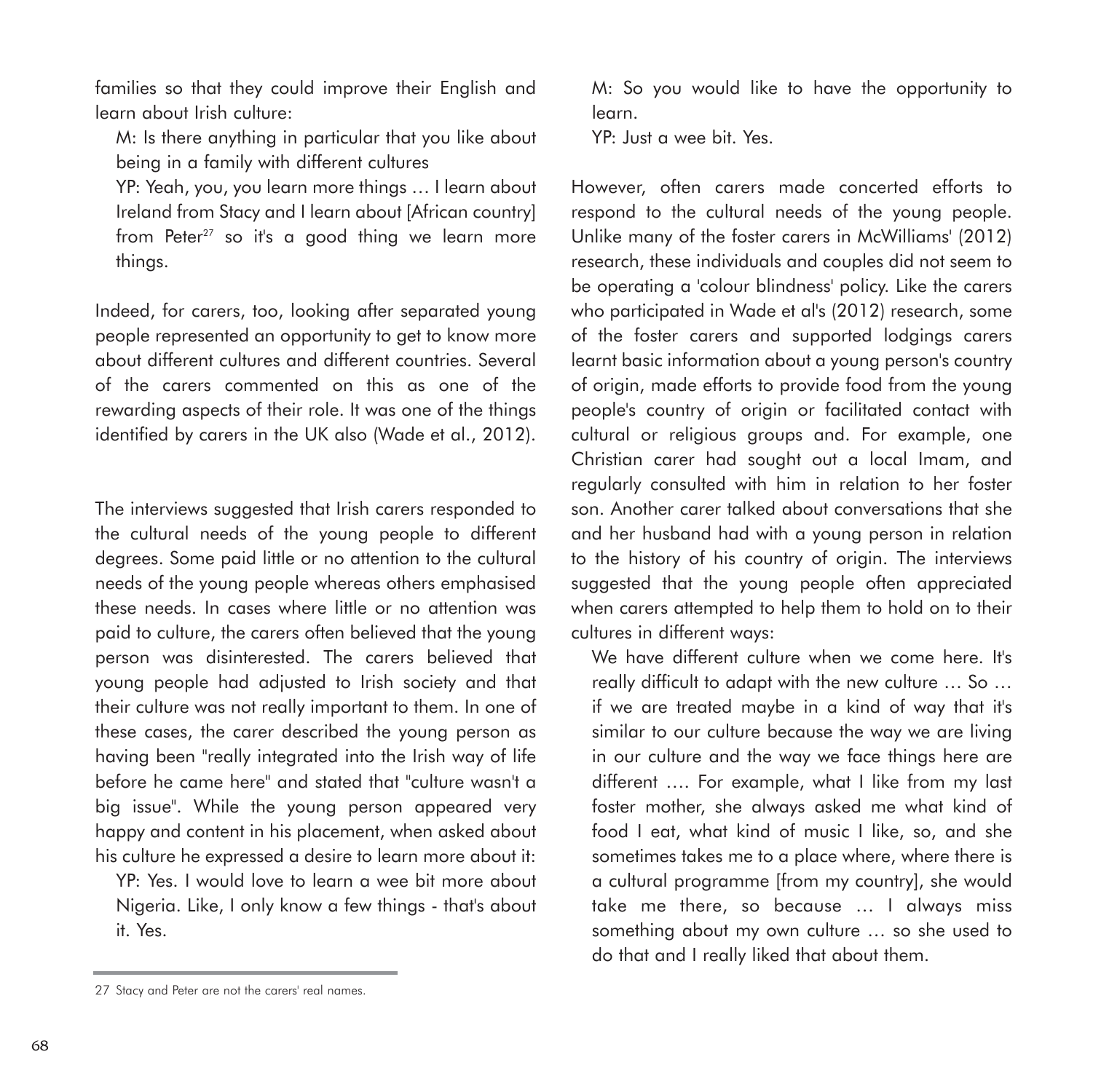families so that they could improve their English and learn about Irish culture:

> M: Is there anything in particular that you like about being in a family with different cultures
>
> YP: Yeah, you, you learn more things … I learn about Ireland from Stacy and I learn about [African country] from Peter[27] so it's a good thing we learn more things.

Indeed, for carers, too, looking after separated young people represented an opportunity to get to know more about different cultures and different countries. Several of the carers commented on this as one of the rewarding aspects of their role. It was one of the things identified by carers in the UK also (Wade et al., 2012).

The interviews suggested that Irish carers responded to the cultural needs of the young people to different degrees. Some paid little or no attention to the cultural needs of the young people whereas others emphasised these needs. In cases where little or no attention was paid to culture, the carers often believed that the young person was disinterested. The carers believed that young people had adjusted to Irish society and that their culture was not really important to them. In one of these cases, the carer described the young person as having been "really integrated into the Irish way of life before he came here" and stated that "culture wasn't a big issue". While the young person appeared very happy and content in his placement, when asked about his culture he expressed a desire to learn more about it:

> YP: Yes. I would love to learn a wee bit more about Nigeria. Like, I only know a few things - that's about it. Yes.
>
> M: So you would like to have the opportunity to learn.
>
> YP: Just a wee bit. Yes.

However, often carers made concerted efforts to respond to the cultural needs of the young people. Unlike many of the foster carers in McWilliams' (2012) research, these individuals and couples did not seem to be operating a 'colour blindness' policy. Like the carers who participated in Wade et al's (2012) research, some of the foster carers and supported lodgings carers learnt basic information about a young person's country of origin, made efforts to provide food from the young people's country of origin or facilitated contact with cultural or religious groups and. For example, one Christian carer had sought out a local Imam, and regularly consulted with him in relation to her foster son. Another carer talked about conversations that she and her husband had with a young person in relation to the history of his country of origin. The interviews suggested that the young people often appreciated when carers attempted to help them to hold on to their cultures in different ways:

> We have different culture when we come here. It's really difficult to adapt with the new culture … So … if we are treated maybe in a kind of way that it's similar to our culture because the way we are living in our culture and the way we face things here are different …. For example, what I like from my last foster mother, she always asked me what kind of food I eat, what kind of music I like, so, and she sometimes takes me to a place where, where there is a cultural programme [from my country], she would take me there, so because … I always miss something about my own culture … so she used to do that and I really liked that about them.

---

27 Stacy and Peter are not the carers' real names.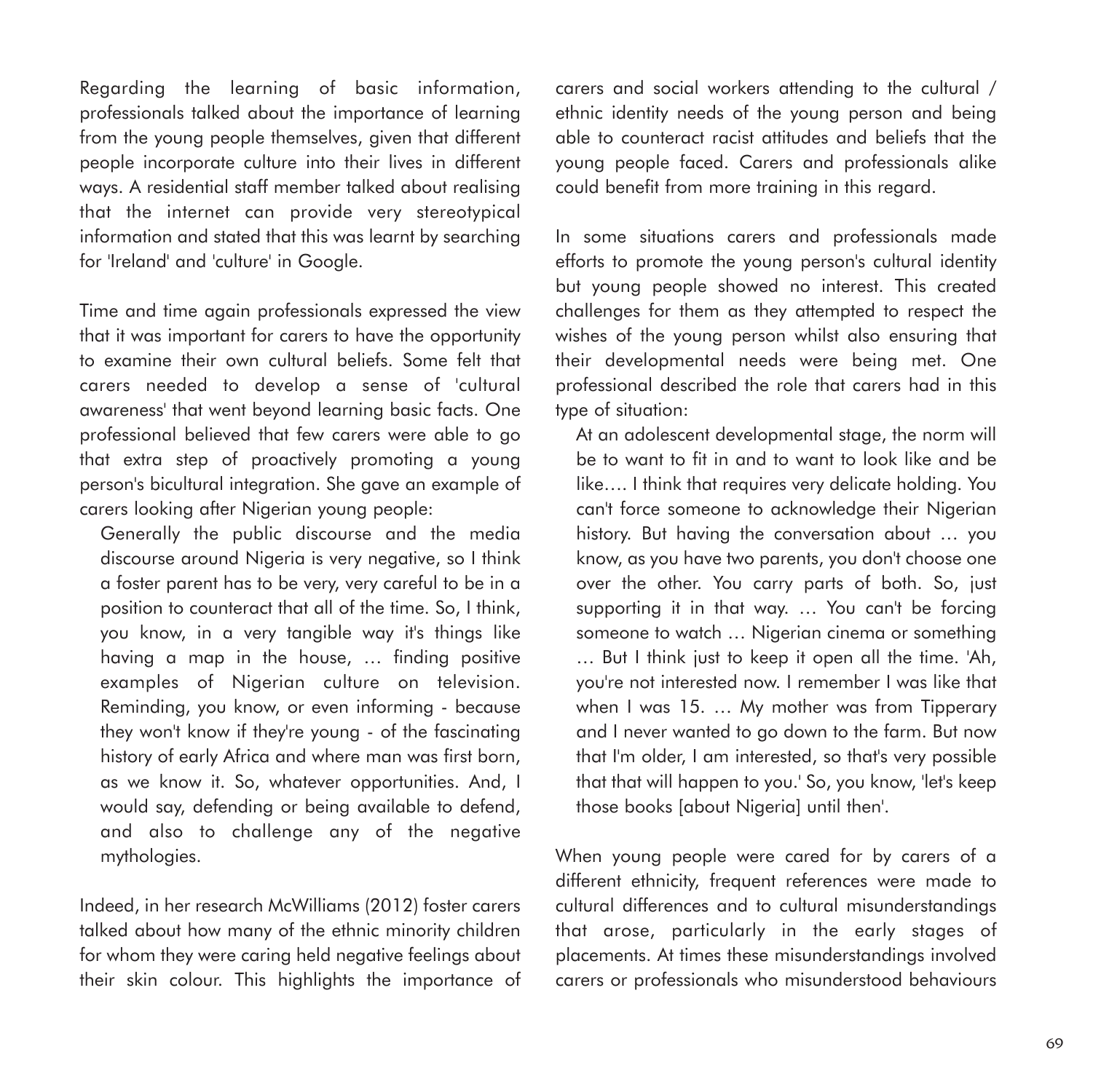Regarding the learning of basic information, professionals talked about the importance of learning from the young people themselves, given that different people incorporate culture into their lives in different ways. A residential staff member talked about realising that the internet can provide very stereotypical information and stated that this was learnt by searching for 'Ireland' and 'culture' in Google.

Time and time again professionals expressed the view that it was important for carers to have the opportunity to examine their own cultural beliefs. Some felt that carers needed to develop a sense of 'cultural awareness' that went beyond learning basic facts. One professional believed that few carers were able to go that extra step of proactively promoting a young person's bicultural integration. She gave an example of carers looking after Nigerian young people:

> Generally the public discourse and the media discourse around Nigeria is very negative, so I think a foster parent has to be very, very careful to be in a position to counteract that all of the time. So, I think, you know, in a very tangible way it's things like having a map in the house, … finding positive examples of Nigerian culture on television. Reminding, you know, or even informing - because they won't know if they're young - of the fascinating history of early Africa and where man was first born, as we know it. So, whatever opportunities. And, I would say, defending or being available to defend, and also to challenge any of the negative mythologies.

Indeed, in her research McWilliams (2012) foster carers talked about how many of the ethnic minority children for whom they were caring held negative feelings about their skin colour. This highlights the importance of carers and social workers attending to the cultural / ethnic identity needs of the young person and being able to counteract racist attitudes and beliefs that the young people faced. Carers and professionals alike could benefit from more training in this regard.

In some situations carers and professionals made efforts to promote the young person's cultural identity but young people showed no interest. This created challenges for them as they attempted to respect the wishes of the young person whilst also ensuring that their developmental needs were being met. One professional described the role that carers had in this type of situation:

> At an adolescent developmental stage, the norm will be to want to fit in and to want to look like and be like…. I think that requires very delicate holding. You can't force someone to acknowledge their Nigerian history. But having the conversation about … you know, as you have two parents, you don't choose one over the other. You carry parts of both. So, just supporting it in that way. … You can't be forcing someone to watch … Nigerian cinema or something … But I think just to keep it open all the time. 'Ah, you're not interested now. I remember I was like that when I was 15. … My mother was from Tipperary and I never wanted to go down to the farm. But now that I'm older, I am interested, so that's very possible that that will happen to you.' So, you know, 'let's keep those books [about Nigeria] until then'.

When young people were cared for by carers of a different ethnicity, frequent references were made to cultural differences and to cultural misunderstandings that arose, particularly in the early stages of placements. At times these misunderstandings involved carers or professionals who misunderstood behaviours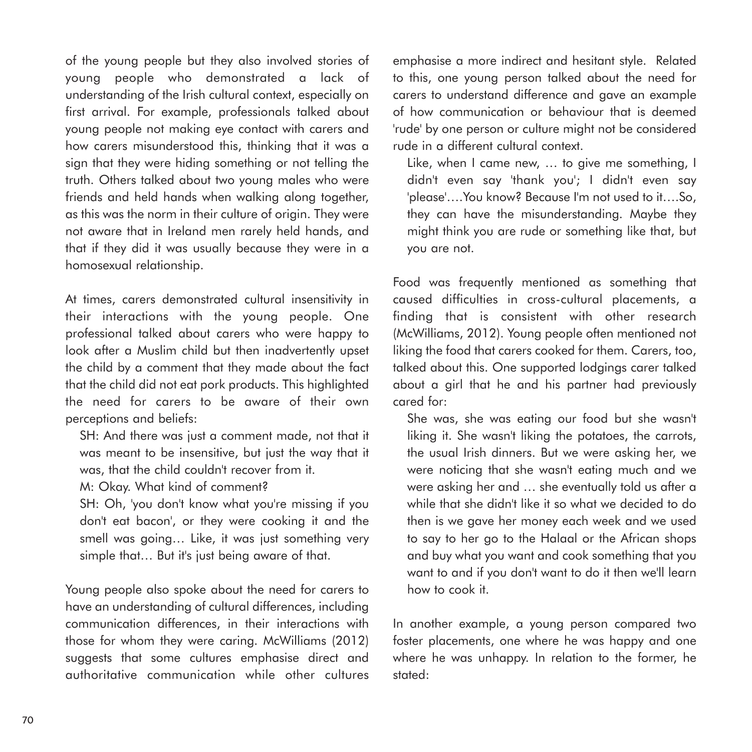of the young people but they also involved stories of young people who demonstrated a lack of understanding of the Irish cultural context, especially on first arrival. For example, professionals talked about young people not making eye contact with carers and how carers misunderstood this, thinking that it was a sign that they were hiding something or not telling the truth. Others talked about two young males who were friends and held hands when walking along together, as this was the norm in their culture of origin. They were not aware that in Ireland men rarely held hands, and that if they did it was usually because they were in a homosexual relationship.

At times, carers demonstrated cultural insensitivity in their interactions with the young people. One professional talked about carers who were happy to look after a Muslim child but then inadvertently upset the child by a comment that they made about the fact that the child did not eat pork products. This highlighted the need for carers to be aware of their own perceptions and beliefs:

> SH: And there was just a comment made, not that it was meant to be insensitive, but just the way that it was, that the child couldn't recover from it.
>
> M: Okay. What kind of comment?
>
> SH: Oh, 'you don't know what you're missing if you don't eat bacon', or they were cooking it and the smell was going… Like, it was just something very simple that… But it's just being aware of that.

Young people also spoke about the need for carers to have an understanding of cultural differences, including communication differences, in their interactions with those for whom they were caring. McWilliams (2012) suggests that some cultures emphasise direct and authoritative communication while other cultures emphasise a more indirect and hesitant style. Related to this, one young person talked about the need for carers to understand difference and gave an example of how communication or behaviour that is deemed 'rude' by one person or culture might not be considered rude in a different cultural context.

> Like, when I came new, … to give me something, I didn't even say 'thank you'; I didn't even say 'please'….You know? Because I'm not used to it….So, they can have the misunderstanding. Maybe they might think you are rude or something like that, but you are not.

Food was frequently mentioned as something that caused difficulties in cross-cultural placements, a finding that is consistent with other research (McWilliams, 2012). Young people often mentioned not liking the food that carers cooked for them. Carers, too, talked about this. One supported lodgings carer talked about a girl that he and his partner had previously cared for:

> She was, she was eating our food but she wasn't liking it. She wasn't liking the potatoes, the carrots, the usual Irish dinners. But we were asking her, we were noticing that she wasn't eating much and we were asking her and … she eventually told us after a while that she didn't like it so what we decided to do then is we gave her money each week and we used to say to her go to the Halaal or the African shops and buy what you want and cook something that you want to and if you don't want to do it then we'll learn how to cook it.

In another example, a young person compared two foster placements, one where he was happy and one where he was unhappy. In relation to the former, he stated: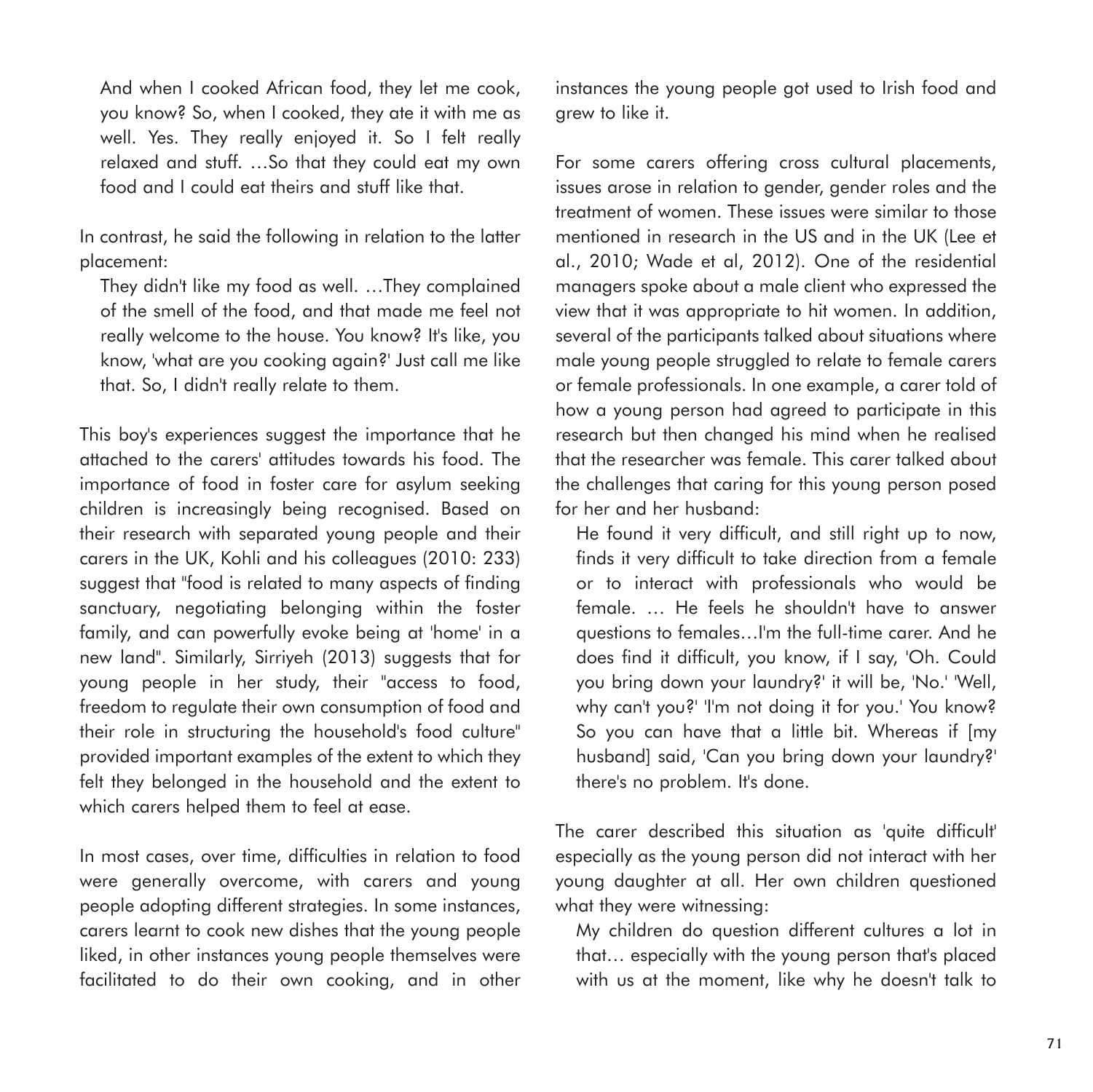> And when I cooked African food, they let me cook, you know? So, when I cooked, they ate it with me as well. Yes. They really enjoyed it. So I felt really relaxed and stuff. …So that they could eat my own food and I could eat theirs and stuff like that.

In contrast, he said the following in relation to the latter placement:

> They didn't like my food as well. …They complained of the smell of the food, and that made me feel not really welcome to the house. You know? It's like, you know, 'what are you cooking again?' Just call me like that. So, I didn't really relate to them.

This boy's experiences suggest the importance that he attached to the carers' attitudes towards his food. The importance of food in foster care for asylum seeking children is increasingly being recognised. Based on their research with separated young people and their carers in the UK, Kohli and his colleagues (2010: 233) suggest that "food is related to many aspects of finding sanctuary, negotiating belonging within the foster family, and can powerfully evoke being at 'home' in a new land". Similarly, Sirriyeh (2013) suggests that for young people in her study, their "access to food, freedom to regulate their own consumption of food and their role in structuring the household's food culture" provided important examples of the extent to which they felt they belonged in the household and the extent to which carers helped them to feel at ease.

In most cases, over time, difficulties in relation to food were generally overcome, with carers and young people adopting different strategies. In some instances, carers learnt to cook new dishes that the young people liked, in other instances young people themselves were facilitated to do their own cooking, and in other instances the young people got used to Irish food and grew to like it.

For some carers offering cross cultural placements, issues arose in relation to gender, gender roles and the treatment of women. These issues were similar to those mentioned in research in the US and in the UK (Lee et al., 2010; Wade et al, 2012). One of the residential managers spoke about a male client who expressed the view that it was appropriate to hit women. In addition, several of the participants talked about situations where male young people struggled to relate to female carers or female professionals. In one example, a carer told of how a young person had agreed to participate in this research but then changed his mind when he realised that the researcher was female. This carer talked about the challenges that caring for this young person posed for her and her husband:

> He found it very difficult, and still right up to now, finds it very difficult to take direction from a female or to interact with professionals who would be female. … He feels he shouldn't have to answer questions to females…I'm the full-time carer. And he does find it difficult, you know, if I say, 'Oh. Could you bring down your laundry?' it will be, 'No.' 'Well, why can't you?' 'I'm not doing it for you.' You know? So you can have that a little bit. Whereas if [my husband] said, 'Can you bring down your laundry?' there's no problem. It's done.

The carer described this situation as 'quite difficult' especially as the young person did not interact with her young daughter at all. Her own children questioned what they were witnessing:

> My children do question different cultures a lot in that… especially with the young person that's placed with us at the moment, like why he doesn't talk to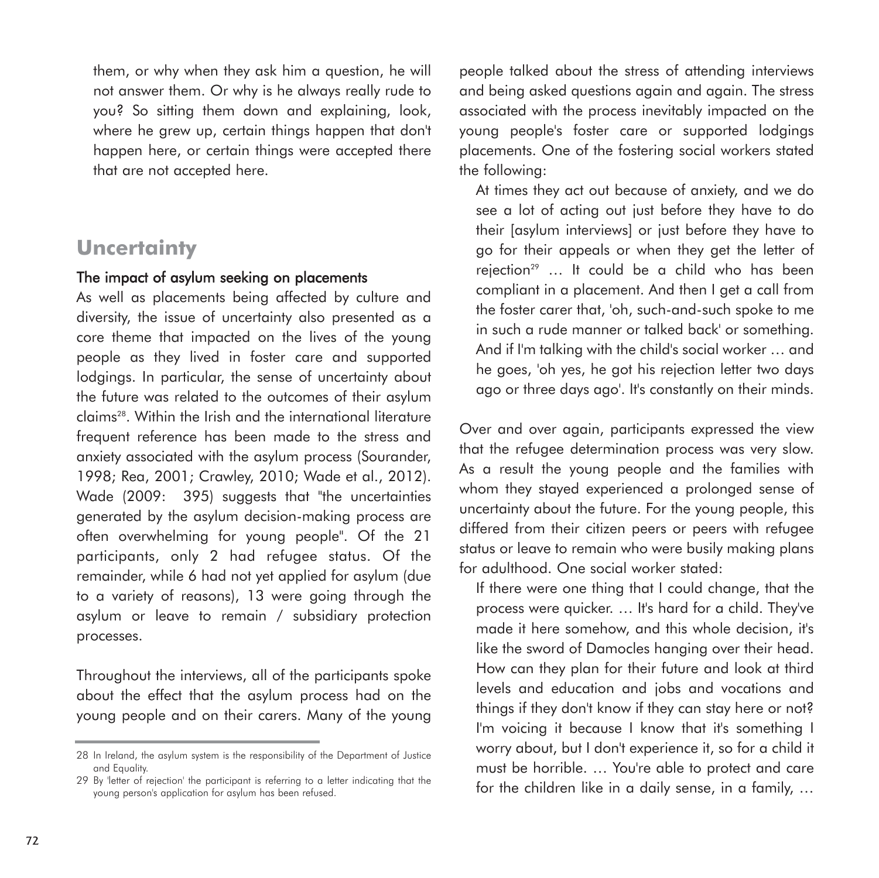them, or why when they ask him a question, he will not answer them. Or why is he always really rude to you? So sitting them down and explaining, look, where he grew up, certain things happen that don't happen here, or certain things were accepted there that are not accepted here.

## Uncertainty

### The impact of asylum seeking on placements

As well as placements being affected by culture and diversity, the issue of uncertainty also presented as a core theme that impacted on the lives of the young people as they lived in foster care and supported lodgings. In particular, the sense of uncertainty about the future was related to the outcomes of their asylum claims[28]. Within the Irish and the international literature frequent reference has been made to the stress and anxiety associated with the asylum process (Sourander, 1998; Rea, 2001; Crawley, 2010; Wade et al., 2012). Wade (2009: 395) suggests that "the uncertainties generated by the asylum decision-making process are often overwhelming for young people". Of the 21 participants, only 2 had refugee status. Of the remainder, while 6 had not yet applied for asylum (due to a variety of reasons), 13 were going through the asylum or leave to remain / subsidiary protection processes.

Throughout the interviews, all of the participants spoke about the effect that the asylum process had on the young people and on their carers. Many of the young people talked about the stress of attending interviews and being asked questions again and again. The stress associated with the process inevitably impacted on the young people's foster care or supported lodgings placements. One of the fostering social workers stated the following:

> At times they act out because of anxiety, and we do see a lot of acting out just before they have to do their [asylum interviews] or just before they have to go for their appeals or when they get the letter of rejection[29] … It could be a child who has been compliant in a placement. And then I get a call from the foster carer that, 'oh, such-and-such spoke to me in such a rude manner or talked back' or something. And if I'm talking with the child's social worker … and he goes, 'oh yes, he got his rejection letter two days ago or three days ago'. It's constantly on their minds.

Over and over again, participants expressed the view that the refugee determination process was very slow. As a result the young people and the families with whom they stayed experienced a prolonged sense of uncertainty about the future. For the young people, this differed from their citizen peers or peers with refugee status or leave to remain who were busily making plans for adulthood. One social worker stated:

> If there were one thing that I could change, that the process were quicker. … It's hard for a child. They've made it here somehow, and this whole decision, it's like the sword of Damocles hanging over their head. How can they plan for their future and look at third levels and education and jobs and vocations and things if they don't know if they can stay here or not? I'm voicing it because I know that it's something I worry about, but I don't experience it, so for a child it must be horrible. … You're able to protect and care for the children like in a daily sense, in a family, …

---

28 In Ireland, the asylum system is the responsibility of the Department of Justice and Equality.

29 By 'letter of rejection' the participant is referring to a letter indicating that the young person's application for asylum has been refused.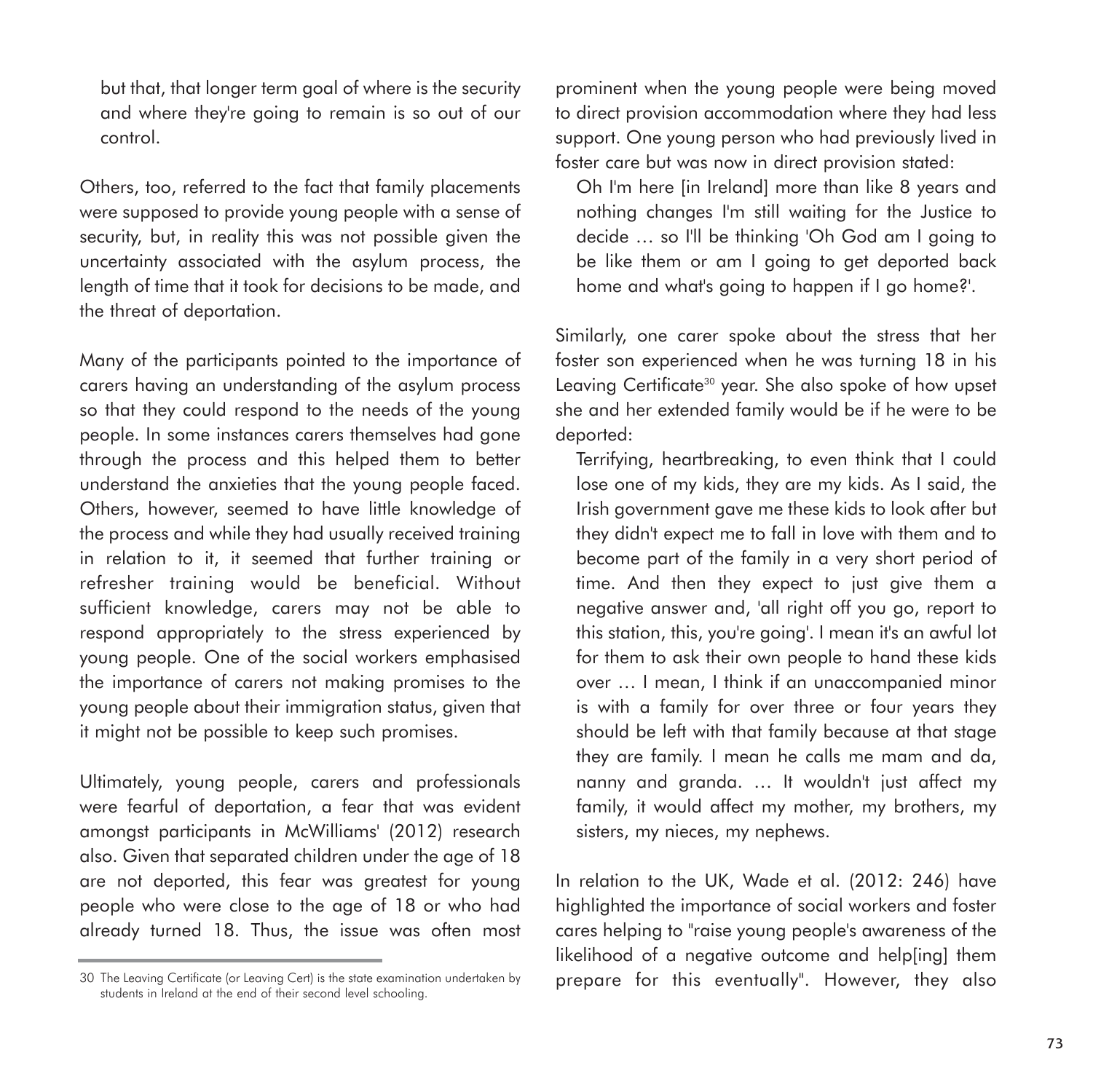> but that, that longer term goal of where is the security and where they're going to remain is so out of our control.

Others, too, referred to the fact that family placements were supposed to provide young people with a sense of security, but, in reality this was not possible given the uncertainty associated with the asylum process, the length of time that it took for decisions to be made, and the threat of deportation.

Many of the participants pointed to the importance of carers having an understanding of the asylum process so that they could respond to the needs of the young people. In some instances carers themselves had gone through the process and this helped them to better understand the anxieties that the young people faced. Others, however, seemed to have little knowledge of the process and while they had usually received training in relation to it, it seemed that further training or refresher training would be beneficial. Without sufficient knowledge, carers may not be able to respond appropriately to the stress experienced by young people. One of the social workers emphasised the importance of carers not making promises to the young people about their immigration status, given that it might not be possible to keep such promises.

Ultimately, young people, carers and professionals were fearful of deportation, a fear that was evident amongst participants in McWilliams' (2012) research also. Given that separated children under the age of 18 are not deported, this fear was greatest for young people who were close to the age of 18 or who had already turned 18. Thus, the issue was often most prominent when the young people were being moved to direct provision accommodation where they had less support. One young person who had previously lived in foster care but was now in direct provision stated:

> Oh I'm here [in Ireland] more than like 8 years and nothing changes I'm still waiting for the Justice to decide … so I'll be thinking 'Oh God am I going to be like them or am I going to get deported back home and what's going to happen if I go home?'.

Similarly, one carer spoke about the stress that her foster son experienced when he was turning 18 in his Leaving Certificate[30] year. She also spoke of how upset she and her extended family would be if he were to be deported:

> Terrifying, heartbreaking, to even think that I could lose one of my kids, they are my kids. As I said, the Irish government gave me these kids to look after but they didn't expect me to fall in love with them and to become part of the family in a very short period of time. And then they expect to just give them a negative answer and, 'all right off you go, report to this station, this, you're going'. I mean it's an awful lot for them to ask their own people to hand these kids over … I mean, I think if an unaccompanied minor is with a family for over three or four years they should be left with that family because at that stage they are family. I mean he calls me mam and da, nanny and granda. … It wouldn't just affect my family, it would affect my mother, my brothers, my sisters, my nieces, my nephews.

In relation to the UK, Wade et al. (2012: 246) have highlighted the importance of social workers and foster cares helping to "raise young people's awareness of the likelihood of a negative outcome and help[ing] them prepare for this eventually". However, they also

30 The Leaving Certificate (or Leaving Cert) is the state examination undertaken by students in Ireland at the end of their second level schooling.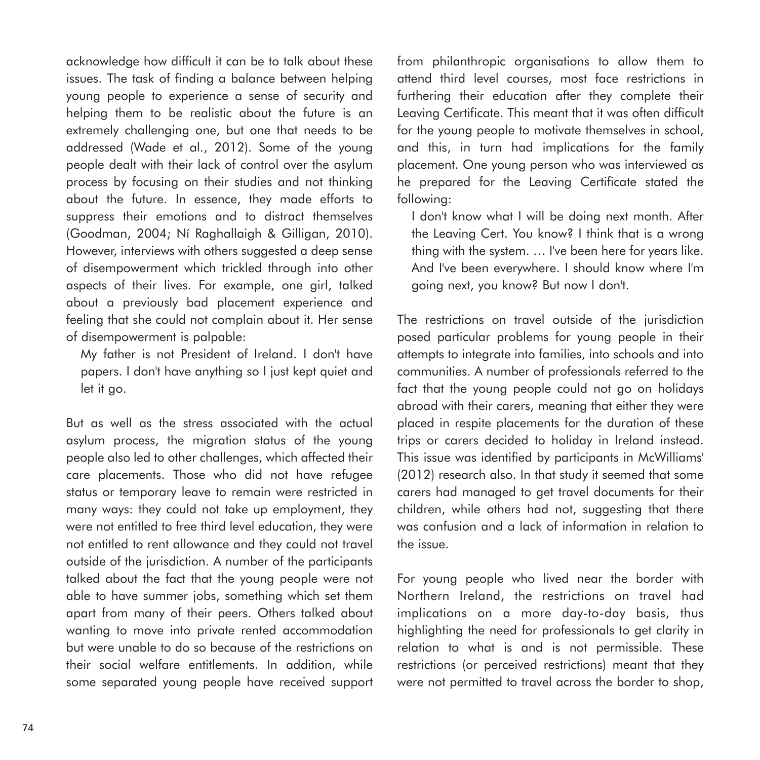acknowledge how difficult it can be to talk about these issues. The task of finding a balance between helping young people to experience a sense of security and helping them to be realistic about the future is an extremely challenging one, but one that needs to be addressed (Wade et al., 2012). Some of the young people dealt with their lack of control over the asylum process by focusing on their studies and not thinking about the future. In essence, they made efforts to suppress their emotions and to distract themselves (Goodman, 2004; Ní Raghallaigh & Gilligan, 2010). However, interviews with others suggested a deep sense of disempowerment which trickled through into other aspects of their lives. For example, one girl, talked about a previously bad placement experience and feeling that she could not complain about it. Her sense of disempowerment is palpable:

> My father is not President of Ireland. I don't have papers. I don't have anything so I just kept quiet and let it go.

But as well as the stress associated with the actual asylum process, the migration status of the young people also led to other challenges, which affected their care placements. Those who did not have refugee status or temporary leave to remain were restricted in many ways: they could not take up employment, they were not entitled to free third level education, they were not entitled to rent allowance and they could not travel outside of the jurisdiction. A number of the participants talked about the fact that the young people were not able to have summer jobs, something which set them apart from many of their peers. Others talked about wanting to move into private rented accommodation but were unable to do so because of the restrictions on their social welfare entitlements. In addition, while some separated young people have received support from philanthropic organisations to allow them to attend third level courses, most face restrictions in furthering their education after they complete their Leaving Certificate. This meant that it was often difficult for the young people to motivate themselves in school, and this, in turn had implications for the family placement. One young person who was interviewed as he prepared for the Leaving Certificate stated the following:

> I don't know what I will be doing next month. After the Leaving Cert. You know? I think that is a wrong thing with the system. … I've been here for years like. And I've been everywhere. I should know where I'm going next, you know? But now I don't.

The restrictions on travel outside of the jurisdiction posed particular problems for young people in their attempts to integrate into families, into schools and into communities. A number of professionals referred to the fact that the young people could not go on holidays abroad with their carers, meaning that either they were placed in respite placements for the duration of these trips or carers decided to holiday in Ireland instead. This issue was identified by participants in McWilliams' (2012) research also. In that study it seemed that some carers had managed to get travel documents for their children, while others had not, suggesting that there was confusion and a lack of information in relation to the issue.

For young people who lived near the border with Northern Ireland, the restrictions on travel had implications on a more day-to-day basis, thus highlighting the need for professionals to get clarity in relation to what is and is not permissible. These restrictions (or perceived restrictions) meant that they were not permitted to travel across the border to shop,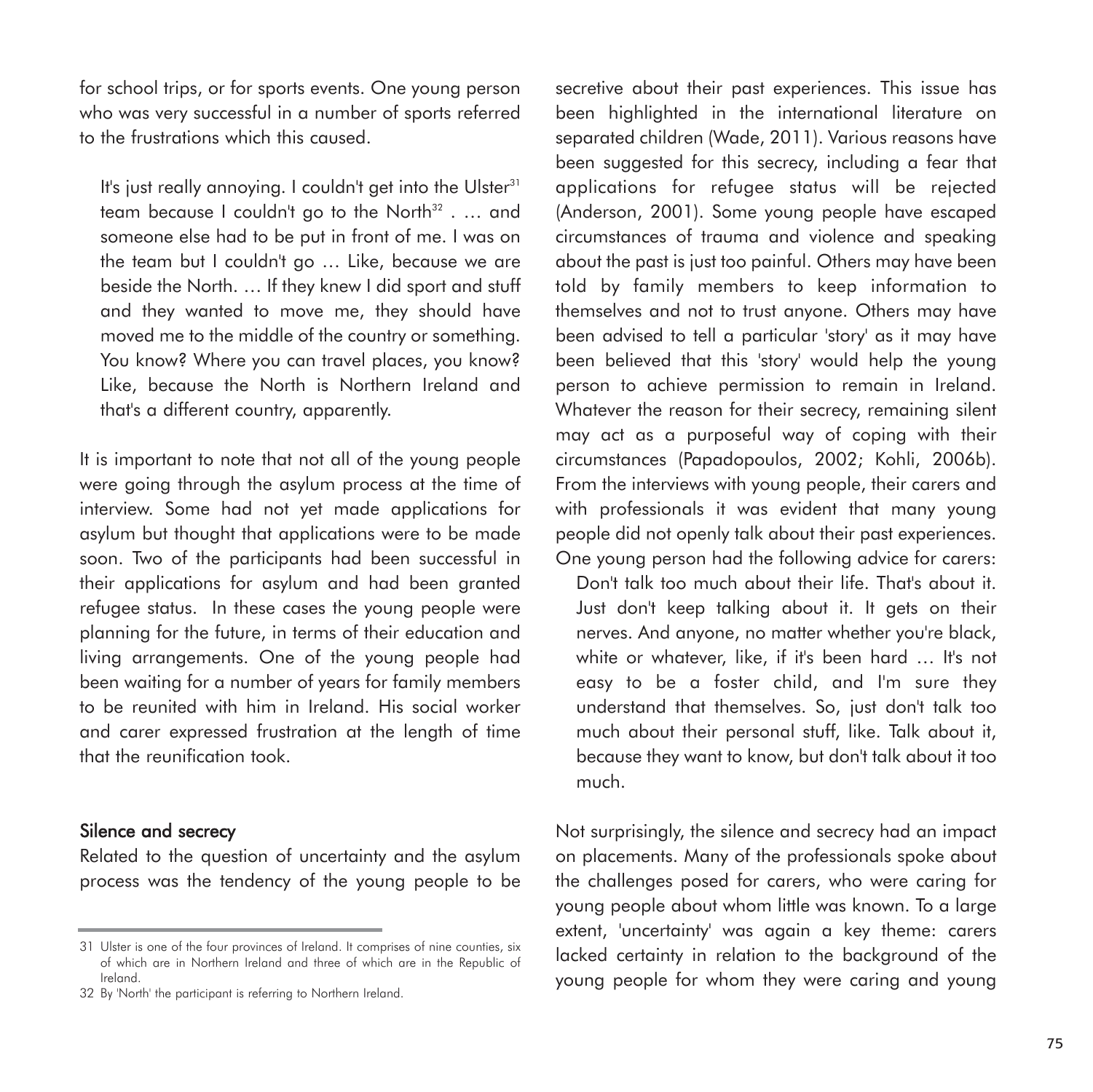for school trips, or for sports events. One young person who was very successful in a number of sports referred to the frustrations which this caused.

> It's just really annoying. I couldn't get into the Ulster[31] team because I couldn't go to the North[32] . … and someone else had to be put in front of me. I was on the team but I couldn't go … Like, because we are beside the North. … If they knew I did sport and stuff and they wanted to move me, they should have moved me to the middle of the country or something. You know? Where you can travel places, you know? Like, because the North is Northern Ireland and that's a different country, apparently.

It is important to note that not all of the young people were going through the asylum process at the time of interview. Some had not yet made applications for asylum but thought that applications were to be made soon. Two of the participants had been successful in their applications for asylum and had been granted refugee status. In these cases the young people were planning for the future, in terms of their education and living arrangements. One of the young people had been waiting for a number of years for family members to be reunited with him in Ireland. His social worker and carer expressed frustration at the length of time that the reunification took.

### Silence and secrecy

Related to the question of uncertainty and the asylum process was the tendency of the young people to be secretive about their past experiences. This issue has been highlighted in the international literature on separated children (Wade, 2011). Various reasons have been suggested for this secrecy, including a fear that applications for refugee status will be rejected (Anderson, 2001). Some young people have escaped circumstances of trauma and violence and speaking about the past is just too painful. Others may have been told by family members to keep information to themselves and not to trust anyone. Others may have been advised to tell a particular 'story' as it may have been believed that this 'story' would help the young person to achieve permission to remain in Ireland. Whatever the reason for their secrecy, remaining silent may act as a purposeful way of coping with their circumstances (Papadopoulos, 2002; Kohli, 2006b). From the interviews with young people, their carers and with professionals it was evident that many young people did not openly talk about their past experiences. One young person had the following advice for carers:

> Don't talk too much about their life. That's about it. Just don't keep talking about it. It gets on their nerves. And anyone, no matter whether you're black, white or whatever, like, if it's been hard … It's not easy to be a foster child, and I'm sure they understand that themselves. So, just don't talk too much about their personal stuff, like. Talk about it, because they want to know, but don't talk about it too much.

Not surprisingly, the silence and secrecy had an impact on placements. Many of the professionals spoke about the challenges posed for carers, who were caring for young people about whom little was known. To a large extent, 'uncertainty' was again a key theme: carers lacked certainty in relation to the background of the young people for whom they were caring and young

---

31 Ulster is one of the four provinces of Ireland. It comprises of nine counties, six of which are in Northern Ireland and three of which are in the Republic of Ireland.

32 By 'North' the participant is referring to Northern Ireland.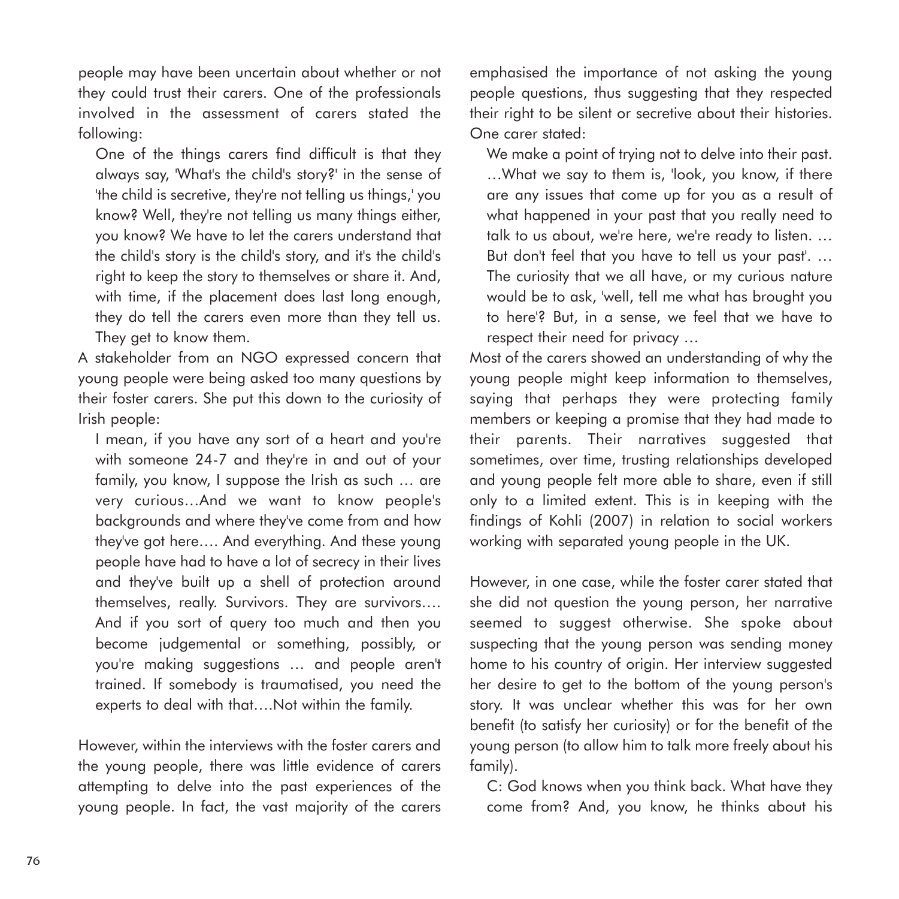people may have been uncertain about whether or not they could trust their carers. One of the professionals involved in the assessment of carers stated the following:

> One of the things carers find difficult is that they always say, 'What's the child's story?' in the sense of 'the child is secretive, they're not telling us things,' you know? Well, they're not telling us many things either, you know? We have to let the carers understand that the child's story is the child's story, and it's the child's right to keep the story to themselves or share it. And, with time, if the placement does last long enough, they do tell the carers even more than they tell us. They get to know them.

A stakeholder from an NGO expressed concern that young people were being asked too many questions by their foster carers. She put this down to the curiosity of Irish people:

> I mean, if you have any sort of a heart and you're with someone 24-7 and they're in and out of your family, you know, I suppose the Irish as such … are very curious…And we want to know people's backgrounds and where they've come from and how they've got here…. And everything. And these young people have had to have a lot of secrecy in their lives and they've built up a shell of protection around themselves, really. Survivors. They are survivors…. And if you sort of query too much and then you become judgemental or something, possibly, or you're making suggestions … and people aren't trained. If somebody is traumatised, you need the experts to deal with that….Not within the family.

However, within the interviews with the foster carers and the young people, there was little evidence of carers attempting to delve into the past experiences of the young people. In fact, the vast majority of the carers emphasised the importance of not asking the young people questions, thus suggesting that they respected their right to be silent or secretive about their histories. One carer stated:

> We make a point of trying not to delve into their past. …What we say to them is, 'look, you know, if there are any issues that come up for you as a result of what happened in your past that you really need to talk to us about, we're here, we're ready to listen. … But don't feel that you have to tell us your past'. … The curiosity that we all have, or my curious nature would be to ask, 'well, tell me what has brought you to here'? But, in a sense, we feel that we have to respect their need for privacy …

Most of the carers showed an understanding of why the young people might keep information to themselves, saying that perhaps they were protecting family members or keeping a promise that they had made to their parents. Their narratives suggested that sometimes, over time, trusting relationships developed and young people felt more able to share, even if still only to a limited extent. This is in keeping with the findings of Kohli (2007) in relation to social workers working with separated young people in the UK.

However, in one case, while the foster carer stated that she did not question the young person, her narrative seemed to suggest otherwise. She spoke about suspecting that the young person was sending money home to his country of origin. Her interview suggested her desire to get to the bottom of the young person's story. It was unclear whether this was for her own benefit (to satisfy her curiosity) or for the benefit of the young person (to allow him to talk more freely about his family).

> C: God knows when you think back. What have they come from? And, you know, he thinks about his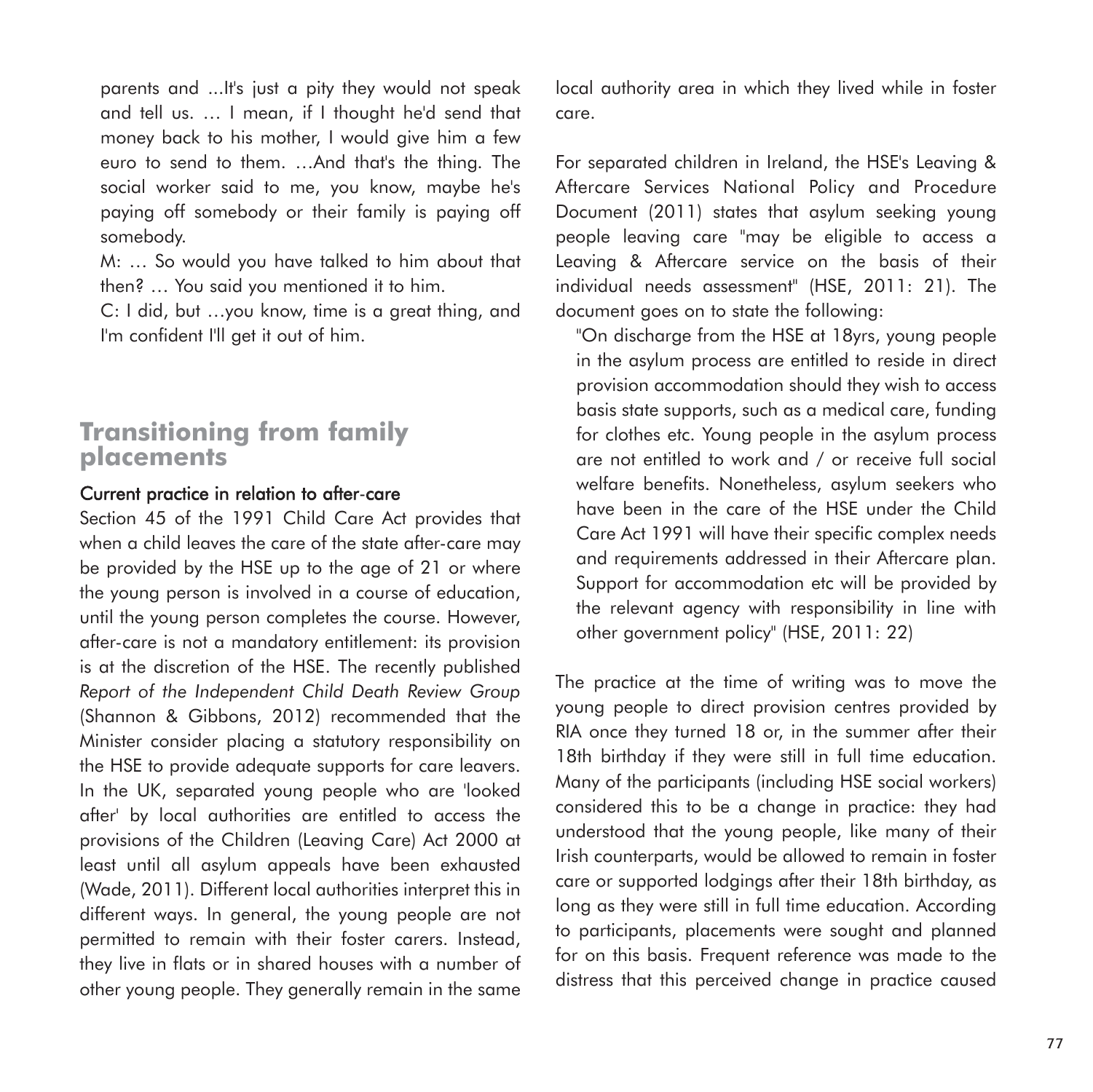parents and ...It's just a pity they would not speak and tell us. … I mean, if I thought he'd send that money back to his mother, I would give him a few euro to send to them. …And that's the thing. The social worker said to me, you know, maybe he's paying off somebody or their family is paying off somebody.

M: … So would you have talked to him about that then? … You said you mentioned it to him.

C: I did, but …you know, time is a great thing, and I'm confident I'll get it out of him.

## Transitioning from family placements

### Current practice in relation to after-care

Section 45 of the 1991 Child Care Act provides that when a child leaves the care of the state after-care may be provided by the HSE up to the age of 21 or where the young person is involved in a course of education, until the young person completes the course. However, after-care is not a mandatory entitlement: its provision is at the discretion of the HSE. The recently published *Report of the Independent Child Death Review Group* (Shannon & Gibbons, 2012) recommended that the Minister consider placing a statutory responsibility on the HSE to provide adequate supports for care leavers. In the UK, separated young people who are 'looked after' by local authorities are entitled to access the provisions of the Children (Leaving Care) Act 2000 at least until all asylum appeals have been exhausted (Wade, 2011). Different local authorities interpret this in different ways. In general, the young people are not permitted to remain with their foster carers. Instead, they live in flats or in shared houses with a number of other young people. They generally remain in the same local authority area in which they lived while in foster care.

For separated children in Ireland, the HSE's Leaving & Aftercare Services National Policy and Procedure Document (2011) states that asylum seeking young people leaving care "may be eligible to access a Leaving & Aftercare service on the basis of their individual needs assessment" (HSE, 2011: 21). The document goes on to state the following:

> "On discharge from the HSE at 18yrs, young people in the asylum process are entitled to reside in direct provision accommodation should they wish to access basis state supports, such as a medical care, funding for clothes etc. Young people in the asylum process are not entitled to work and / or receive full social welfare benefits. Nonetheless, asylum seekers who have been in the care of the HSE under the Child Care Act 1991 will have their specific complex needs and requirements addressed in their Aftercare plan. Support for accommodation etc will be provided by the relevant agency with responsibility in line with other government policy" (HSE, 2011: 22)

The practice at the time of writing was to move the young people to direct provision centres provided by RIA once they turned 18 or, in the summer after their 18th birthday if they were still in full time education. Many of the participants (including HSE social workers) considered this to be a change in practice: they had understood that the young people, like many of their Irish counterparts, would be allowed to remain in foster care or supported lodgings after their 18th birthday, as long as they were still in full time education. According to participants, placements were sought and planned for on this basis. Frequent reference was made to the distress that this perceived change in practice caused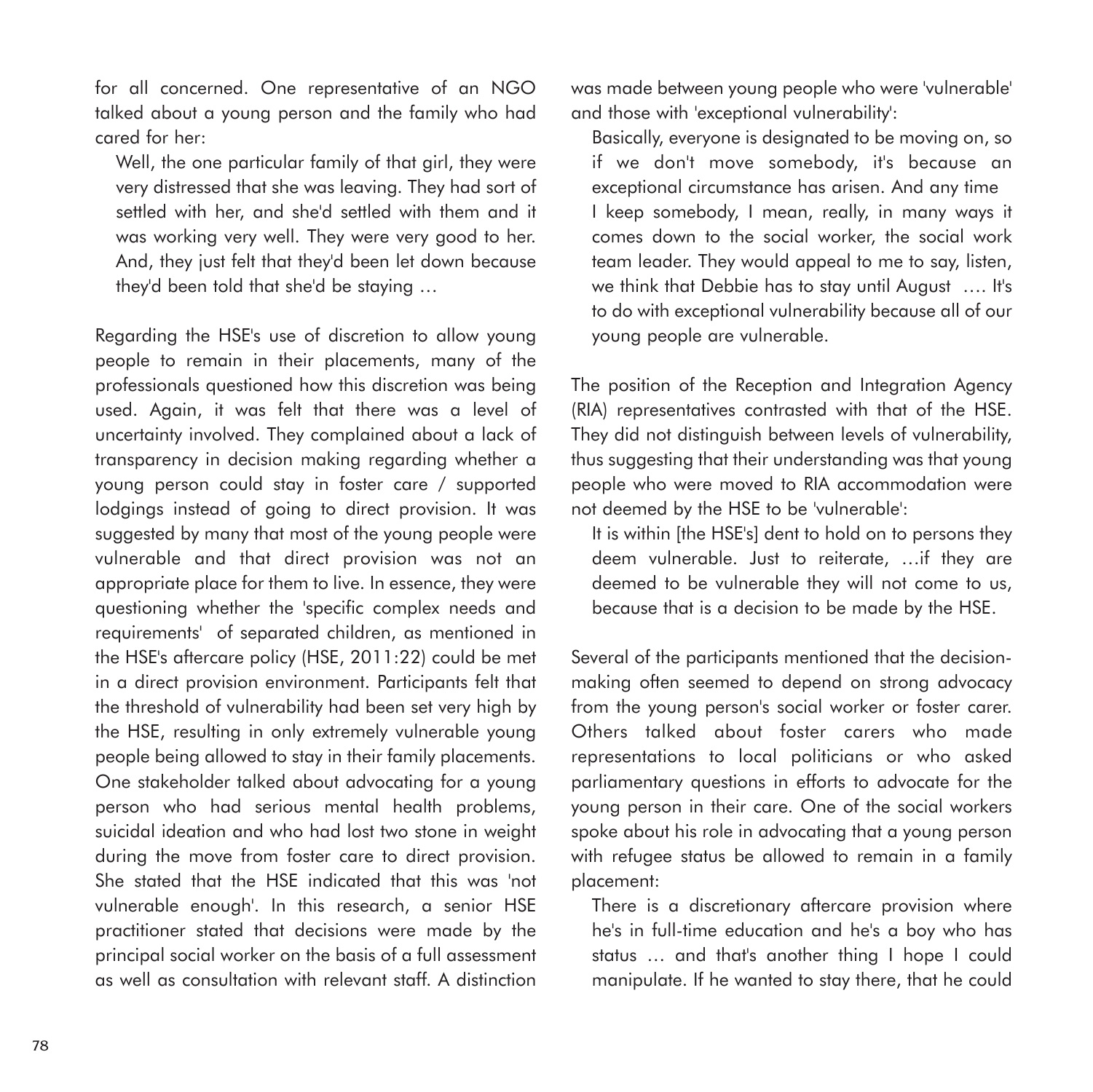for all concerned. One representative of an NGO talked about a young person and the family who had cared for her:

> Well, the one particular family of that girl, they were very distressed that she was leaving. They had sort of settled with her, and she'd settled with them and it was working very well. They were very good to her. And, they just felt that they'd been let down because they'd been told that she'd be staying …

Regarding the HSE's use of discretion to allow young people to remain in their placements, many of the professionals questioned how this discretion was being used. Again, it was felt that there was a level of uncertainty involved. They complained about a lack of transparency in decision making regarding whether a young person could stay in foster care / supported lodgings instead of going to direct provision. It was suggested by many that most of the young people were vulnerable and that direct provision was not an appropriate place for them to live. In essence, they were questioning whether the 'specific complex needs and requirements' of separated children, as mentioned in the HSE's aftercare policy (HSE, 2011:22) could be met in a direct provision environment. Participants felt that the threshold of vulnerability had been set very high by the HSE, resulting in only extremely vulnerable young people being allowed to stay in their family placements. One stakeholder talked about advocating for a young person who had serious mental health problems, suicidal ideation and who had lost two stone in weight during the move from foster care to direct provision. She stated that the HSE indicated that this was 'not vulnerable enough'. In this research, a senior HSE practitioner stated that decisions were made by the principal social worker on the basis of a full assessment as well as consultation with relevant staff. A distinction was made between young people who were 'vulnerable' and those with 'exceptional vulnerability':

> Basically, everyone is designated to be moving on, so if we don't move somebody, it's because an exceptional circumstance has arisen. And any time I keep somebody, I mean, really, in many ways it comes down to the social worker, the social work team leader. They would appeal to me to say, listen, we think that Debbie has to stay until August …. It's to do with exceptional vulnerability because all of our young people are vulnerable.

The position of the Reception and Integration Agency (RIA) representatives contrasted with that of the HSE. They did not distinguish between levels of vulnerability, thus suggesting that their understanding was that young people who were moved to RIA accommodation were not deemed by the HSE to be 'vulnerable':

> It is within [the HSE's] dent to hold on to persons they deem vulnerable. Just to reiterate, …if they are deemed to be vulnerable they will not come to us, because that is a decision to be made by the HSE.

Several of the participants mentioned that the decision-making often seemed to depend on strong advocacy from the young person's social worker or foster carer. Others talked about foster carers who made representations to local politicians or who asked parliamentary questions in efforts to advocate for the young person in their care. One of the social workers spoke about his role in advocating that a young person with refugee status be allowed to remain in a family placement:

> There is a discretionary aftercare provision where he's in full-time education and he's a boy who has status … and that's another thing I hope I could manipulate. If he wanted to stay there, that he could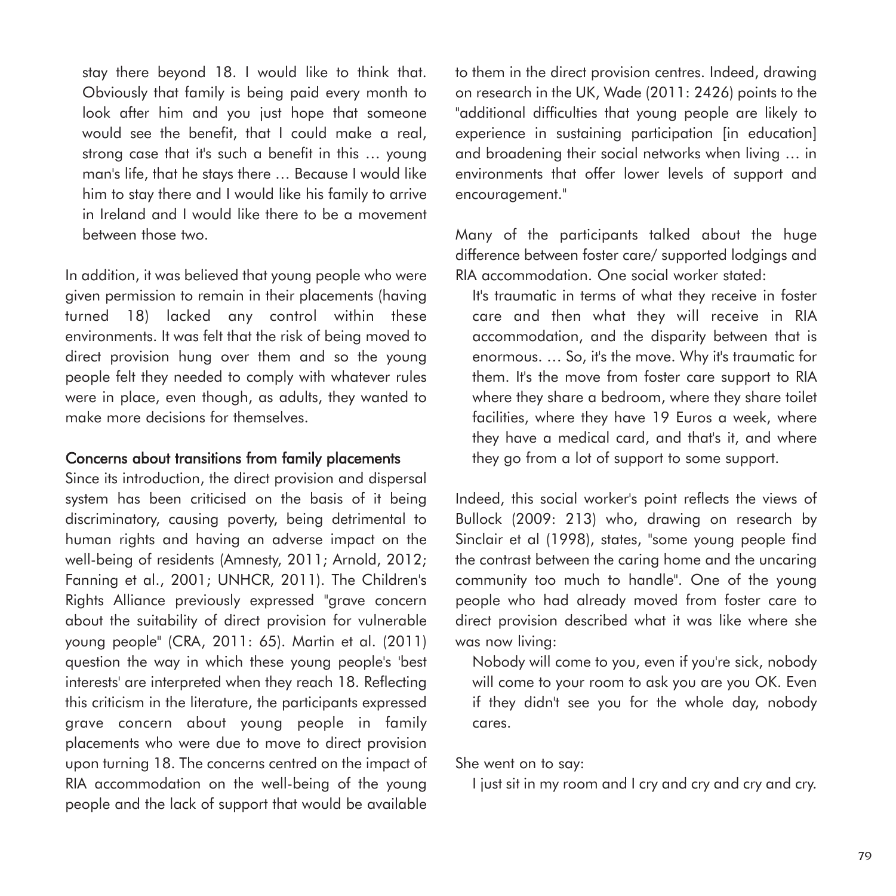> stay there beyond 18. I would like to think that. Obviously that family is being paid every month to look after him and you just hope that someone would see the benefit, that I could make a real, strong case that it's such a benefit in this … young man's life, that he stays there … Because I would like him to stay there and I would like his family to arrive in Ireland and I would like there to be a movement between those two.

In addition, it was believed that young people who were given permission to remain in their placements (having turned 18) lacked any control within these environments. It was felt that the risk of being moved to direct provision hung over them and so the young people felt they needed to comply with whatever rules were in place, even though, as adults, they wanted to make more decisions for themselves.

### Concerns about transitions from family placements

Since its introduction, the direct provision and dispersal system has been criticised on the basis of it being discriminatory, causing poverty, being detrimental to human rights and having an adverse impact on the well-being of residents (Amnesty, 2011; Arnold, 2012; Fanning et al., 2001; UNHCR, 2011). The Children's Rights Alliance previously expressed "grave concern about the suitability of direct provision for vulnerable young people" (CRA, 2011: 65). Martin et al. (2011) question the way in which these young people's 'best interests' are interpreted when they reach 18. Reflecting this criticism in the literature, the participants expressed grave concern about young people in family placements who were due to move to direct provision upon turning 18. The concerns centred on the impact of RIA accommodation on the well-being of the young people and the lack of support that would be available to them in the direct provision centres. Indeed, drawing on research in the UK, Wade (2011: 2426) points to the "additional difficulties that young people are likely to experience in sustaining participation [in education] and broadening their social networks when living … in environments that offer lower levels of support and encouragement."

Many of the participants talked about the huge difference between foster care/ supported lodgings and RIA accommodation. One social worker stated:

> It's traumatic in terms of what they receive in foster care and then what they will receive in RIA accommodation, and the disparity between that is enormous. … So, it's the move. Why it's traumatic for them. It's the move from foster care support to RIA where they share a bedroom, where they share toilet facilities, where they have 19 Euros a week, where they have a medical card, and that's it, and where they go from a lot of support to some support.

Indeed, this social worker's point reflects the views of Bullock (2009: 213) who, drawing on research by Sinclair et al (1998), states, "some young people find the contrast between the caring home and the uncaring community too much to handle". One of the young people who had already moved from foster care to direct provision described what it was like where she was now living:

> Nobody will come to you, even if you're sick, nobody will come to your room to ask you are you OK. Even if they didn't see you for the whole day, nobody cares.

She went on to say:

> I just sit in my room and I cry and cry and cry and cry.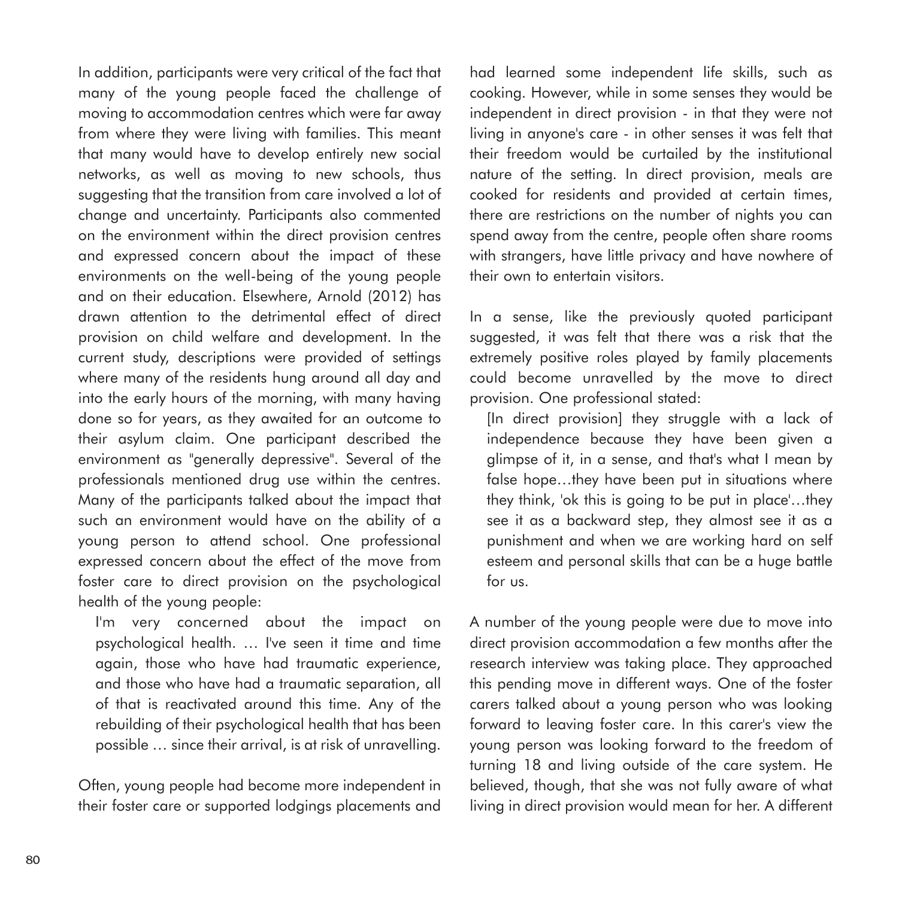In addition, participants were very critical of the fact that many of the young people faced the challenge of moving to accommodation centres which were far away from where they were living with families. This meant that many would have to develop entirely new social networks, as well as moving to new schools, thus suggesting that the transition from care involved a lot of change and uncertainty. Participants also commented on the environment within the direct provision centres and expressed concern about the impact of these environments on the well-being of the young people and on their education. Elsewhere, Arnold (2012) has drawn attention to the detrimental effect of direct provision on child welfare and development. In the current study, descriptions were provided of settings where many of the residents hung around all day and into the early hours of the morning, with many having done so for years, as they awaited for an outcome to their asylum claim. One participant described the environment as "generally depressive". Several of the professionals mentioned drug use within the centres. Many of the participants talked about the impact that such an environment would have on the ability of a young person to attend school. One professional expressed concern about the effect of the move from foster care to direct provision on the psychological health of the young people:

> I'm very concerned about the impact on psychological health. … I've seen it time and time again, those who have had traumatic experience, and those who have had a traumatic separation, all of that is reactivated around this time. Any of the rebuilding of their psychological health that has been possible … since their arrival, is at risk of unravelling.

Often, young people had become more independent in their foster care or supported lodgings placements and had learned some independent life skills, such as cooking. However, while in some senses they would be independent in direct provision - in that they were not living in anyone's care - in other senses it was felt that their freedom would be curtailed by the institutional nature of the setting. In direct provision, meals are cooked for residents and provided at certain times, there are restrictions on the number of nights you can spend away from the centre, people often share rooms with strangers, have little privacy and have nowhere of their own to entertain visitors.

In a sense, like the previously quoted participant suggested, it was felt that there was a risk that the extremely positive roles played by family placements could become unravelled by the move to direct provision. One professional stated:

> [In direct provision] they struggle with a lack of independence because they have been given a glimpse of it, in a sense, and that's what I mean by false hope…they have been put in situations where they think, 'ok this is going to be put in place'…they see it as a backward step, they almost see it as a punishment and when we are working hard on self esteem and personal skills that can be a huge battle for us.

A number of the young people were due to move into direct provision accommodation a few months after the research interview was taking place. They approached this pending move in different ways. One of the foster carers talked about a young person who was looking forward to leaving foster care. In this carer's view the young person was looking forward to the freedom of turning 18 and living outside of the care system. He believed, though, that she was not fully aware of what living in direct provision would mean for her. A different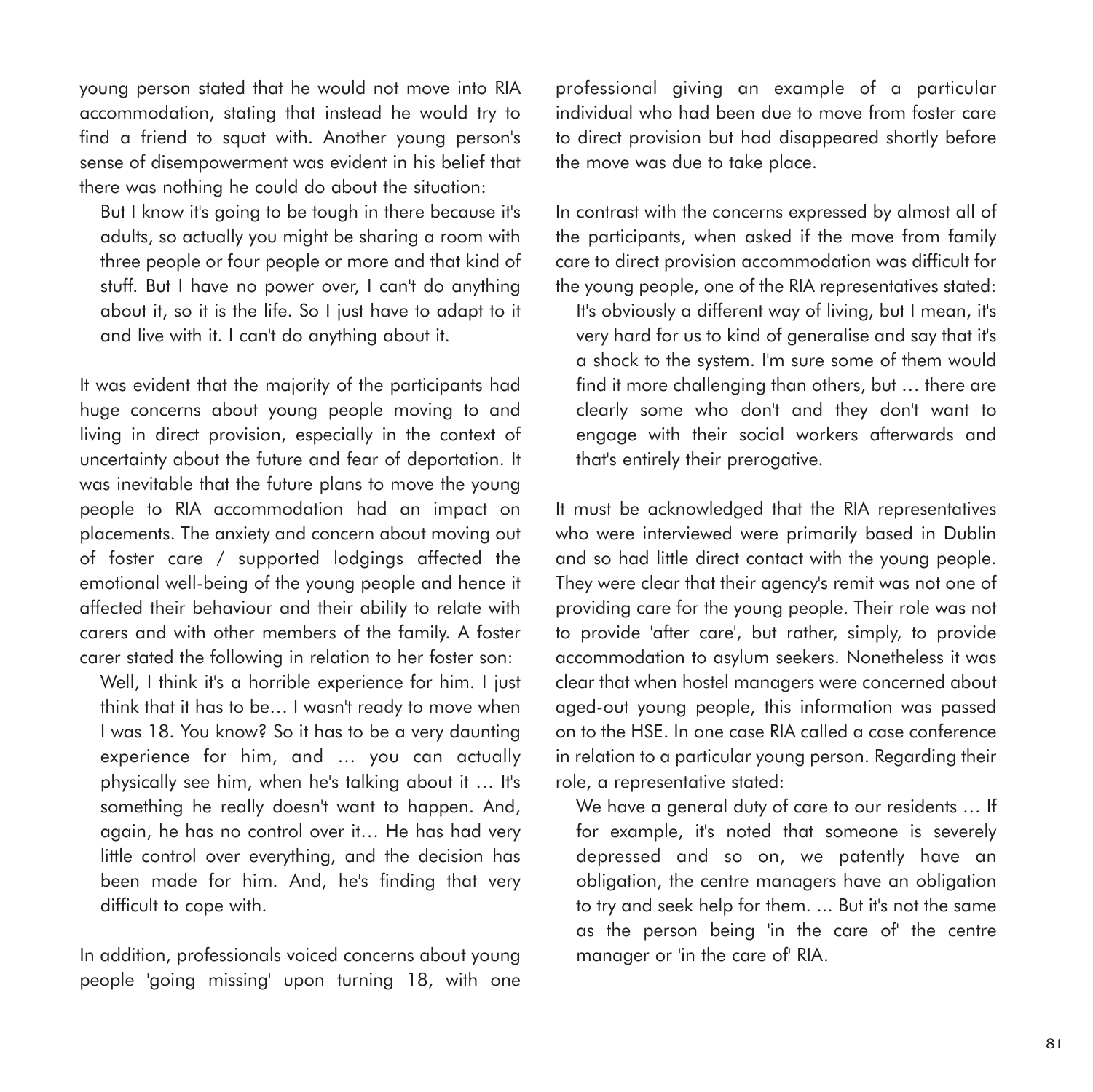young person stated that he would not move into RIA accommodation, stating that instead he would try to find a friend to squat with. Another young person's sense of disempowerment was evident in his belief that there was nothing he could do about the situation:

> But I know it's going to be tough in there because it's adults, so actually you might be sharing a room with three people or four people or more and that kind of stuff. But I have no power over, I can't do anything about it, so it is the life. So I just have to adapt to it and live with it. I can't do anything about it.

It was evident that the majority of the participants had huge concerns about young people moving to and living in direct provision, especially in the context of uncertainty about the future and fear of deportation. It was inevitable that the future plans to move the young people to RIA accommodation had an impact on placements. The anxiety and concern about moving out of foster care / supported lodgings affected the emotional well-being of the young people and hence it affected their behaviour and their ability to relate with carers and with other members of the family. A foster carer stated the following in relation to her foster son:

> Well, I think it's a horrible experience for him. I just think that it has to be… I wasn't ready to move when I was 18. You know? So it has to be a very daunting experience for him, and … you can actually physically see him, when he's talking about it … It's something he really doesn't want to happen. And, again, he has no control over it… He has had very little control over everything, and the decision has been made for him. And, he's finding that very difficult to cope with.

In addition, professionals voiced concerns about young people 'going missing' upon turning 18, with one professional giving an example of a particular individual who had been due to move from foster care to direct provision but had disappeared shortly before the move was due to take place.

In contrast with the concerns expressed by almost all of the participants, when asked if the move from family care to direct provision accommodation was difficult for the young people, one of the RIA representatives stated:

> It's obviously a different way of living, but I mean, it's very hard for us to kind of generalise and say that it's a shock to the system. I'm sure some of them would find it more challenging than others, but … there are clearly some who don't and they don't want to engage with their social workers afterwards and that's entirely their prerogative.

It must be acknowledged that the RIA representatives who were interviewed were primarily based in Dublin and so had little direct contact with the young people. They were clear that their agency's remit was not one of providing care for the young people. Their role was not to provide 'after care', but rather, simply, to provide accommodation to asylum seekers. Nonetheless it was clear that when hostel managers were concerned about aged-out young people, this information was passed on to the HSE. In one case RIA called a case conference in relation to a particular young person. Regarding their role, a representative stated:

> We have a general duty of care to our residents … If for example, it's noted that someone is severely depressed and so on, we patently have an obligation, the centre managers have an obligation to try and seek help for them. ... But it's not the same as the person being 'in the care of' the centre manager or 'in the care of' RIA.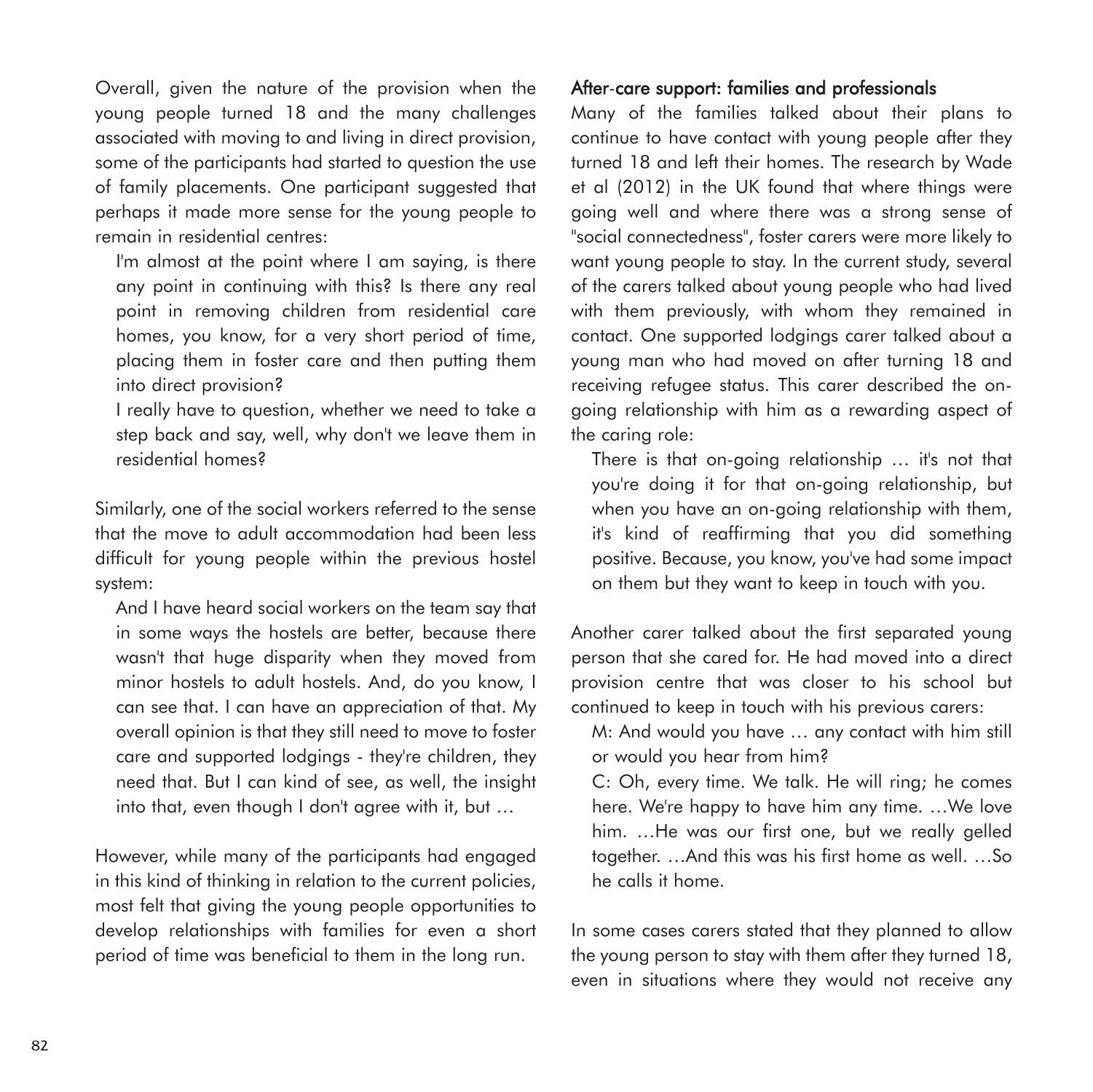Overall, given the nature of the provision when the young people turned 18 and the many challenges associated with moving to and living in direct provision, some of the participants had started to question the use of family placements. One participant suggested that perhaps it made more sense for the young people to remain in residential centres:

> I'm almost at the point where I am saying, is there any point in continuing with this? Is there any real point in removing children from residential care homes, you know, for a very short period of time, placing them in foster care and then putting them into direct provision?
>
> I really have to question, whether we need to take a step back and say, well, why don't we leave them in residential homes?

Similarly, one of the social workers referred to the sense that the move to adult accommodation had been less difficult for young people within the previous hostel system:

> And I have heard social workers on the team say that in some ways the hostels are better, because there wasn't that huge disparity when they moved from minor hostels to adult hostels. And, do you know, I can see that. I can have an appreciation of that. My overall opinion is that they still need to move to foster care and supported lodgings - they're children, they need that. But I can kind of see, as well, the insight into that, even though I don't agree with it, but …

However, while many of the participants had engaged in this kind of thinking in relation to the current policies, most felt that giving the young people opportunities to develop relationships with families for even a short period of time was beneficial to them in the long run.

### After-care support: families and professionals

Many of the families talked about their plans to continue to have contact with young people after they turned 18 and left their homes. The research by Wade et al (2012) in the UK found that where things were going well and where there was a strong sense of "social connectedness", foster carers were more likely to want young people to stay. In the current study, several of the carers talked about young people who had lived with them previously, with whom they remained in contact. One supported lodgings carer talked about a young man who had moved on after turning 18 and receiving refugee status. This carer described the on-going relationship with him as a rewarding aspect of the caring role:

> There is that on-going relationship … it's not that you're doing it for that on-going relationship, but when you have an on-going relationship with them, it's kind of reaffirming that you did something positive. Because, you know, you've had some impact on them but they want to keep in touch with you.

Another carer talked about the first separated young person that she cared for. He had moved into a direct provision centre that was closer to his school but continued to keep in touch with his previous carers:

> M: And would you have … any contact with him still or would you hear from him?
>
> C: Oh, every time. We talk. He will ring; he comes here. We're happy to have him any time. …We love him. …He was our first one, but we really gelled together. …And this was his first home as well. …So he calls it home.

In some cases carers stated that they planned to allow the young person to stay with them after they turned 18, even in situations where they would not receive any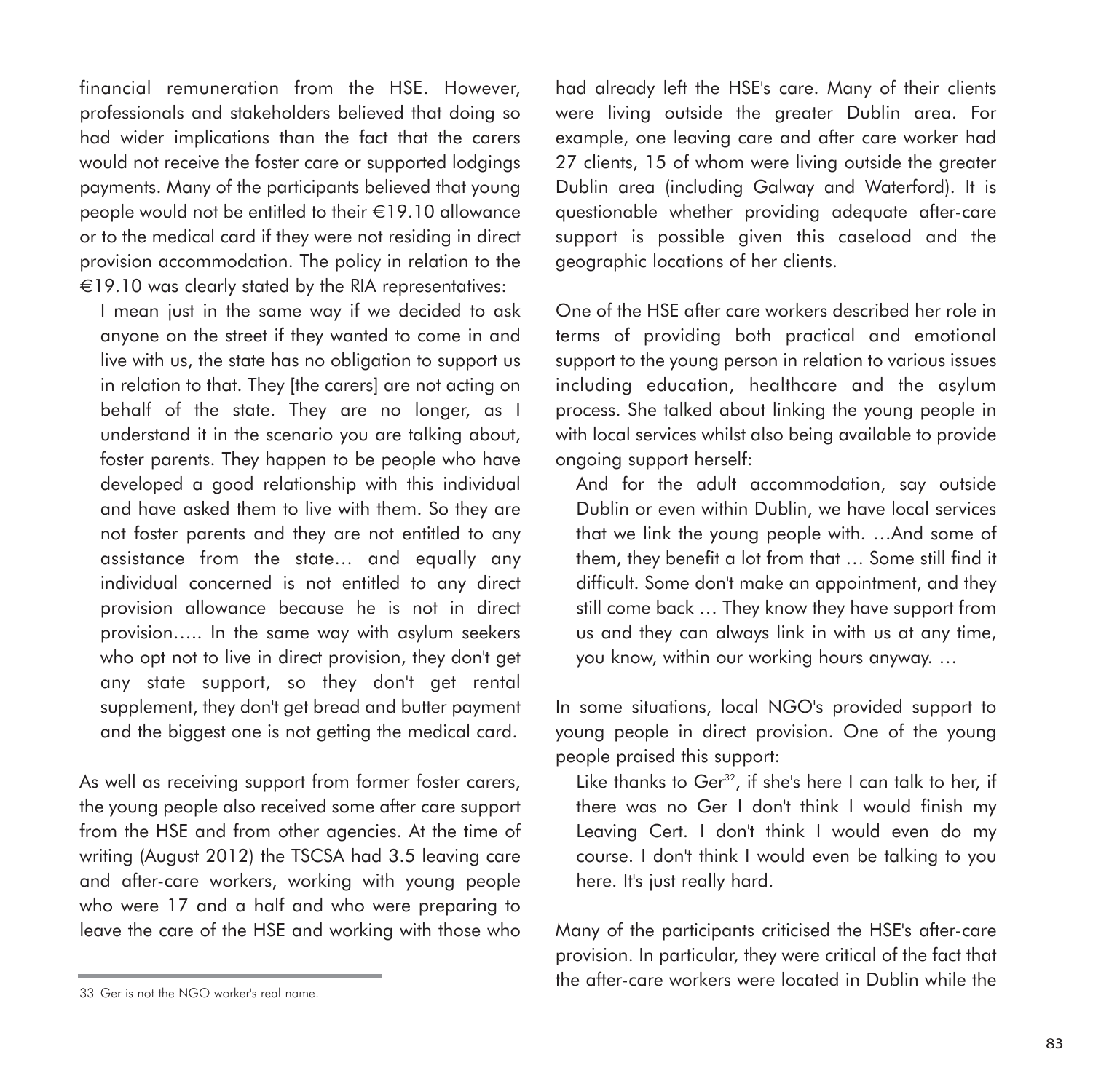financial remuneration from the HSE. However, professionals and stakeholders believed that doing so had wider implications than the fact that the carers would not receive the foster care or supported lodgings payments. Many of the participants believed that young people would not be entitled to their €19.10 allowance or to the medical card if they were not residing in direct provision accommodation. The policy in relation to the €19.10 was clearly stated by the RIA representatives:

> I mean just in the same way if we decided to ask anyone on the street if they wanted to come in and live with us, the state has no obligation to support us in relation to that. They [the carers] are not acting on behalf of the state. They are no longer, as I understand it in the scenario you are talking about, foster parents. They happen to be people who have developed a good relationship with this individual and have asked them to live with them. So they are not foster parents and they are not entitled to any assistance from the state… and equally any individual concerned is not entitled to any direct provision allowance because he is not in direct provision….. In the same way with asylum seekers who opt not to live in direct provision, they don't get any state support, so they don't get rental supplement, they don't get bread and butter payment and the biggest one is not getting the medical card.

As well as receiving support from former foster carers, the young people also received some after care support from the HSE and from other agencies. At the time of writing (August 2012) the TSCSA had 3.5 leaving care and after-care workers, working with young people who were 17 and a half and who were preparing to leave the care of the HSE and working with those who had already left the HSE's care. Many of their clients were living outside the greater Dublin area. For example, one leaving care and after care worker had 27 clients, 15 of whom were living outside the greater Dublin area (including Galway and Waterford). It is questionable whether providing adequate after-care support is possible given this caseload and the geographic locations of her clients.

One of the HSE after care workers described her role in terms of providing both practical and emotional support to the young person in relation to various issues including education, healthcare and the asylum process. She talked about linking the young people in with local services whilst also being available to provide ongoing support herself:

> And for the adult accommodation, say outside Dublin or even within Dublin, we have local services that we link the young people with. …And some of them, they benefit a lot from that … Some still find it difficult. Some don't make an appointment, and they still come back … They know they have support from us and they can always link in with us at any time, you know, within our working hours anyway. …

In some situations, local NGO's provided support to young people in direct provision. One of the young people praised this support:

> Like thanks to Ger[32], if she's here I can talk to her, if there was no Ger I don't think I would finish my Leaving Cert. I don't think I would even do my course. I don't think I would even be talking to you here. It's just really hard.

Many of the participants criticised the HSE's after-care provision. In particular, they were critical of the fact that the after-care workers were located in Dublin while the

---

33 Ger is not the NGO worker's real name.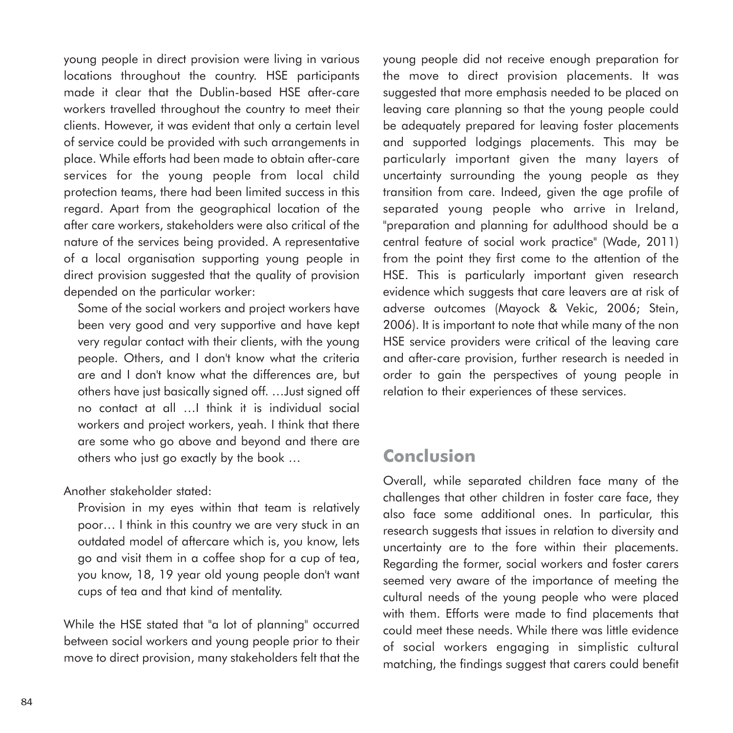young people in direct provision were living in various locations throughout the country. HSE participants made it clear that the Dublin-based HSE after-care workers travelled throughout the country to meet their clients. However, it was evident that only a certain level of service could be provided with such arrangements in place. While efforts had been made to obtain after-care services for the young people from local child protection teams, there had been limited success in this regard. Apart from the geographical location of the after care workers, stakeholders were also critical of the nature of the services being provided. A representative of a local organisation supporting young people in direct provision suggested that the quality of provision depended on the particular worker:

> Some of the social workers and project workers have been very good and very supportive and have kept very regular contact with their clients, with the young people. Others, and I don't know what the criteria are and I don't know what the differences are, but others have just basically signed off. …Just signed off no contact at all …I think it is individual social workers and project workers, yeah. I think that there are some who go above and beyond and there are others who just go exactly by the book …

Another stakeholder stated:

> Provision in my eyes within that team is relatively poor… I think in this country we are very stuck in an outdated model of aftercare which is, you know, lets go and visit them in a coffee shop for a cup of tea, you know, 18, 19 year old young people don't want cups of tea and that kind of mentality.

While the HSE stated that "a lot of planning" occurred between social workers and young people prior to their move to direct provision, many stakeholders felt that the young people did not receive enough preparation for the move to direct provision placements. It was suggested that more emphasis needed to be placed on leaving care planning so that the young people could be adequately prepared for leaving foster placements and supported lodgings placements. This may be particularly important given the many layers of uncertainty surrounding the young people as they transition from care. Indeed, given the age profile of separated young people who arrive in Ireland, "preparation and planning for adulthood should be a central feature of social work practice" (Wade, 2011) from the point they first come to the attention of the HSE. This is particularly important given research evidence which suggests that care leavers are at risk of adverse outcomes (Mayock & Vekic, 2006; Stein, 2006). It is important to note that while many of the non HSE service providers were critical of the leaving care and after-care provision, further research is needed in order to gain the perspectives of young people in relation to their experiences of these services.

## Conclusion

Overall, while separated children face many of the challenges that other children in foster care face, they also face some additional ones. In particular, this research suggests that issues in relation to diversity and uncertainty are to the fore within their placements. Regarding the former, social workers and foster carers seemed very aware of the importance of meeting the cultural needs of the young people who were placed with them. Efforts were made to find placements that could meet these needs. While there was little evidence of social workers engaging in simplistic cultural matching, the findings suggest that carers could benefit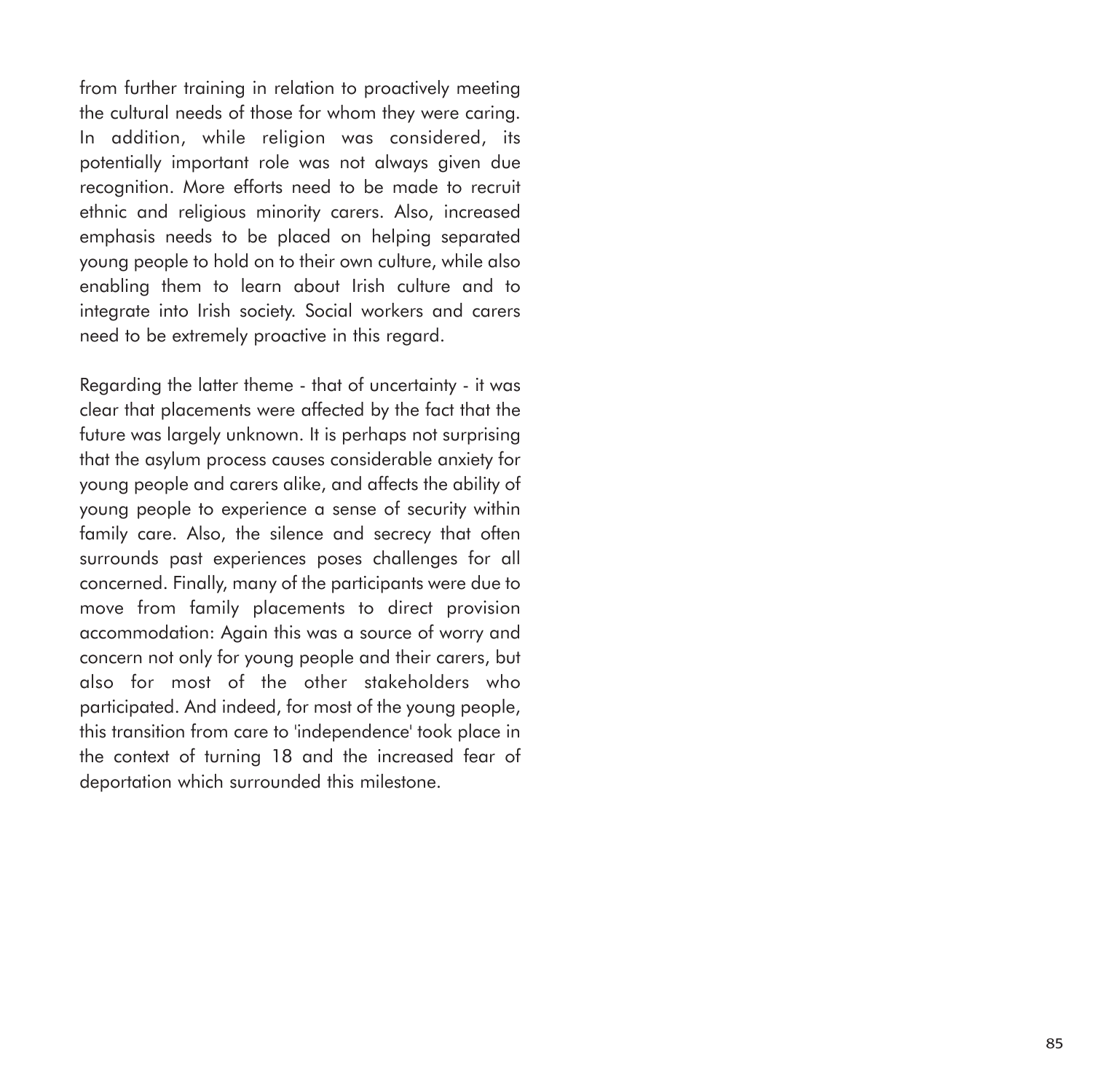from further training in relation to proactively meeting the cultural needs of those for whom they were caring. In addition, while religion was considered, its potentially important role was not always given due recognition. More efforts need to be made to recruit ethnic and religious minority carers. Also, increased emphasis needs to be placed on helping separated young people to hold on to their own culture, while also enabling them to learn about Irish culture and to integrate into Irish society. Social workers and carers need to be extremely proactive in this regard.

Regarding the latter theme - that of uncertainty - it was clear that placements were affected by the fact that the future was largely unknown. It is perhaps not surprising that the asylum process causes considerable anxiety for young people and carers alike, and affects the ability of young people to experience a sense of security within family care. Also, the silence and secrecy that often surrounds past experiences poses challenges for all concerned. Finally, many of the participants were due to move from family placements to direct provision accommodation: Again this was a source of worry and concern not only for young people and their carers, but also for most of the other stakeholders who participated. And indeed, for most of the young people, this transition from care to 'independence' took place in the context of turning 18 and the increased fear of deportation which surrounded this milestone.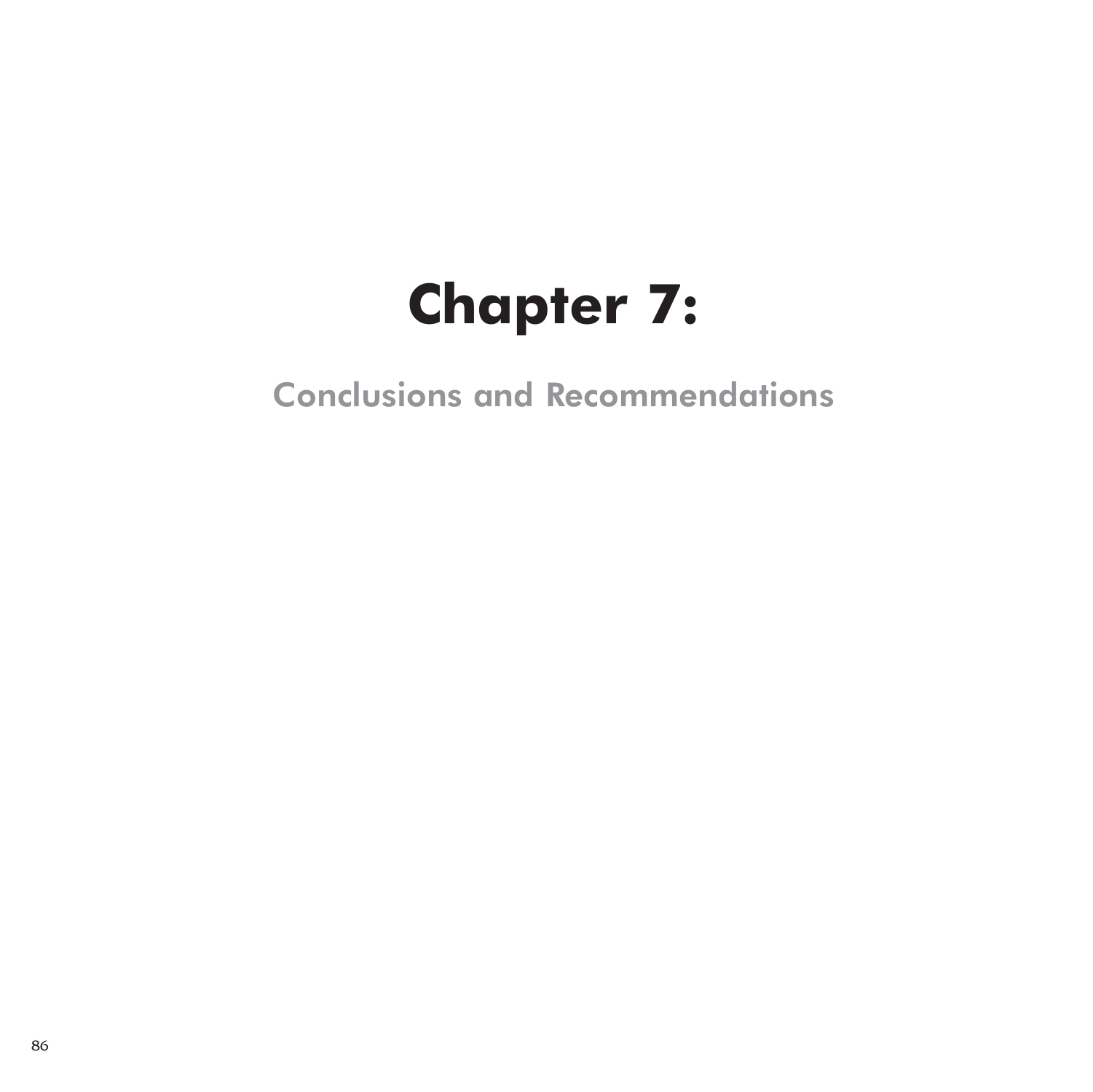# Chapter 7:

## Conclusions and Recommendations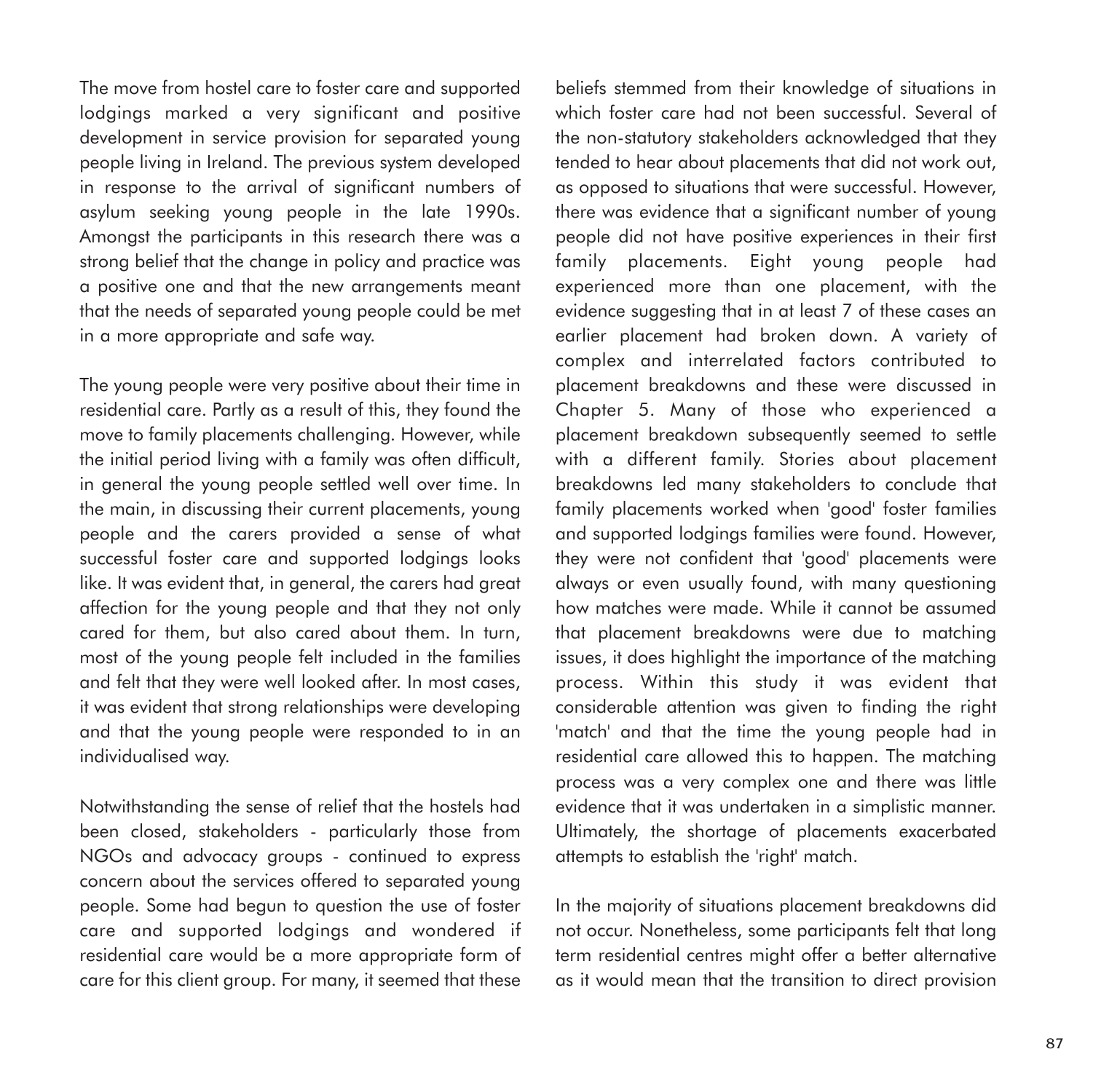The move from hostel care to foster care and supported lodgings marked a very significant and positive development in service provision for separated young people living in Ireland. The previous system developed in response to the arrival of significant numbers of asylum seeking young people in the late 1990s. Amongst the participants in this research there was a strong belief that the change in policy and practice was a positive one and that the new arrangements meant that the needs of separated young people could be met in a more appropriate and safe way.

The young people were very positive about their time in residential care. Partly as a result of this, they found the move to family placements challenging. However, while the initial period living with a family was often difficult, in general the young people settled well over time. In the main, in discussing their current placements, young people and the carers provided a sense of what successful foster care and supported lodgings looks like. It was evident that, in general, the carers had great affection for the young people and that they not only cared for them, but also cared about them. In turn, most of the young people felt included in the families and felt that they were well looked after. In most cases, it was evident that strong relationships were developing and that the young people were responded to in an individualised way.

Notwithstanding the sense of relief that the hostels had been closed, stakeholders - particularly those from NGOs and advocacy groups - continued to express concern about the services offered to separated young people. Some had begun to question the use of foster care and supported lodgings and wondered if residential care would be a more appropriate form of care for this client group. For many, it seemed that these beliefs stemmed from their knowledge of situations in which foster care had not been successful. Several of the non-statutory stakeholders acknowledged that they tended to hear about placements that did not work out, as opposed to situations that were successful. However, there was evidence that a significant number of young people did not have positive experiences in their first family placements. Eight young people had experienced more than one placement, with the evidence suggesting that in at least 7 of these cases an earlier placement had broken down. A variety of complex and interrelated factors contributed to placement breakdowns and these were discussed in Chapter 5. Many of those who experienced a placement breakdown subsequently seemed to settle with a different family. Stories about placement breakdowns led many stakeholders to conclude that family placements worked when 'good' foster families and supported lodgings families were found. However, they were not confident that 'good' placements were always or even usually found, with many questioning how matches were made. While it cannot be assumed that placement breakdowns were due to matching issues, it does highlight the importance of the matching process. Within this study it was evident that considerable attention was given to finding the right 'match' and that the time the young people had in residential care allowed this to happen. The matching process was a very complex one and there was little evidence that it was undertaken in a simplistic manner. Ultimately, the shortage of placements exacerbated attempts to establish the 'right' match.

In the majority of situations placement breakdowns did not occur. Nonetheless, some participants felt that long term residential centres might offer a better alternative as it would mean that the transition to direct provision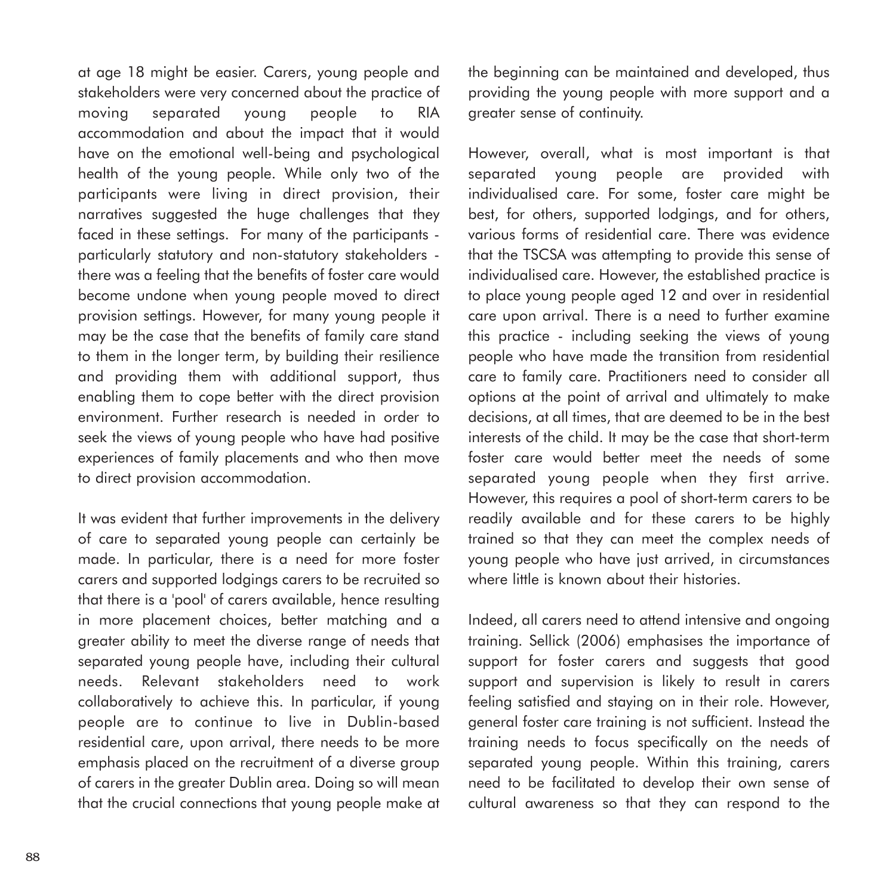at age 18 might be easier. Carers, young people and stakeholders were very concerned about the practice of moving separated young people to RIA accommodation and about the impact that it would have on the emotional well-being and psychological health of the young people. While only two of the participants were living in direct provision, their narratives suggested the huge challenges that they faced in these settings. For many of the participants - particularly statutory and non-statutory stakeholders - there was a feeling that the benefits of foster care would become undone when young people moved to direct provision settings. However, for many young people it may be the case that the benefits of family care stand to them in the longer term, by building their resilience and providing them with additional support, thus enabling them to cope better with the direct provision environment. Further research is needed in order to seek the views of young people who have had positive experiences of family placements and who then move to direct provision accommodation.

It was evident that further improvements in the delivery of care to separated young people can certainly be made. In particular, there is a need for more foster carers and supported lodgings carers to be recruited so that there is a 'pool' of carers available, hence resulting in more placement choices, better matching and a greater ability to meet the diverse range of needs that separated young people have, including their cultural needs. Relevant stakeholders need to work collaboratively to achieve this. In particular, if young people are to continue to live in Dublin-based residential care, upon arrival, there needs to be more emphasis placed on the recruitment of a diverse group of carers in the greater Dublin area. Doing so will mean that the crucial connections that young people make at the beginning can be maintained and developed, thus providing the young people with more support and a greater sense of continuity.

However, overall, what is most important is that separated young people are provided with individualised care. For some, foster care might be best, for others, supported lodgings, and for others, various forms of residential care. There was evidence that the TSCSA was attempting to provide this sense of individualised care. However, the established practice is to place young people aged 12 and over in residential care upon arrival. There is a need to further examine this practice - including seeking the views of young people who have made the transition from residential care to family care. Practitioners need to consider all options at the point of arrival and ultimately to make decisions, at all times, that are deemed to be in the best interests of the child. It may be the case that short-term foster care would better meet the needs of some separated young people when they first arrive. However, this requires a pool of short-term carers to be readily available and for these carers to be highly trained so that they can meet the complex needs of young people who have just arrived, in circumstances where little is known about their histories.

Indeed, all carers need to attend intensive and ongoing training. Sellick (2006) emphasises the importance of support for foster carers and suggests that good support and supervision is likely to result in carers feeling satisfied and staying on in their role. However, general foster care training is not sufficient. Instead the training needs to focus specifically on the needs of separated young people. Within this training, carers need to be facilitated to develop their own sense of cultural awareness so that they can respond to the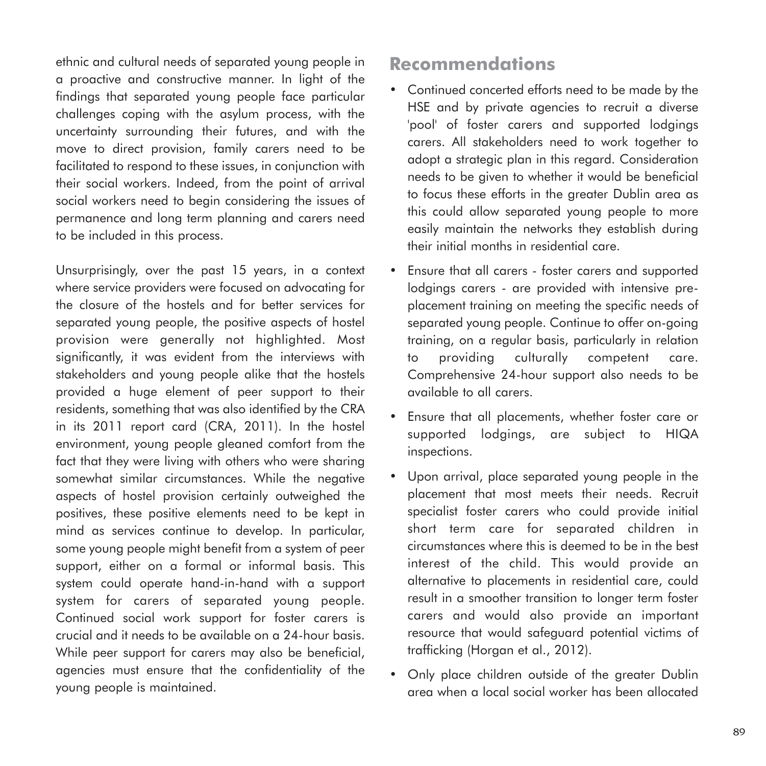ethnic and cultural needs of separated young people in a proactive and constructive manner. In light of the findings that separated young people face particular challenges coping with the asylum process, with the uncertainty surrounding their futures, and with the move to direct provision, family carers need to be facilitated to respond to these issues, in conjunction with their social workers. Indeed, from the point of arrival social workers need to begin considering the issues of permanence and long term planning and carers need to be included in this process.

Unsurprisingly, over the past 15 years, in a context where service providers were focused on advocating for the closure of the hostels and for better services for separated young people, the positive aspects of hostel provision were generally not highlighted. Most significantly, it was evident from the interviews with stakeholders and young people alike that the hostels provided a huge element of peer support to their residents, something that was also identified by the CRA in its 2011 report card (CRA, 2011). In the hostel environment, young people gleaned comfort from the fact that they were living with others who were sharing somewhat similar circumstances. While the negative aspects of hostel provision certainly outweighed the positives, these positive elements need to be kept in mind as services continue to develop. In particular, some young people might benefit from a system of peer support, either on a formal or informal basis. This system could operate hand-in-hand with a support system for carers of separated young people. Continued social work support for foster carers is crucial and it needs to be available on a 24-hour basis. While peer support for carers may also be beneficial, agencies must ensure that the confidentiality of the young people is maintained.

## Recommendations

- Continued concerted efforts need to be made by the HSE and by private agencies to recruit a diverse 'pool' of foster carers and supported lodgings carers. All stakeholders need to work together to adopt a strategic plan in this regard. Consideration needs to be given to whether it would be beneficial to focus these efforts in the greater Dublin area as this could allow separated young people to more easily maintain the networks they establish during their initial months in residential care.
- Ensure that all carers - foster carers and supported lodgings carers - are provided with intensive pre-placement training on meeting the specific needs of separated young people. Continue to offer on-going training, on a regular basis, particularly in relation to providing culturally competent care. Comprehensive 24-hour support also needs to be available to all carers.
- Ensure that all placements, whether foster care or supported lodgings, are subject to HIQA inspections.
- Upon arrival, place separated young people in the placement that most meets their needs. Recruit specialist foster carers who could provide initial short term care for separated children in circumstances where this is deemed to be in the best interest of the child. This would provide an alternative to placements in residential care, could result in a smoother transition to longer term foster carers and would also provide an important resource that would safeguard potential victims of trafficking (Horgan et al., 2012).
- Only place children outside of the greater Dublin area when a local social worker has been allocated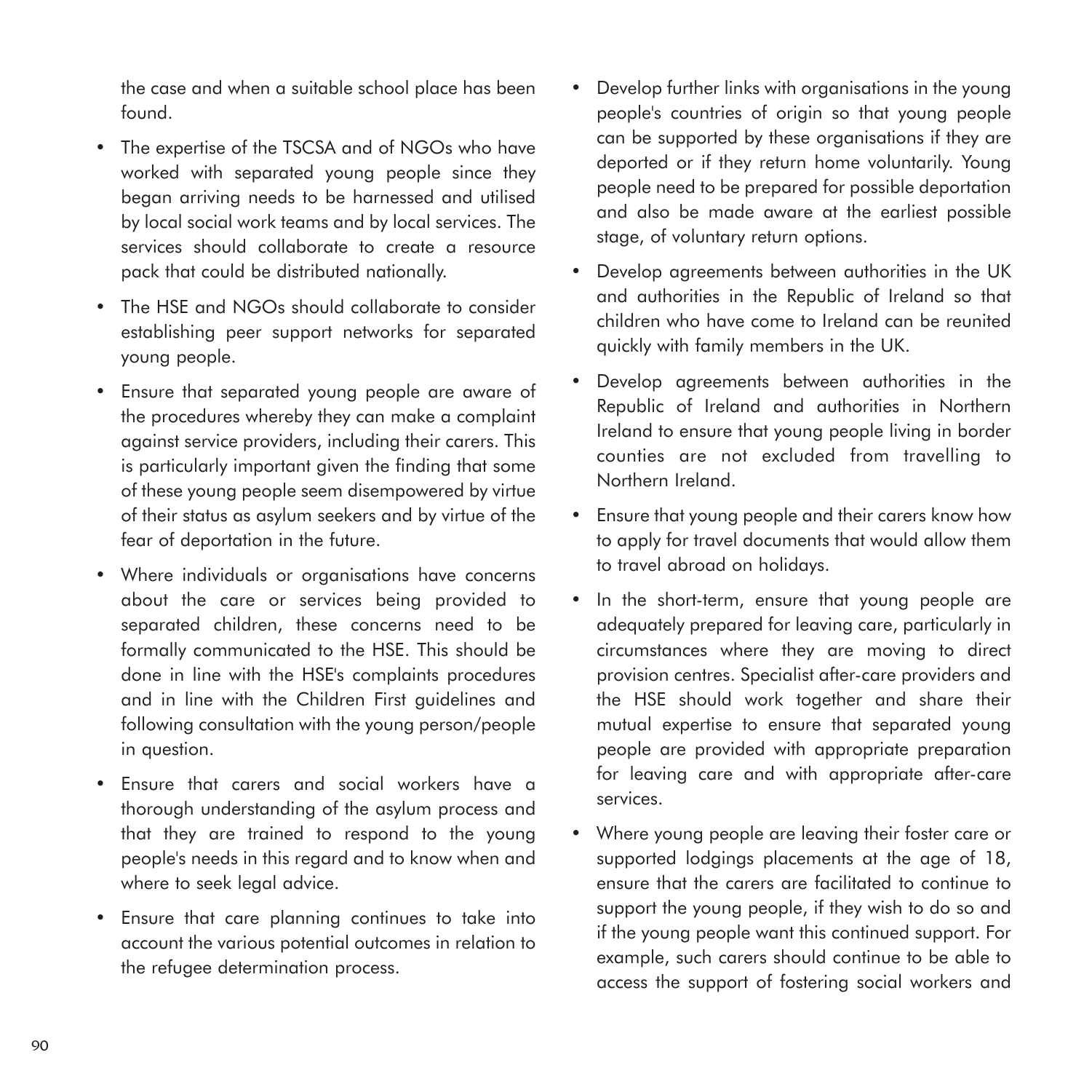the case and when a suitable school place has been found.

- The expertise of the TSCSA and of NGOs who have worked with separated young people since they began arriving needs to be harnessed and utilised by local social work teams and by local services. The services should collaborate to create a resource pack that could be distributed nationally.
- The HSE and NGOs should collaborate to consider establishing peer support networks for separated young people.
- Ensure that separated young people are aware of the procedures whereby they can make a complaint against service providers, including their carers. This is particularly important given the finding that some of these young people seem disempowered by virtue of their status as asylum seekers and by virtue of the fear of deportation in the future.
- Where individuals or organisations have concerns about the care or services being provided to separated children, these concerns need to be formally communicated to the HSE. This should be done in line with the HSE's complaints procedures and in line with the Children First guidelines and following consultation with the young person/people in question.
- Ensure that carers and social workers have a thorough understanding of the asylum process and that they are trained to respond to the young people's needs in this regard and to know when and where to seek legal advice.
- Ensure that care planning continues to take into account the various potential outcomes in relation to the refugee determination process.
- Develop further links with organisations in the young people's countries of origin so that young people can be supported by these organisations if they are deported or if they return home voluntarily. Young people need to be prepared for possible deportation and also be made aware at the earliest possible stage, of voluntary return options.
- Develop agreements between authorities in the UK and authorities in the Republic of Ireland so that children who have come to Ireland can be reunited quickly with family members in the UK.
- Develop agreements between authorities in the Republic of Ireland and authorities in Northern Ireland to ensure that young people living in border counties are not excluded from travelling to Northern Ireland.
- Ensure that young people and their carers know how to apply for travel documents that would allow them to travel abroad on holidays.
- In the short-term, ensure that young people are adequately prepared for leaving care, particularly in circumstances where they are moving to direct provision centres. Specialist after-care providers and the HSE should work together and share their mutual expertise to ensure that separated young people are provided with appropriate preparation for leaving care and with appropriate after-care services.
- Where young people are leaving their foster care or supported lodgings placements at the age of 18, ensure that the carers are facilitated to continue to support the young people, if they wish to do so and if the young people want this continued support. For example, such carers should continue to be able to access the support of fostering social workers and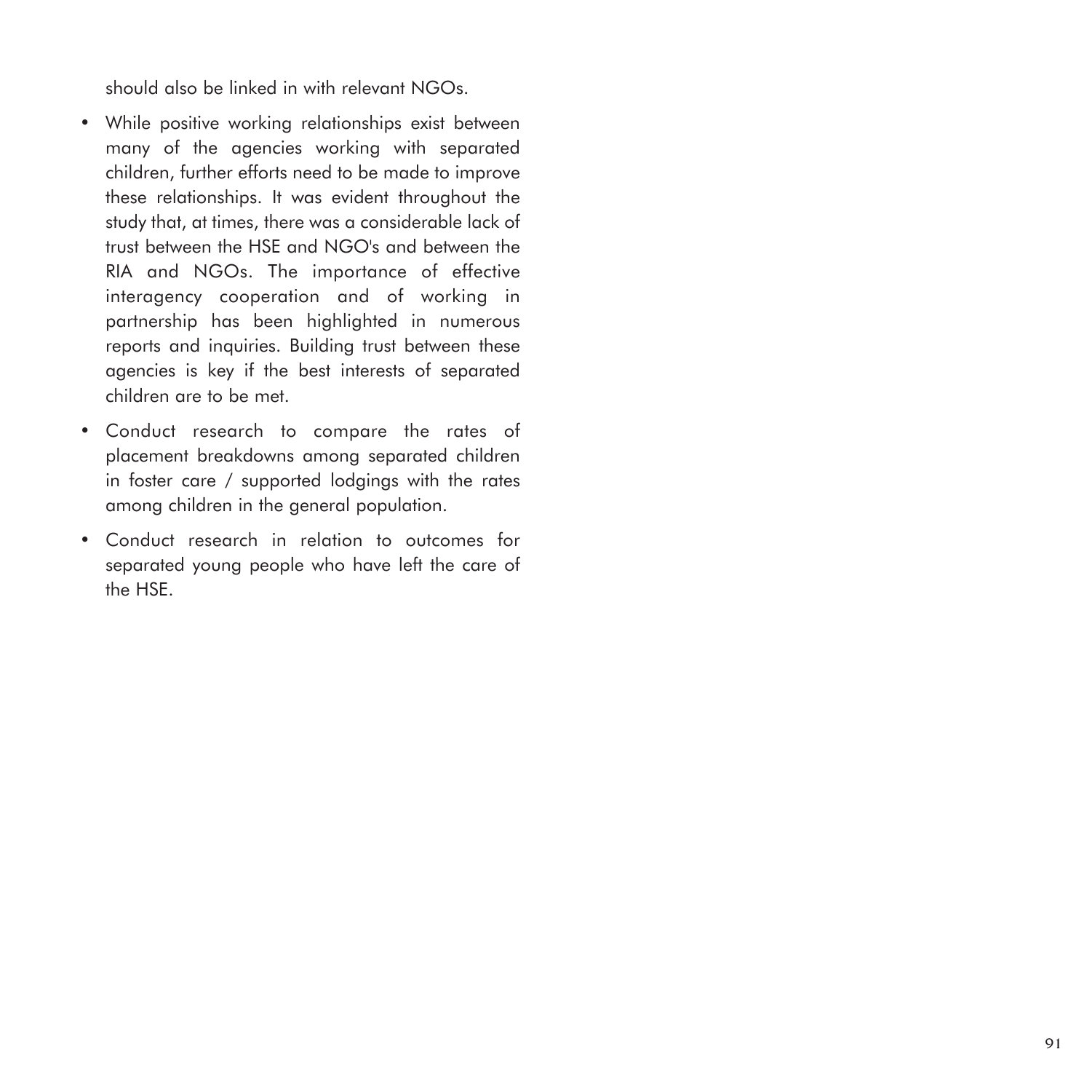should also be linked in with relevant NGOs.

- While positive working relationships exist between many of the agencies working with separated children, further efforts need to be made to improve these relationships. It was evident throughout the study that, at times, there was a considerable lack of trust between the HSE and NGO's and between the RIA and NGOs. The importance of effective interagency cooperation and of working in partnership has been highlighted in numerous reports and inquiries. Building trust between these agencies is key if the best interests of separated children are to be met.
- Conduct research to compare the rates of placement breakdowns among separated children in foster care / supported lodgings with the rates among children in the general population.
- Conduct research in relation to outcomes for separated young people who have left the care of the HSE.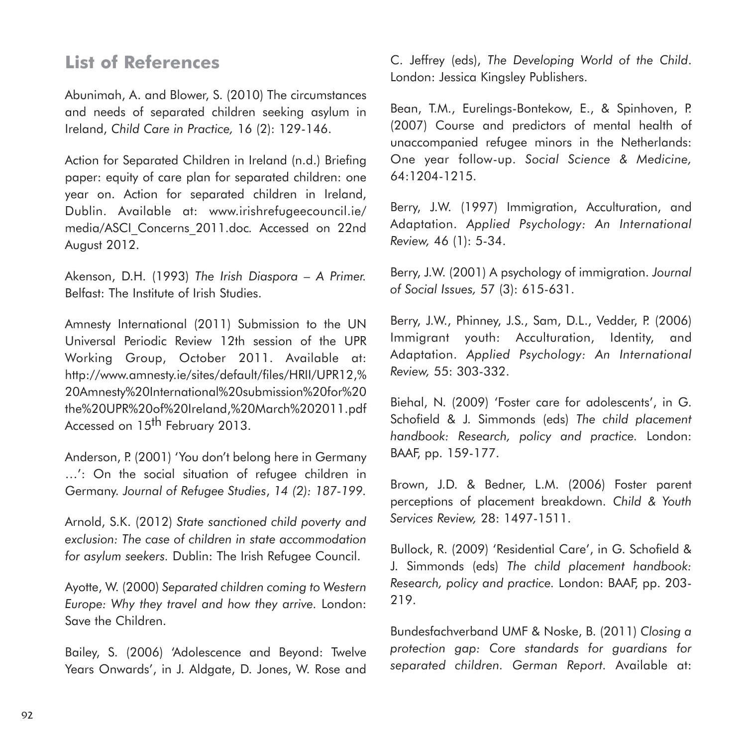## List of References

Abunimah, A. and Blower, S. (2010) The circumstances and needs of separated children seeking asylum in Ireland, *Child Care in Practice,* 16 (2): 129-146.

Action for Separated Children in Ireland (n.d.) Briefing paper: equity of care plan for separated children: one year on. Action for separated children in Ireland, Dublin. Available at: www.irishrefugeecouncil.ie/media/ASCI_Concerns_2011.doc. Accessed on 22nd August 2012.

Akenson, D.H. (1993) *The Irish Diaspora – A Primer.* Belfast: The Institute of Irish Studies.

Amnesty International (2011) Submission to the UN Universal Periodic Review 12th session of the UPR Working Group, October 2011. Available at: http://www.amnesty.ie/sites/default/files/HRII/UPR12,%20Amnesty%20International%20submission%20for%20the%20UPR%20of%20Ireland,%20March%202011.pdf Accessed on 15th February 2013.

Anderson, P. (2001) 'You don't belong here in Germany …': On the social situation of refugee children in Germany. *Journal of Refugee Studies*, *14 (2): 187-199.*

Arnold, S.K. (2012) *State sanctioned child poverty and exclusion: The case of children in state accommodation for asylum seekers.* Dublin: The Irish Refugee Council.

Ayotte, W. (2000) *Separated children coming to Western Europe: Why they travel and how they arrive.* London: Save the Children.

Bailey, S. (2006) 'Adolescence and Beyond: Twelve Years Onwards', in J. Aldgate, D. Jones, W. Rose and C. Jeffrey (eds), *The Developing World of the Child.* London: Jessica Kingsley Publishers.

Bean, T.M., Eurelings-Bontekow, E., & Spinhoven, P. (2007) Course and predictors of mental health of unaccompanied refugee minors in the Netherlands: One year follow-up. *Social Science & Medicine,* 64:1204-1215.

Berry, J.W. (1997) Immigration, Acculturation, and Adaptation. *Applied Psychology: An International Review,* 46 (1): 5-34.

Berry, J.W. (2001) A psychology of immigration. *Journal of Social Issues,* 57 (3): 615-631.

Berry, J.W., Phinney, J.S., Sam, D.L., Vedder, P. (2006) Immigrant youth: Acculturation, Identity, and Adaptation. *Applied Psychology: An International Review,* 55: 303-332.

Biehal, N. (2009) 'Foster care for adolescents', in G. Schofield & J. Simmonds (eds) *The child placement handbook: Research, policy and practice.* London: BAAF, pp. 159-177.

Brown, J.D. & Bedner, L.M. (2006) Foster parent perceptions of placement breakdown. *Child & Youth Services Review,* 28: 1497-1511.

Bullock, R. (2009) 'Residential Care', in G. Schofield & J. Simmonds (eds) *The child placement handbook: Research, policy and practice.* London: BAAF, pp. 203-219.

Bundesfachverband UMF & Noske, B. (2011) *Closing a protection gap: Core standards for guardians for separated children. German Report.* Available at: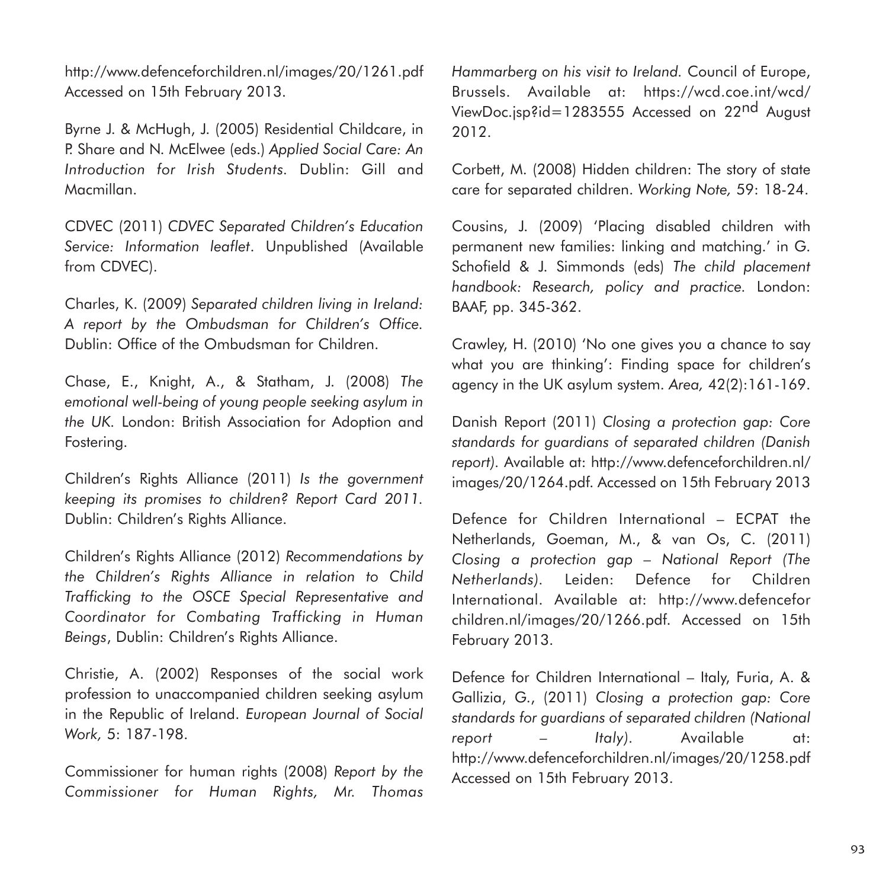http://www.defenceforchildren.nl/images/20/1261.pdf Accessed on 15th February 2013.

Byrne J. & McHugh, J. (2005) Residential Childcare, in P. Share and N. McElwee (eds.) *Applied Social Care: An Introduction for Irish Students*. Dublin: Gill and Macmillan.

CDVEC (2011) *CDVEC Separated Children's Education Service: Information leaflet*. Unpublished (Available from CDVEC).

Charles, K. (2009) *Separated children living in Ireland: A report by the Ombudsman for Children's Office.* Dublin: Office of the Ombudsman for Children.

Chase, E., Knight, A., & Statham, J. (2008) *The emotional well-being of young people seeking asylum in the UK.* London: British Association for Adoption and Fostering.

Children's Rights Alliance (2011) *Is the government keeping its promises to children? Report Card 2011.* Dublin: Children's Rights Alliance.

Children's Rights Alliance (2012) *Recommendations by the Children's Rights Alliance in relation to Child Trafficking to the OSCE Special Representative and Coordinator for Combating Trafficking in Human Beings*, Dublin: Children's Rights Alliance.

Christie, A. (2002) Responses of the social work profession to unaccompanied children seeking asylum in the Republic of Ireland. *European Journal of Social Work,* 5: 187-198.

Commissioner for human rights (2008) *Report by the Commissioner for Human Rights, Mr. Thomas Hammarberg on his visit to Ireland.* Council of Europe, Brussels. Available at: https://wcd.coe.int/wcd/ViewDoc.jsp?id=1283555 Accessed on 22nd August 2012.

Corbett, M. (2008) Hidden children: The story of state care for separated children. *Working Note,* 59: 18-24.

Cousins, J. (2009) 'Placing disabled children with permanent new families: linking and matching.' in G. Schofield & J. Simmonds (eds) *The child placement handbook: Research, policy and practice.* London: BAAF, pp. 345-362.

Crawley, H. (2010) 'No one gives you a chance to say what you are thinking': Finding space for children's agency in the UK asylum system. *Area,* 42(2):161-169.

Danish Report (2011) *Closing a protection gap: Core standards for guardians of separated children (Danish report).* Available at: http://www.defenceforchildren.nl/images/20/1264.pdf. Accessed on 15th February 2013

Defence for Children International – ECPAT the Netherlands, Goeman, M., & van Os, C. (2011) *Closing a protection gap – National Report (The Netherlands).* Leiden: Defence for Children International. Available at: http://www.defenceforchildren.nl/images/20/1266.pdf. Accessed on 15th February 2013.

Defence for Children International – Italy, Furia, A. & Gallizia, G., (2011) *Closing a protection gap: Core standards for guardians of separated children (National report – Italy).* Available at: http://www.defenceforchildren.nl/images/20/1258.pdf Accessed on 15th February 2013.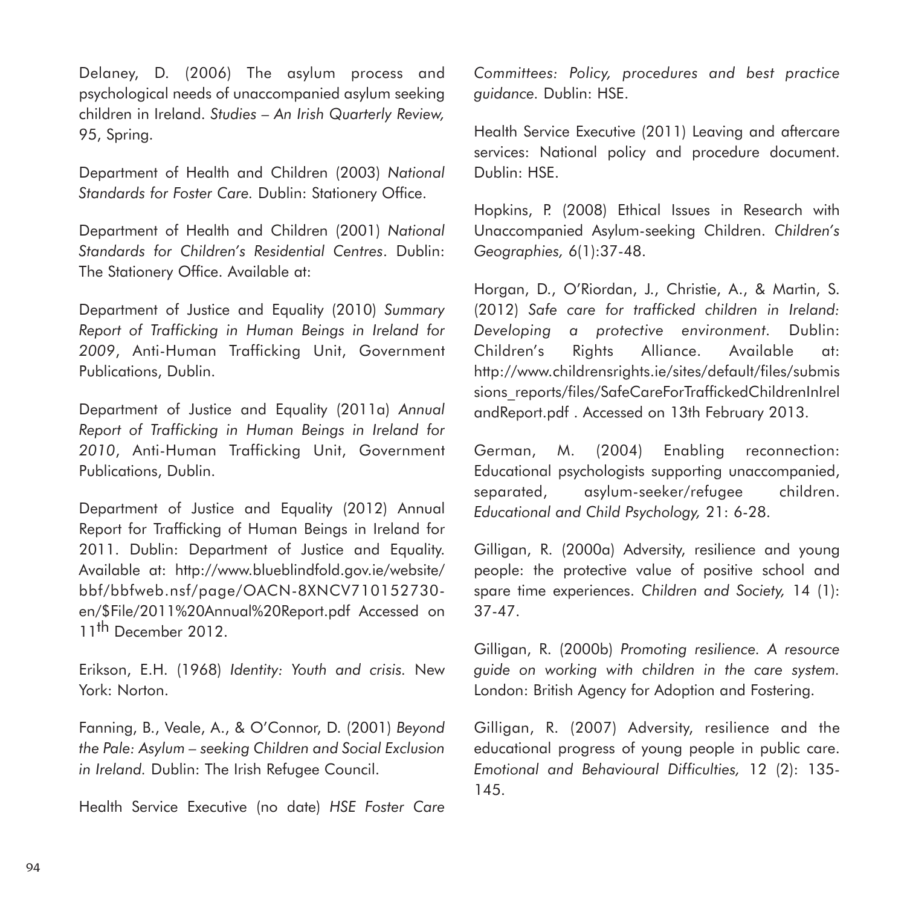Delaney, D. (2006) The asylum process and psychological needs of unaccompanied asylum seeking children in Ireland. *Studies – An Irish Quarterly Review,* 95, Spring.

Department of Health and Children (2003) *National Standards for Foster Care.* Dublin: Stationery Office.

Department of Health and Children (2001) *National Standards for Children's Residential Centres*. Dublin: The Stationery Office. Available at:

Department of Justice and Equality (2010) *Summary Report of Trafficking in Human Beings in Ireland for 2009*, Anti-Human Trafficking Unit, Government Publications, Dublin.

Department of Justice and Equality (2011a) *Annual Report of Trafficking in Human Beings in Ireland for 2010*, Anti-Human Trafficking Unit, Government Publications, Dublin.

Department of Justice and Equality (2012) Annual Report for Trafficking of Human Beings in Ireland for 2011. Dublin: Department of Justice and Equality. Available at: http://www.blueblindfold.gov.ie/website/bbf/bbfweb.nsf/page/OACN-8XNCV710152730-en/$File/2011%20Annual%20Report.pdf Accessed on 11th December 2012.

Erikson, E.H. (1968) *Identity: Youth and crisis.* New York: Norton.

Fanning, B., Veale, A., & O'Connor, D. (2001) *Beyond the Pale: Asylum – seeking Children and Social Exclusion in Ireland.* Dublin: The Irish Refugee Council.

Health Service Executive (no date) *HSE Foster Care Committees: Policy, procedures and best practice guidance.* Dublin: HSE.

Health Service Executive (2011) Leaving and aftercare services: National policy and procedure document. Dublin: HSE.

Hopkins, P. (2008) Ethical Issues in Research with Unaccompanied Asylum-seeking Children. *Children's Geographies,* 6(1):37-48.

Horgan, D., O'Riordan, J., Christie, A., & Martin, S. (2012) *Safe care for trafficked children in Ireland: Developing a protective environment.* Dublin: Children's Rights Alliance. Available at: http://www.childrensrights.ie/sites/default/files/submissions_reports/files/SafeCareForTraffickedChildrenInIrelandReport.pdf . Accessed on 13th February 2013.

German, M. (2004) Enabling reconnection: Educational psychologists supporting unaccompanied, separated, asylum-seeker/refugee children. *Educational and Child Psychology,* 21: 6-28.

Gilligan, R. (2000a) Adversity, resilience and young people: the protective value of positive school and spare time experiences. *Children and Society,* 14 (1): 37-47.

Gilligan, R. (2000b) *Promoting resilience. A resource guide on working with children in the care system.* London: British Agency for Adoption and Fostering.

Gilligan, R. (2007) Adversity, resilience and the educational progress of young people in public care. *Emotional and Behavioural Difficulties,* 12 (2): 135-145.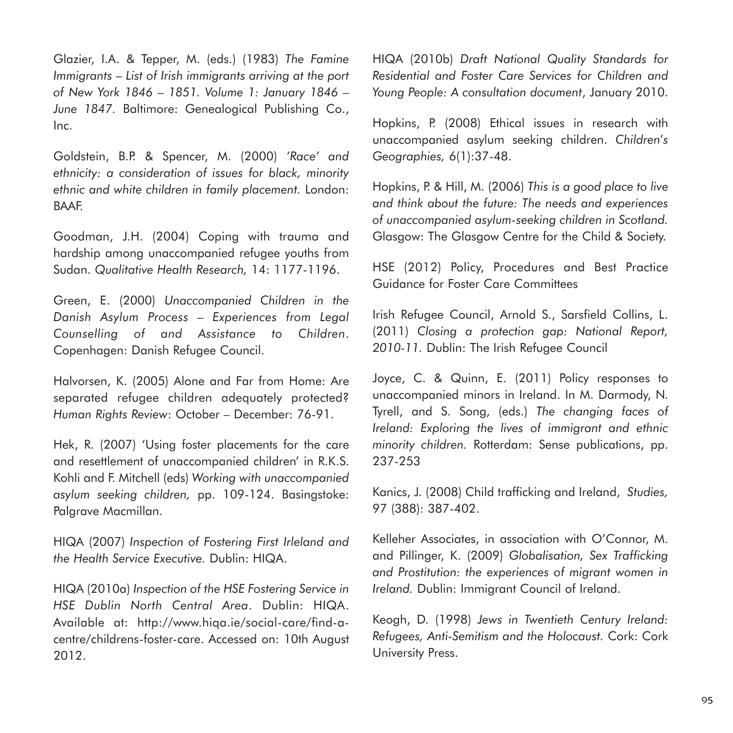Glazier, I.A. & Tepper, M. (eds.) (1983) *The Famine Immigrants – List of Irish immigrants arriving at the port of New York 1846 – 1851. Volume 1: January 1846 – June 1847*. Baltimore: Genealogical Publishing Co., Inc.

Goldstein, B.P. & Spencer, M. (2000) *'Race' and ethnicity: a consideration of issues for black, minority ethnic and white children in family placement*. London: BAAF.

Goodman, J.H. (2004) Coping with trauma and hardship among unaccompanied refugee youths from Sudan. *Qualitative Health Research,* 14: 1177-1196.

Green, E. (2000) *Unaccompanied Children in the Danish Asylum Process – Experiences from Legal Counselling of and Assistance to Children*. Copenhagen: Danish Refugee Council.

Halvorsen, K. (2005) Alone and Far from Home: Are separated refugee children adequately protected? *Human Rights Review*: October – December: 76-91.

Hek, R. (2007) 'Using foster placements for the care and resettlement of unaccompanied children' in R.K.S. Kohli and F. Mitchell (eds) *Working with unaccompanied asylum seeking children,* pp. 109-124. Basingstoke: Palgrave Macmillan.

HIQA (2007) *Inspection of Fostering First Irleland and the Health Service Executive*. Dublin: HIQA.

HIQA (2010a) *Inspection of the HSE Fostering Service in HSE Dublin North Central Area*. Dublin: HIQA. Available at: http://www.hiqa.ie/social-care/find-a-centre/childrens-foster-care. Accessed on: 10th August 2012.

HIQA (2010b) *Draft National Quality Standards for Residential and Foster Care Services for Children and Young People: A consultation document*, January 2010.

Hopkins, P. (2008) Ethical issues in research with unaccompanied asylum seeking children. *Children's Geographies,* 6(1):37-48.

Hopkins, P. & Hill, M. (2006) *This is a good place to live and think about the future: The needs and experiences of unaccompanied asylum-seeking children in Scotland*. Glasgow: The Glasgow Centre for the Child & Society.

HSE (2012) Policy, Procedures and Best Practice Guidance for Foster Care Committees

Irish Refugee Council, Arnold S., Sarsfield Collins, L. (2011) *Closing a protection gap: National Report, 2010-11*. Dublin: The Irish Refugee Council

Joyce, C. & Quinn, E. (2011) Policy responses to unaccompanied minors in Ireland. In M. Darmody, N. Tyrell, and S. Song, (eds.) *The changing faces of Ireland: Exploring the lives of immigrant and ethnic minority children*. Rotterdam: Sense publications, pp. 237-253

Kanics, J. (2008) Child trafficking and Ireland, *Studies,* 97 (388): 387-402.

Kelleher Associates, in association with O'Connor, M. and Pillinger, K. (2009) *Globalisation, Sex Trafficking and Prostitution: the experiences of migrant women in Ireland*. Dublin: Immigrant Council of Ireland.

Keogh, D. (1998) *Jews in Twentieth Century Ireland: Refugees, Anti-Semitism and the Holocaust*. Cork: Cork University Press.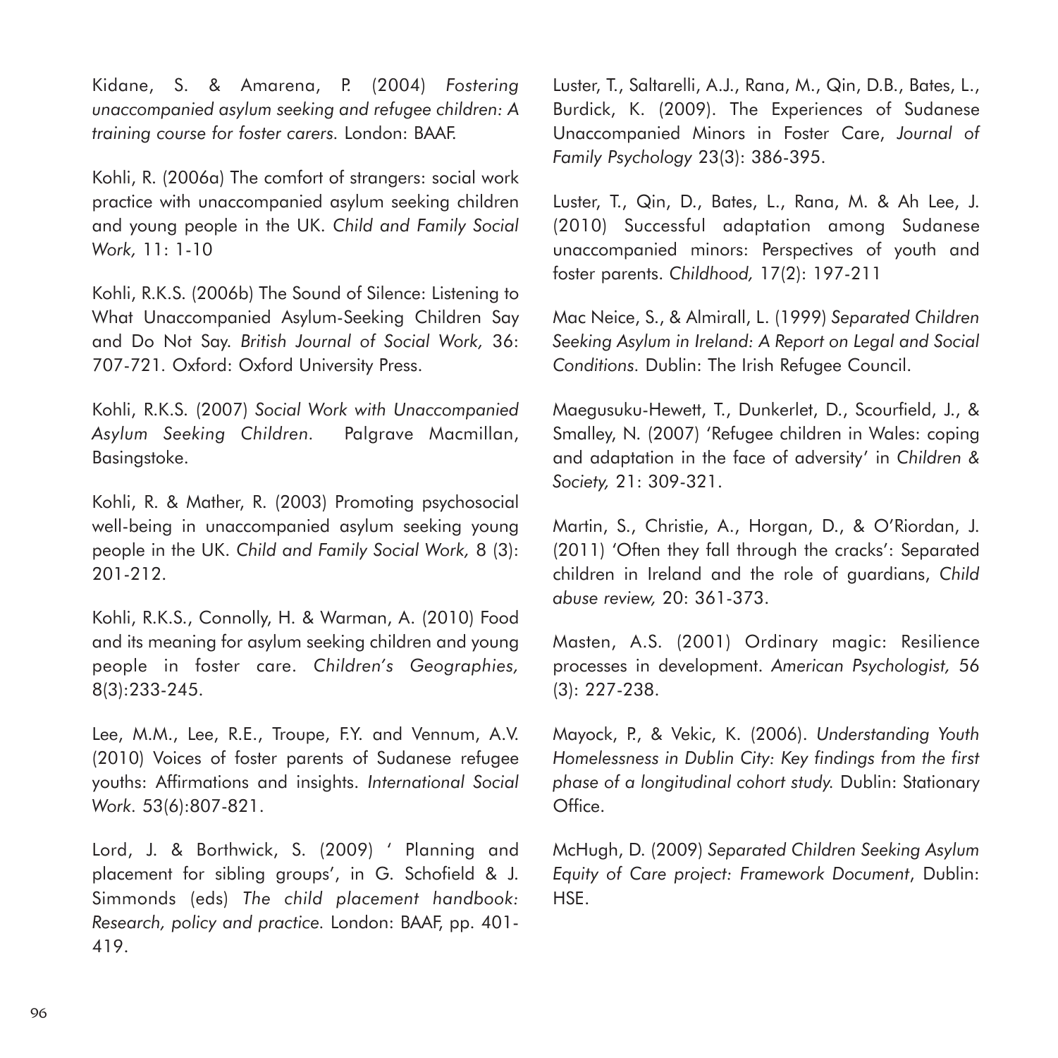Kidane, S. & Amarena, P. (2004) *Fostering unaccompanied asylum seeking and refugee children: A training course for foster carers.* London: BAAF.

Kohli, R. (2006a) The comfort of strangers: social work practice with unaccompanied asylum seeking children and young people in the UK. *Child and Family Social Work,* 11: 1-10

Kohli, R.K.S. (2006b) The Sound of Silence: Listening to What Unaccompanied Asylum-Seeking Children Say and Do Not Say. *British Journal of Social Work,* 36: 707-721. Oxford: Oxford University Press.

Kohli, R.K.S. (2007) *Social Work with Unaccompanied Asylum Seeking Children.* Palgrave Macmillan, Basingstoke.

Kohli, R. & Mather, R. (2003) Promoting psychosocial well-being in unaccompanied asylum seeking young people in the UK. *Child and Family Social Work,* 8 (3): 201-212.

Kohli, R.K.S., Connolly, H. & Warman, A. (2010) Food and its meaning for asylum seeking children and young people in foster care. *Children's Geographies,* 8(3):233-245.

Lee, M.M., Lee, R.E., Troupe, F.Y. and Vennum, A.V. (2010) Voices of foster parents of Sudanese refugee youths: Affirmations and insights. *International Social Work*. 53(6):807-821.

Lord, J. & Borthwick, S. (2009) ' Planning and placement for sibling groups', in G. Schofield & J. Simmonds (eds) *The child placement handbook: Research, policy and practice.* London: BAAF, pp. 401-419.

Luster, T., Saltarelli, A.J., Rana, M., Qin, D.B., Bates, L., Burdick, K. (2009). The Experiences of Sudanese Unaccompanied Minors in Foster Care, *Journal of Family Psychology* 23(3): 386-395.

Luster, T., Qin, D., Bates, L., Rana, M. & Ah Lee, J. (2010) Successful adaptation among Sudanese unaccompanied minors: Perspectives of youth and foster parents. *Childhood,* 17(2): 197-211

Mac Neice, S., & Almirall, L. (1999) *Separated Children Seeking Asylum in Ireland: A Report on Legal and Social Conditions.* Dublin: The Irish Refugee Council.

Maegusuku-Hewett, T., Dunkerlet, D., Scourfield, J., & Smalley, N. (2007) 'Refugee children in Wales: coping and adaptation in the face of adversity' in *Children & Society,* 21: 309-321.

Martin, S., Christie, A., Horgan, D., & O'Riordan, J. (2011) 'Often they fall through the cracks': Separated children in Ireland and the role of guardians, *Child abuse review,* 20: 361-373.

Masten, A.S. (2001) Ordinary magic: Resilience processes in development. *American Psychologist,* 56 (3): 227-238.

Mayock, P., & Vekic, K. (2006). *Understanding Youth Homelessness in Dublin City: Key findings from the first phase of a longitudinal cohort study.* Dublin: Stationary Office.

McHugh, D. (2009) *Separated Children Seeking Asylum Equity of Care project: Framework Document*, Dublin: HSE.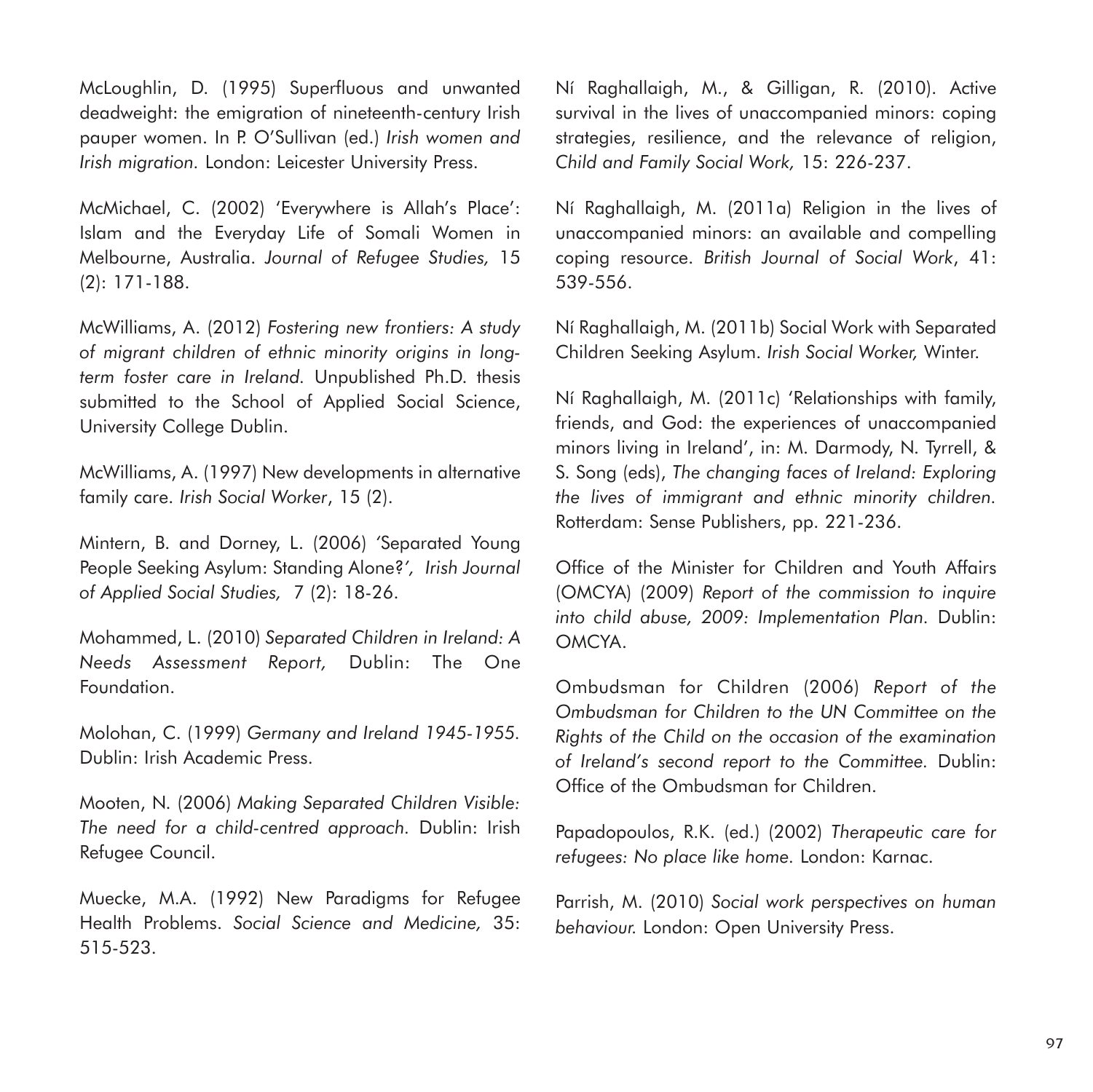McLoughlin, D. (1995) Superfluous and unwanted deadweight: the emigration of nineteenth-century Irish pauper women. In P. O'Sullivan (ed.) *Irish women and Irish migration*. London: Leicester University Press.

McMichael, C. (2002) 'Everywhere is Allah's Place': Islam and the Everyday Life of Somali Women in Melbourne, Australia. *Journal of Refugee Studies,* 15 (2): 171-188.

McWilliams, A. (2012) *Fostering new frontiers: A study of migrant children of ethnic minority origins in long-term foster care in Ireland.* Unpublished Ph.D. thesis submitted to the School of Applied Social Science, University College Dublin.

McWilliams, A. (1997) New developments in alternative family care. *Irish Social Worker*, 15 (2).

Mintern, B. and Dorney, L. (2006) 'Separated Young People Seeking Asylum: Standing Alone?', *Irish Journal of Applied Social Studies,* 7 (2): 18-26.

Mohammed, L. (2010) *Separated Children in Ireland: A Needs Assessment Report,* Dublin: The One Foundation.

Molohan, C. (1999) *Germany and Ireland 1945-1955.* Dublin: Irish Academic Press.

Mooten, N. (2006) *Making Separated Children Visible: The need for a child-centred approach.* Dublin: Irish Refugee Council.

Muecke, M.A. (1992) New Paradigms for Refugee Health Problems. *Social Science and Medicine,* 35: 515-523.

Ní Raghallaigh, M., & Gilligan, R. (2010). Active survival in the lives of unaccompanied minors: coping strategies, resilience, and the relevance of religion, *Child and Family Social Work,* 15: 226-237.

Ní Raghallaigh, M. (2011a) Religion in the lives of unaccompanied minors: an available and compelling coping resource. *British Journal of Social Work*, 41: 539-556.

Ní Raghallaigh, M. (2011b) Social Work with Separated Children Seeking Asylum. *Irish Social Worker,* Winter.

Ní Raghallaigh, M. (2011c) 'Relationships with family, friends, and God: the experiences of unaccompanied minors living in Ireland', in: M. Darmody, N. Tyrrell, & S. Song (eds), *The changing faces of Ireland: Exploring the lives of immigrant and ethnic minority children.* Rotterdam: Sense Publishers, pp. 221-236.

Office of the Minister for Children and Youth Affairs (OMCYA) (2009) *Report of the commission to inquire into child abuse, 2009: Implementation Plan.* Dublin: OMCYA.

Ombudsman for Children (2006) *Report of the Ombudsman for Children to the UN Committee on the Rights of the Child on the occasion of the examination of Ireland's second report to the Committee.* Dublin: Office of the Ombudsman for Children.

Papadopoulos, R.K. (ed.) (2002) *Therapeutic care for refugees: No place like home.* London: Karnac.

Parrish, M. (2010) *Social work perspectives on human behaviour.* London: Open University Press.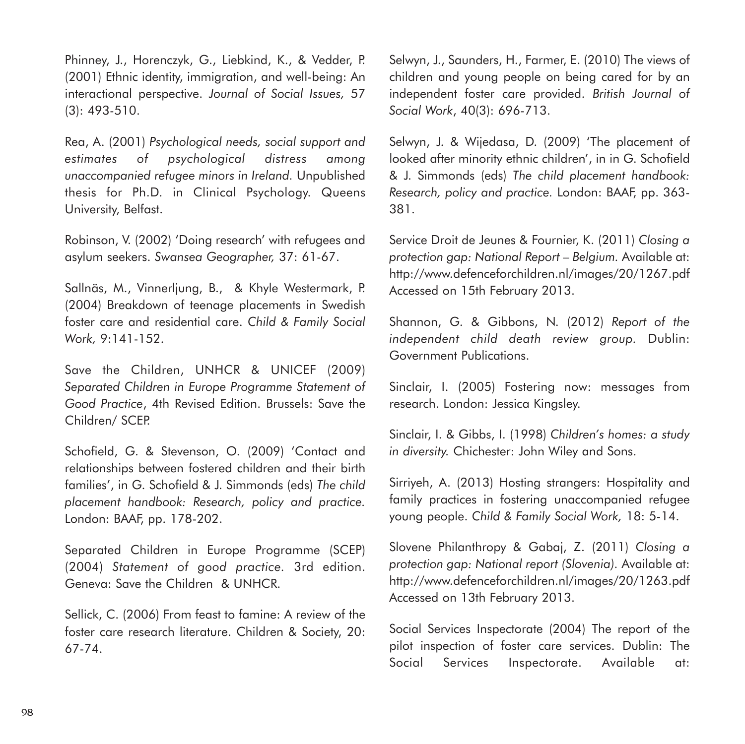Phinney, J., Horenczyk, G., Liebkind, K., & Vedder, P. (2001) Ethnic identity, immigration, and well-being: An interactional perspective. *Journal of Social Issues,* 57 (3): 493-510.

Rea, A. (2001) *Psychological needs, social support and estimates of psychological distress among unaccompanied refugee minors in Ireland.* Unpublished thesis for Ph.D. in Clinical Psychology. Queens University, Belfast.

Robinson, V. (2002) 'Doing research' with refugees and asylum seekers. *Swansea Geographer,* 37: 61-67.

Sallnäs, M., Vinnerljung, B., & Khyle Westermark, P. (2004) Breakdown of teenage placements in Swedish foster care and residential care. *Child & Family Social Work,* 9:141-152.

Save the Children, UNHCR & UNICEF (2009) *Separated Children in Europe Programme Statement of Good Practice*, 4th Revised Edition. Brussels: Save the Children/ SCEP.

Schofield, G. & Stevenson, O. (2009) 'Contact and relationships between fostered children and their birth families', in G. Schofield & J. Simmonds (eds) *The child placement handbook: Research, policy and practice.* London: BAAF, pp. 178-202.

Separated Children in Europe Programme (SCEP) (2004) *Statement of good practice.* 3rd edition. Geneva: Save the Children & UNHCR.

Sellick, C. (2006) From feast to famine: A review of the foster care research literature. Children & Society, 20: 67-74.

Selwyn, J., Saunders, H., Farmer, E. (2010) The views of children and young people on being cared for by an independent foster care provided. *British Journal of Social Work*, 40(3): 696-713.

Selwyn, J. & Wijedasa, D. (2009) 'The placement of looked after minority ethnic children', in in G. Schofield & J. Simmonds (eds) *The child placement handbook: Research, policy and practice.* London: BAAF, pp. 363-381.

Service Droit de Jeunes & Fournier, K. (2011) *Closing a protection gap: National Report – Belgium.* Available at: http://www.defenceforchildren.nl/images/20/1267.pdf Accessed on 15th February 2013.

Shannon, G. & Gibbons, N. (2012) *Report of the independent child death review group.* Dublin: Government Publications.

Sinclair, I. (2005) Fostering now: messages from research. London: Jessica Kingsley.

Sinclair, I. & Gibbs, I. (1998) *Children's homes: a study in diversity.* Chichester: John Wiley and Sons.

Sirriyeh, A. (2013) Hosting strangers: Hospitality and family practices in fostering unaccompanied refugee young people. *Child & Family Social Work,* 18: 5-14.

Slovene Philanthropy & Gabaj, Z. (2011) *Closing a protection gap: National report (Slovenia).* Available at: http://www.defenceforchildren.nl/images/20/1263.pdf Accessed on 13th February 2013.

Social Services Inspectorate (2004) The report of the pilot inspection of foster care services. Dublin: The Social Services Inspectorate. Available at: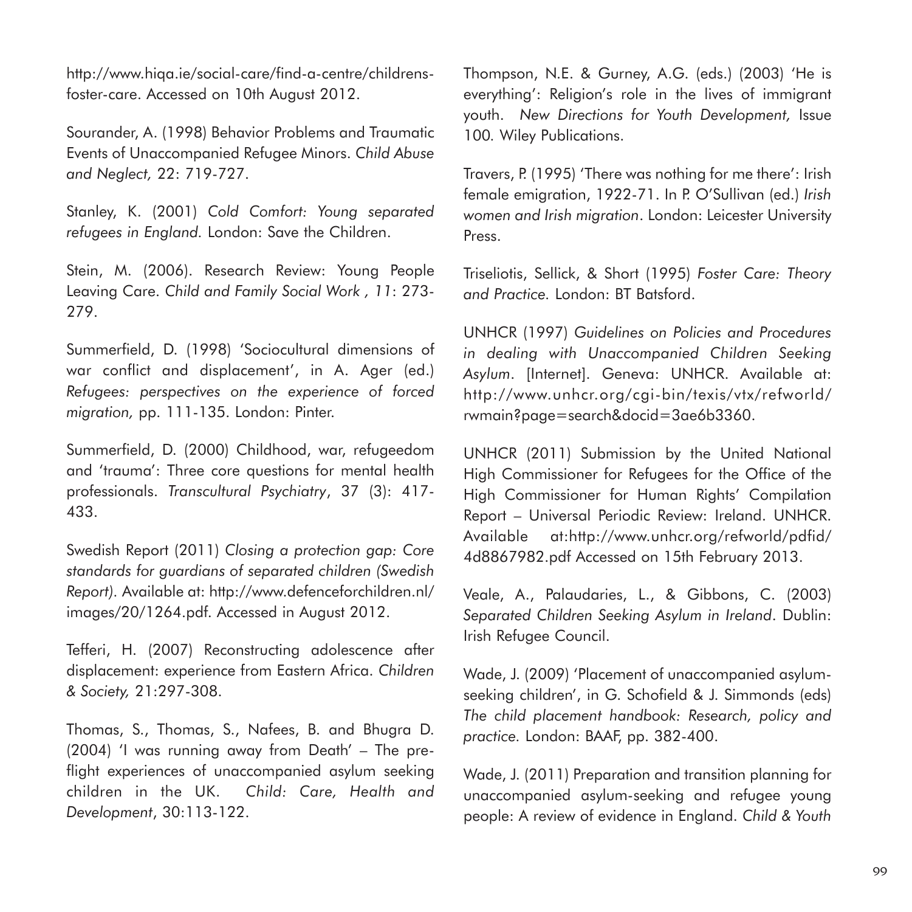http://www.hiqa.ie/social-care/find-a-centre/childrens-foster-care. Accessed on 10th August 2012.

Sourander, A. (1998) Behavior Problems and Traumatic Events of Unaccompanied Refugee Minors. *Child Abuse and Neglect,* 22: 719-727.

Stanley, K. (2001) *Cold Comfort: Young separated refugees in England.* London: Save the Children.

Stein, M. (2006). Research Review: Young People Leaving Care. *Child and Family Social Work , 11*: 273-279.

Summerfield, D. (1998) 'Sociocultural dimensions of war conflict and displacement', in A. Ager (ed.) *Refugees: perspectives on the experience of forced migration,* pp. 111-135. London: Pinter.

Summerfield, D. (2000) Childhood, war, refugeedom and 'trauma': Three core questions for mental health professionals. *Transcultural Psychiatry*, 37 (3): 417-433.

Swedish Report (2011) *Closing a protection gap: Core standards for guardians of separated children (Swedish Report).* Available at: http://www.defenceforchildren.nl/images/20/1264.pdf. Accessed in August 2012.

Tefferi, H. (2007) Reconstructing adolescence after displacement: experience from Eastern Africa. *Children & Society,* 21:297-308.

Thomas, S., Thomas, S., Nafees, B. and Bhugra D. (2004) 'I was running away from Death' – The pre-flight experiences of unaccompanied asylum seeking children in the UK. *Child: Care, Health and Development*, 30:113-122.

Thompson, N.E. & Gurney, A.G. (eds.) (2003) 'He is everything': Religion's role in the lives of immigrant youth. *New Directions for Youth Development,* Issue 100. Wiley Publications.

Travers, P. (1995) 'There was nothing for me there': Irish female emigration, 1922-71. In P. O'Sullivan (ed.) *Irish women and Irish migration*. London: Leicester University Press.

Triseliotis, Sellick, & Short (1995) *Foster Care: Theory and Practice.* London: BT Batsford.

UNHCR (1997) *Guidelines on Policies and Procedures in dealing with Unaccompanied Children Seeking Asylum*. [Internet]. Geneva: UNHCR. Available at: http://www.unhcr.org/cgi-bin/texis/vtx/refworld/rwmain?page=search&docid=3ae6b3360.

UNHCR (2011) Submission by the United National High Commissioner for Refugees for the Office of the High Commissioner for Human Rights' Compilation Report – Universal Periodic Review: Ireland. UNHCR. Available at:http://www.unhcr.org/refworld/pdfid/4d8867982.pdf Accessed on 15th February 2013.

Veale, A., Palaudaries, L., & Gibbons, C. (2003) *Separated Children Seeking Asylum in Ireland*. Dublin: Irish Refugee Council.

Wade, J. (2009) 'Placement of unaccompanied asylum-seeking children', in G. Schofield & J. Simmonds (eds) *The child placement handbook: Research, policy and practice.* London: BAAF, pp. 382-400.

Wade, J. (2011) Preparation and transition planning for unaccompanied asylum-seeking and refugee young people: A review of evidence in England. *Child & Youth*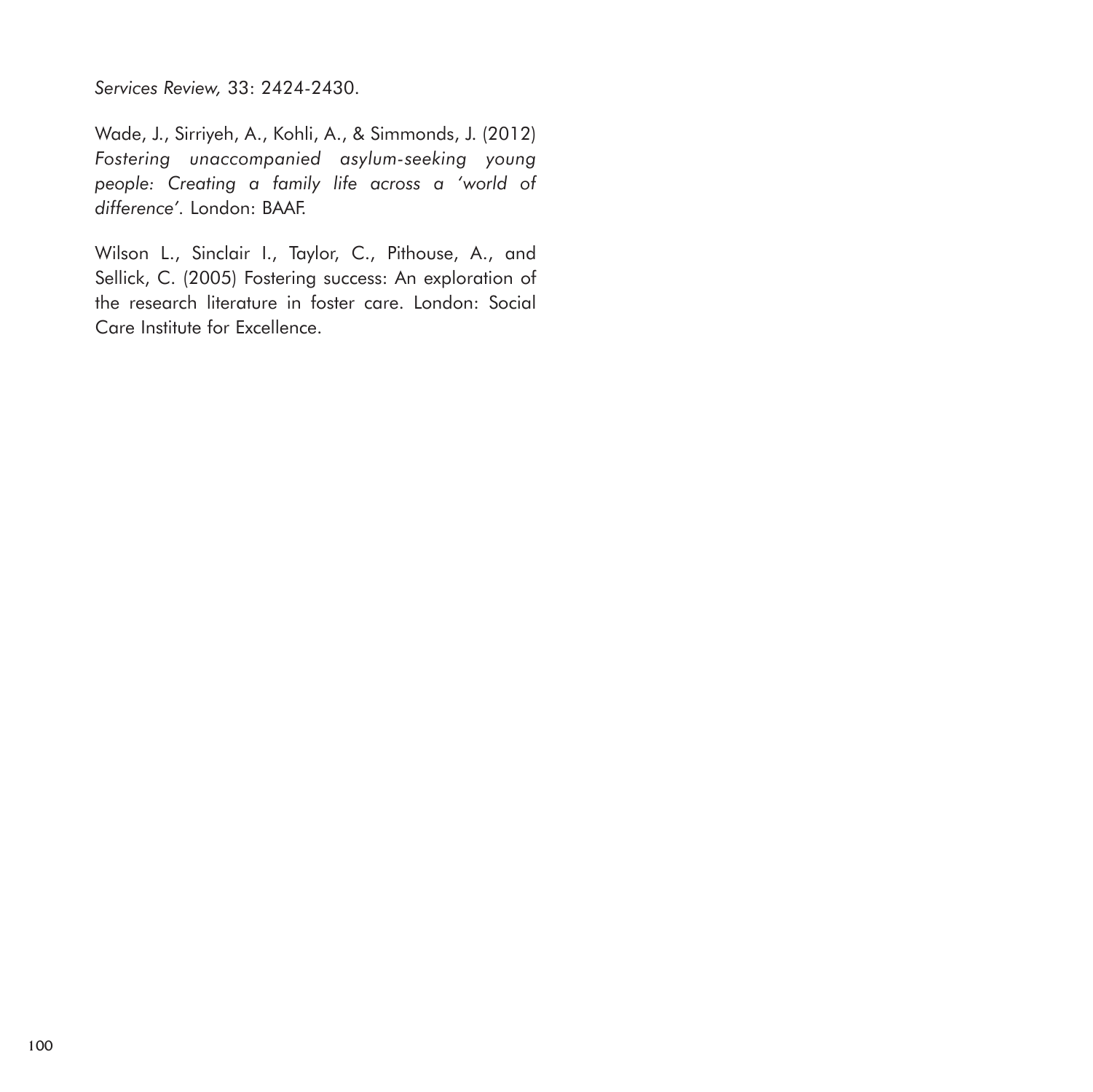*Services Review,* 33: 2424-2430.

Wade, J., Sirriyeh, A., Kohli, A., & Simmonds, J. (2012) *Fostering unaccompanied asylum-seeking young people: Creating a family life across a 'world of difference'*. London: BAAF.

Wilson L., Sinclair I., Taylor, C., Pithouse, A., and Sellick, C. (2005) Fostering success: An exploration of the research literature in foster care. London: Social Care Institute for Excellence.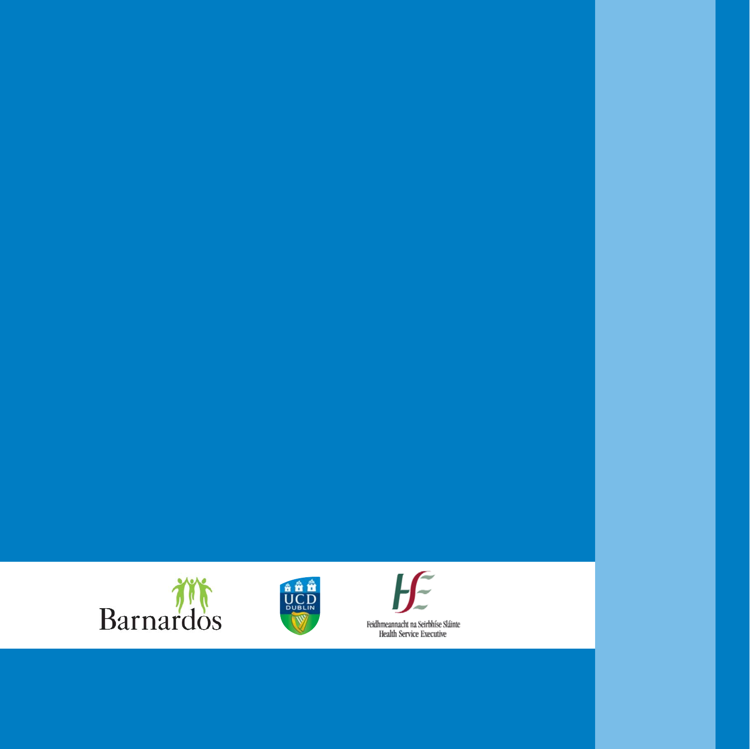Barnardos

UCD DUBLIN

Feidhmeannacht na Seirbhíse Sláinte
Health Service Executive